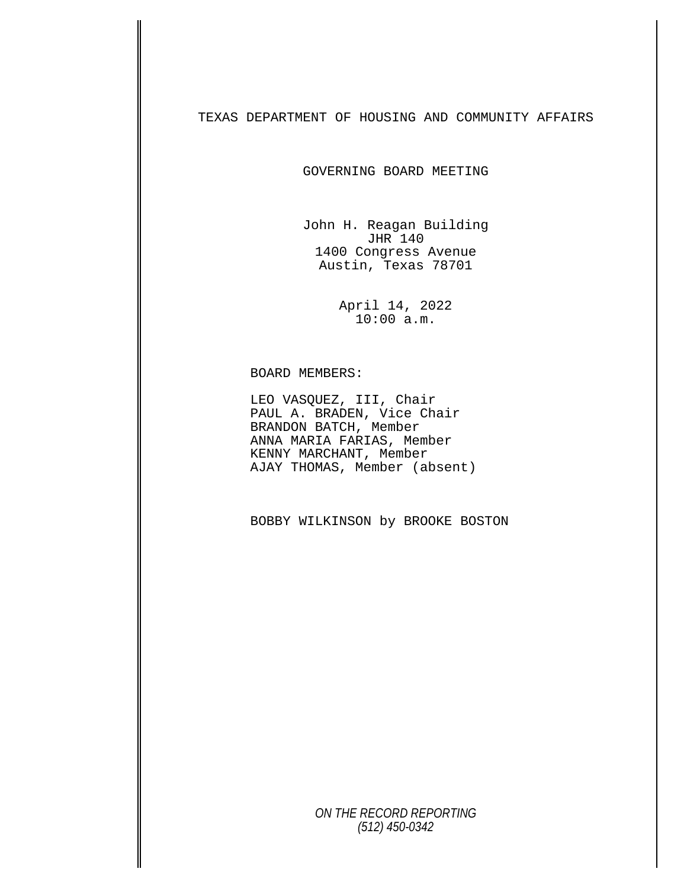# TEXAS DEPARTMENT OF HOUSING AND COMMUNITY AFFAIRS

## GOVERNING BOARD MEETING

John H. Reagan Building
JHR 140
1400 Congress Avenue
Austin, Texas 78701

April 14, 2022
10:00 a.m.

BOARD MEMBERS:

LEO VASQUEZ, III, Chair
PAUL A. BRADEN, Vice Chair
BRANDON BATCH, Member
ANNA MARIA FARIAS, Member
KENNY MARCHANT, Member
AJAY THOMAS, Member (absent)

BOBBY WILKINSON by BROOKE BOSTON

*ON THE RECORD REPORTING*
*(512) 450-0342*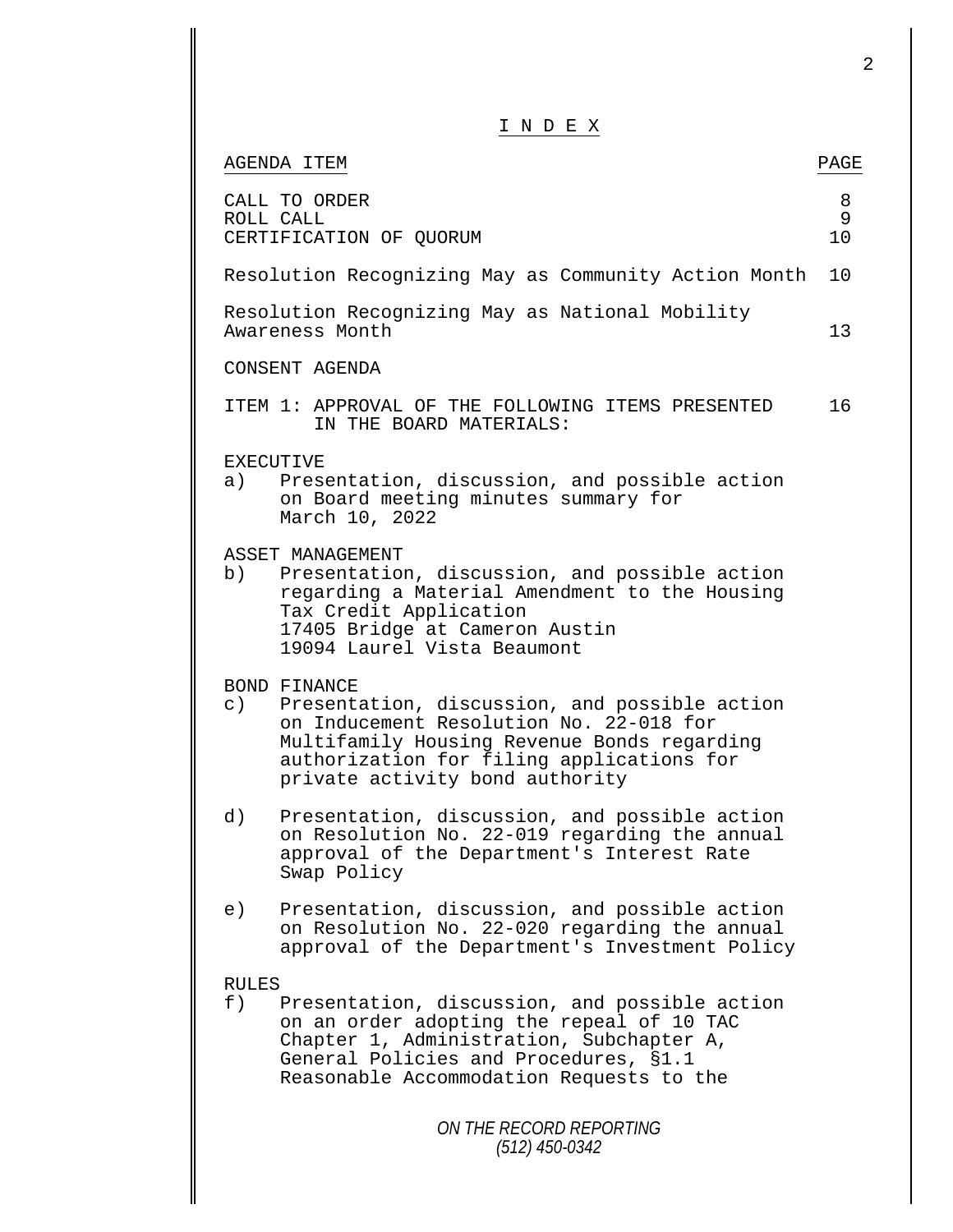# I N D E X

| AGENDA ITEM | PAGE |
|---|---|
| CALL TO ORDER | 8 |
| ROLL CALL | 9 |
| CERTIFICATION OF QUORUM | 10 |
| Resolution Recognizing May as Community Action Month | 10 |
| Resolution Recognizing May as National Mobility Awareness Month | 13 |
| CONSENT AGENDA | |
| ITEM 1: APPROVAL OF THE FOLLOWING ITEMS PRESENTED IN THE BOARD MATERIALS: | 16 |

EXECUTIVE

a) Presentation, discussion, and possible action on Board meeting minutes summary for March 10, 2022

ASSET MANAGEMENT

b) Presentation, discussion, and possible action regarding a Material Amendment to the Housing Tax Credit Application
   17405 Bridge at Cameron Austin
   19094 Laurel Vista Beaumont

BOND FINANCE

c) Presentation, discussion, and possible action on Inducement Resolution No. 22-018 for Multifamily Housing Revenue Bonds regarding authorization for filing applications for private activity bond authority

d) Presentation, discussion, and possible action on Resolution No. 22-019 regarding the annual approval of the Department's Interest Rate Swap Policy

e) Presentation, discussion, and possible action on Resolution No. 22-020 regarding the annual approval of the Department's Investment Policy

RULES

f) Presentation, discussion, and possible action on an order adopting the repeal of 10 TAC Chapter 1, Administration, Subchapter A, General Policies and Procedures, §1.1 Reasonable Accommodation Requests to the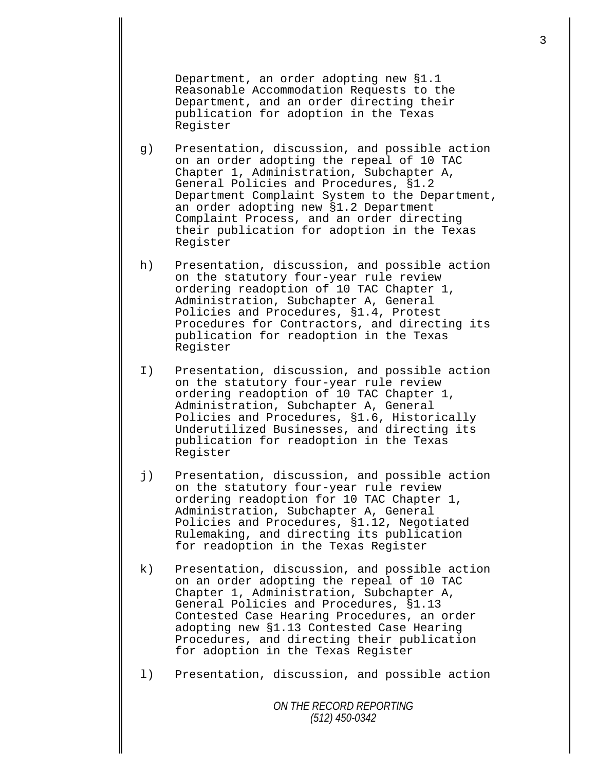Department, an order adopting new §1.1 Reasonable Accommodation Requests to the Department, and an order directing their publication for adoption in the Texas Register

g) Presentation, discussion, and possible action on an order adopting the repeal of 10 TAC Chapter 1, Administration, Subchapter A, General Policies and Procedures, §1.2 Department Complaint System to the Department, an order adopting new §1.2 Department Complaint Process, and an order directing their publication for adoption in the Texas Register

h) Presentation, discussion, and possible action on the statutory four-year rule review ordering readoption of 10 TAC Chapter 1, Administration, Subchapter A, General Policies and Procedures, §1.4, Protest Procedures for Contractors, and directing its publication for readoption in the Texas Register

I) Presentation, discussion, and possible action on the statutory four-year rule review ordering readoption of 10 TAC Chapter 1, Administration, Subchapter A, General Policies and Procedures, §1.6, Historically Underutilized Businesses, and directing its publication for readoption in the Texas Register

j) Presentation, discussion, and possible action on the statutory four-year rule review ordering readoption for 10 TAC Chapter 1, Administration, Subchapter A, General Policies and Procedures, §1.12, Negotiated Rulemaking, and directing its publication for readoption in the Texas Register

k) Presentation, discussion, and possible action on an order adopting the repeal of 10 TAC Chapter 1, Administration, Subchapter A, General Policies and Procedures, §1.13 Contested Case Hearing Procedures, an order adopting new §1.13 Contested Case Hearing Procedures, and directing their publication for adoption in the Texas Register

l) Presentation, discussion, and possible action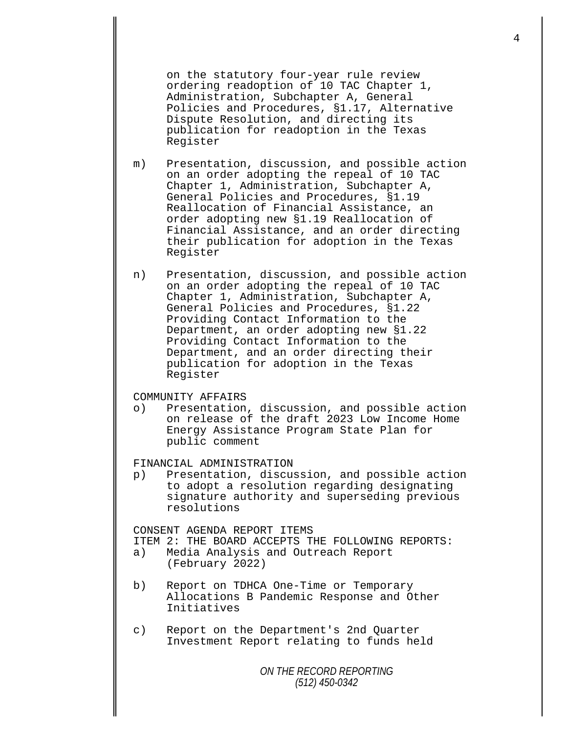on the statutory four-year rule review ordering readoption of 10 TAC Chapter 1, Administration, Subchapter A, General Policies and Procedures, §1.17, Alternative Dispute Resolution, and directing its publication for readoption in the Texas Register

m) Presentation, discussion, and possible action on an order adopting the repeal of 10 TAC Chapter 1, Administration, Subchapter A, General Policies and Procedures, §1.19 Reallocation of Financial Assistance, an order adopting new §1.19 Reallocation of Financial Assistance, and an order directing their publication for adoption in the Texas Register

n) Presentation, discussion, and possible action on an order adopting the repeal of 10 TAC Chapter 1, Administration, Subchapter A, General Policies and Procedures, §1.22 Providing Contact Information to the Department, an order adopting new §1.22 Providing Contact Information to the Department, and an order directing their publication for adoption in the Texas Register

COMMUNITY AFFAIRS

o) Presentation, discussion, and possible action on release of the draft 2023 Low Income Home Energy Assistance Program State Plan for public comment

FINANCIAL ADMINISTRATION

p) Presentation, discussion, and possible action to adopt a resolution regarding designating signature authority and superseding previous resolutions

CONSENT AGENDA REPORT ITEMS

ITEM 2: THE BOARD ACCEPTS THE FOLLOWING REPORTS:

a) Media Analysis and Outreach Report (February 2022)

b) Report on TDHCA One-Time or Temporary Allocations B Pandemic Response and Other Initiatives

c) Report on the Department's 2nd Quarter Investment Report relating to funds held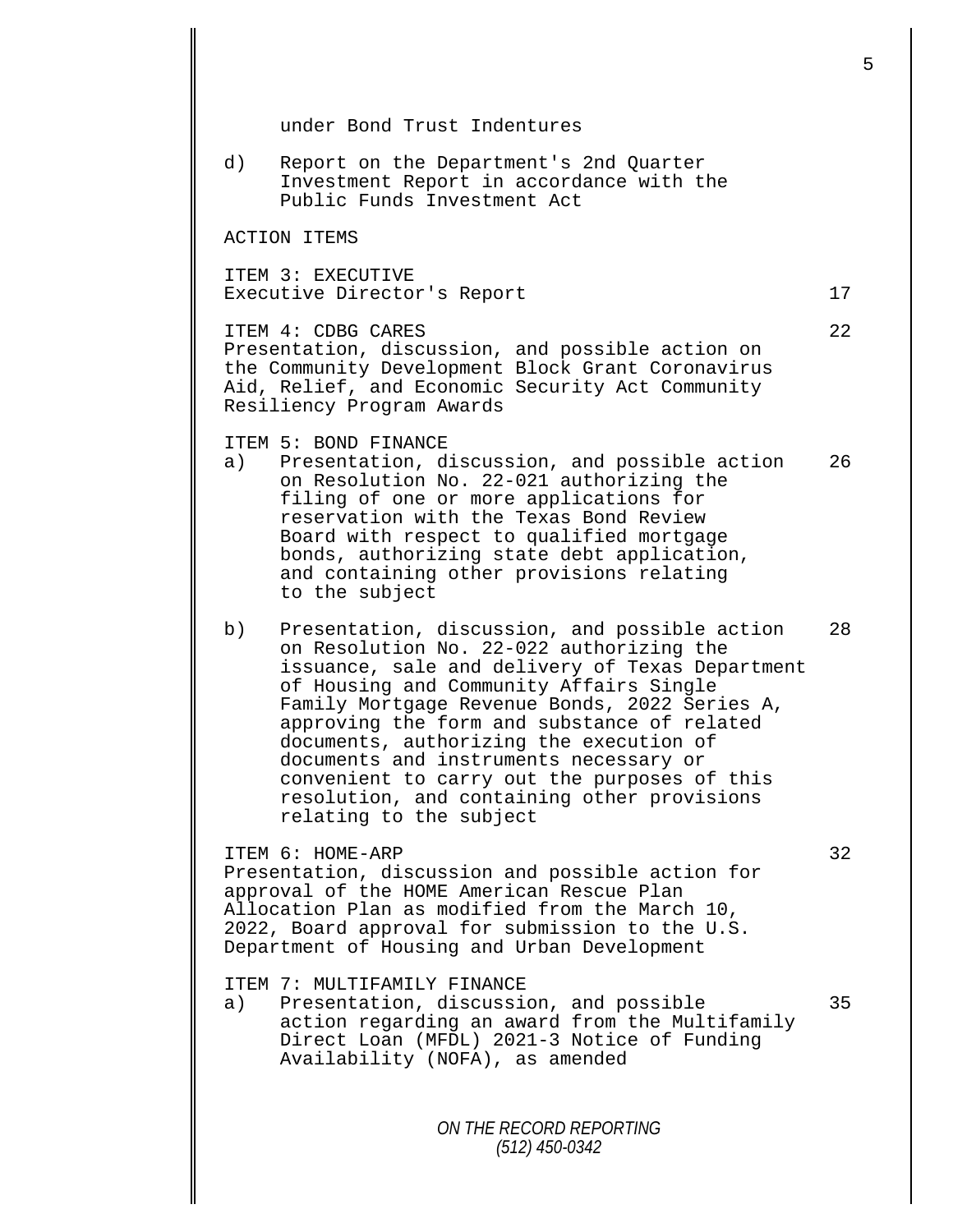under Bond Trust Indentures

d) Report on the Department's 2nd Quarter Investment Report in accordance with the Public Funds Investment Act

ACTION ITEMS

ITEM 3: EXECUTIVE
Executive Director's Report 17

ITEM 4: CDBG CARES 22
Presentation, discussion, and possible action on the Community Development Block Grant Coronavirus Aid, Relief, and Economic Security Act Community Resiliency Program Awards

ITEM 5: BOND FINANCE

a) Presentation, discussion, and possible action on Resolution No. 22-021 authorizing the filing of one or more applications for reservation with the Texas Bond Review Board with respect to qualified mortgage bonds, authorizing state debt application, and containing other provisions relating to the subject 26

b) Presentation, discussion, and possible action on Resolution No. 22-022 authorizing the issuance, sale and delivery of Texas Department of Housing and Community Affairs Single Family Mortgage Revenue Bonds, 2022 Series A, approving the form and substance of related documents, authorizing the execution of documents and instruments necessary or convenient to carry out the purposes of this resolution, and containing other provisions relating to the subject 28

ITEM 6: HOME-ARP 32
Presentation, discussion and possible action for approval of the HOME American Rescue Plan Allocation Plan as modified from the March 10, 2022, Board approval for submission to the U.S. Department of Housing and Urban Development

ITEM 7: MULTIFAMILY FINANCE

a) Presentation, discussion, and possible action regarding an award from the Multifamily Direct Loan (MFDL) 2021-3 Notice of Funding Availability (NOFA), as amended 35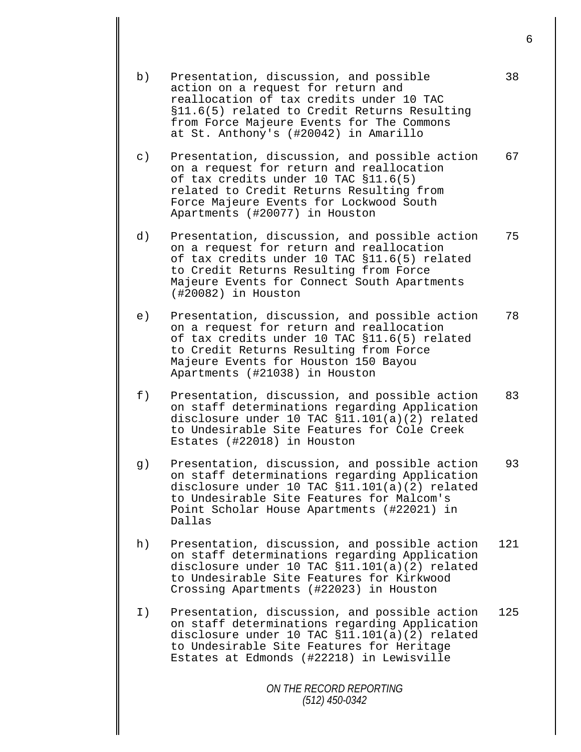b) Presentation, discussion, and possible action on a request for return and reallocation of tax credits under 10 TAC §11.6(5) related to Credit Returns Resulting from Force Majeure Events for The Commons at St. Anthony's (#20042) in Amarillo — 38

c) Presentation, discussion, and possible action on a request for return and reallocation of tax credits under 10 TAC §11.6(5) related to Credit Returns Resulting from Force Majeure Events for Lockwood South Apartments (#20077) in Houston — 67

d) Presentation, discussion, and possible action on a request for return and reallocation of tax credits under 10 TAC §11.6(5) related to Credit Returns Resulting from Force Majeure Events for Connect South Apartments (#20082) in Houston — 75

e) Presentation, discussion, and possible action on a request for return and reallocation of tax credits under 10 TAC §11.6(5) related to Credit Returns Resulting from Force Majeure Events for Houston 150 Bayou Apartments (#21038) in Houston — 78

f) Presentation, discussion, and possible action on staff determinations regarding Application disclosure under 10 TAC §11.101(a)(2) related to Undesirable Site Features for Cole Creek Estates (#22018) in Houston — 83

g) Presentation, discussion, and possible action on staff determinations regarding Application disclosure under 10 TAC §11.101(a)(2) related to Undesirable Site Features for Malcom's Point Scholar House Apartments (#22021) in Dallas — 93

h) Presentation, discussion, and possible action on staff determinations regarding Application disclosure under 10 TAC §11.101(a)(2) related to Undesirable Site Features for Kirkwood Crossing Apartments (#22023) in Houston — 121

I) Presentation, discussion, and possible action on staff determinations regarding Application disclosure under 10 TAC §11.101(a)(2) related to Undesirable Site Features for Heritage Estates at Edmonds (#22218) in Lewisville — 125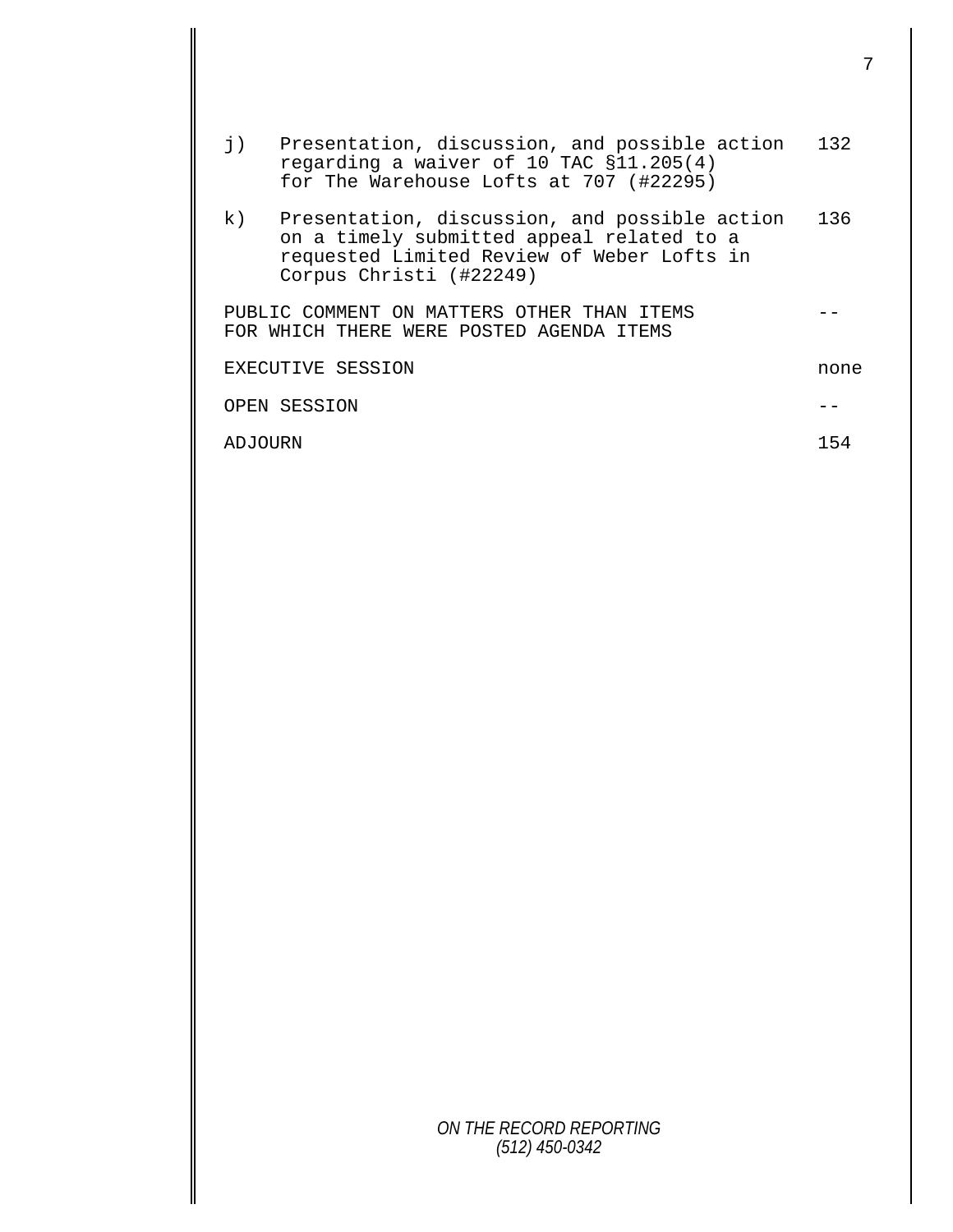| | | |
|---|---|---|
| j) | Presentation, discussion, and possible action regarding a waiver of 10 TAC §11.205(4) for The Warehouse Lofts at 707 (#22295) | 132 |
| k) | Presentation, discussion, and possible action on a timely submitted appeal related to a requested Limited Review of Weber Lofts in Corpus Christi (#22249) | 136 |
| PUBLIC COMMENT ON MATTERS OTHER THAN ITEMS FOR WHICH THERE WERE POSTED AGENDA ITEMS | | -- |
| EXECUTIVE SESSION | | none |
| OPEN SESSION | | -- |
| ADJOURN | | 154 |

*ON THE RECORD REPORTING*
*(512) 450-0342*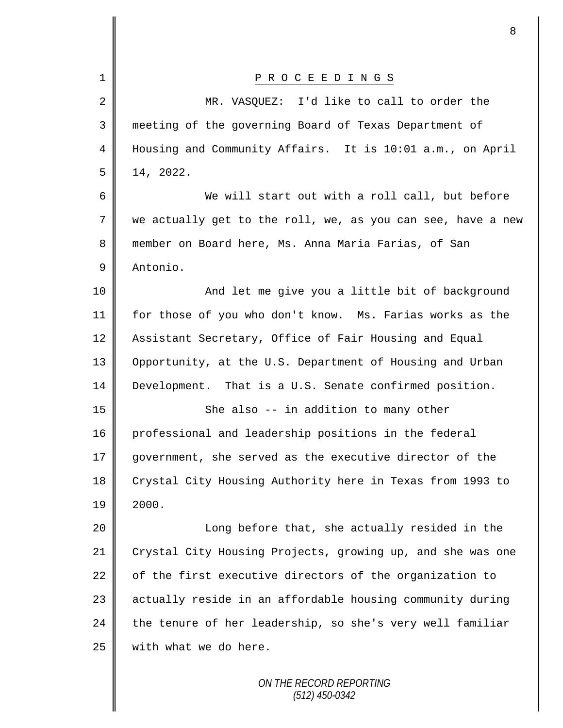# PROCEEDINGS

MR. VASQUEZ: I'd like to call to order the meeting of the governing Board of Texas Department of Housing and Community Affairs. It is 10:01 a.m., on April 14, 2022.

We will start out with a roll call, but before we actually get to the roll, we, as you can see, have a new member on Board here, Ms. Anna Maria Farias, of San Antonio.

And let me give you a little bit of background for those of you who don't know. Ms. Farias works as the Assistant Secretary, Office of Fair Housing and Equal Opportunity, at the U.S. Department of Housing and Urban Development. That is a U.S. Senate confirmed position.

She also -- in addition to many other professional and leadership positions in the federal government, she served as the executive director of the Crystal City Housing Authority here in Texas from 1993 to 2000.

Long before that, she actually resided in the Crystal City Housing Projects, growing up, and she was one of the first executive directors of the organization to actually reside in an affordable housing community during the tenure of her leadership, so she's very well familiar with what we do here.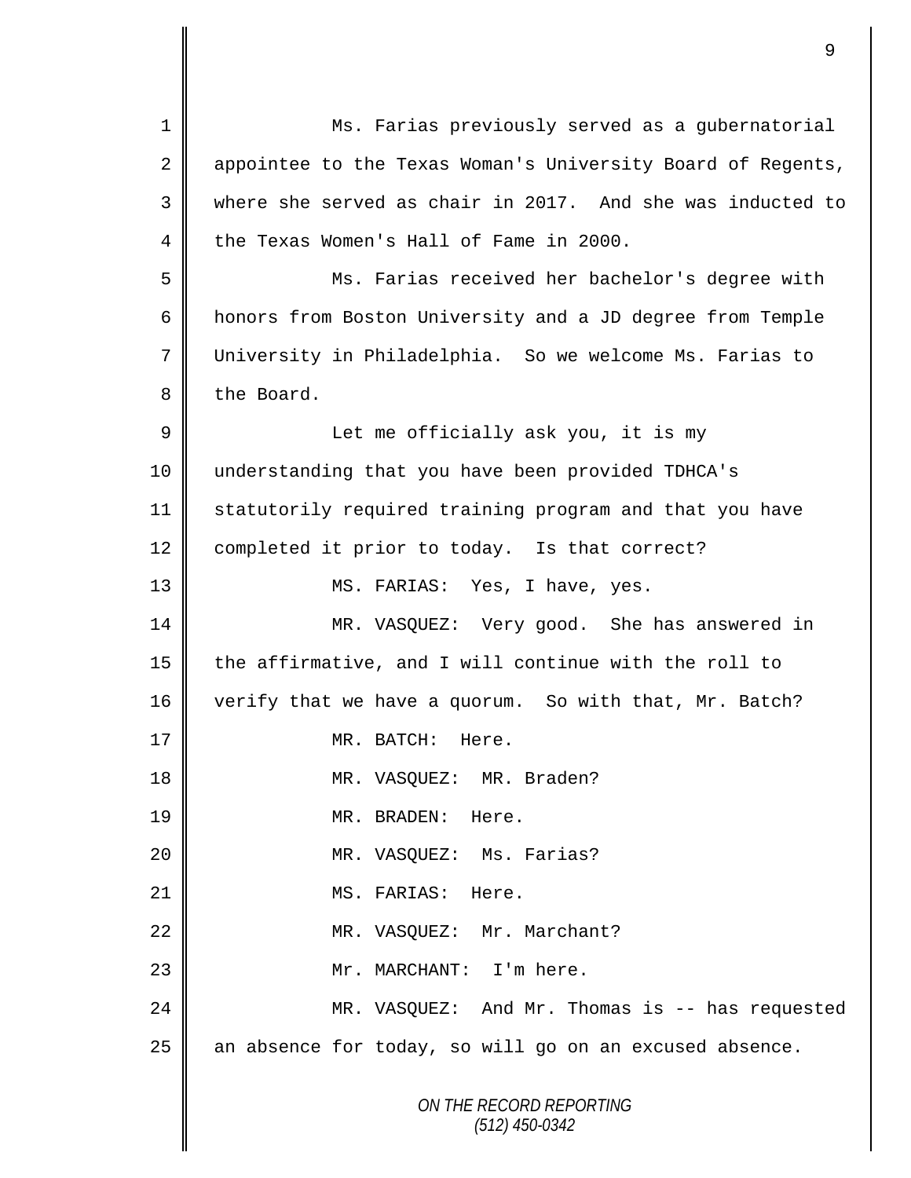Ms. Farias previously served as a gubernatorial appointee to the Texas Woman's University Board of Regents, where she served as chair in 2017. And she was inducted to the Texas Women's Hall of Fame in 2000.

Ms. Farias received her bachelor's degree with honors from Boston University and a JD degree from Temple University in Philadelphia. So we welcome Ms. Farias to the Board.

Let me officially ask you, it is my understanding that you have been provided TDHCA's statutorily required training program and that you have completed it prior to today. Is that correct?

MS. FARIAS: Yes, I have, yes.

MR. VASQUEZ: Very good. She has answered in the affirmative, and I will continue with the roll to verify that we have a quorum. So with that, Mr. Batch?

MR. BATCH: Here.

MR. VASQUEZ: MR. Braden?

MR. BRADEN: Here.

MR. VASQUEZ: Ms. Farias?

MS. FARIAS: Here.

MR. VASQUEZ: Mr. Marchant?

Mr. MARCHANT: I'm here.

MR. VASQUEZ: And Mr. Thomas is -- has requested an absence for today, so will go on an excused absence.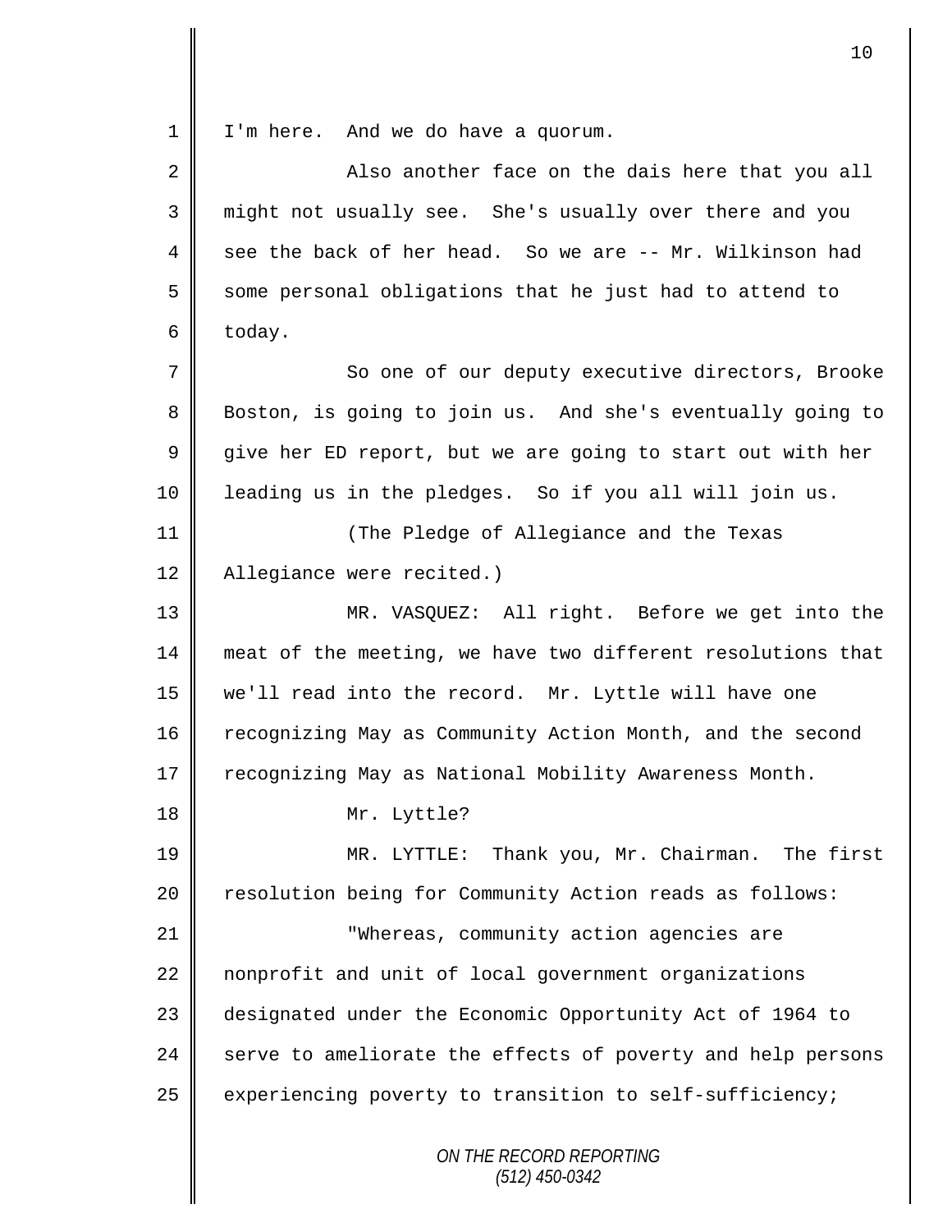I'm here. And we do have a quorum.

Also another face on the dais here that you all might not usually see. She's usually over there and you see the back of her head. So we are -- Mr. Wilkinson had some personal obligations that he just had to attend to today.

So one of our deputy executive directors, Brooke Boston, is going to join us. And she's eventually going to give her ED report, but we are going to start out with her leading us in the pledges. So if you all will join us.

(The Pledge of Allegiance and the Texas Allegiance were recited.)

MR. VASQUEZ: All right. Before we get into the meat of the meeting, we have two different resolutions that we'll read into the record. Mr. Lyttle will have one recognizing May as Community Action Month, and the second recognizing May as National Mobility Awareness Month.

Mr. Lyttle?

MR. LYTTLE: Thank you, Mr. Chairman. The first resolution being for Community Action reads as follows:

"Whereas, community action agencies are nonprofit and unit of local government organizations designated under the Economic Opportunity Act of 1964 to serve to ameliorate the effects of poverty and help persons experiencing poverty to transition to self-sufficiency;

*ON THE RECORD REPORTING*
*(512) 450-0342*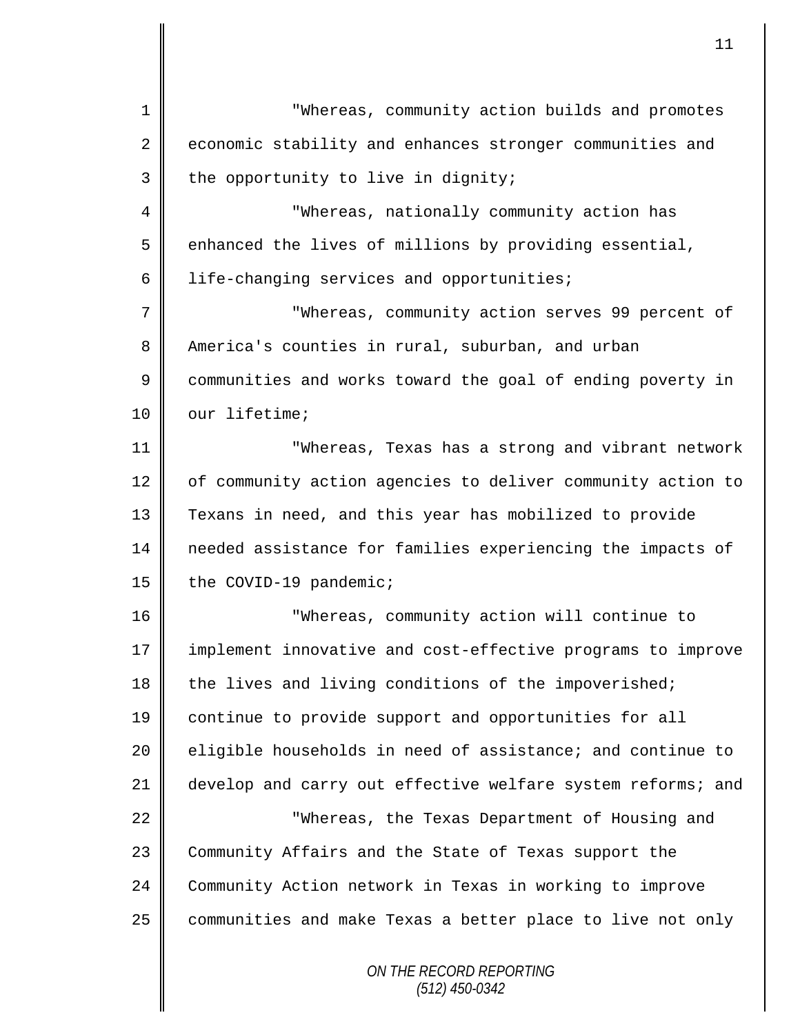"Whereas, community action builds and promotes economic stability and enhances stronger communities and the opportunity to live in dignity;

"Whereas, nationally community action has enhanced the lives of millions by providing essential, life-changing services and opportunities;

"Whereas, community action serves 99 percent of America's counties in rural, suburban, and urban communities and works toward the goal of ending poverty in our lifetime;

"Whereas, Texas has a strong and vibrant network of community action agencies to deliver community action to Texans in need, and this year has mobilized to provide needed assistance for families experiencing the impacts of the COVID-19 pandemic;

"Whereas, community action will continue to implement innovative and cost-effective programs to improve the lives and living conditions of the impoverished; continue to provide support and opportunities for all eligible households in need of assistance; and continue to develop and carry out effective welfare system reforms; and

"Whereas, the Texas Department of Housing and Community Affairs and the State of Texas support the Community Action network in Texas in working to improve communities and make Texas a better place to live not only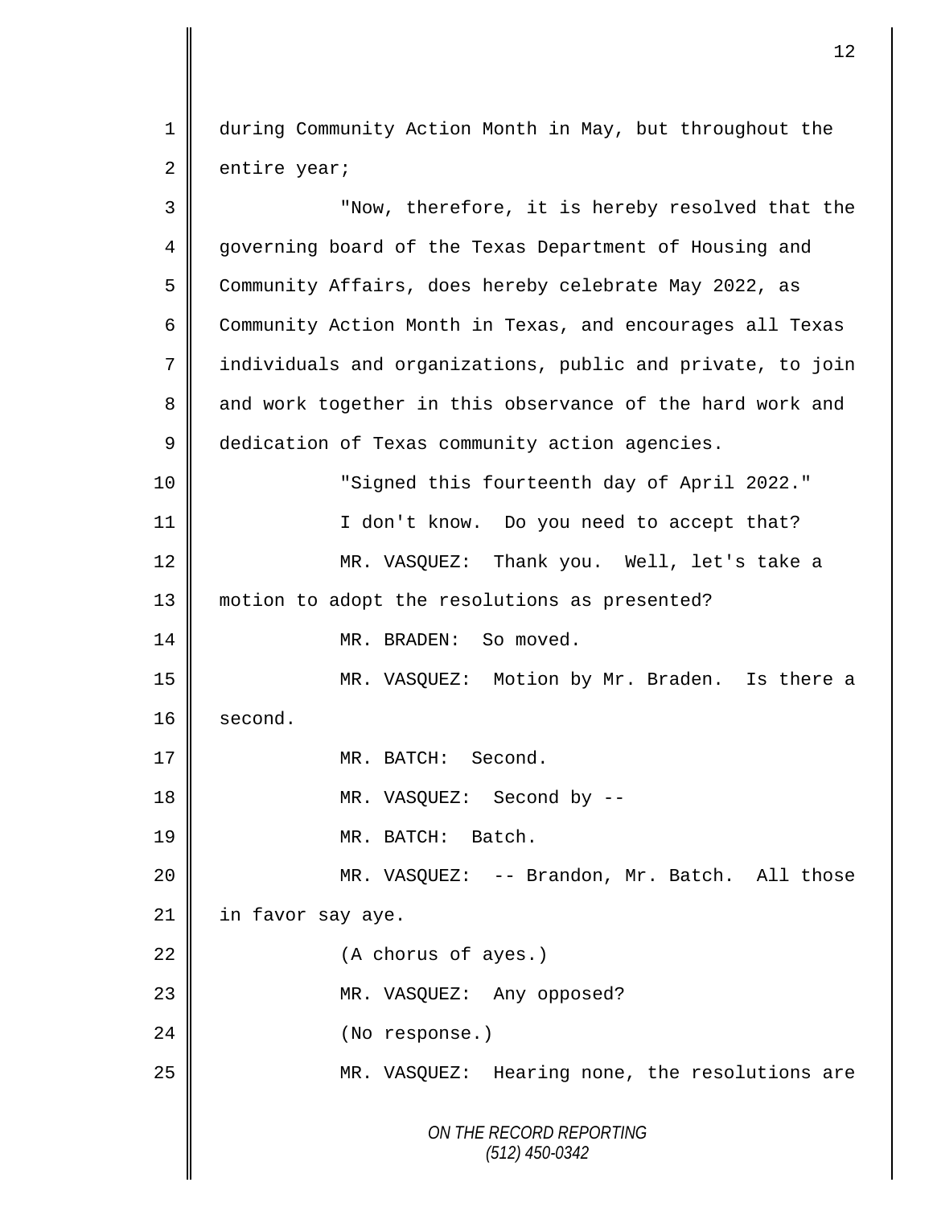during Community Action Month in May, but throughout the entire year;

"Now, therefore, it is hereby resolved that the governing board of the Texas Department of Housing and Community Affairs, does hereby celebrate May 2022, as Community Action Month in Texas, and encourages all Texas individuals and organizations, public and private, to join and work together in this observance of the hard work and dedication of Texas community action agencies.

"Signed this fourteenth day of April 2022."

I don't know. Do you need to accept that?

MR. VASQUEZ: Thank you. Well, let's take a motion to adopt the resolutions as presented?

MR. BRADEN: So moved.

MR. VASQUEZ: Motion by Mr. Braden. Is there a second.

MR. BATCH: Second.

MR. VASQUEZ: Second by --

MR. BATCH: Batch.

MR. VASQUEZ: -- Brandon, Mr. Batch. All those in favor say aye.

(A chorus of ayes.)

MR. VASQUEZ: Any opposed?

(No response.)

MR. VASQUEZ: Hearing none, the resolutions are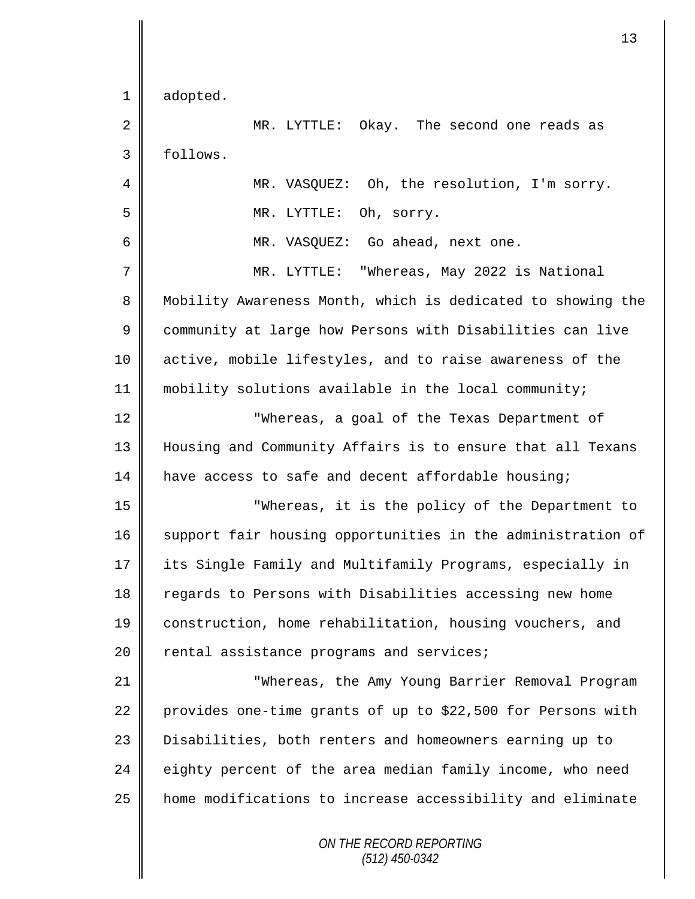adopted.

MR. LYTTLE: Okay. The second one reads as follows.

MR. VASQUEZ: Oh, the resolution, I'm sorry.

MR. LYTTLE: Oh, sorry.

MR. VASQUEZ: Go ahead, next one.

MR. LYTTLE: "Whereas, May 2022 is National Mobility Awareness Month, which is dedicated to showing the community at large how Persons with Disabilities can live active, mobile lifestyles, and to raise awareness of the mobility solutions available in the local community;

"Whereas, a goal of the Texas Department of Housing and Community Affairs is to ensure that all Texans have access to safe and decent affordable housing;

"Whereas, it is the policy of the Department to support fair housing opportunities in the administration of its Single Family and Multifamily Programs, especially in regards to Persons with Disabilities accessing new home construction, home rehabilitation, housing vouchers, and rental assistance programs and services;

"Whereas, the Amy Young Barrier Removal Program provides one-time grants of up to $22,500 for Persons with Disabilities, both renters and homeowners earning up to eighty percent of the area median family income, who need home modifications to increase accessibility and eliminate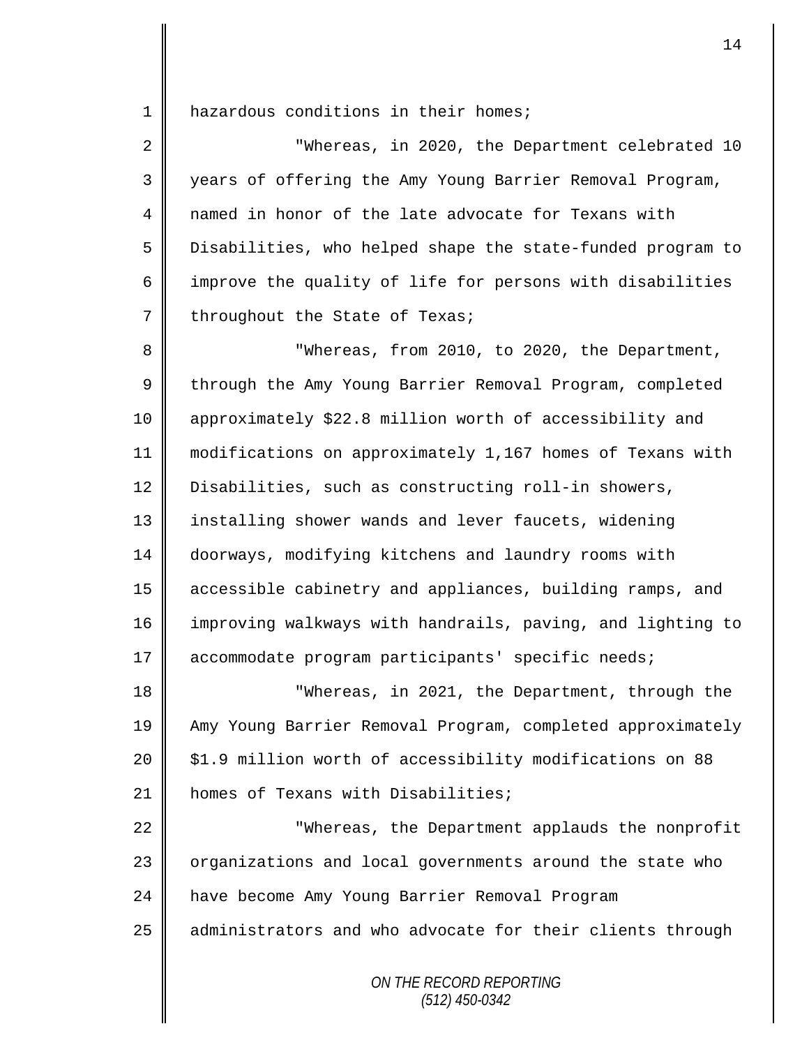hazardous conditions in their homes;

"Whereas, in 2020, the Department celebrated 10 years of offering the Amy Young Barrier Removal Program, named in honor of the late advocate for Texans with Disabilities, who helped shape the state-funded program to improve the quality of life for persons with disabilities throughout the State of Texas;

"Whereas, from 2010, to 2020, the Department, through the Amy Young Barrier Removal Program, completed approximately $22.8 million worth of accessibility and modifications on approximately 1,167 homes of Texans with Disabilities, such as constructing roll-in showers, installing shower wands and lever faucets, widening doorways, modifying kitchens and laundry rooms with accessible cabinetry and appliances, building ramps, and improving walkways with handrails, paving, and lighting to accommodate program participants' specific needs;

"Whereas, in 2021, the Department, through the Amy Young Barrier Removal Program, completed approximately $1.9 million worth of accessibility modifications on 88 homes of Texans with Disabilities;

"Whereas, the Department applauds the nonprofit organizations and local governments around the state who have become Amy Young Barrier Removal Program administrators and who advocate for their clients through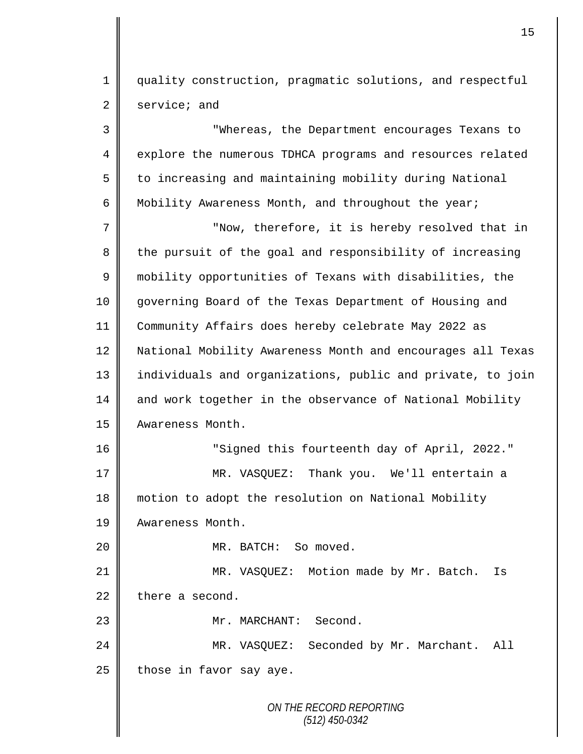quality construction, pragmatic solutions, and respectful service; and

"Whereas, the Department encourages Texans to explore the numerous TDHCA programs and resources related to increasing and maintaining mobility during National Mobility Awareness Month, and throughout the year;

"Now, therefore, it is hereby resolved that in the pursuit of the goal and responsibility of increasing mobility opportunities of Texans with disabilities, the governing Board of the Texas Department of Housing and Community Affairs does hereby celebrate May 2022 as National Mobility Awareness Month and encourages all Texas individuals and organizations, public and private, to join and work together in the observance of National Mobility Awareness Month.

"Signed this fourteenth day of April, 2022."

MR. VASQUEZ: Thank you. We'll entertain a motion to adopt the resolution on National Mobility Awareness Month.

MR. BATCH: So moved.

MR. VASQUEZ: Motion made by Mr. Batch. Is there a second.

Mr. MARCHANT: Second.

MR. VASQUEZ: Seconded by Mr. Marchant. All those in favor say aye.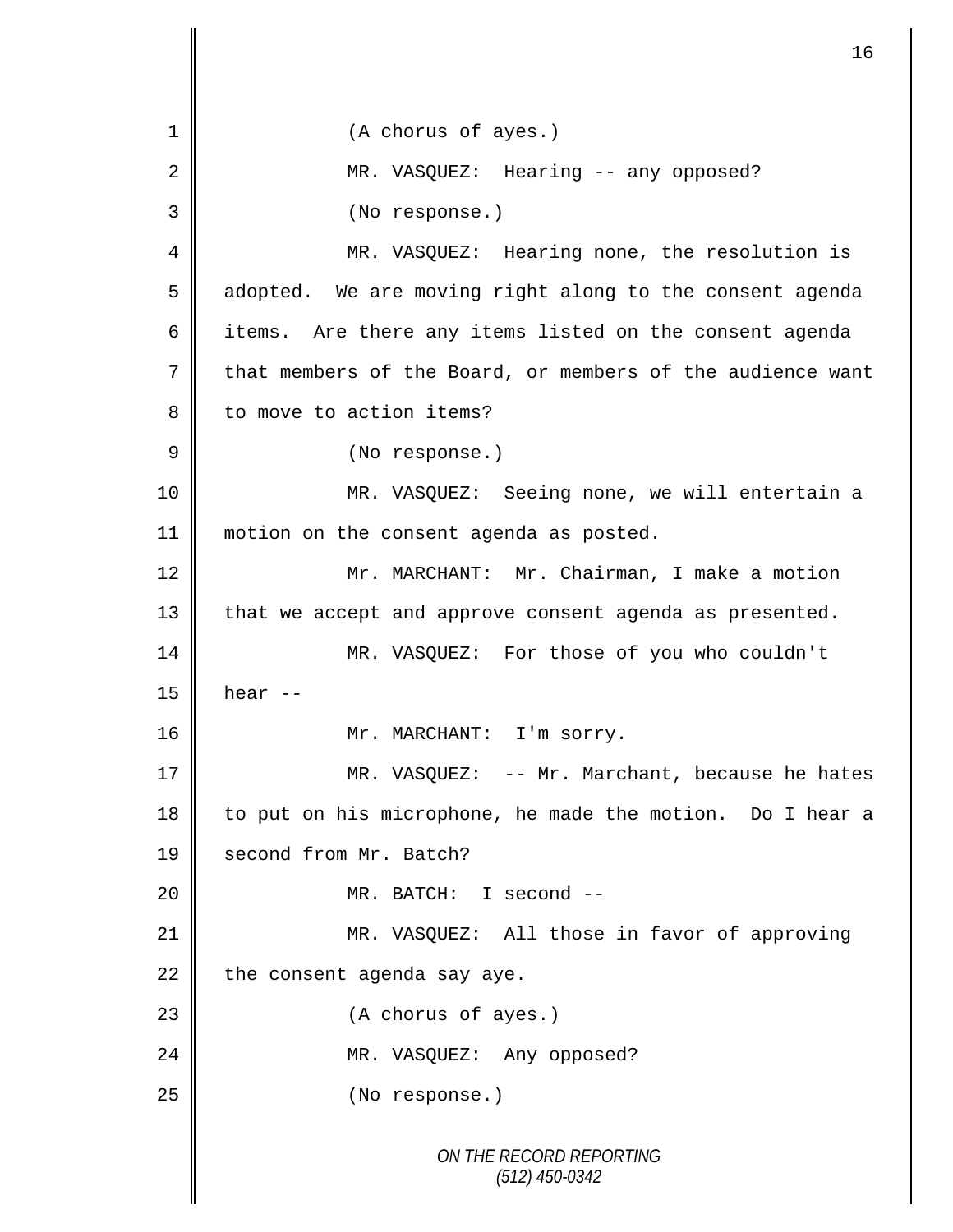1 (A chorus of ayes.)

2 MR. VASQUEZ: Hearing -- any opposed?

3 (No response.)

4 MR. VASQUEZ: Hearing none, the resolution is

5 adopted. We are moving right along to the consent agenda

6 items. Are there any items listed on the consent agenda

7 that members of the Board, or members of the audience want

8 to move to action items?

9 (No response.)

10 MR. VASQUEZ: Seeing none, we will entertain a

11 motion on the consent agenda as posted.

12 Mr. MARCHANT: Mr. Chairman, I make a motion

13 that we accept and approve consent agenda as presented.

14 MR. VASQUEZ: For those of you who couldn't

15 hear --

16 Mr. MARCHANT: I'm sorry.

17 MR. VASQUEZ: -- Mr. Marchant, because he hates

18 to put on his microphone, he made the motion. Do I hear a

19 second from Mr. Batch?

20 MR. BATCH: I second --

21 MR. VASQUEZ: All those in favor of approving

22 the consent agenda say aye.

23 (A chorus of ayes.)

24 MR. VASQUEZ: Any opposed?

25 (No response.)

*ON THE RECORD REPORTING*
*(512) 450-0342*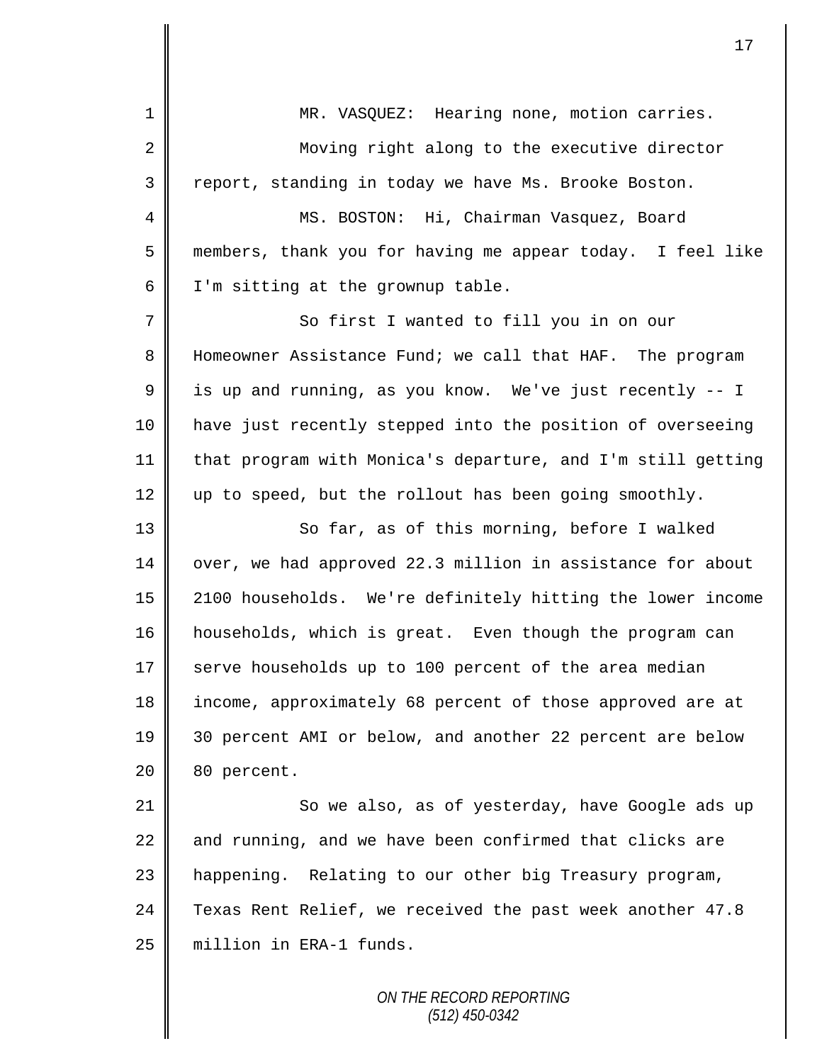MR. VASQUEZ: Hearing none, motion carries.

Moving right along to the executive director report, standing in today we have Ms. Brooke Boston.

MS. BOSTON: Hi, Chairman Vasquez, Board members, thank you for having me appear today. I feel like I'm sitting at the grownup table.

So first I wanted to fill you in on our Homeowner Assistance Fund; we call that HAF. The program is up and running, as you know. We've just recently -- I have just recently stepped into the position of overseeing that program with Monica's departure, and I'm still getting up to speed, but the rollout has been going smoothly.

So far, as of this morning, before I walked over, we had approved 22.3 million in assistance for about 2100 households. We're definitely hitting the lower income households, which is great. Even though the program can serve households up to 100 percent of the area median income, approximately 68 percent of those approved are at 30 percent AMI or below, and another 22 percent are below 80 percent.

So we also, as of yesterday, have Google ads up and running, and we have been confirmed that clicks are happening. Relating to our other big Treasury program, Texas Rent Relief, we received the past week another 47.8 million in ERA-1 funds.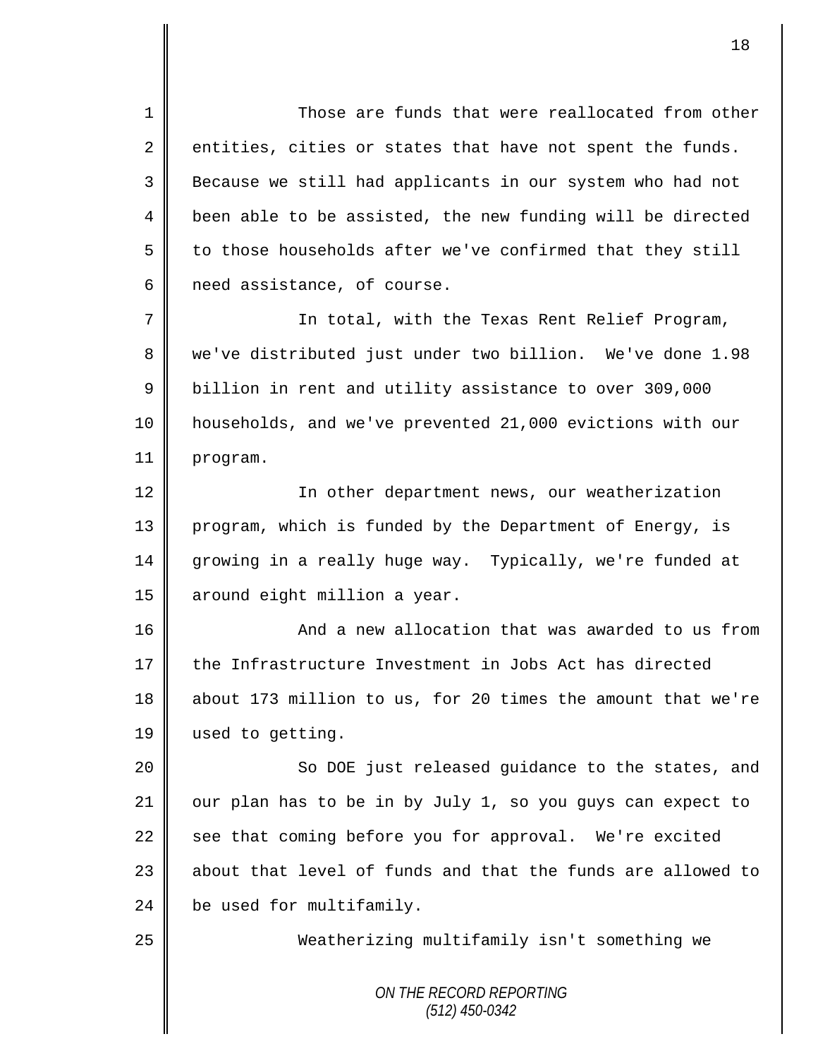Those are funds that were reallocated from other entities, cities or states that have not spent the funds. Because we still had applicants in our system who had not been able to be assisted, the new funding will be directed to those households after we've confirmed that they still need assistance, of course.

In total, with the Texas Rent Relief Program, we've distributed just under two billion. We've done 1.98 billion in rent and utility assistance to over 309,000 households, and we've prevented 21,000 evictions with our program.

In other department news, our weatherization program, which is funded by the Department of Energy, is growing in a really huge way. Typically, we're funded at around eight million a year.

And a new allocation that was awarded to us from the Infrastructure Investment in Jobs Act has directed about 173 million to us, for 20 times the amount that we're used to getting.

So DOE just released guidance to the states, and our plan has to be in by July 1, so you guys can expect to see that coming before you for approval. We're excited about that level of funds and that the funds are allowed to be used for multifamily.

Weatherizing multifamily isn't something we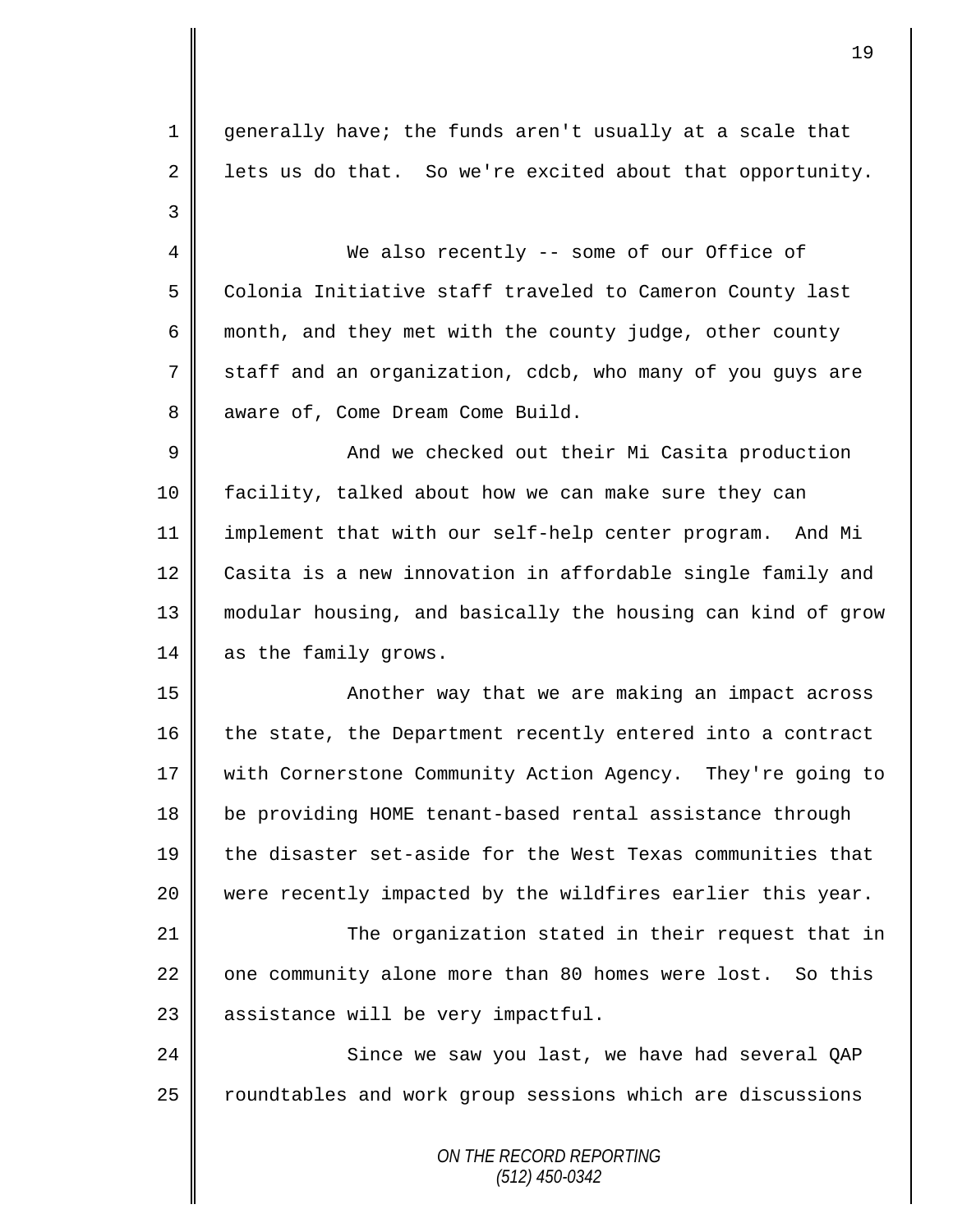generally have; the funds aren't usually at a scale that lets us do that. So we're excited about that opportunity.

We also recently -- some of our Office of Colonia Initiative staff traveled to Cameron County last month, and they met with the county judge, other county staff and an organization, cdcb, who many of you guys are aware of, Come Dream Come Build.

And we checked out their Mi Casita production facility, talked about how we can make sure they can implement that with our self-help center program. And Mi Casita is a new innovation in affordable single family and modular housing, and basically the housing can kind of grow as the family grows.

Another way that we are making an impact across the state, the Department recently entered into a contract with Cornerstone Community Action Agency. They're going to be providing HOME tenant-based rental assistance through the disaster set-aside for the West Texas communities that were recently impacted by the wildfires earlier this year.

The organization stated in their request that in one community alone more than 80 homes were lost. So this assistance will be very impactful.

Since we saw you last, we have had several QAP roundtables and work group sessions which are discussions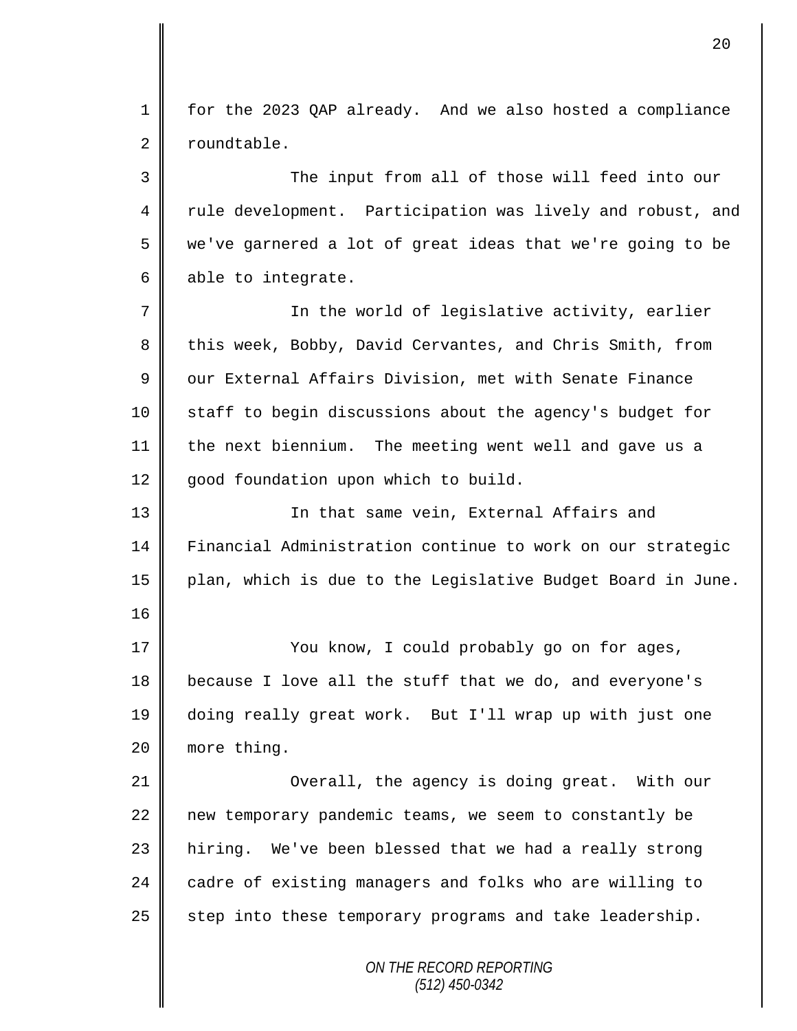for the 2023 QAP already. And we also hosted a compliance roundtable.

The input from all of those will feed into our rule development. Participation was lively and robust, and we've garnered a lot of great ideas that we're going to be able to integrate.

In the world of legislative activity, earlier this week, Bobby, David Cervantes, and Chris Smith, from our External Affairs Division, met with Senate Finance staff to begin discussions about the agency's budget for the next biennium. The meeting went well and gave us a good foundation upon which to build.

In that same vein, External Affairs and Financial Administration continue to work on our strategic plan, which is due to the Legislative Budget Board in June.

You know, I could probably go on for ages, because I love all the stuff that we do, and everyone's doing really great work. But I'll wrap up with just one more thing.

Overall, the agency is doing great. With our new temporary pandemic teams, we seem to constantly be hiring. We've been blessed that we had a really strong cadre of existing managers and folks who are willing to step into these temporary programs and take leadership.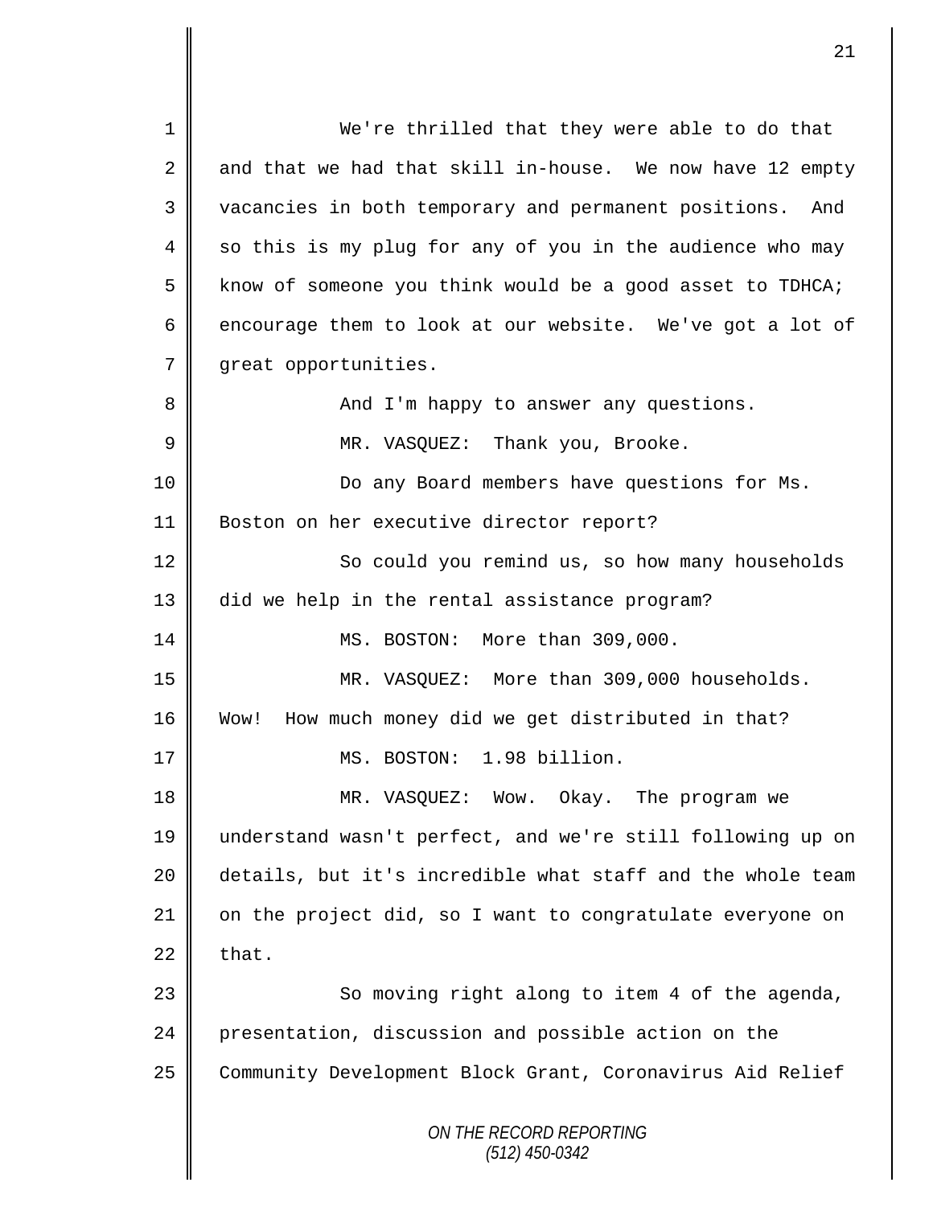We're thrilled that they were able to do that and that we had that skill in-house. We now have 12 empty vacancies in both temporary and permanent positions. And so this is my plug for any of you in the audience who may know of someone you think would be a good asset to TDHCA; encourage them to look at our website. We've got a lot of great opportunities.

And I'm happy to answer any questions.

MR. VASQUEZ: Thank you, Brooke.

Do any Board members have questions for Ms. Boston on her executive director report?

So could you remind us, so how many households did we help in the rental assistance program?

MS. BOSTON: More than 309,000.

MR. VASQUEZ: More than 309,000 households. Wow! How much money did we get distributed in that?

MS. BOSTON: 1.98 billion.

MR. VASQUEZ: Wow. Okay. The program we understand wasn't perfect, and we're still following up on details, but it's incredible what staff and the whole team on the project did, so I want to congratulate everyone on that.

So moving right along to item 4 of the agenda, presentation, discussion and possible action on the Community Development Block Grant, Coronavirus Aid Relief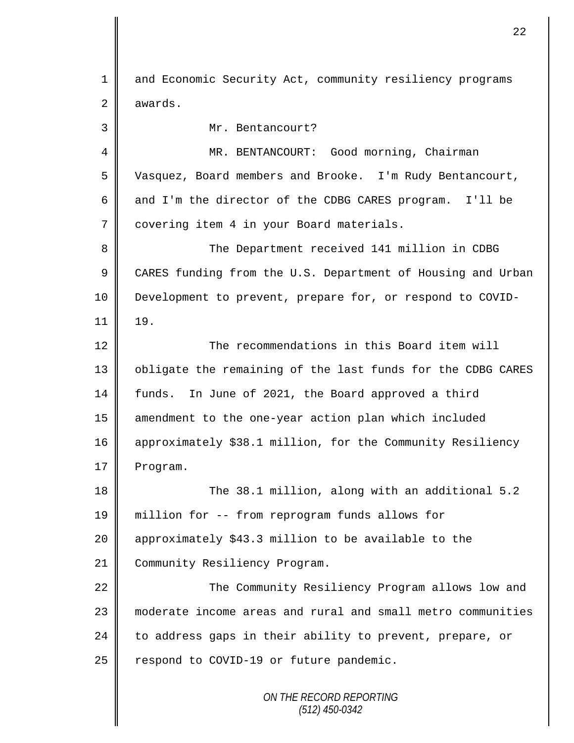and Economic Security Act, community resiliency programs awards.

Mr. Bentancourt?

MR. BENTANCOURT: Good morning, Chairman Vasquez, Board members and Brooke. I'm Rudy Bentancourt, and I'm the director of the CDBG CARES program. I'll be covering item 4 in your Board materials.

The Department received 141 million in CDBG CARES funding from the U.S. Department of Housing and Urban Development to prevent, prepare for, or respond to COVID-19.

The recommendations in this Board item will obligate the remaining of the last funds for the CDBG CARES funds. In June of 2021, the Board approved a third amendment to the one-year action plan which included approximately $38.1 million, for the Community Resiliency Program.

The 38.1 million, along with an additional 5.2 million for -- from reprogram funds allows for approximately $43.3 million to be available to the Community Resiliency Program.

The Community Resiliency Program allows low and moderate income areas and rural and small metro communities to address gaps in their ability to prevent, prepare, or respond to COVID-19 or future pandemic.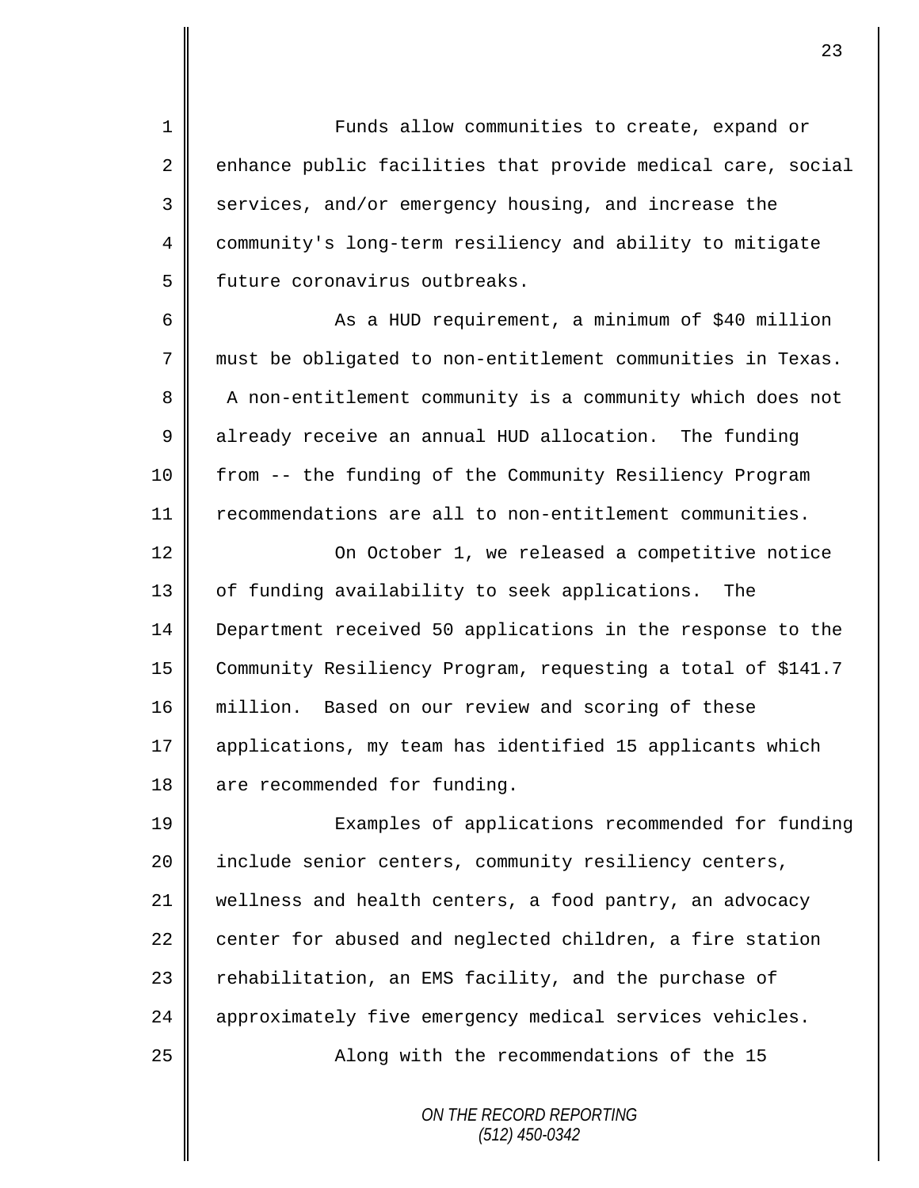Funds allow communities to create, expand or enhance public facilities that provide medical care, social services, and/or emergency housing, and increase the community's long-term resiliency and ability to mitigate future coronavirus outbreaks.

As a HUD requirement, a minimum of $40 million must be obligated to non-entitlement communities in Texas. A non-entitlement community is a community which does not already receive an annual HUD allocation. The funding from -- the funding of the Community Resiliency Program recommendations are all to non-entitlement communities.

On October 1, we released a competitive notice of funding availability to seek applications. The Department received 50 applications in the response to the Community Resiliency Program, requesting a total of $141.7 million. Based on our review and scoring of these applications, my team has identified 15 applicants which are recommended for funding.

Examples of applications recommended for funding include senior centers, community resiliency centers, wellness and health centers, a food pantry, an advocacy center for abused and neglected children, a fire station rehabilitation, an EMS facility, and the purchase of approximately five emergency medical services vehicles.

Along with the recommendations of the 15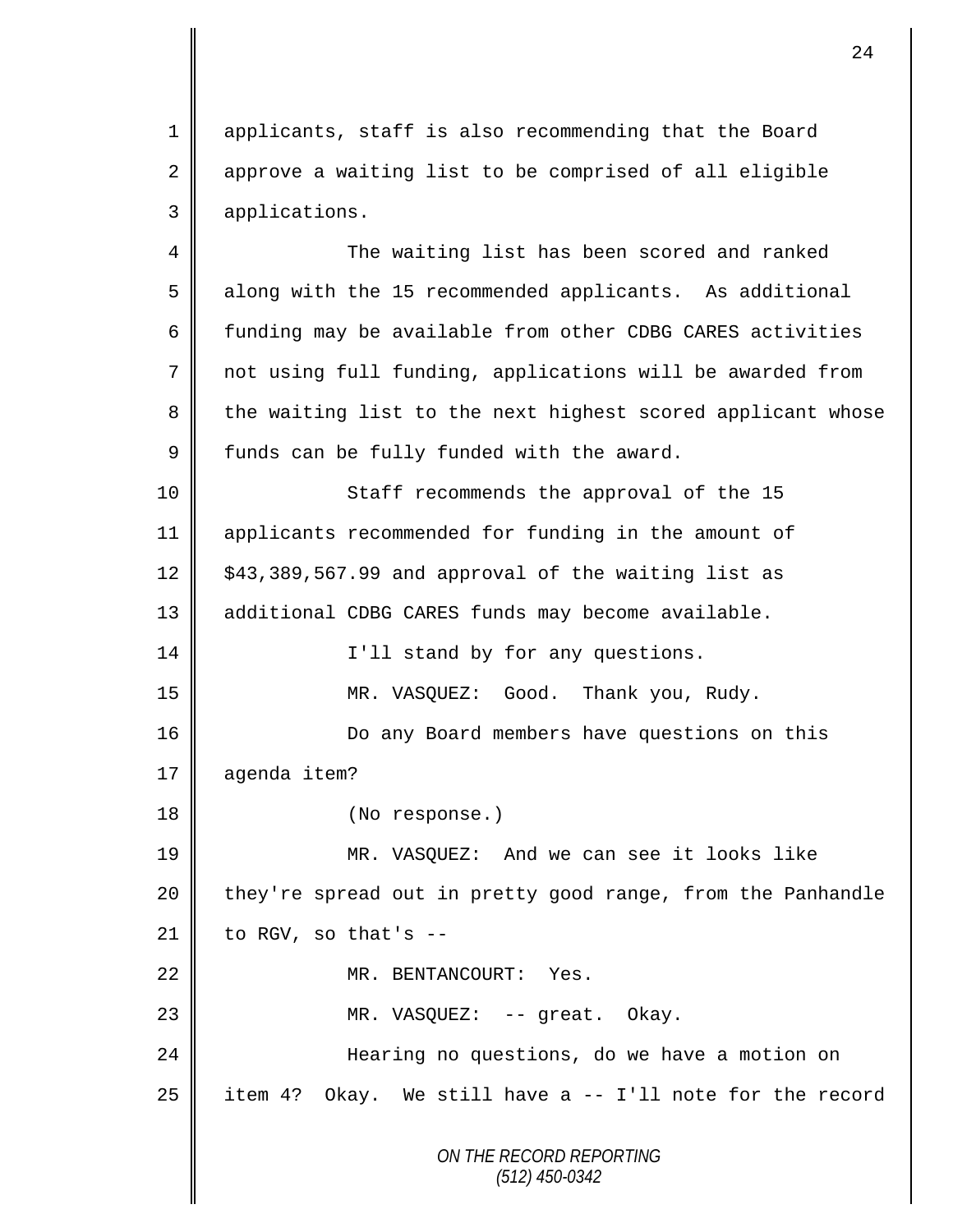applicants, staff is also recommending that the Board approve a waiting list to be comprised of all eligible applications.

The waiting list has been scored and ranked along with the 15 recommended applicants. As additional funding may be available from other CDBG CARES activities not using full funding, applications will be awarded from the waiting list to the next highest scored applicant whose funds can be fully funded with the award.

Staff recommends the approval of the 15 applicants recommended for funding in the amount of $43,389,567.99 and approval of the waiting list as additional CDBG CARES funds may become available.

I'll stand by for any questions.

MR. VASQUEZ: Good. Thank you, Rudy.

Do any Board members have questions on this agenda item?

(No response.)

MR. VASQUEZ: And we can see it looks like they're spread out in pretty good range, from the Panhandle to RGV, so that's --

MR. BENTANCOURT: Yes.

MR. VASQUEZ: -- great. Okay.

Hearing no questions, do we have a motion on item 4? Okay. We still have a -- I'll note for the record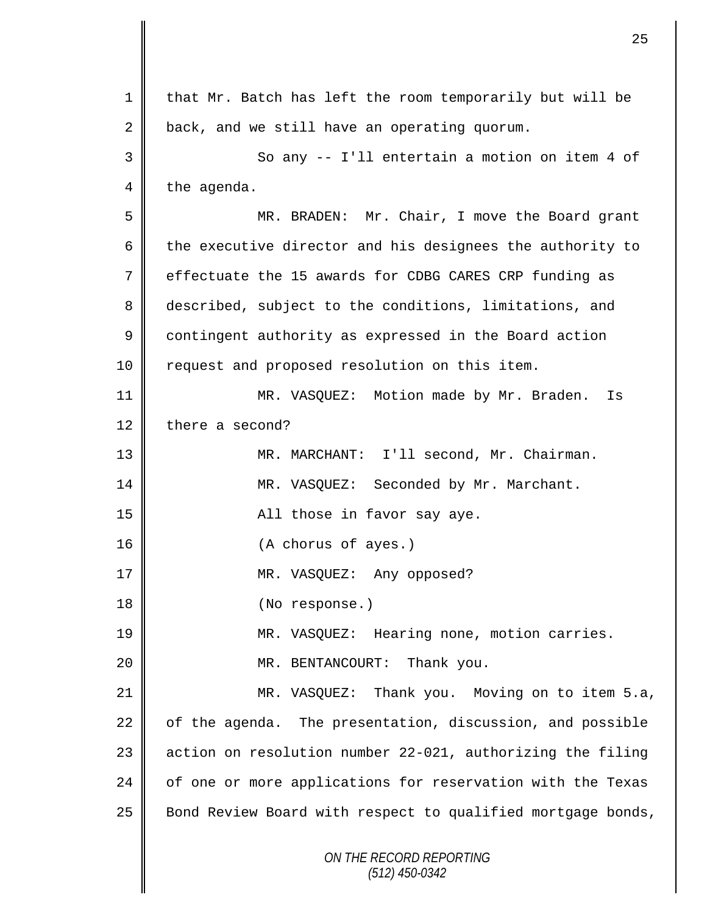that Mr. Batch has left the room temporarily but will be back, and we still have an operating quorum.

So any -- I'll entertain a motion on item 4 of the agenda.

MR. BRADEN: Mr. Chair, I move the Board grant the executive director and his designees the authority to effectuate the 15 awards for CDBG CARES CRP funding as described, subject to the conditions, limitations, and contingent authority as expressed in the Board action request and proposed resolution on this item.

MR. VASQUEZ: Motion made by Mr. Braden. Is there a second?

MR. MARCHANT: I'll second, Mr. Chairman.

MR. VASQUEZ: Seconded by Mr. Marchant.

All those in favor say aye.

(A chorus of ayes.)

MR. VASQUEZ: Any opposed?

(No response.)

MR. VASQUEZ: Hearing none, motion carries.

MR. BENTANCOURT: Thank you.

MR. VASQUEZ: Thank you. Moving on to item 5.a, of the agenda. The presentation, discussion, and possible action on resolution number 22-021, authorizing the filing of one or more applications for reservation with the Texas Bond Review Board with respect to qualified mortgage bonds,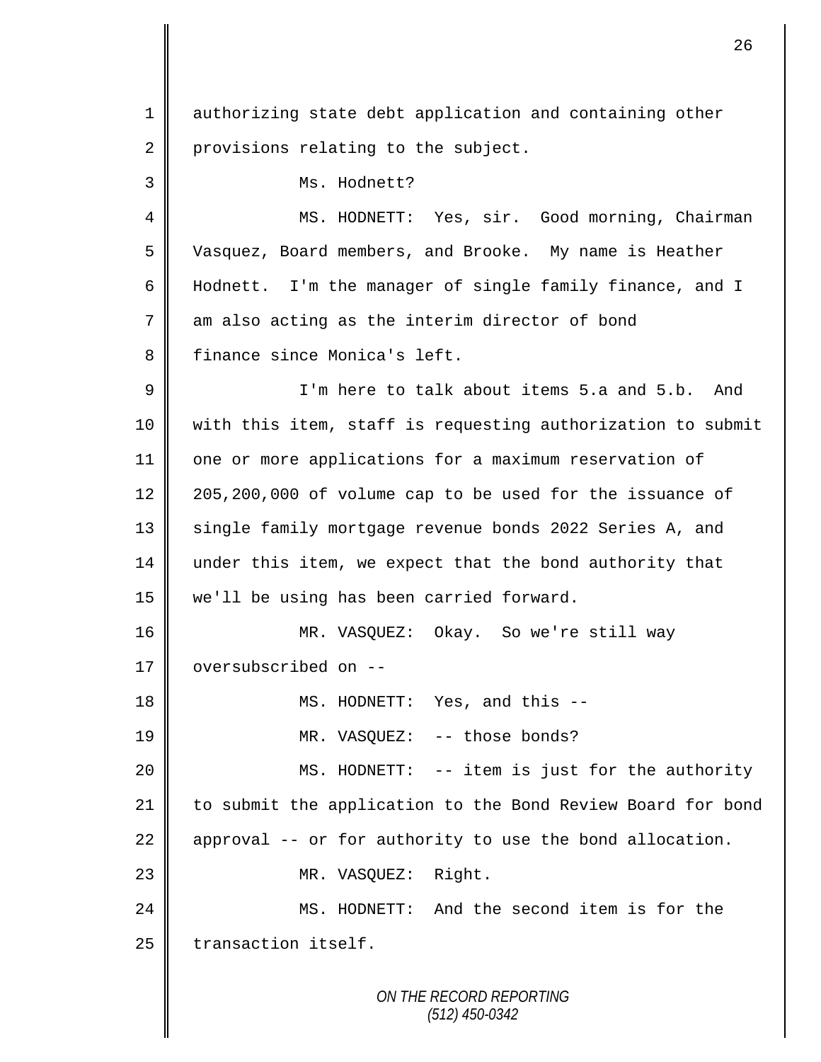authorizing state debt application and containing other provisions relating to the subject.

Ms. Hodnett?

MS. HODNETT: Yes, sir. Good morning, Chairman Vasquez, Board members, and Brooke. My name is Heather Hodnett. I'm the manager of single family finance, and I am also acting as the interim director of bond finance since Monica's left.

I'm here to talk about items 5.a and 5.b. And with this item, staff is requesting authorization to submit one or more applications for a maximum reservation of 205,200,000 of volume cap to be used for the issuance of single family mortgage revenue bonds 2022 Series A, and under this item, we expect that the bond authority that we'll be using has been carried forward.

MR. VASQUEZ: Okay. So we're still way oversubscribed on --

MS. HODNETT: Yes, and this --

MR. VASQUEZ: -- those bonds?

MS. HODNETT: -- item is just for the authority to submit the application to the Bond Review Board for bond approval -- or for authority to use the bond allocation.

MR. VASQUEZ: Right.

MS. HODNETT: And the second item is for the transaction itself.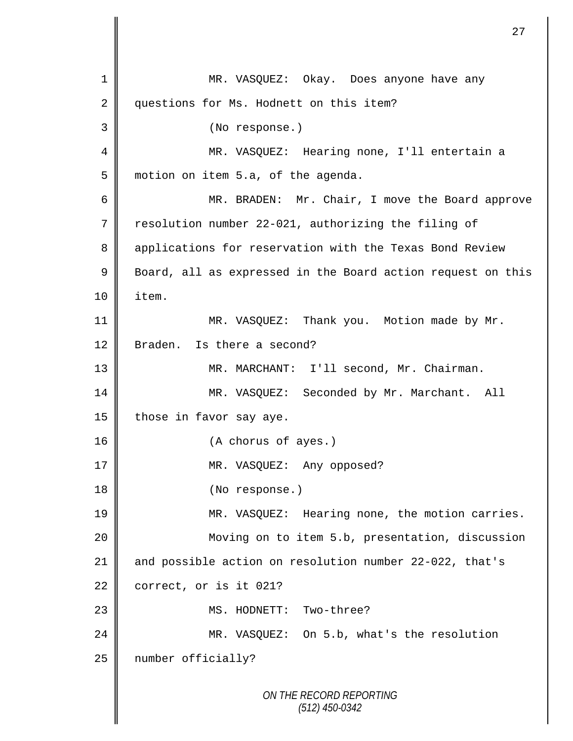MR. VASQUEZ: Okay. Does anyone have any questions for Ms. Hodnett on this item?

(No response.)

MR. VASQUEZ: Hearing none, I'll entertain a motion on item 5.a, of the agenda.

MR. BRADEN: Mr. Chair, I move the Board approve resolution number 22-021, authorizing the filing of applications for reservation with the Texas Bond Review Board, all as expressed in the Board action request on this item.

MR. VASQUEZ: Thank you. Motion made by Mr. Braden. Is there a second?

MR. MARCHANT: I'll second, Mr. Chairman.

MR. VASQUEZ: Seconded by Mr. Marchant. All those in favor say aye.

(A chorus of ayes.)

MR. VASQUEZ: Any opposed?

(No response.)

MR. VASQUEZ: Hearing none, the motion carries.

Moving on to item 5.b, presentation, discussion and possible action on resolution number 22-022, that's correct, or is it 021?

MS. HODNETT: Two-three?

MR. VASQUEZ: On 5.b, what's the resolution number officially?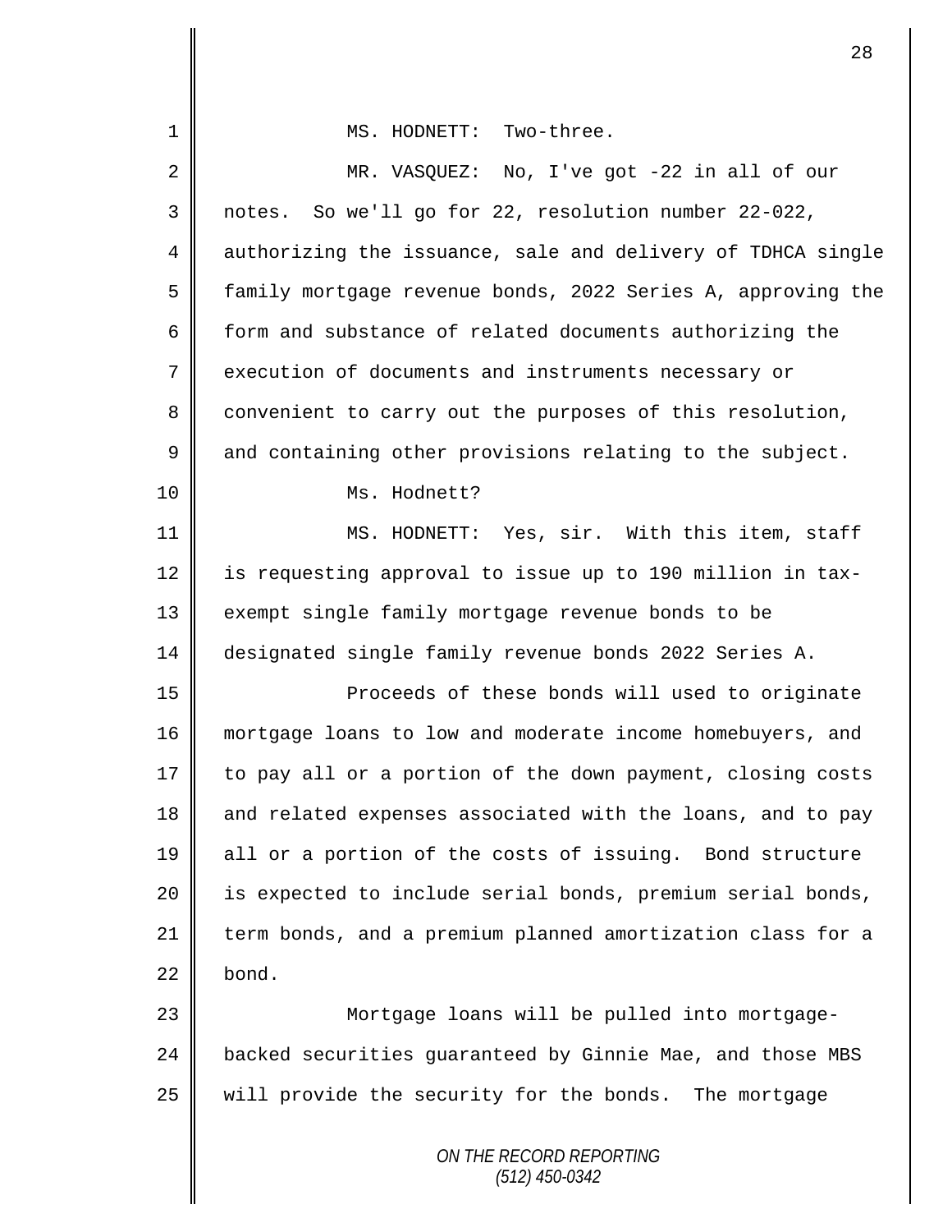MS. HODNETT: Two-three.

MR. VASQUEZ: No, I've got -22 in all of our notes. So we'll go for 22, resolution number 22-022, authorizing the issuance, sale and delivery of TDHCA single family mortgage revenue bonds, 2022 Series A, approving the form and substance of related documents authorizing the execution of documents and instruments necessary or convenient to carry out the purposes of this resolution, and containing other provisions relating to the subject.

Ms. Hodnett?

MS. HODNETT: Yes, sir. With this item, staff is requesting approval to issue up to 190 million in tax-exempt single family mortgage revenue bonds to be designated single family revenue bonds 2022 Series A.

Proceeds of these bonds will used to originate mortgage loans to low and moderate income homebuyers, and to pay all or a portion of the down payment, closing costs and related expenses associated with the loans, and to pay all or a portion of the costs of issuing. Bond structure is expected to include serial bonds, premium serial bonds, term bonds, and a premium planned amortization class for a bond.

Mortgage loans will be pulled into mortgage-backed securities guaranteed by Ginnie Mae, and those MBS will provide the security for the bonds. The mortgage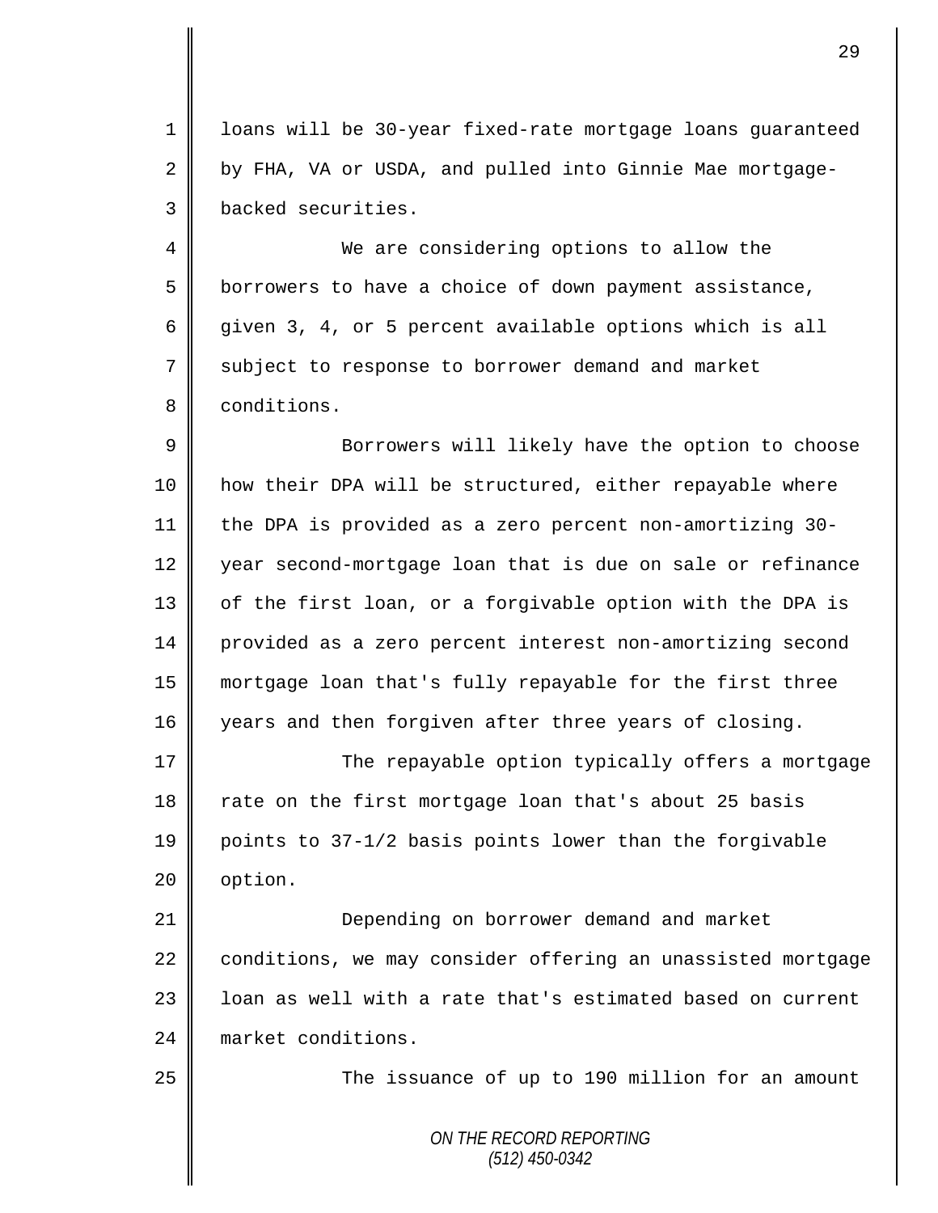loans will be 30-year fixed-rate mortgage loans guaranteed by FHA, VA or USDA, and pulled into Ginnie Mae mortgage-backed securities.

We are considering options to allow the borrowers to have a choice of down payment assistance, given 3, 4, or 5 percent available options which is all subject to response to borrower demand and market conditions.

Borrowers will likely have the option to choose how their DPA will be structured, either repayable where the DPA is provided as a zero percent non-amortizing 30-year second-mortgage loan that is due on sale or refinance of the first loan, or a forgivable option with the DPA is provided as a zero percent interest non-amortizing second mortgage loan that's fully repayable for the first three years and then forgiven after three years of closing.

The repayable option typically offers a mortgage rate on the first mortgage loan that's about 25 basis points to 37-1/2 basis points lower than the forgivable option.

Depending on borrower demand and market conditions, we may consider offering an unassisted mortgage loan as well with a rate that's estimated based on current market conditions.

The issuance of up to 190 million for an amount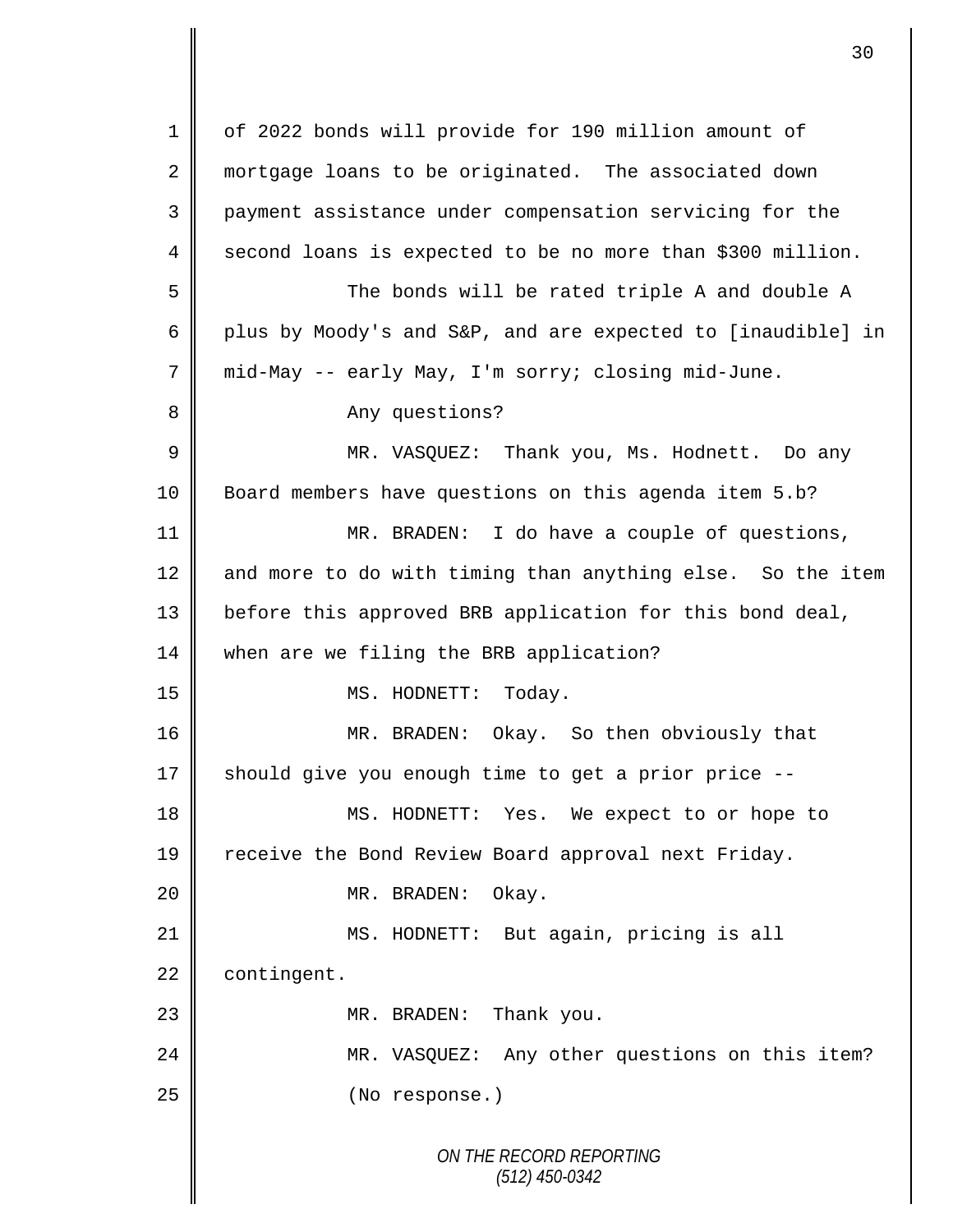1 of 2022 bonds will provide for 190 million amount of
2 mortgage loans to be originated. The associated down
3 payment assistance under compensation servicing for the
4 second loans is expected to be no more than $300 million.
5 The bonds will be rated triple A and double A
6 plus by Moody's and S&P, and are expected to [inaudible] in
7 mid-May -- early May, I'm sorry; closing mid-June.
8 Any questions?
9 MR. VASQUEZ: Thank you, Ms. Hodnett. Do any
10 Board members have questions on this agenda item 5.b?
11 MR. BRADEN: I do have a couple of questions,
12 and more to do with timing than anything else. So the item
13 before this approved BRB application for this bond deal,
14 when are we filing the BRB application?
15 MS. HODNETT: Today.
16 MR. BRADEN: Okay. So then obviously that
17 should give you enough time to get a prior price --
18 MS. HODNETT: Yes. We expect to or hope to
19 receive the Bond Review Board approval next Friday.
20 MR. BRADEN: Okay.
21 MS. HODNETT: But again, pricing is all
22 contingent.
23 MR. BRADEN: Thank you.
24 MR. VASQUEZ: Any other questions on this item?
25 (No response.)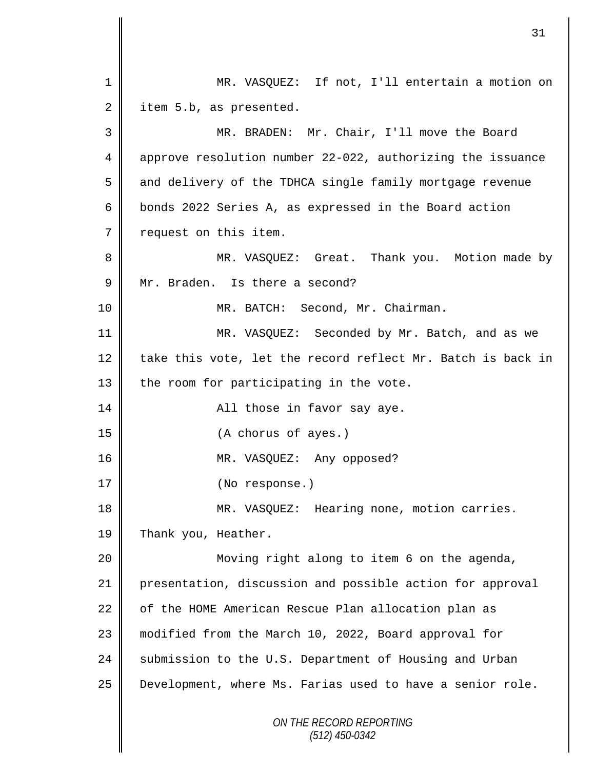MR. VASQUEZ: If not, I'll entertain a motion on item 5.b, as presented.

MR. BRADEN: Mr. Chair, I'll move the Board approve resolution number 22-022, authorizing the issuance and delivery of the TDHCA single family mortgage revenue bonds 2022 Series A, as expressed in the Board action request on this item.

MR. VASQUEZ: Great. Thank you. Motion made by Mr. Braden. Is there a second?

MR. BATCH: Second, Mr. Chairman.

MR. VASQUEZ: Seconded by Mr. Batch, and as we take this vote, let the record reflect Mr. Batch is back in the room for participating in the vote.

All those in favor say aye.

(A chorus of ayes.)

MR. VASQUEZ: Any opposed?

(No response.)

MR. VASQUEZ: Hearing none, motion carries. Thank you, Heather.

Moving right along to item 6 on the agenda, presentation, discussion and possible action for approval of the HOME American Rescue Plan allocation plan as modified from the March 10, 2022, Board approval for submission to the U.S. Department of Housing and Urban Development, where Ms. Farias used to have a senior role.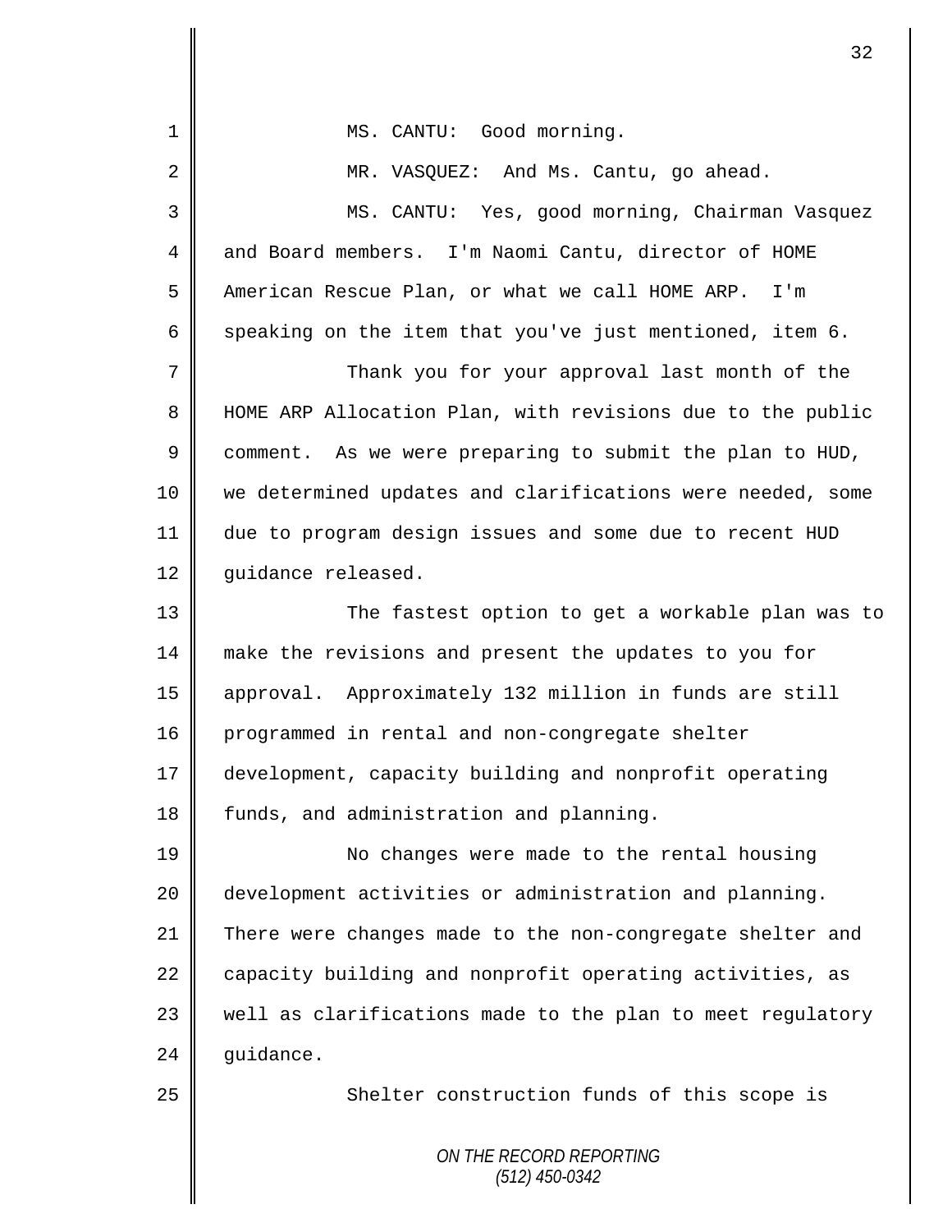MS. CANTU: Good morning.

MR. VASQUEZ: And Ms. Cantu, go ahead.

MS. CANTU: Yes, good morning, Chairman Vasquez and Board members. I'm Naomi Cantu, director of HOME American Rescue Plan, or what we call HOME ARP. I'm speaking on the item that you've just mentioned, item 6.

Thank you for your approval last month of the HOME ARP Allocation Plan, with revisions due to the public comment. As we were preparing to submit the plan to HUD, we determined updates and clarifications were needed, some due to program design issues and some due to recent HUD guidance released.

The fastest option to get a workable plan was to make the revisions and present the updates to you for approval. Approximately 132 million in funds are still programmed in rental and non-congregate shelter development, capacity building and nonprofit operating funds, and administration and planning.

No changes were made to the rental housing development activities or administration and planning. There were changes made to the non-congregate shelter and capacity building and nonprofit operating activities, as well as clarifications made to the plan to meet regulatory guidance.

Shelter construction funds of this scope is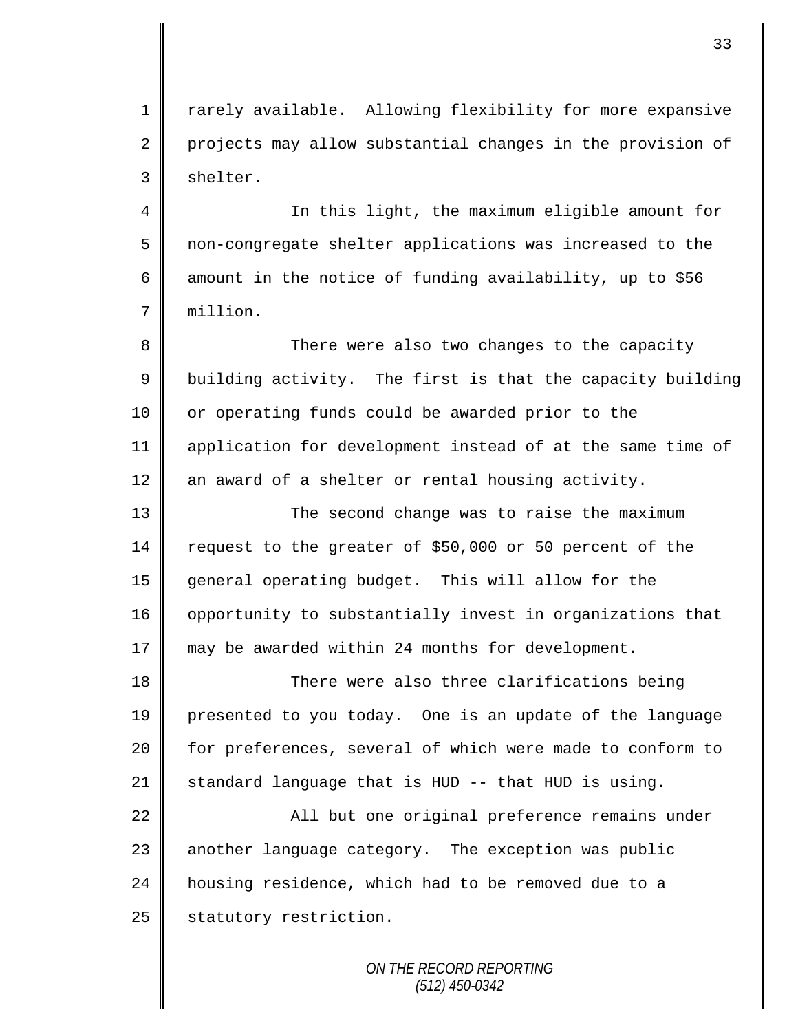rarely available. Allowing flexibility for more expansive projects may allow substantial changes in the provision of shelter.

In this light, the maximum eligible amount for non-congregate shelter applications was increased to the amount in the notice of funding availability, up to $56 million.

There were also two changes to the capacity building activity. The first is that the capacity building or operating funds could be awarded prior to the application for development instead of at the same time of an award of a shelter or rental housing activity.

The second change was to raise the maximum request to the greater of $50,000 or 50 percent of the general operating budget. This will allow for the opportunity to substantially invest in organizations that may be awarded within 24 months for development.

There were also three clarifications being presented to you today. One is an update of the language for preferences, several of which were made to conform to standard language that is HUD -- that HUD is using.

All but one original preference remains under another language category. The exception was public housing residence, which had to be removed due to a statutory restriction.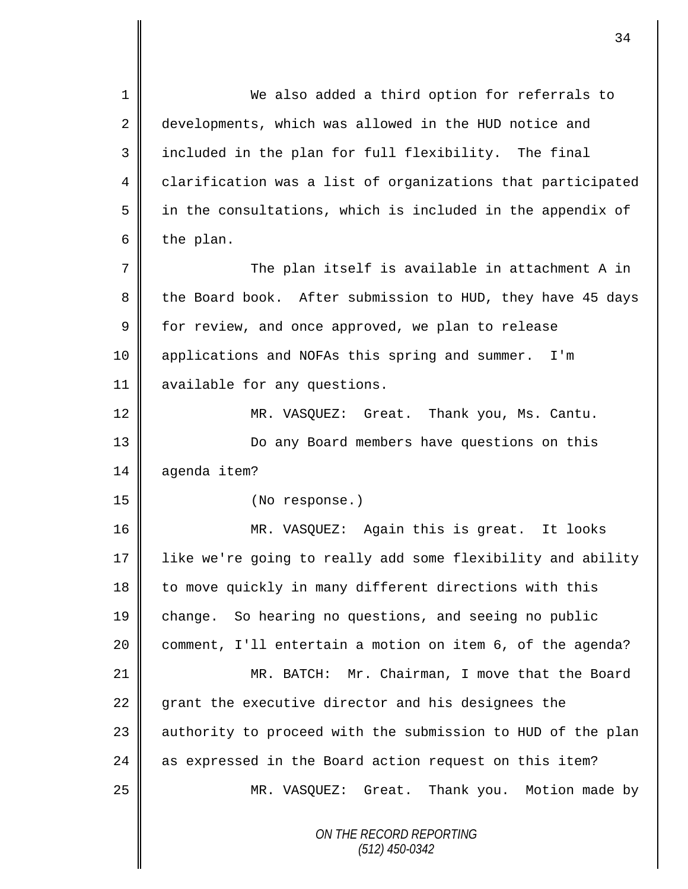We also added a third option for referrals to developments, which was allowed in the HUD notice and included in the plan for full flexibility. The final clarification was a list of organizations that participated in the consultations, which is included in the appendix of the plan.

The plan itself is available in attachment A in the Board book. After submission to HUD, they have 45 days for review, and once approved, we plan to release applications and NOFAs this spring and summer. I'm available for any questions.

MR. VASQUEZ: Great. Thank you, Ms. Cantu.

Do any Board members have questions on this agenda item?

(No response.)

MR. VASQUEZ: Again this is great. It looks like we're going to really add some flexibility and ability to move quickly in many different directions with this change. So hearing no questions, and seeing no public comment, I'll entertain a motion on item 6, of the agenda?

MR. BATCH: Mr. Chairman, I move that the Board grant the executive director and his designees the authority to proceed with the submission to HUD of the plan as expressed in the Board action request on this item?

MR. VASQUEZ: Great. Thank you. Motion made by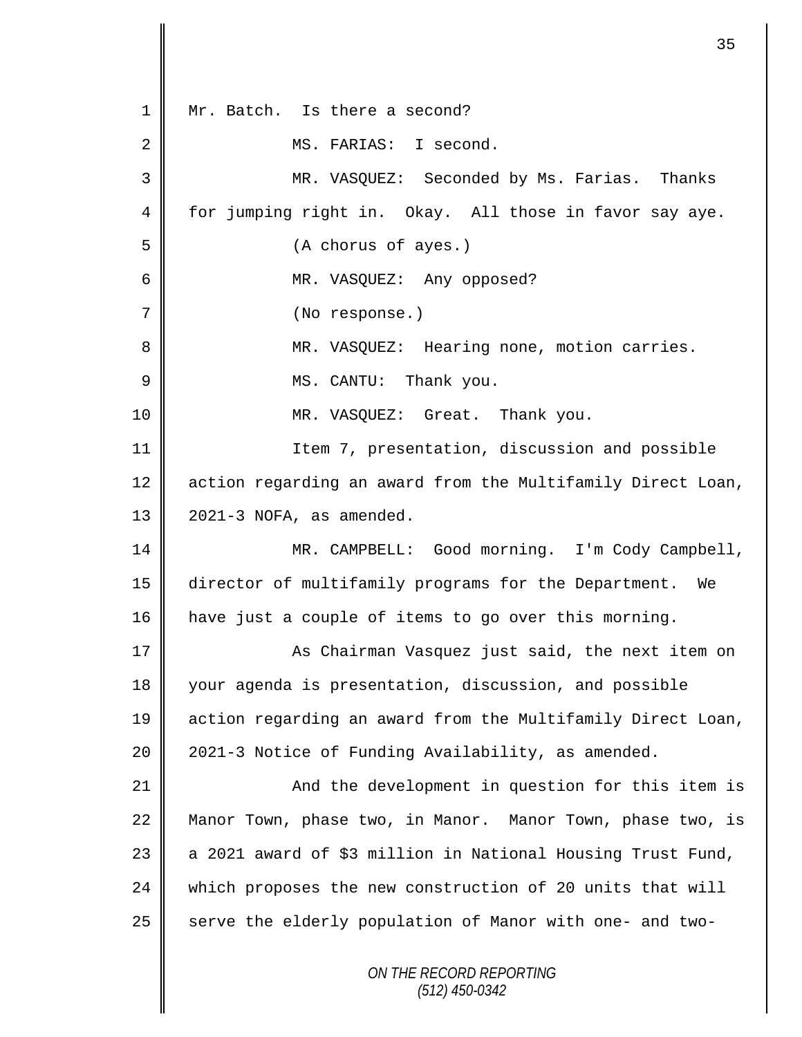Mr. Batch. Is there a second?

MS. FARIAS: I second.

MR. VASQUEZ: Seconded by Ms. Farias. Thanks for jumping right in. Okay. All those in favor say aye.

(A chorus of ayes.)

MR. VASQUEZ: Any opposed?

(No response.)

MR. VASQUEZ: Hearing none, motion carries.

MS. CANTU: Thank you.

MR. VASQUEZ: Great. Thank you.

Item 7, presentation, discussion and possible action regarding an award from the Multifamily Direct Loan, 2021-3 NOFA, as amended.

MR. CAMPBELL: Good morning. I'm Cody Campbell, director of multifamily programs for the Department. We have just a couple of items to go over this morning.

As Chairman Vasquez just said, the next item on your agenda is presentation, discussion, and possible action regarding an award from the Multifamily Direct Loan, 2021-3 Notice of Funding Availability, as amended.

And the development in question for this item is Manor Town, phase two, in Manor. Manor Town, phase two, is a 2021 award of $3 million in National Housing Trust Fund, which proposes the new construction of 20 units that will serve the elderly population of Manor with one- and two-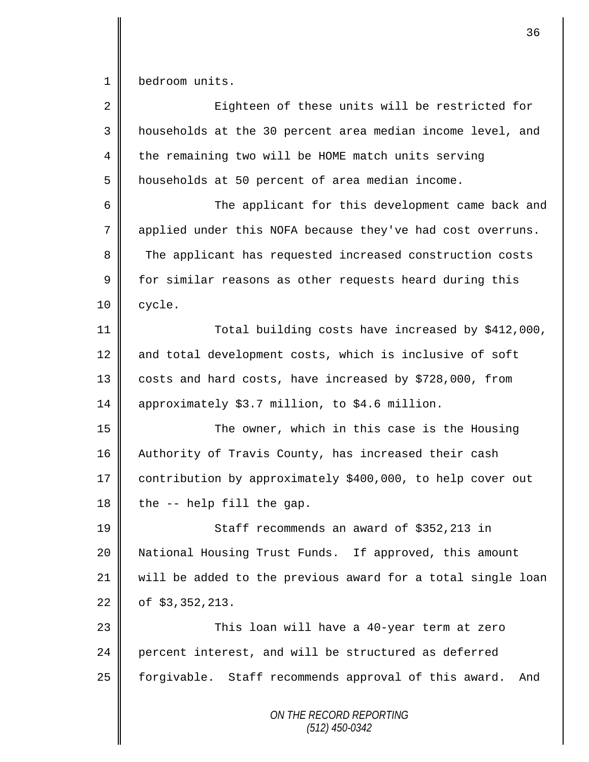bedroom units.

Eighteen of these units will be restricted for households at the 30 percent area median income level, and the remaining two will be HOME match units serving households at 50 percent of area median income.

The applicant for this development came back and applied under this NOFA because they've had cost overruns. The applicant has requested increased construction costs for similar reasons as other requests heard during this cycle.

Total building costs have increased by $412,000, and total development costs, which is inclusive of soft costs and hard costs, have increased by $728,000, from approximately $3.7 million, to $4.6 million.

The owner, which in this case is the Housing Authority of Travis County, has increased their cash contribution by approximately $400,000, to help cover out the -- help fill the gap.

Staff recommends an award of $352,213 in National Housing Trust Funds. If approved, this amount will be added to the previous award for a total single loan of $3,352,213.

This loan will have a 40-year term at zero percent interest, and will be structured as deferred forgivable. Staff recommends approval of this award. And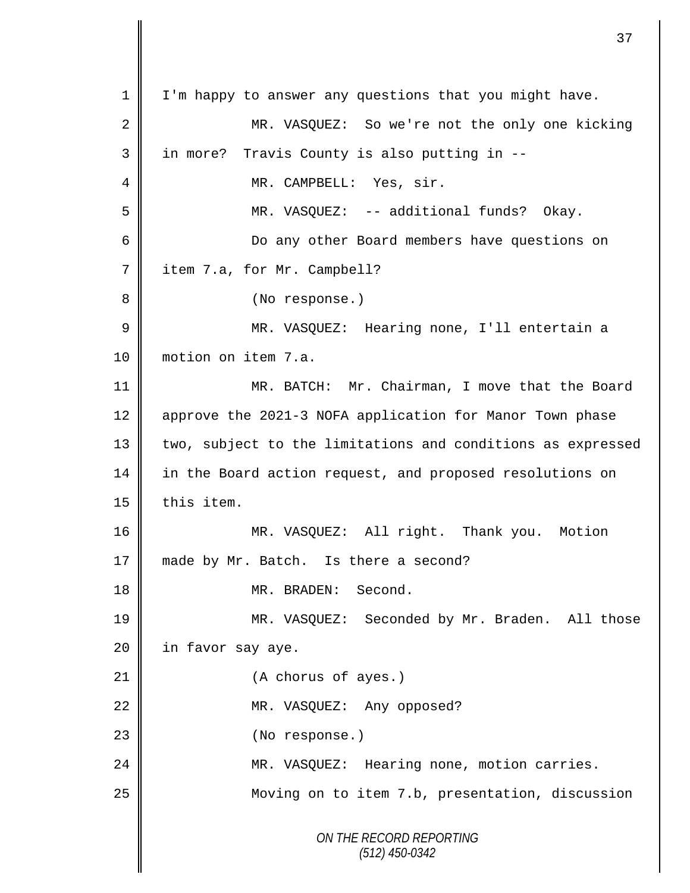I'm happy to answer any questions that you might have.

MR. VASQUEZ: So we're not the only one kicking in more? Travis County is also putting in --

MR. CAMPBELL: Yes, sir.

MR. VASQUEZ: -- additional funds? Okay.

Do any other Board members have questions on item 7.a, for Mr. Campbell?

(No response.)

MR. VASQUEZ: Hearing none, I'll entertain a motion on item 7.a.

MR. BATCH: Mr. Chairman, I move that the Board approve the 2021-3 NOFA application for Manor Town phase two, subject to the limitations and conditions as expressed in the Board action request, and proposed resolutions on this item.

MR. VASQUEZ: All right. Thank you. Motion made by Mr. Batch. Is there a second?

MR. BRADEN: Second.

MR. VASQUEZ: Seconded by Mr. Braden. All those in favor say aye.

(A chorus of ayes.)

MR. VASQUEZ: Any opposed?

(No response.)

MR. VASQUEZ: Hearing none, motion carries.

Moving on to item 7.b, presentation, discussion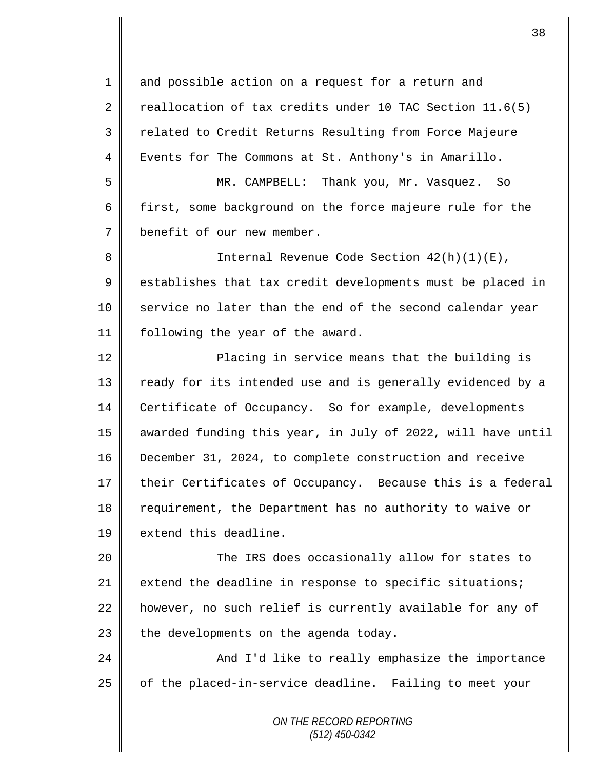and possible action on a request for a return and reallocation of tax credits under 10 TAC Section 11.6(5) related to Credit Returns Resulting from Force Majeure Events for The Commons at St. Anthony's in Amarillo.

MR. CAMPBELL: Thank you, Mr. Vasquez. So first, some background on the force majeure rule for the benefit of our new member.

Internal Revenue Code Section 42(h)(1)(E), establishes that tax credit developments must be placed in service no later than the end of the second calendar year following the year of the award.

Placing in service means that the building is ready for its intended use and is generally evidenced by a Certificate of Occupancy. So for example, developments awarded funding this year, in July of 2022, will have until December 31, 2024, to complete construction and receive their Certificates of Occupancy. Because this is a federal requirement, the Department has no authority to waive or extend this deadline.

The IRS does occasionally allow for states to extend the deadline in response to specific situations; however, no such relief is currently available for any of the developments on the agenda today.

And I'd like to really emphasize the importance of the placed-in-service deadline. Failing to meet your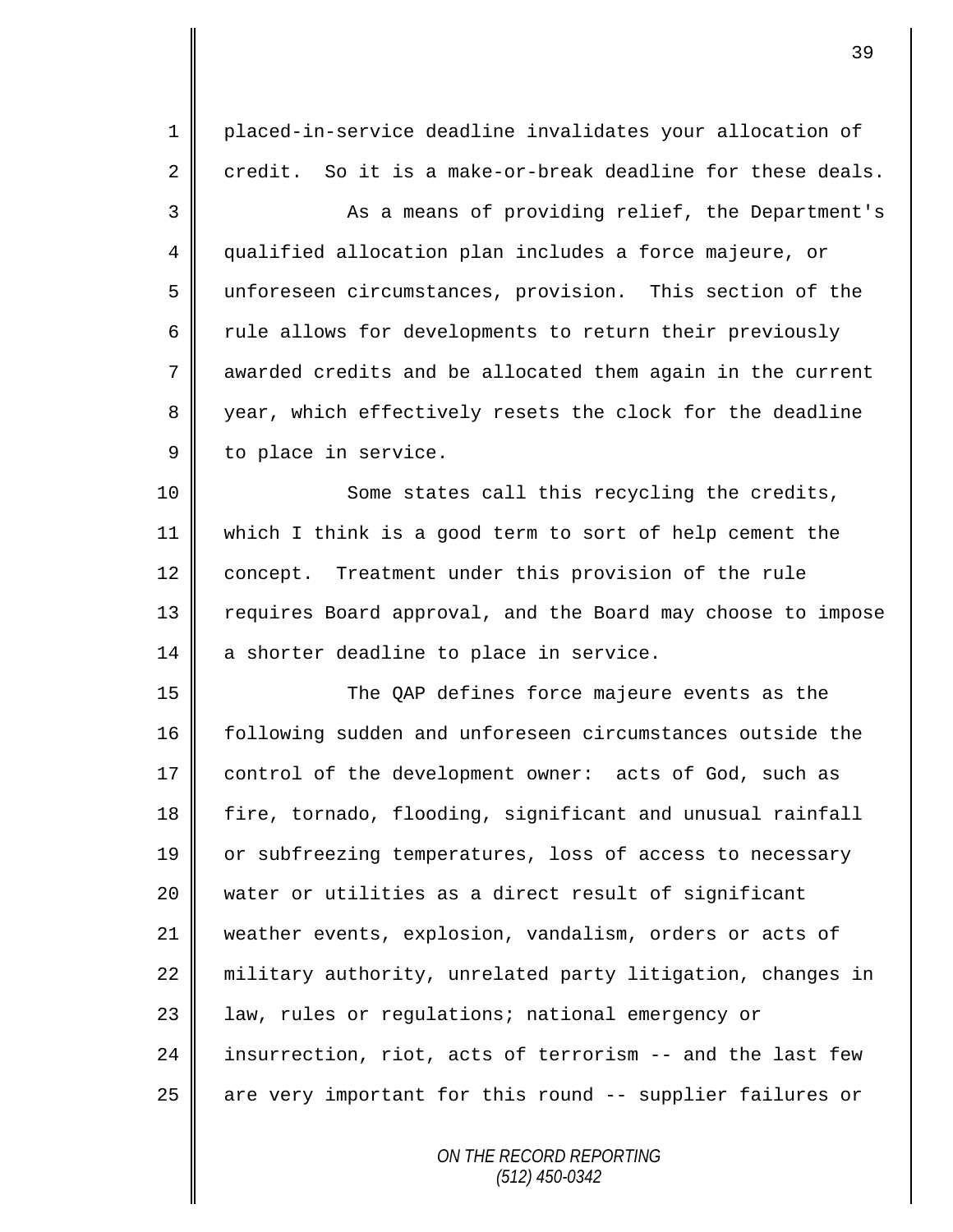placed-in-service deadline invalidates your allocation of credit. So it is a make-or-break deadline for these deals.

As a means of providing relief, the Department's qualified allocation plan includes a force majeure, or unforeseen circumstances, provision. This section of the rule allows for developments to return their previously awarded credits and be allocated them again in the current year, which effectively resets the clock for the deadline to place in service.

Some states call this recycling the credits, which I think is a good term to sort of help cement the concept. Treatment under this provision of the rule requires Board approval, and the Board may choose to impose a shorter deadline to place in service.

The QAP defines force majeure events as the following sudden and unforeseen circumstances outside the control of the development owner: acts of God, such as fire, tornado, flooding, significant and unusual rainfall or subfreezing temperatures, loss of access to necessary water or utilities as a direct result of significant weather events, explosion, vandalism, orders or acts of military authority, unrelated party litigation, changes in law, rules or regulations; national emergency or insurrection, riot, acts of terrorism -- and the last few are very important for this round -- supplier failures or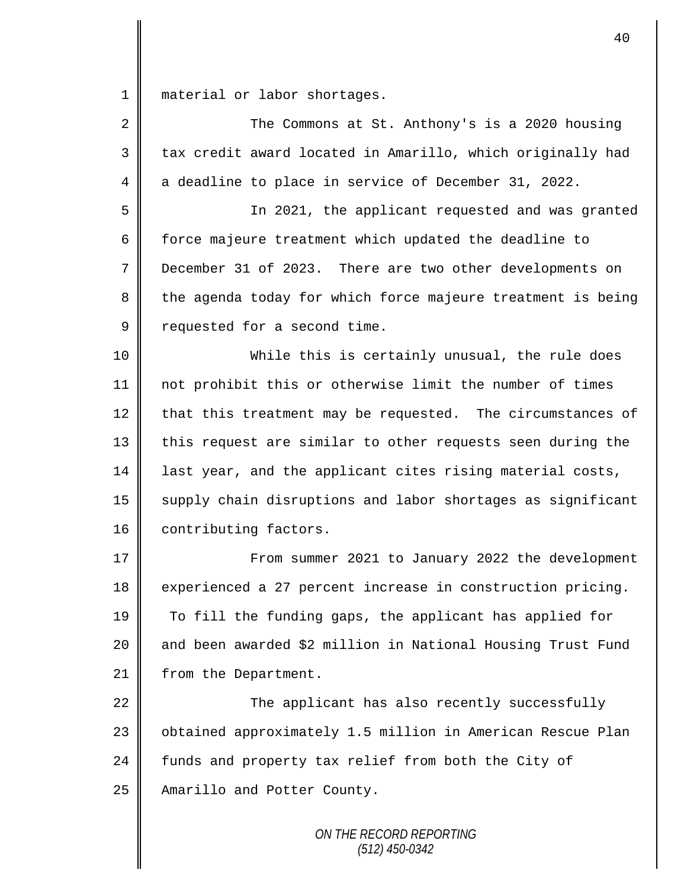material or labor shortages.

The Commons at St. Anthony's is a 2020 housing tax credit award located in Amarillo, which originally had a deadline to place in service of December 31, 2022.

In 2021, the applicant requested and was granted force majeure treatment which updated the deadline to December 31 of 2023. There are two other developments on the agenda today for which force majeure treatment is being requested for a second time.

While this is certainly unusual, the rule does not prohibit this or otherwise limit the number of times that this treatment may be requested. The circumstances of this request are similar to other requests seen during the last year, and the applicant cites rising material costs, supply chain disruptions and labor shortages as significant contributing factors.

From summer 2021 to January 2022 the development experienced a 27 percent increase in construction pricing. To fill the funding gaps, the applicant has applied for and been awarded $2 million in National Housing Trust Fund from the Department.

The applicant has also recently successfully obtained approximately 1.5 million in American Rescue Plan funds and property tax relief from both the City of Amarillo and Potter County.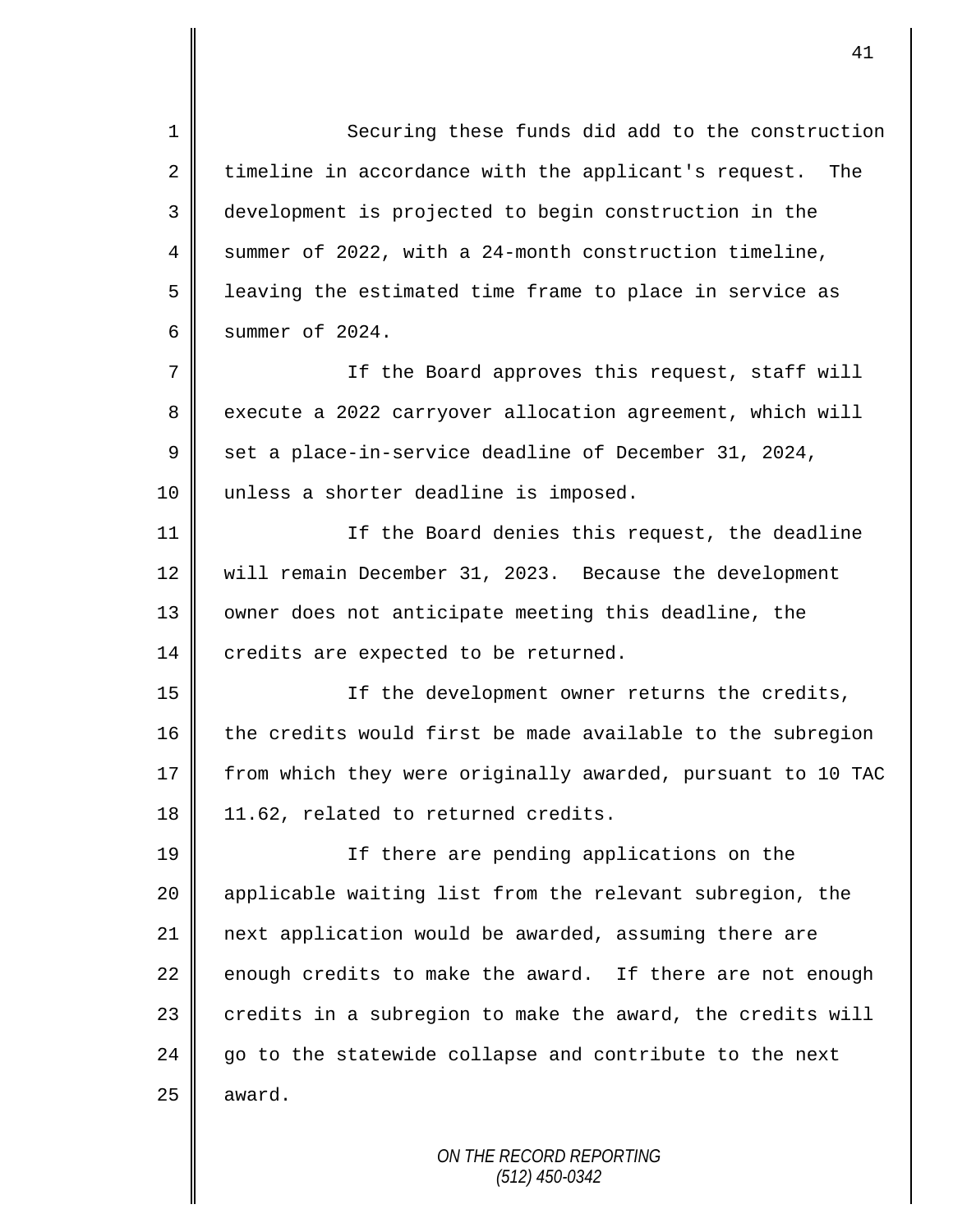Securing these funds did add to the construction timeline in accordance with the applicant's request. The development is projected to begin construction in the summer of 2022, with a 24-month construction timeline, leaving the estimated time frame to place in service as summer of 2024.

If the Board approves this request, staff will execute a 2022 carryover allocation agreement, which will set a place-in-service deadline of December 31, 2024, unless a shorter deadline is imposed.

If the Board denies this request, the deadline will remain December 31, 2023. Because the development owner does not anticipate meeting this deadline, the credits are expected to be returned.

If the development owner returns the credits, the credits would first be made available to the subregion from which they were originally awarded, pursuant to 10 TAC 11.62, related to returned credits.

If there are pending applications on the applicable waiting list from the relevant subregion, the next application would be awarded, assuming there are enough credits to make the award. If there are not enough credits in a subregion to make the award, the credits will go to the statewide collapse and contribute to the next award.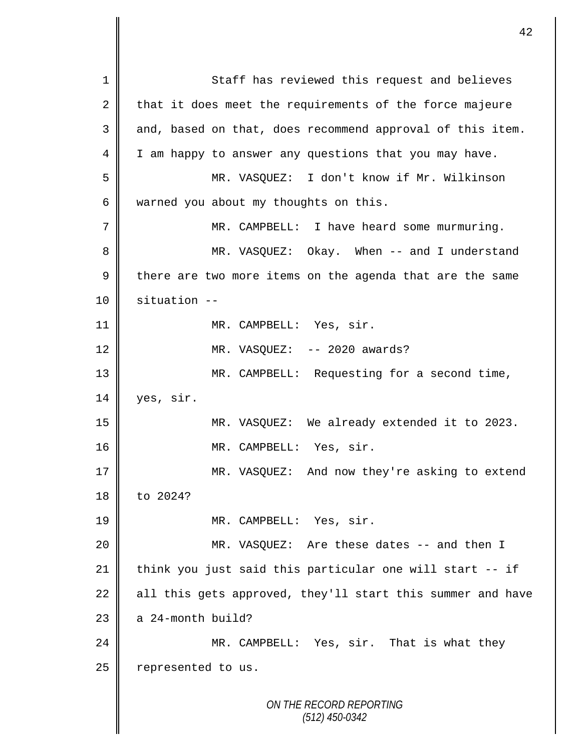Staff has reviewed this request and believes that it does meet the requirements of the force majeure and, based on that, does recommend approval of this item. I am happy to answer any questions that you may have.

MR. VASQUEZ: I don't know if Mr. Wilkinson warned you about my thoughts on this.

MR. CAMPBELL: I have heard some murmuring.

MR. VASQUEZ: Okay. When -- and I understand there are two more items on the agenda that are the same situation --

MR. CAMPBELL: Yes, sir.

MR. VASQUEZ: -- 2020 awards?

MR. CAMPBELL: Requesting for a second time, yes, sir.

MR. VASQUEZ: We already extended it to 2023.

MR. CAMPBELL: Yes, sir.

MR. VASQUEZ: And now they're asking to extend to 2024?

MR. CAMPBELL: Yes, sir.

MR. VASQUEZ: Are these dates -- and then I think you just said this particular one will start -- if all this gets approved, they'll start this summer and have a 24-month build?

MR. CAMPBELL: Yes, sir. That is what they represented to us.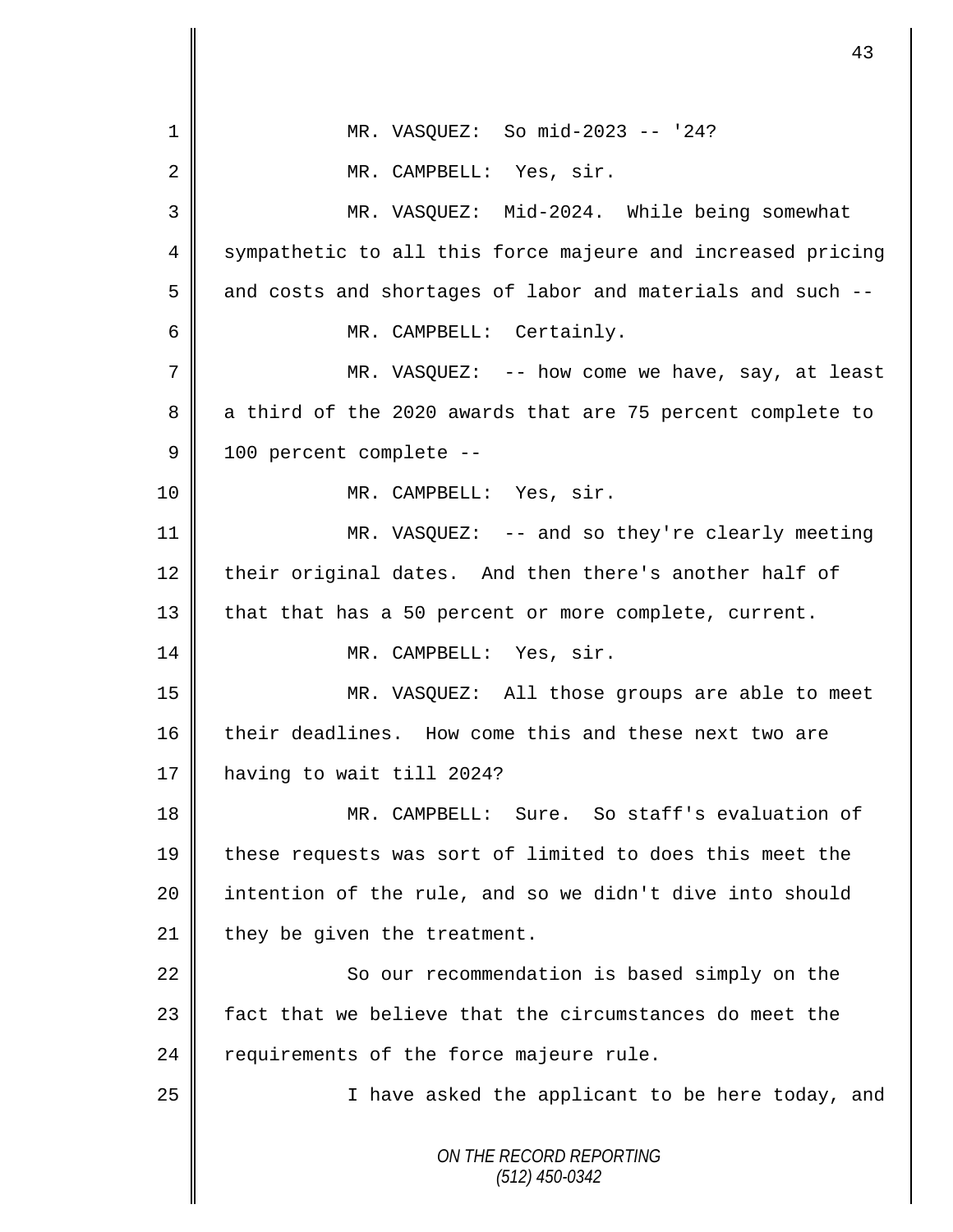MR. VASQUEZ: So mid-2023 -- '24?

MR. CAMPBELL: Yes, sir.

MR. VASQUEZ: Mid-2024. While being somewhat sympathetic to all this force majeure and increased pricing and costs and shortages of labor and materials and such --

MR. CAMPBELL: Certainly.

MR. VASQUEZ: -- how come we have, say, at least a third of the 2020 awards that are 75 percent complete to 100 percent complete --

MR. CAMPBELL: Yes, sir.

MR. VASQUEZ: -- and so they're clearly meeting their original dates. And then there's another half of that that has a 50 percent or more complete, current.

MR. CAMPBELL: Yes, sir.

MR. VASQUEZ: All those groups are able to meet their deadlines. How come this and these next two are having to wait till 2024?

MR. CAMPBELL: Sure. So staff's evaluation of these requests was sort of limited to does this meet the intention of the rule, and so we didn't dive into should they be given the treatment.

So our recommendation is based simply on the fact that we believe that the circumstances do meet the requirements of the force majeure rule.

I have asked the applicant to be here today, and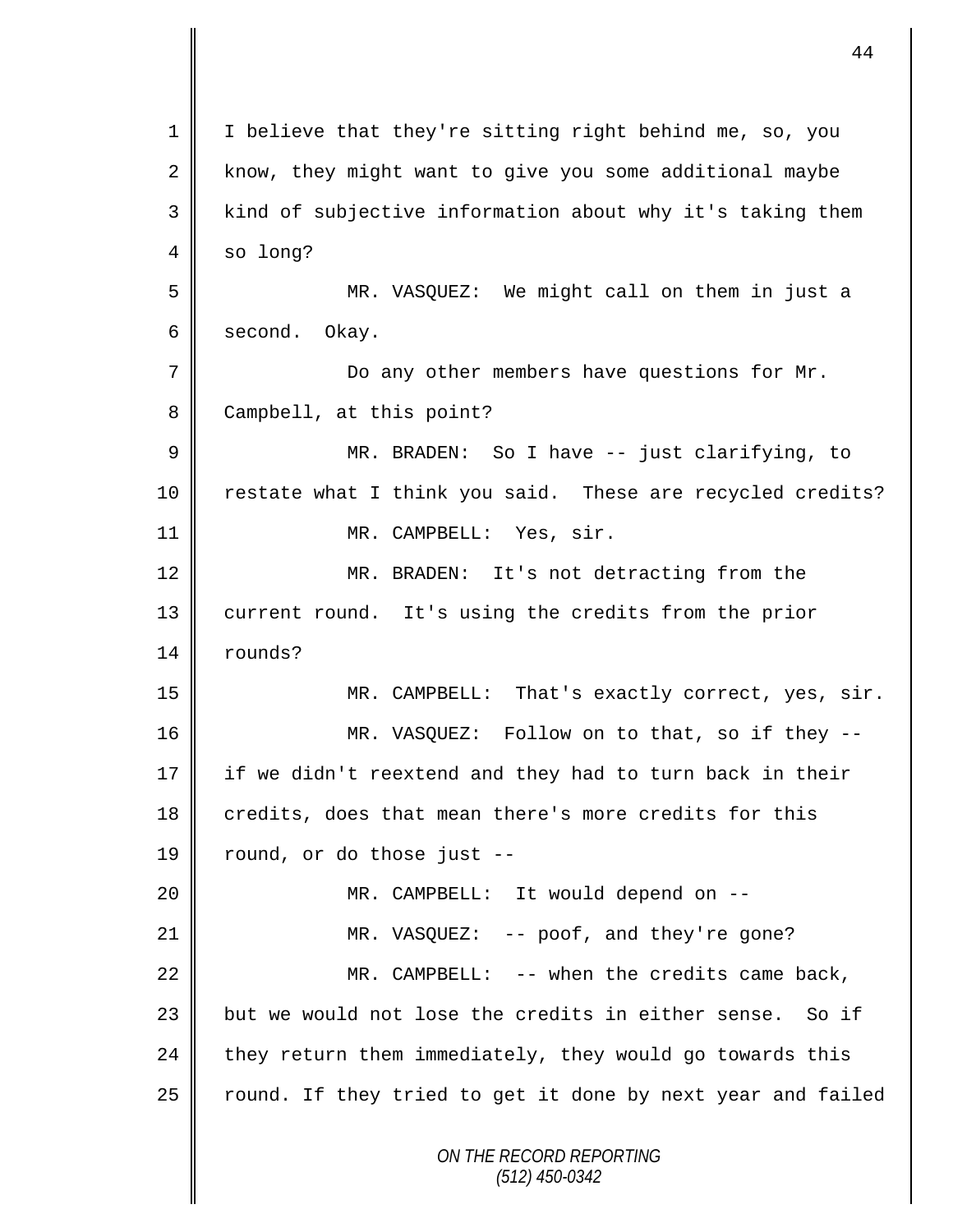I believe that they're sitting right behind me, so, you know, they might want to give you some additional maybe kind of subjective information about why it's taking them so long?

MR. VASQUEZ: We might call on them in just a second. Okay.

Do any other members have questions for Mr. Campbell, at this point?

MR. BRADEN: So I have -- just clarifying, to restate what I think you said. These are recycled credits?

MR. CAMPBELL: Yes, sir.

MR. BRADEN: It's not detracting from the current round. It's using the credits from the prior rounds?

MR. CAMPBELL: That's exactly correct, yes, sir.

MR. VASQUEZ: Follow on to that, so if they -- if we didn't reextend and they had to turn back in their credits, does that mean there's more credits for this round, or do those just --

MR. CAMPBELL: It would depend on --

MR. VASQUEZ: -- poof, and they're gone?

MR. CAMPBELL: -- when the credits came back, but we would not lose the credits in either sense. So if they return them immediately, they would go towards this round. If they tried to get it done by next year and failed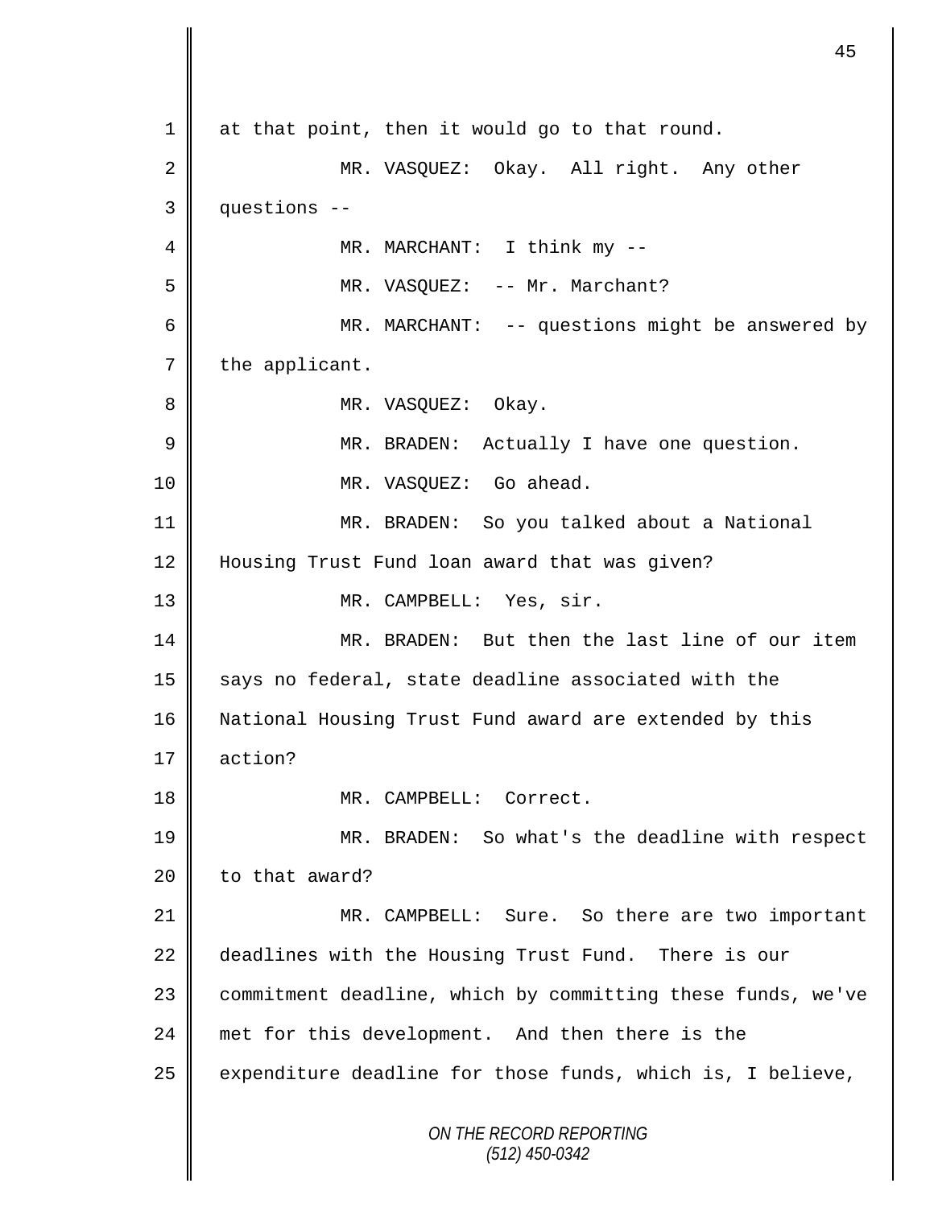at that point, then it would go to that round.

MR. VASQUEZ: Okay. All right. Any other questions --

MR. MARCHANT: I think my --

MR. VASQUEZ: -- Mr. Marchant?

MR. MARCHANT: -- questions might be answered by the applicant.

MR. VASQUEZ: Okay.

MR. BRADEN: Actually I have one question.

MR. VASQUEZ: Go ahead.

MR. BRADEN: So you talked about a National Housing Trust Fund loan award that was given?

MR. CAMPBELL: Yes, sir.

MR. BRADEN: But then the last line of our item says no federal, state deadline associated with the National Housing Trust Fund award are extended by this action?

MR. CAMPBELL: Correct.

MR. BRADEN: So what's the deadline with respect to that award?

MR. CAMPBELL: Sure. So there are two important deadlines with the Housing Trust Fund. There is our commitment deadline, which by committing these funds, we've met for this development. And then there is the expenditure deadline for those funds, which is, I believe,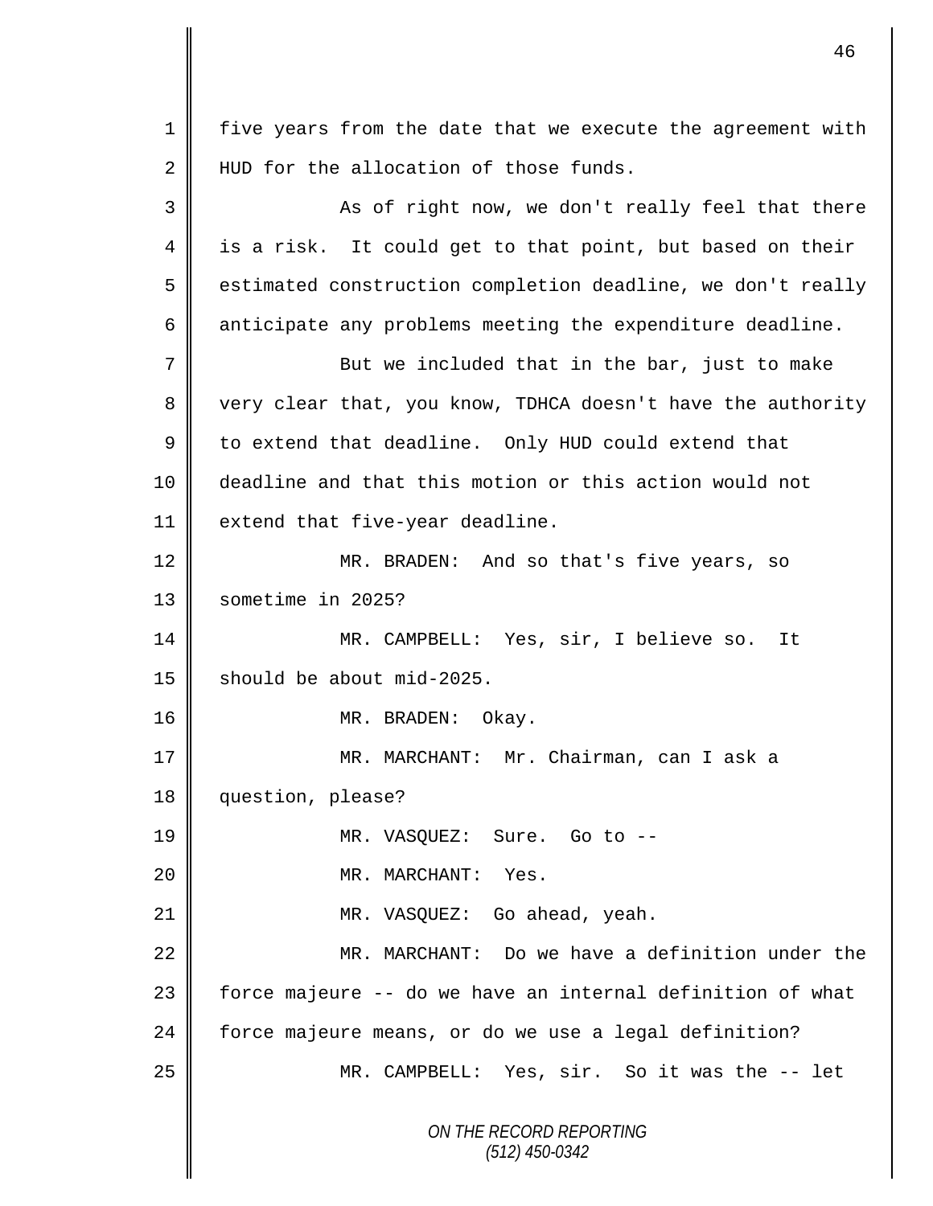five years from the date that we execute the agreement with HUD for the allocation of those funds.

As of right now, we don't really feel that there is a risk. It could get to that point, but based on their estimated construction completion deadline, we don't really anticipate any problems meeting the expenditure deadline.

But we included that in the bar, just to make very clear that, you know, TDHCA doesn't have the authority to extend that deadline. Only HUD could extend that deadline and that this motion or this action would not extend that five-year deadline.

MR. BRADEN: And so that's five years, so sometime in 2025?

MR. CAMPBELL: Yes, sir, I believe so. It should be about mid-2025.

MR. BRADEN: Okay.

MR. MARCHANT: Mr. Chairman, can I ask a question, please?

MR. VASQUEZ: Sure. Go to --

MR. MARCHANT: Yes.

MR. VASQUEZ: Go ahead, yeah.

MR. MARCHANT: Do we have a definition under the force majeure -- do we have an internal definition of what force majeure means, or do we use a legal definition?

MR. CAMPBELL: Yes, sir. So it was the -- let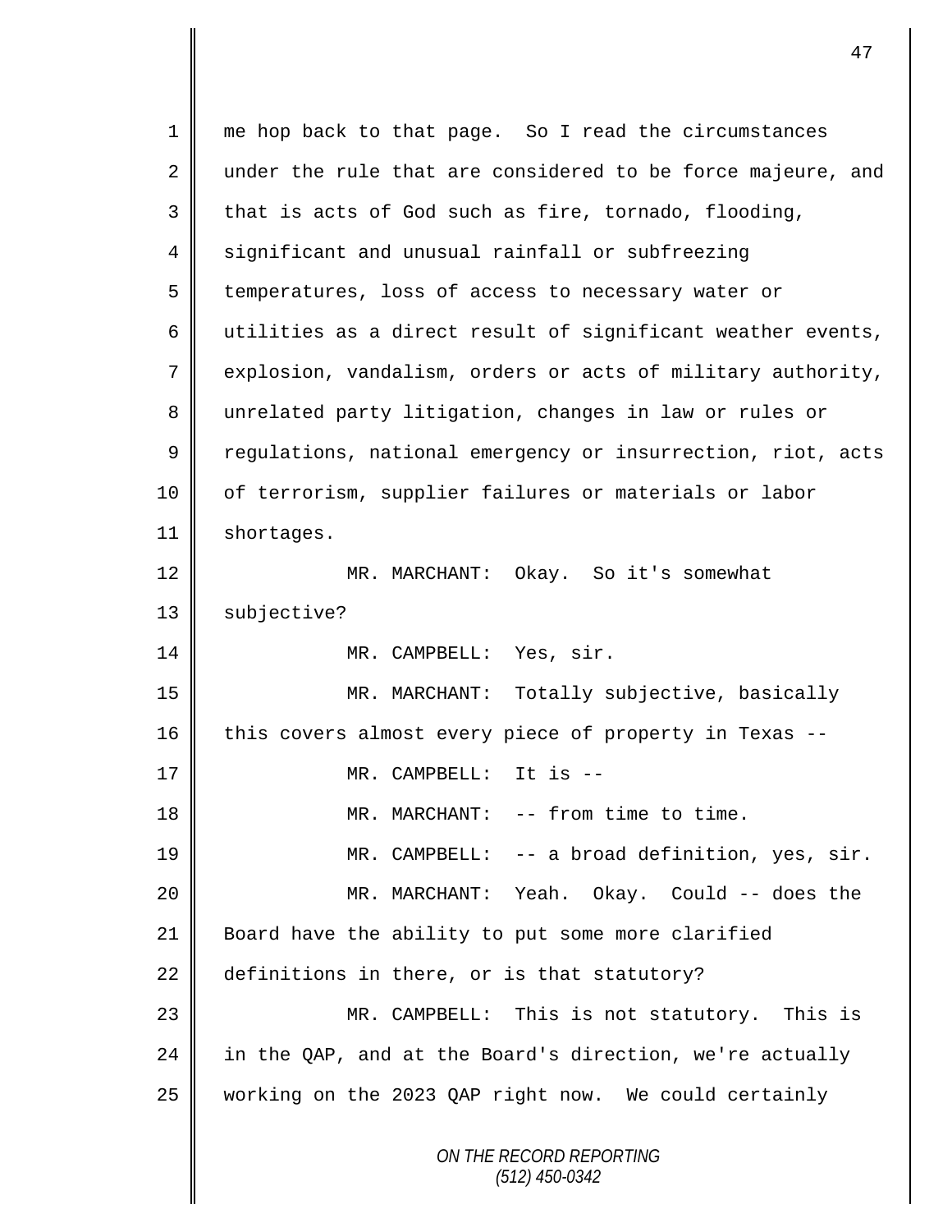me hop back to that page. So I read the circumstances under the rule that are considered to be force majeure, and that is acts of God such as fire, tornado, flooding, significant and unusual rainfall or subfreezing temperatures, loss of access to necessary water or utilities as a direct result of significant weather events, explosion, vandalism, orders or acts of military authority, unrelated party litigation, changes in law or rules or regulations, national emergency or insurrection, riot, acts of terrorism, supplier failures or materials or labor shortages.

MR. MARCHANT: Okay. So it's somewhat subjective?

MR. CAMPBELL: Yes, sir.

MR. MARCHANT: Totally subjective, basically this covers almost every piece of property in Texas --

MR. CAMPBELL: It is --

MR. MARCHANT: -- from time to time.

MR. CAMPBELL: -- a broad definition, yes, sir.

MR. MARCHANT: Yeah. Okay. Could -- does the Board have the ability to put some more clarified definitions in there, or is that statutory?

MR. CAMPBELL: This is not statutory. This is in the QAP, and at the Board's direction, we're actually working on the 2023 QAP right now. We could certainly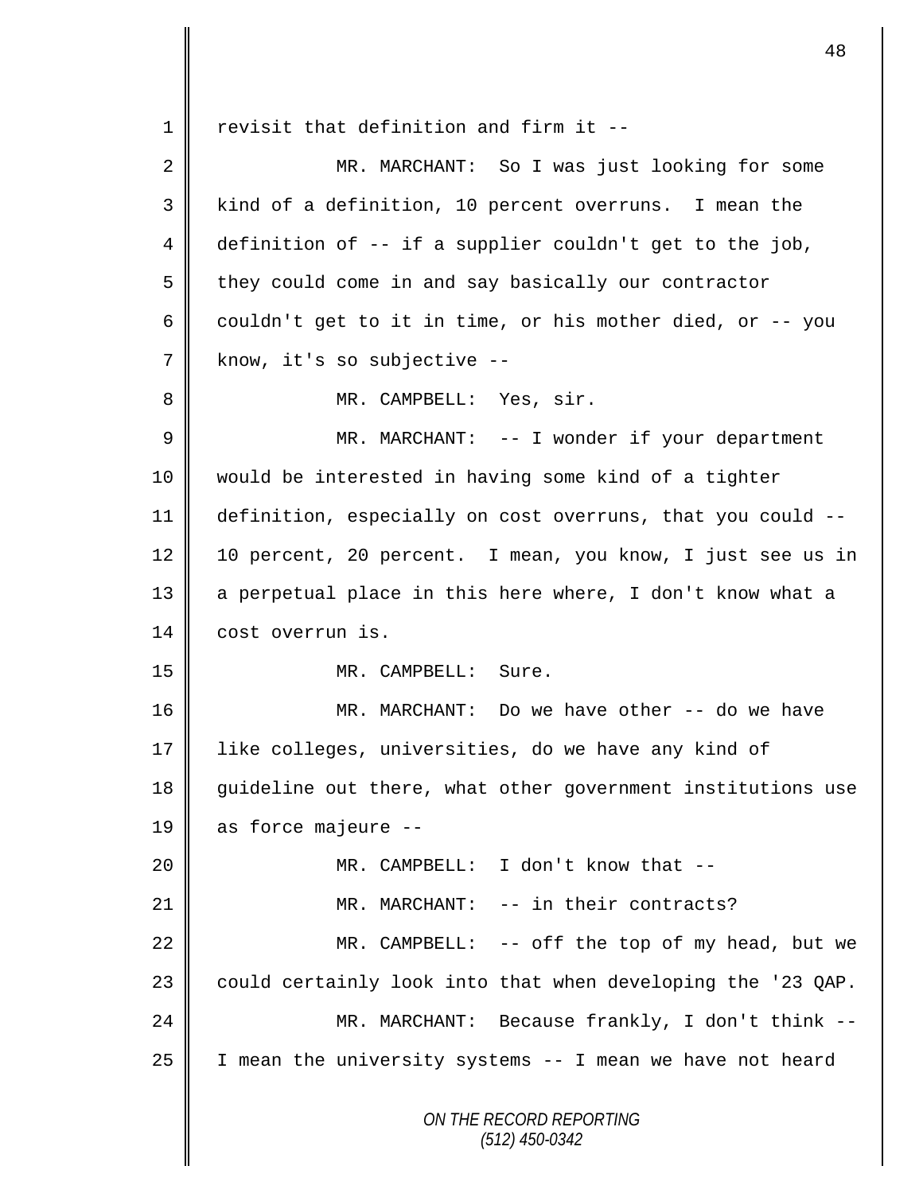revisit that definition and firm it --

MR. MARCHANT: So I was just looking for some kind of a definition, 10 percent overruns. I mean the definition of -- if a supplier couldn't get to the job, they could come in and say basically our contractor couldn't get to it in time, or his mother died, or -- you know, it's so subjective --

MR. CAMPBELL: Yes, sir.

MR. MARCHANT: -- I wonder if your department would be interested in having some kind of a tighter definition, especially on cost overruns, that you could -- 10 percent, 20 percent. I mean, you know, I just see us in a perpetual place in this here where, I don't know what a cost overrun is.

MR. CAMPBELL: Sure.

MR. MARCHANT: Do we have other -- do we have like colleges, universities, do we have any kind of guideline out there, what other government institutions use as force majeure --

MR. CAMPBELL: I don't know that --

MR. MARCHANT: -- in their contracts?

MR. CAMPBELL: -- off the top of my head, but we could certainly look into that when developing the '23 QAP.

MR. MARCHANT: Because frankly, I don't think -- I mean the university systems -- I mean we have not heard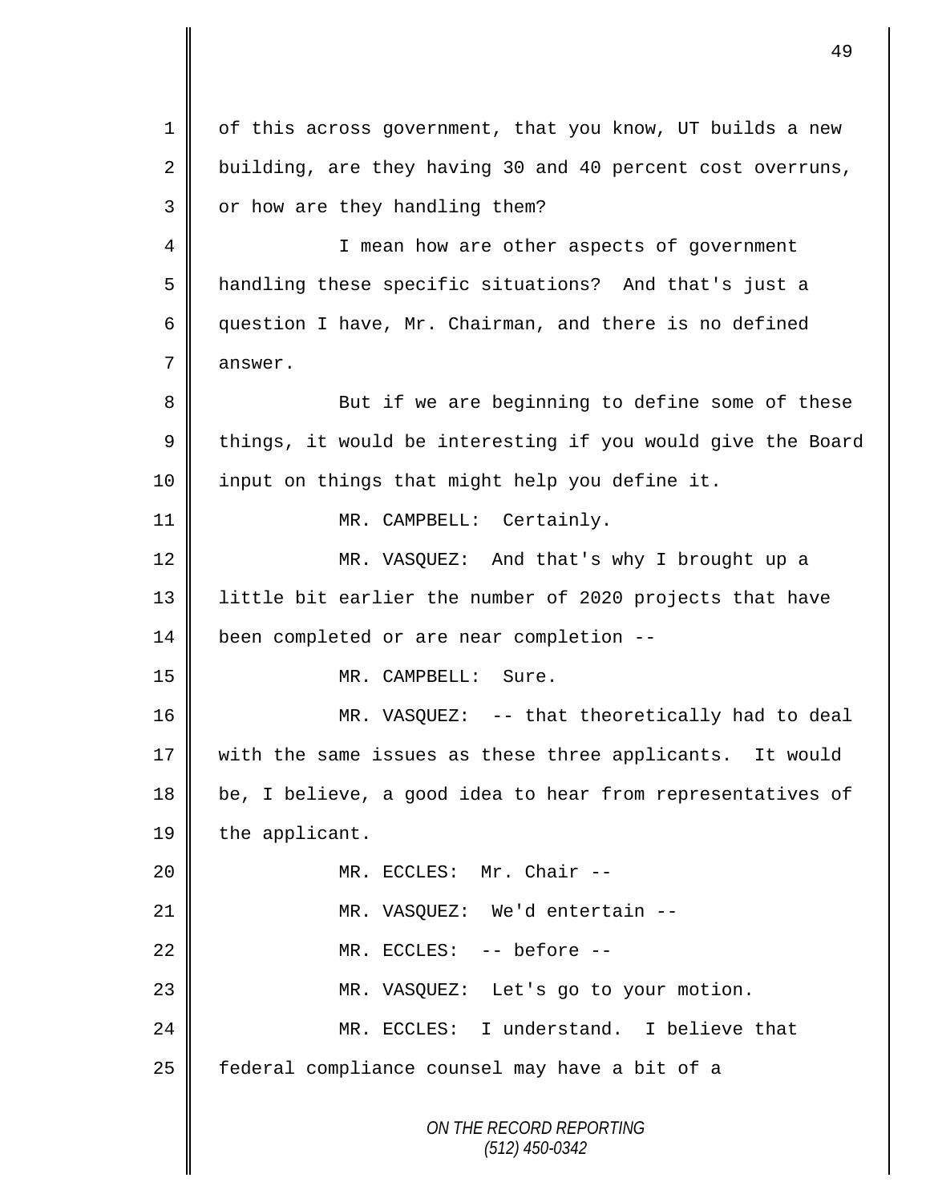of this across government, that you know, UT builds a new building, are they having 30 and 40 percent cost overruns, or how are they handling them?

I mean how are other aspects of government handling these specific situations? And that's just a question I have, Mr. Chairman, and there is no defined answer.

But if we are beginning to define some of these things, it would be interesting if you would give the Board input on things that might help you define it.

MR. CAMPBELL: Certainly.

MR. VASQUEZ: And that's why I brought up a little bit earlier the number of 2020 projects that have been completed or are near completion --

MR. CAMPBELL: Sure.

MR. VASQUEZ: -- that theoretically had to deal with the same issues as these three applicants. It would be, I believe, a good idea to hear from representatives of the applicant.

MR. ECCLES: Mr. Chair --

MR. VASQUEZ: We'd entertain --

MR. ECCLES: -- before --

MR. VASQUEZ: Let's go to your motion.

MR. ECCLES: I understand. I believe that federal compliance counsel may have a bit of a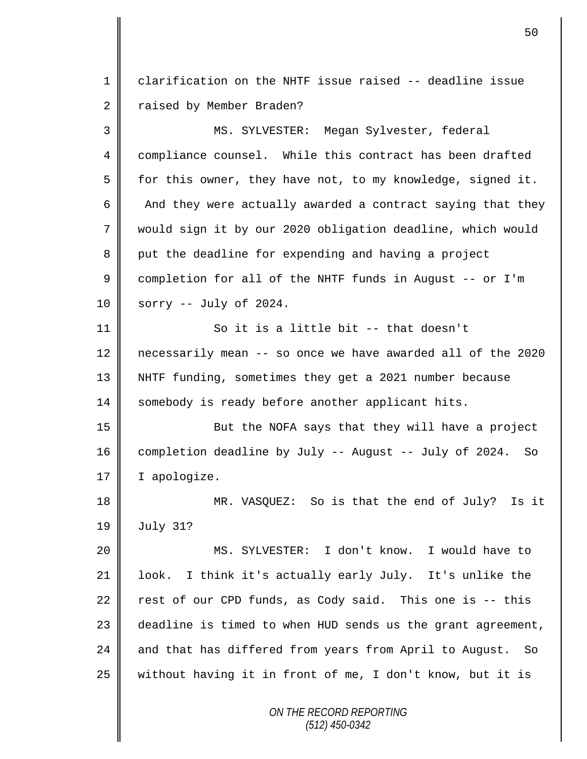clarification on the NHTF issue raised -- deadline issue raised by Member Braden?

MS. SYLVESTER: Megan Sylvester, federal compliance counsel. While this contract has been drafted for this owner, they have not, to my knowledge, signed it. And they were actually awarded a contract saying that they would sign it by our 2020 obligation deadline, which would put the deadline for expending and having a project completion for all of the NHTF funds in August -- or I'm sorry -- July of 2024.

So it is a little bit -- that doesn't necessarily mean -- so once we have awarded all of the 2020 NHTF funding, sometimes they get a 2021 number because somebody is ready before another applicant hits.

But the NOFA says that they will have a project completion deadline by July -- August -- July of 2024. So I apologize.

MR. VASQUEZ: So is that the end of July? Is it July 31?

MS. SYLVESTER: I don't know. I would have to look. I think it's actually early July. It's unlike the rest of our CPD funds, as Cody said. This one is -- this deadline is timed to when HUD sends us the grant agreement, and that has differed from years from April to August. So without having it in front of me, I don't know, but it is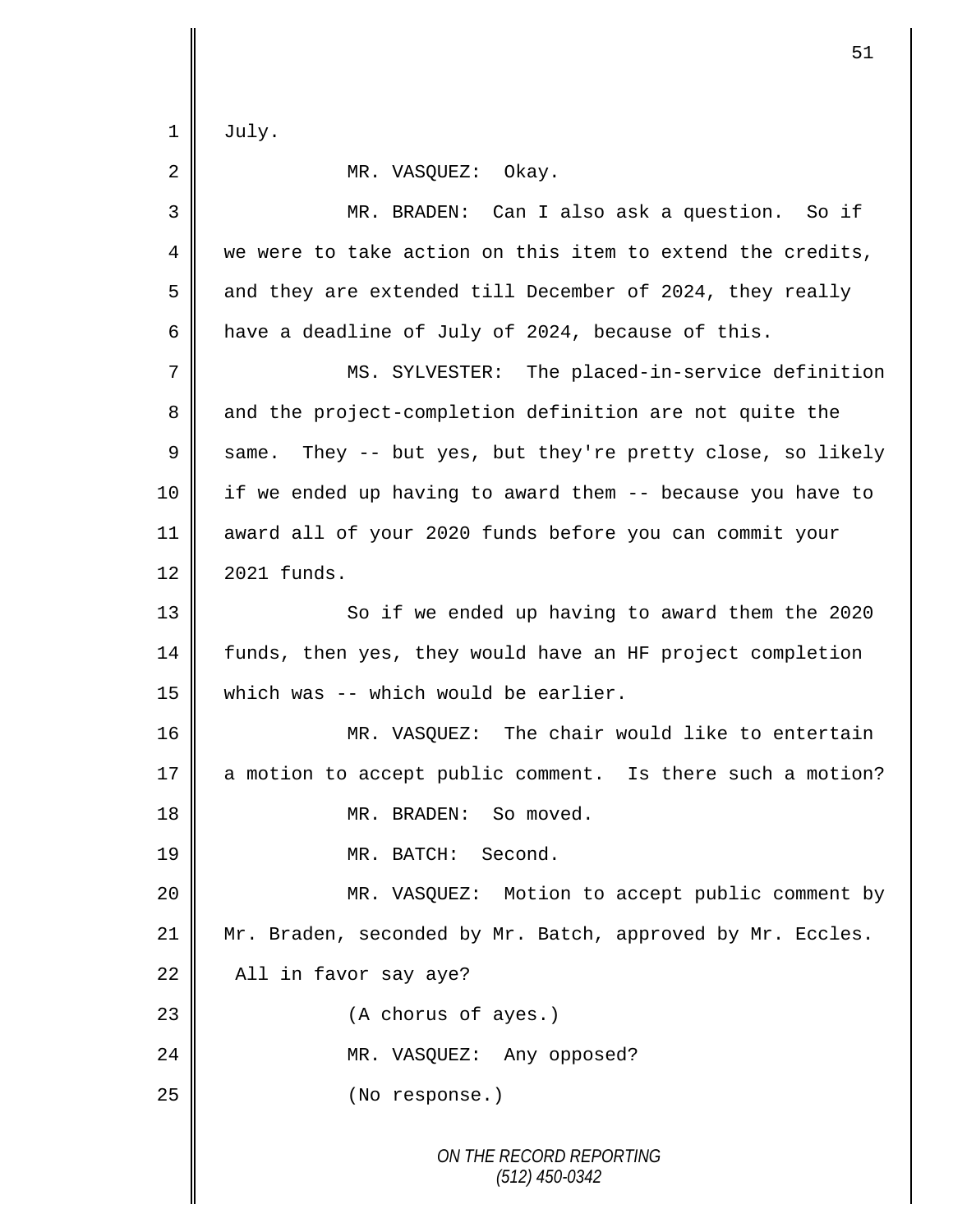July.

MR. VASQUEZ: Okay.

MR. BRADEN: Can I also ask a question. So if we were to take action on this item to extend the credits, and they are extended till December of 2024, they really have a deadline of July of 2024, because of this.

MS. SYLVESTER: The placed-in-service definition and the project-completion definition are not quite the same. They -- but yes, but they're pretty close, so likely if we ended up having to award them -- because you have to award all of your 2020 funds before you can commit your 2021 funds.

So if we ended up having to award them the 2020 funds, then yes, they would have an HF project completion which was -- which would be earlier.

MR. VASQUEZ: The chair would like to entertain a motion to accept public comment. Is there such a motion?

MR. BRADEN: So moved.

MR. BATCH: Second.

MR. VASQUEZ: Motion to accept public comment by Mr. Braden, seconded by Mr. Batch, approved by Mr. Eccles. All in favor say aye?

(A chorus of ayes.)

MR. VASQUEZ: Any opposed?

(No response.)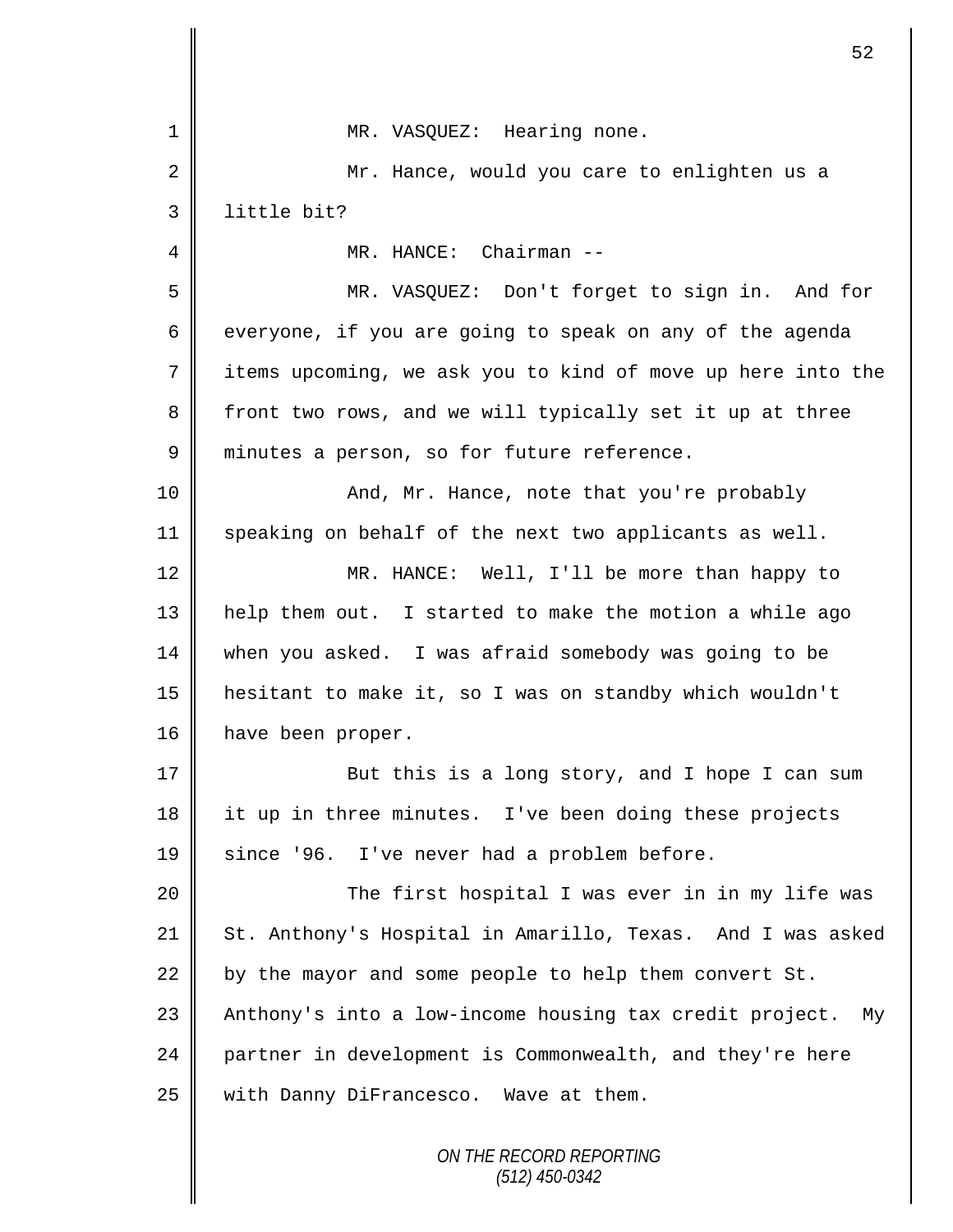MR. VASQUEZ: Hearing none.

Mr. Hance, would you care to enlighten us a little bit?

MR. HANCE: Chairman --

MR. VASQUEZ: Don't forget to sign in. And for everyone, if you are going to speak on any of the agenda items upcoming, we ask you to kind of move up here into the front two rows, and we will typically set it up at three minutes a person, so for future reference.

And, Mr. Hance, note that you're probably speaking on behalf of the next two applicants as well.

MR. HANCE: Well, I'll be more than happy to help them out. I started to make the motion a while ago when you asked. I was afraid somebody was going to be hesitant to make it, so I was on standby which wouldn't have been proper.

But this is a long story, and I hope I can sum it up in three minutes. I've been doing these projects since '96. I've never had a problem before.

The first hospital I was ever in in my life was St. Anthony's Hospital in Amarillo, Texas. And I was asked by the mayor and some people to help them convert St. Anthony's into a low-income housing tax credit project. My partner in development is Commonwealth, and they're here with Danny DiFrancesco. Wave at them.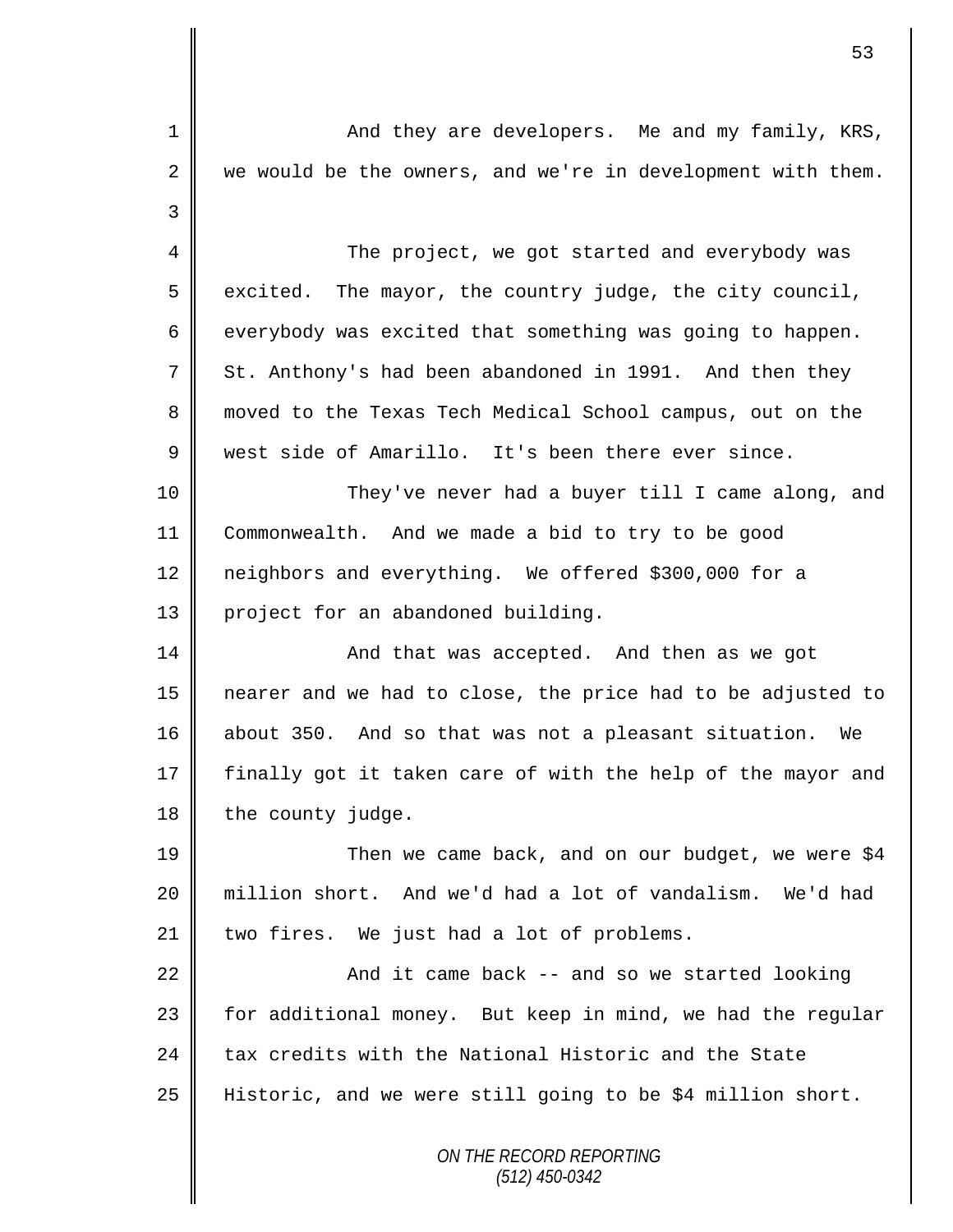And they are developers. Me and my family, KRS, we would be the owners, and we're in development with them.

The project, we got started and everybody was excited. The mayor, the country judge, the city council, everybody was excited that something was going to happen. St. Anthony's had been abandoned in 1991. And then they moved to the Texas Tech Medical School campus, out on the west side of Amarillo. It's been there ever since.

They've never had a buyer till I came along, and Commonwealth. And we made a bid to try to be good neighbors and everything. We offered $300,000 for a project for an abandoned building.

And that was accepted. And then as we got nearer and we had to close, the price had to be adjusted to about 350. And so that was not a pleasant situation. We finally got it taken care of with the help of the mayor and the county judge.

Then we came back, and on our budget, we were $4 million short. And we'd had a lot of vandalism. We'd had two fires. We just had a lot of problems.

And it came back -- and so we started looking for additional money. But keep in mind, we had the regular tax credits with the National Historic and the State Historic, and we were still going to be $4 million short.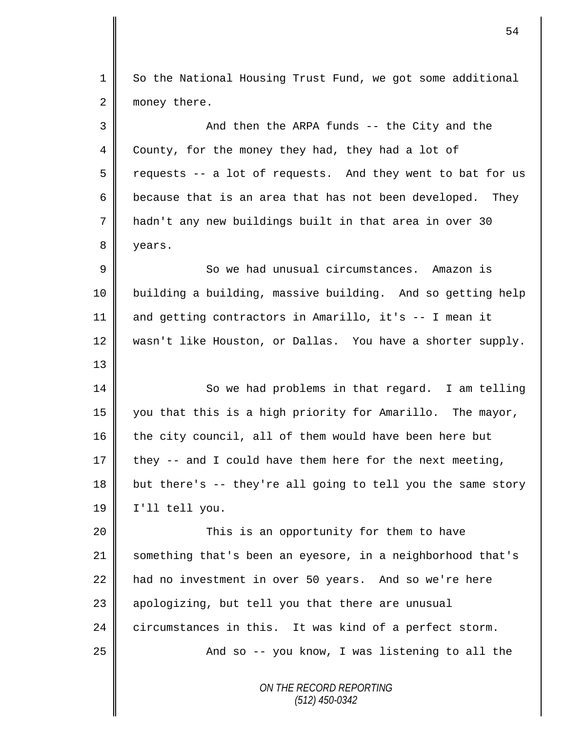So the National Housing Trust Fund, we got some additional money there.

And then the ARPA funds -- the City and the County, for the money they had, they had a lot of requests -- a lot of requests. And they went to bat for us because that is an area that has not been developed. They hadn't any new buildings built in that area in over 30 years.

So we had unusual circumstances. Amazon is building a building, massive building. And so getting help and getting contractors in Amarillo, it's -- I mean it wasn't like Houston, or Dallas. You have a shorter supply.

So we had problems in that regard. I am telling you that this is a high priority for Amarillo. The mayor, the city council, all of them would have been here but they -- and I could have them here for the next meeting, but there's -- they're all going to tell you the same story I'll tell you.

This is an opportunity for them to have something that's been an eyesore, in a neighborhood that's had no investment in over 50 years. And so we're here apologizing, but tell you that there are unusual circumstances in this. It was kind of a perfect storm.

And so -- you know, I was listening to all the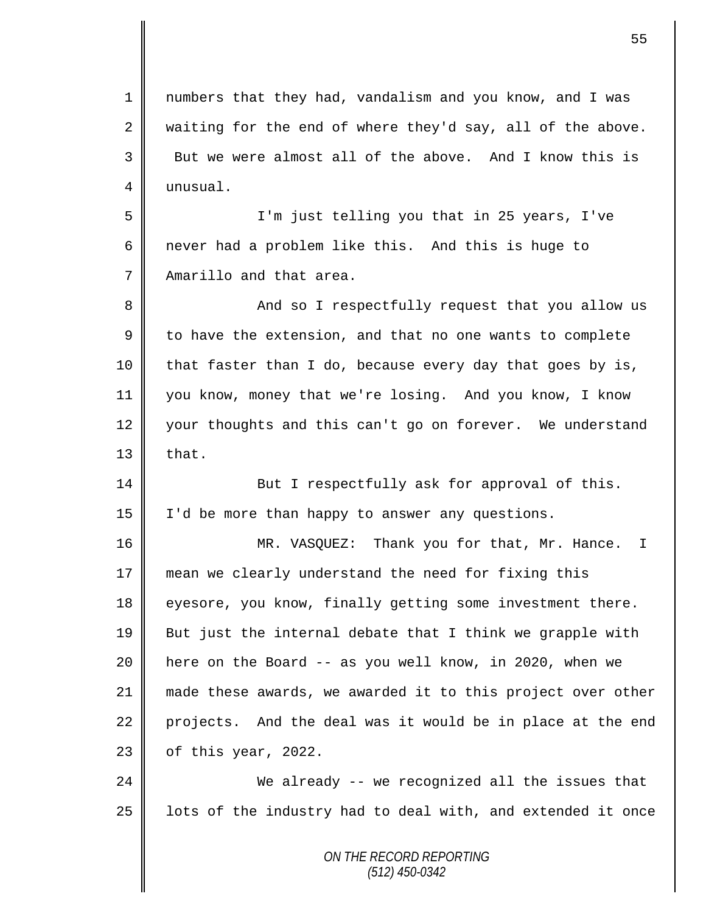numbers that they had, vandalism and you know, and I was waiting for the end of where they'd say, all of the above. But we were almost all of the above. And I know this is unusual.

I'm just telling you that in 25 years, I've never had a problem like this. And this is huge to Amarillo and that area.

And so I respectfully request that you allow us to have the extension, and that no one wants to complete that faster than I do, because every day that goes by is, you know, money that we're losing. And you know, I know your thoughts and this can't go on forever. We understand that.

But I respectfully ask for approval of this. I'd be more than happy to answer any questions.

MR. VASQUEZ: Thank you for that, Mr. Hance. I mean we clearly understand the need for fixing this eyesore, you know, finally getting some investment there. But just the internal debate that I think we grapple with here on the Board -- as you well know, in 2020, when we made these awards, we awarded it to this project over other projects. And the deal was it would be in place at the end of this year, 2022.

We already -- we recognized all the issues that lots of the industry had to deal with, and extended it once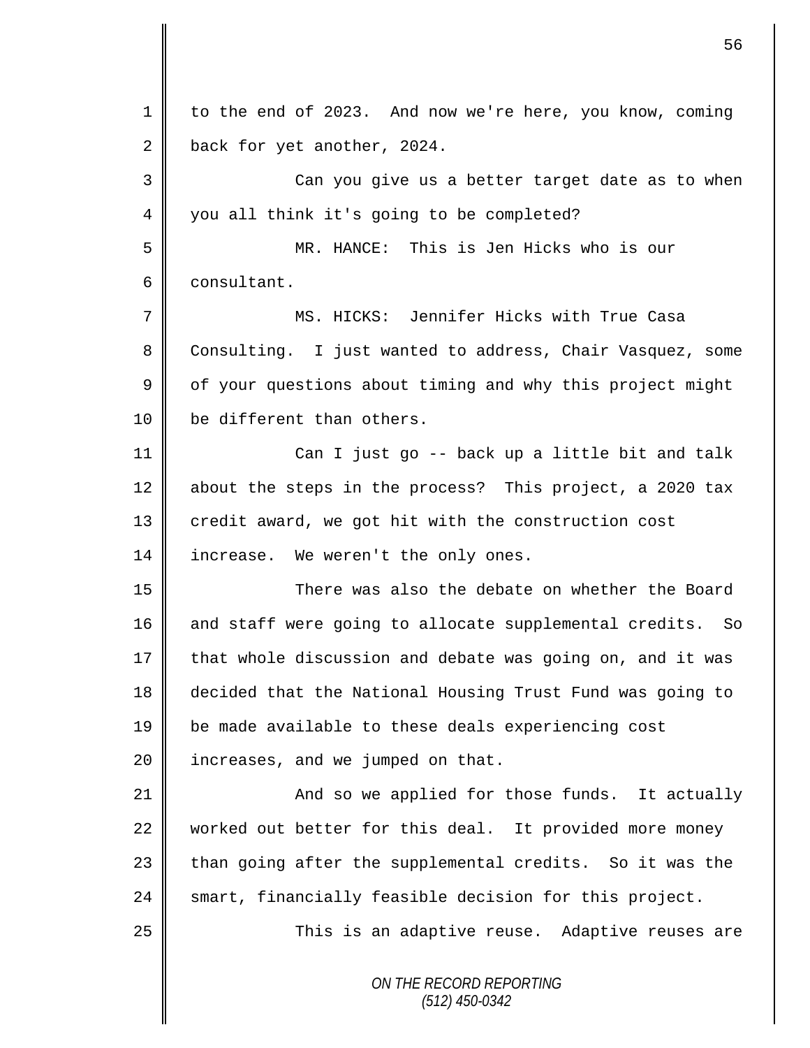to the end of 2023. And now we're here, you know, coming back for yet another, 2024.

Can you give us a better target date as to when you all think it's going to be completed?

MR. HANCE: This is Jen Hicks who is our consultant.

MS. HICKS: Jennifer Hicks with True Casa Consulting. I just wanted to address, Chair Vasquez, some of your questions about timing and why this project might be different than others.

Can I just go -- back up a little bit and talk about the steps in the process? This project, a 2020 tax credit award, we got hit with the construction cost increase. We weren't the only ones.

There was also the debate on whether the Board and staff were going to allocate supplemental credits. So that whole discussion and debate was going on, and it was decided that the National Housing Trust Fund was going to be made available to these deals experiencing cost increases, and we jumped on that.

And so we applied for those funds. It actually worked out better for this deal. It provided more money than going after the supplemental credits. So it was the smart, financially feasible decision for this project.

This is an adaptive reuse. Adaptive reuses are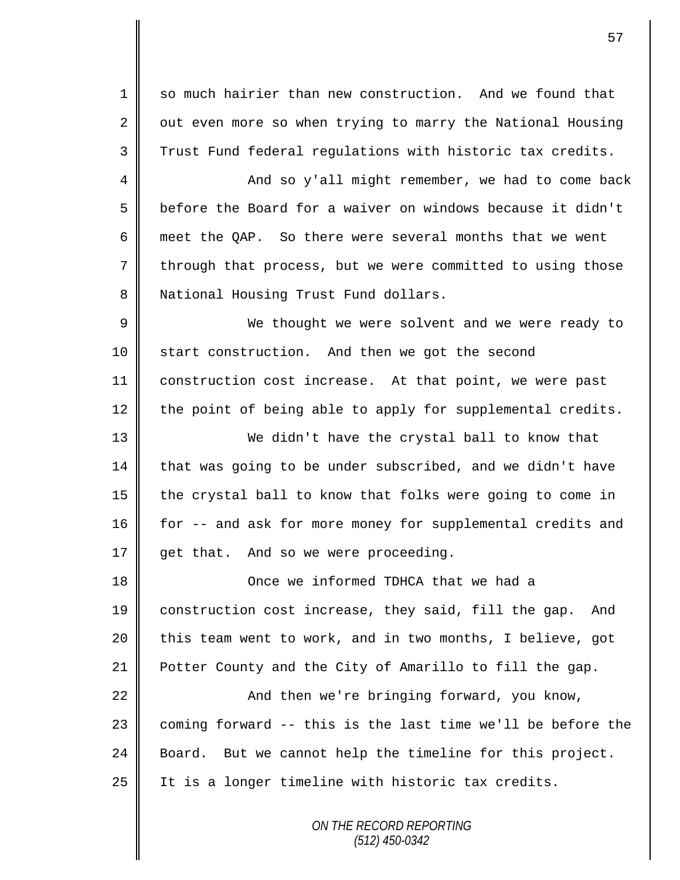so much hairier than new construction. And we found that out even more so when trying to marry the National Housing Trust Fund federal regulations with historic tax credits.

And so y'all might remember, we had to come back before the Board for a waiver on windows because it didn't meet the QAP. So there were several months that we went through that process, but we were committed to using those National Housing Trust Fund dollars.

We thought we were solvent and we were ready to start construction. And then we got the second construction cost increase. At that point, we were past the point of being able to apply for supplemental credits.

We didn't have the crystal ball to know that that was going to be under subscribed, and we didn't have the crystal ball to know that folks were going to come in for -- and ask for more money for supplemental credits and get that. And so we were proceeding.

Once we informed TDHCA that we had a construction cost increase, they said, fill the gap. And this team went to work, and in two months, I believe, got Potter County and the City of Amarillo to fill the gap.

And then we're bringing forward, you know, coming forward -- this is the last time we'll be before the Board. But we cannot help the timeline for this project. It is a longer timeline with historic tax credits.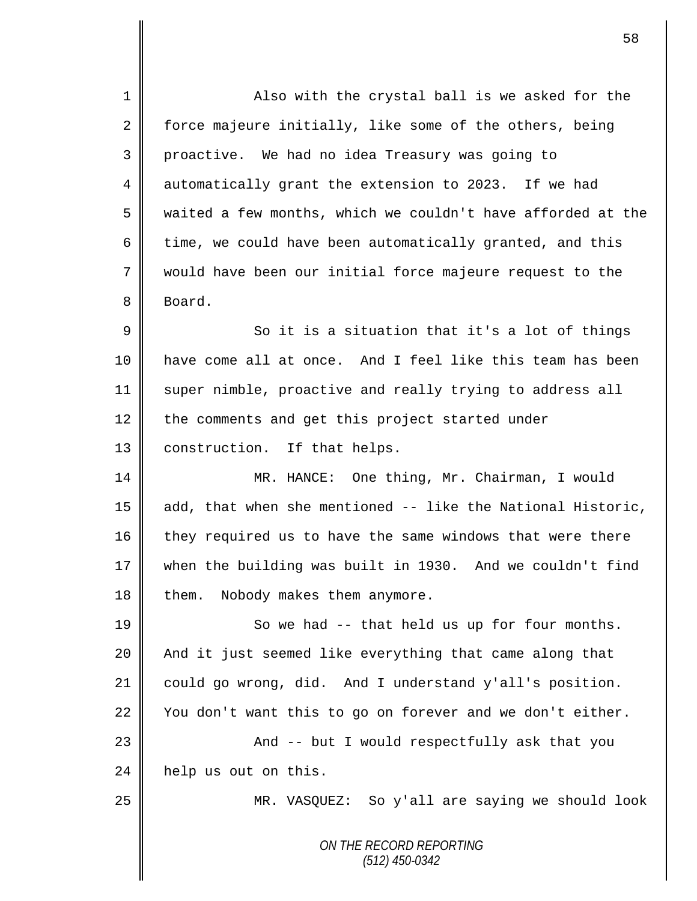Also with the crystal ball is we asked for the force majeure initially, like some of the others, being proactive. We had no idea Treasury was going to automatically grant the extension to 2023. If we had waited a few months, which we couldn't have afforded at the time, we could have been automatically granted, and this would have been our initial force majeure request to the Board.

So it is a situation that it's a lot of things have come all at once. And I feel like this team has been super nimble, proactive and really trying to address all the comments and get this project started under construction. If that helps.

MR. HANCE: One thing, Mr. Chairman, I would add, that when she mentioned -- like the National Historic, they required us to have the same windows that were there when the building was built in 1930. And we couldn't find them. Nobody makes them anymore.

So we had -- that held us up for four months. And it just seemed like everything that came along that could go wrong, did. And I understand y'all's position. You don't want this to go on forever and we don't either.

And -- but I would respectfully ask that you help us out on this.

MR. VASQUEZ: So y'all are saying we should look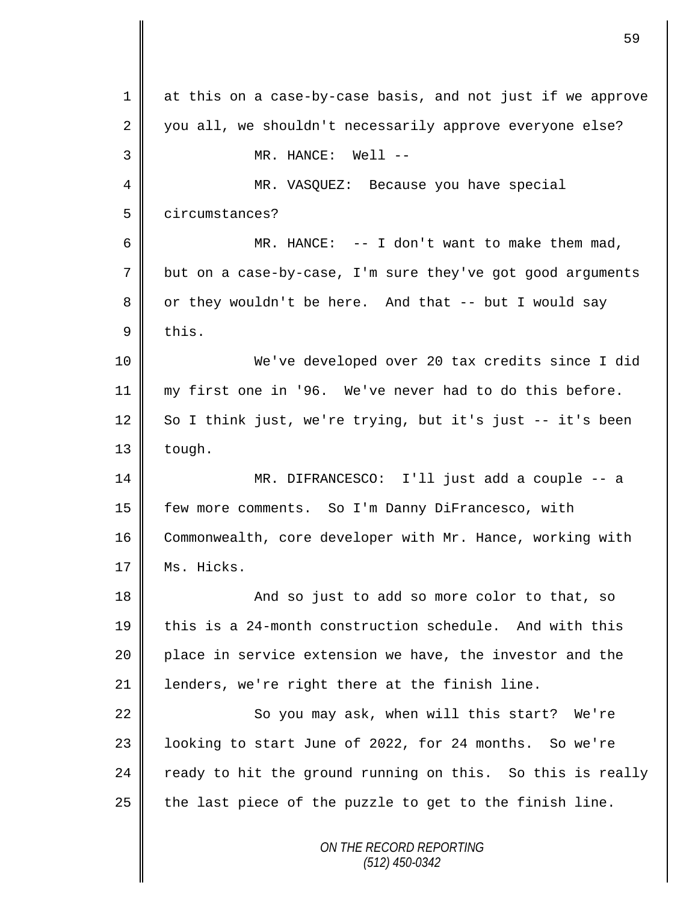at this on a case-by-case basis, and not just if we approve you all, we shouldn't necessarily approve everyone else?

MR. HANCE: Well --

MR. VASQUEZ: Because you have special circumstances?

MR. HANCE: -- I don't want to make them mad, but on a case-by-case, I'm sure they've got good arguments or they wouldn't be here. And that -- but I would say this.

We've developed over 20 tax credits since I did my first one in '96. We've never had to do this before. So I think just, we're trying, but it's just -- it's been tough.

MR. DIFRANCESCO: I'll just add a couple -- a few more comments. So I'm Danny DiFrancesco, with Commonwealth, core developer with Mr. Hance, working with Ms. Hicks.

And so just to add so more color to that, so this is a 24-month construction schedule. And with this place in service extension we have, the investor and the lenders, we're right there at the finish line.

So you may ask, when will this start? We're looking to start June of 2022, for 24 months. So we're ready to hit the ground running on this. So this is really the last piece of the puzzle to get to the finish line.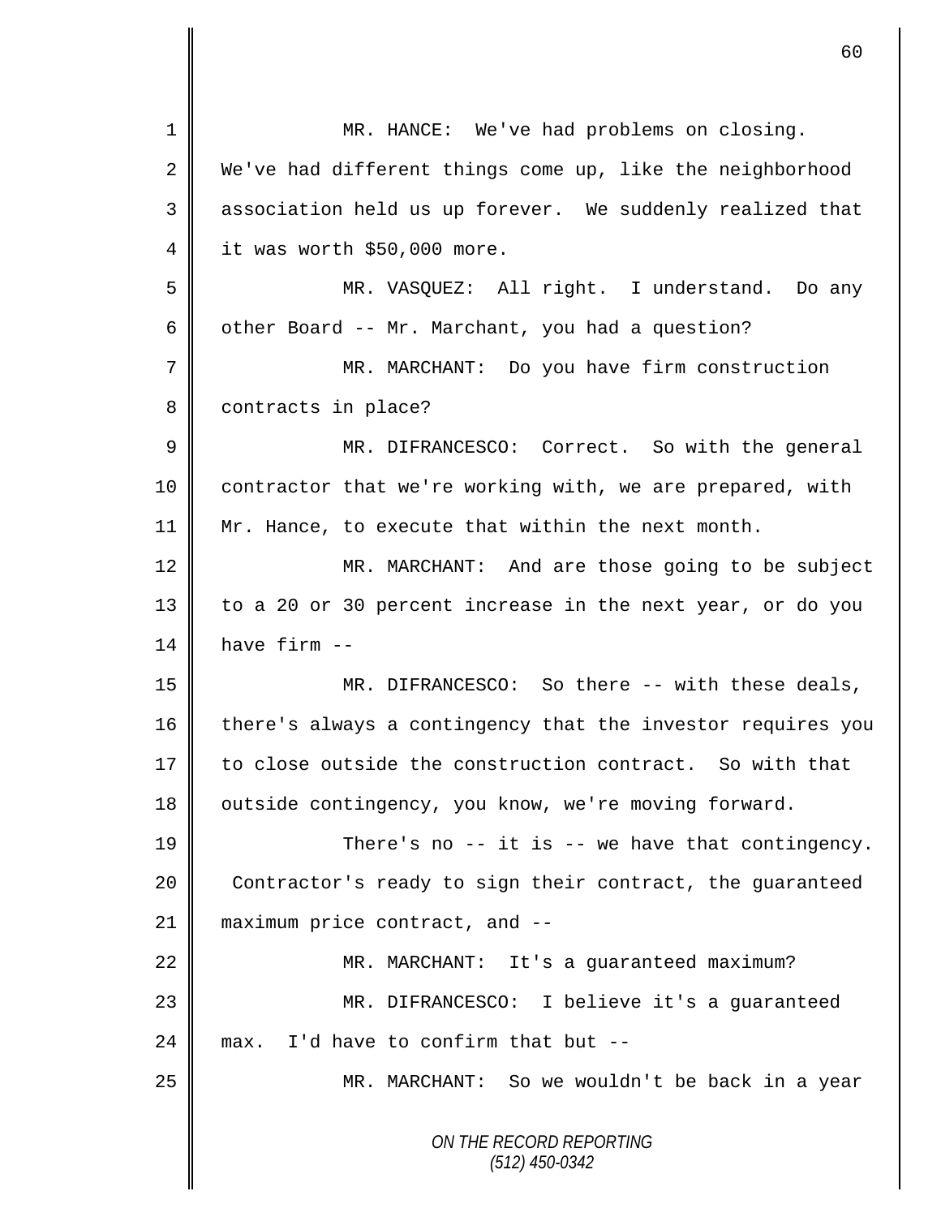MR. HANCE: We've had problems on closing. We've had different things come up, like the neighborhood association held us up forever. We suddenly realized that it was worth $50,000 more.

MR. VASQUEZ: All right. I understand. Do any other Board -- Mr. Marchant, you had a question?

MR. MARCHANT: Do you have firm construction contracts in place?

MR. DIFRANCESCO: Correct. So with the general contractor that we're working with, we are prepared, with Mr. Hance, to execute that within the next month.

MR. MARCHANT: And are those going to be subject to a 20 or 30 percent increase in the next year, or do you have firm --

MR. DIFRANCESCO: So there -- with these deals, there's always a contingency that the investor requires you to close outside the construction contract. So with that outside contingency, you know, we're moving forward.

There's no -- it is -- we have that contingency. Contractor's ready to sign their contract, the guaranteed maximum price contract, and --

MR. MARCHANT: It's a guaranteed maximum?

MR. DIFRANCESCO: I believe it's a guaranteed max. I'd have to confirm that but --

MR. MARCHANT: So we wouldn't be back in a year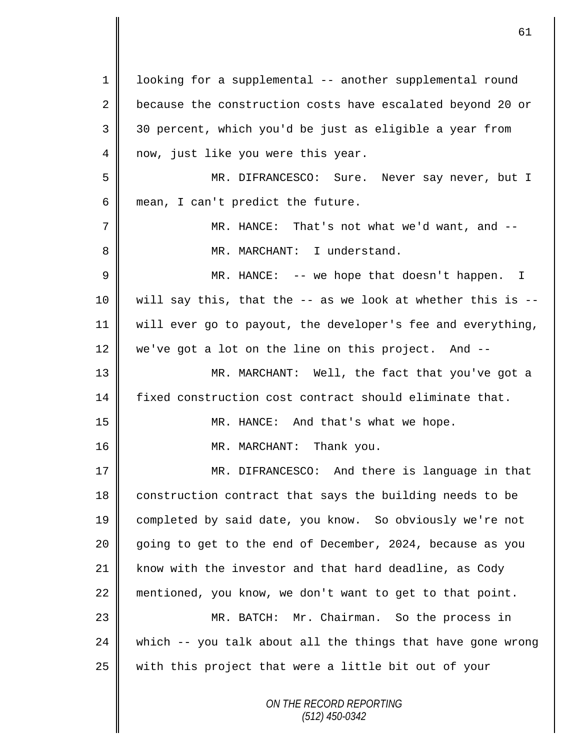looking for a supplemental -- another supplemental round because the construction costs have escalated beyond 20 or 30 percent, which you'd be just as eligible a year from now, just like you were this year.

MR. DIFRANCESCO: Sure. Never say never, but I mean, I can't predict the future.

MR. HANCE: That's not what we'd want, and --

MR. MARCHANT: I understand.

MR. HANCE: -- we hope that doesn't happen. I will say this, that the -- as we look at whether this is -- will ever go to payout, the developer's fee and everything, we've got a lot on the line on this project. And --

MR. MARCHANT: Well, the fact that you've got a fixed construction cost contract should eliminate that.

MR. HANCE: And that's what we hope.

MR. MARCHANT: Thank you.

MR. DIFRANCESCO: And there is language in that construction contract that says the building needs to be completed by said date, you know. So obviously we're not going to get to the end of December, 2024, because as you know with the investor and that hard deadline, as Cody mentioned, you know, we don't want to get to that point.

MR. BATCH: Mr. Chairman. So the process in which -- you talk about all the things that have gone wrong with this project that were a little bit out of your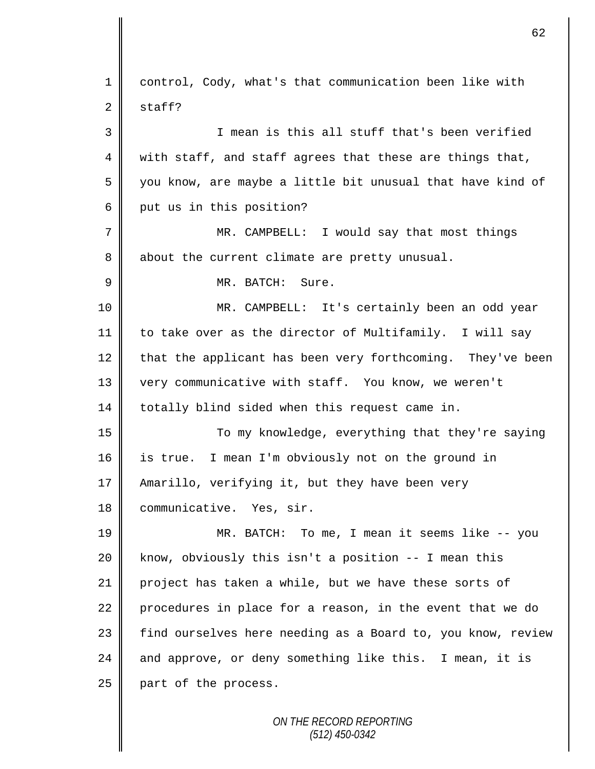control, Cody, what's that communication been like with staff?

I mean is this all stuff that's been verified with staff, and staff agrees that these are things that, you know, are maybe a little bit unusual that have kind of put us in this position?

MR. CAMPBELL: I would say that most things about the current climate are pretty unusual.

MR. BATCH: Sure.

MR. CAMPBELL: It's certainly been an odd year to take over as the director of Multifamily. I will say that the applicant has been very forthcoming. They've been very communicative with staff. You know, we weren't totally blind sided when this request came in.

To my knowledge, everything that they're saying is true. I mean I'm obviously not on the ground in Amarillo, verifying it, but they have been very communicative. Yes, sir.

MR. BATCH: To me, I mean it seems like -- you know, obviously this isn't a position -- I mean this project has taken a while, but we have these sorts of procedures in place for a reason, in the event that we do find ourselves here needing as a Board to, you know, review and approve, or deny something like this. I mean, it is part of the process.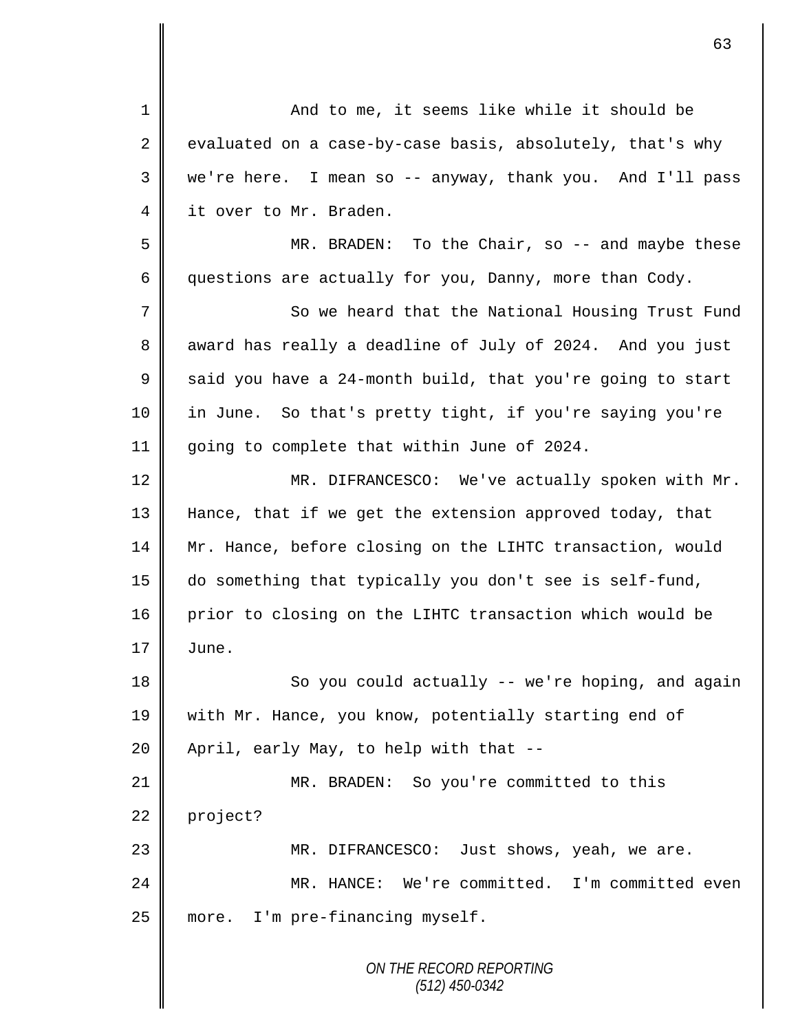And to me, it seems like while it should be evaluated on a case-by-case basis, absolutely, that's why we're here. I mean so -- anyway, thank you. And I'll pass it over to Mr. Braden.

MR. BRADEN: To the Chair, so -- and maybe these questions are actually for you, Danny, more than Cody.

So we heard that the National Housing Trust Fund award has really a deadline of July of 2024. And you just said you have a 24-month build, that you're going to start in June. So that's pretty tight, if you're saying you're going to complete that within June of 2024.

MR. DIFRANCESCO: We've actually spoken with Mr. Hance, that if we get the extension approved today, that Mr. Hance, before closing on the LIHTC transaction, would do something that typically you don't see is self-fund, prior to closing on the LIHTC transaction which would be June.

So you could actually -- we're hoping, and again with Mr. Hance, you know, potentially starting end of April, early May, to help with that --

MR. BRADEN: So you're committed to this project?

MR. DIFRANCESCO: Just shows, yeah, we are.

MR. HANCE: We're committed. I'm committed even more. I'm pre-financing myself.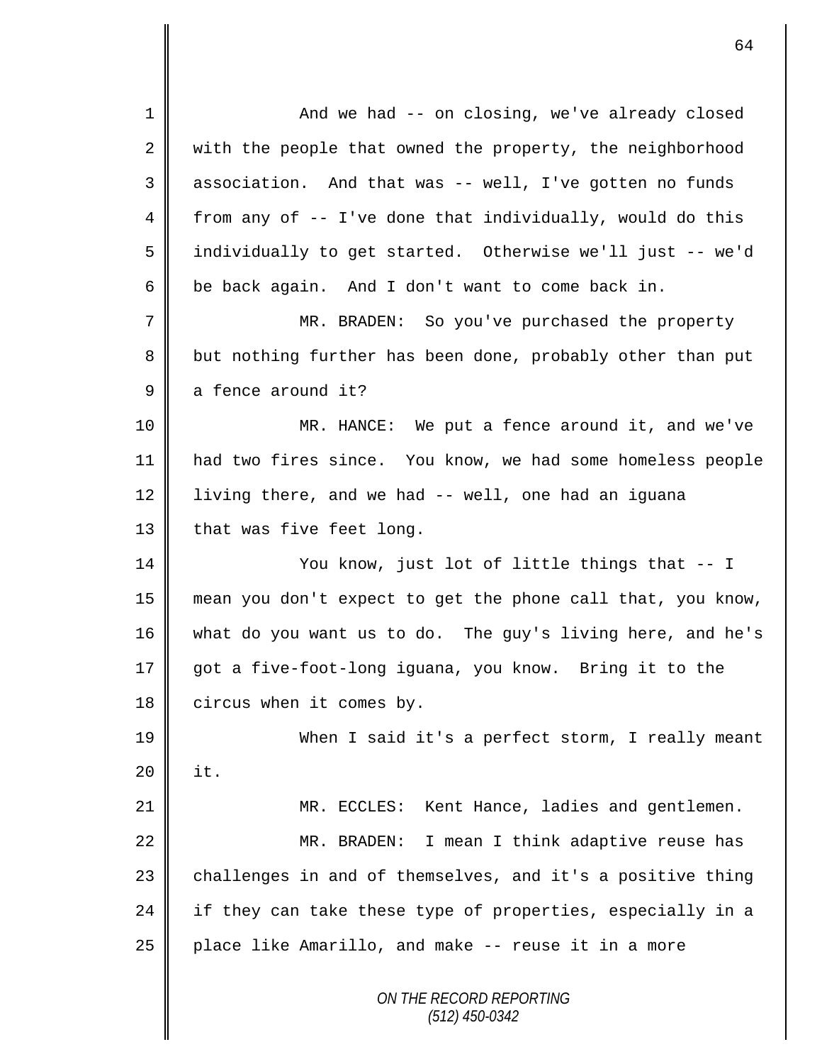And we had -- on closing, we've already closed with the people that owned the property, the neighborhood association. And that was -- well, I've gotten no funds from any of -- I've done that individually, would do this individually to get started. Otherwise we'll just -- we'd be back again. And I don't want to come back in.

MR. BRADEN: So you've purchased the property but nothing further has been done, probably other than put a fence around it?

MR. HANCE: We put a fence around it, and we've had two fires since. You know, we had some homeless people living there, and we had -- well, one had an iguana that was five feet long.

You know, just lot of little things that -- I mean you don't expect to get the phone call that, you know, what do you want us to do. The guy's living here, and he's got a five-foot-long iguana, you know. Bring it to the circus when it comes by.

When I said it's a perfect storm, I really meant it.

MR. ECCLES: Kent Hance, ladies and gentlemen.

MR. BRADEN: I mean I think adaptive reuse has challenges in and of themselves, and it's a positive thing if they can take these type of properties, especially in a place like Amarillo, and make -- reuse it in a more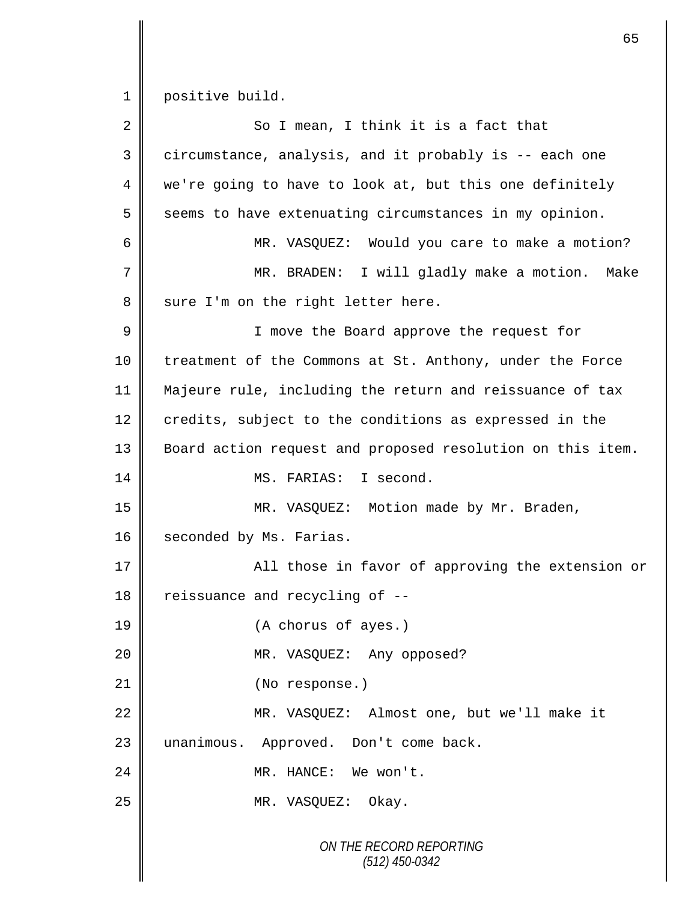positive build.

So I mean, I think it is a fact that circumstance, analysis, and it probably is -- each one we're going to have to look at, but this one definitely seems to have extenuating circumstances in my opinion.

MR. VASQUEZ: Would you care to make a motion?

MR. BRADEN: I will gladly make a motion. Make sure I'm on the right letter here.

I move the Board approve the request for treatment of the Commons at St. Anthony, under the Force Majeure rule, including the return and reissuance of tax credits, subject to the conditions as expressed in the Board action request and proposed resolution on this item.

MS. FARIAS: I second.

MR. VASQUEZ: Motion made by Mr. Braden, seconded by Ms. Farias.

All those in favor of approving the extension or reissuance and recycling of --

(A chorus of ayes.)

MR. VASQUEZ: Any opposed?

(No response.)

MR. VASQUEZ: Almost one, but we'll make it unanimous. Approved. Don't come back.

MR. HANCE: We won't.

MR. VASQUEZ: Okay.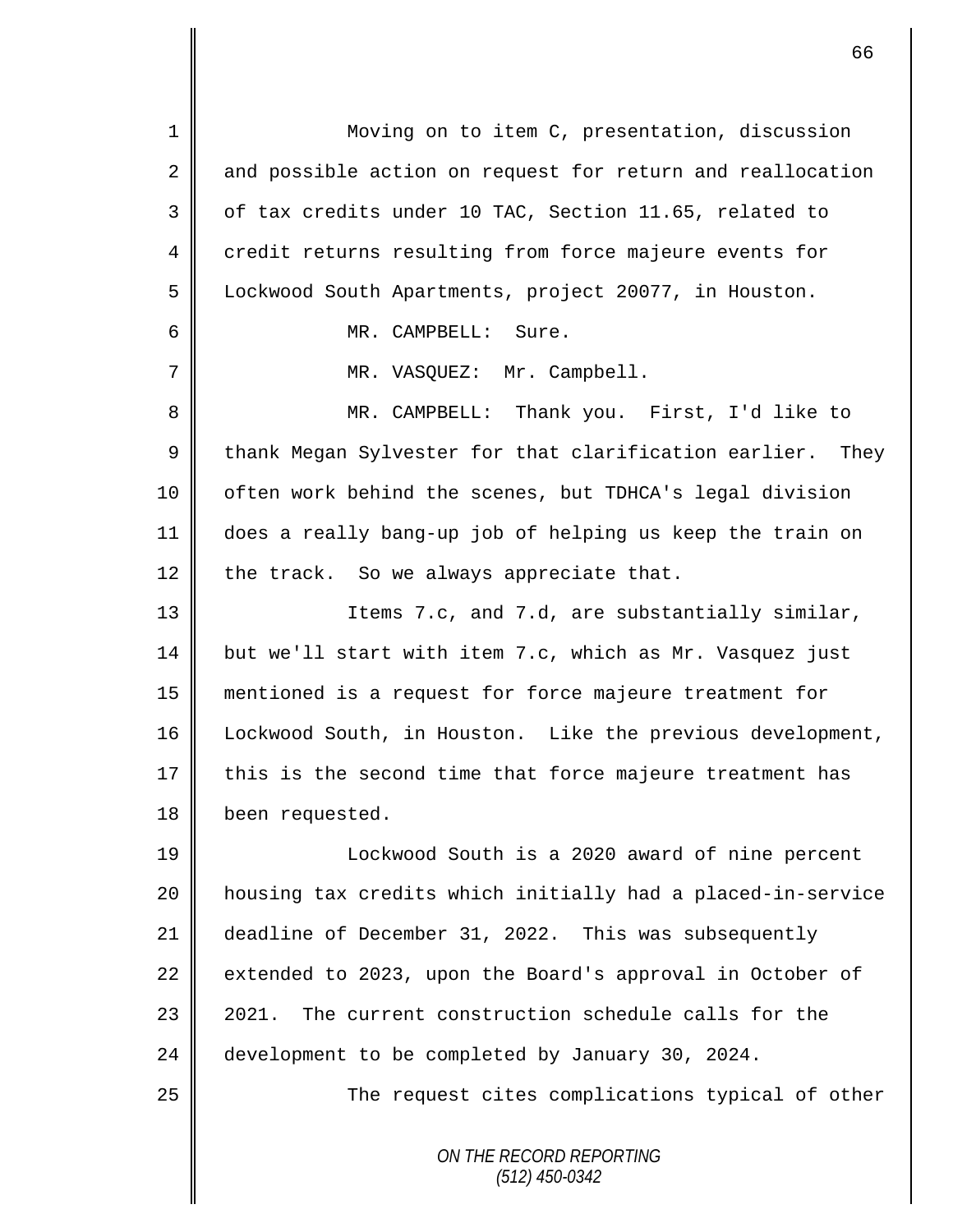Moving on to item C, presentation, discussion and possible action on request for return and reallocation of tax credits under 10 TAC, Section 11.65, related to credit returns resulting from force majeure events for Lockwood South Apartments, project 20077, in Houston.

MR. CAMPBELL: Sure.

MR. VASQUEZ: Mr. Campbell.

MR. CAMPBELL: Thank you. First, I'd like to thank Megan Sylvester for that clarification earlier. They often work behind the scenes, but TDHCA's legal division does a really bang-up job of helping us keep the train on the track. So we always appreciate that.

Items 7.c, and 7.d, are substantially similar, but we'll start with item 7.c, which as Mr. Vasquez just mentioned is a request for force majeure treatment for Lockwood South, in Houston. Like the previous development, this is the second time that force majeure treatment has been requested.

Lockwood South is a 2020 award of nine percent housing tax credits which initially had a placed-in-service deadline of December 31, 2022. This was subsequently extended to 2023, upon the Board's approval in October of 2021. The current construction schedule calls for the development to be completed by January 30, 2024.

The request cites complications typical of other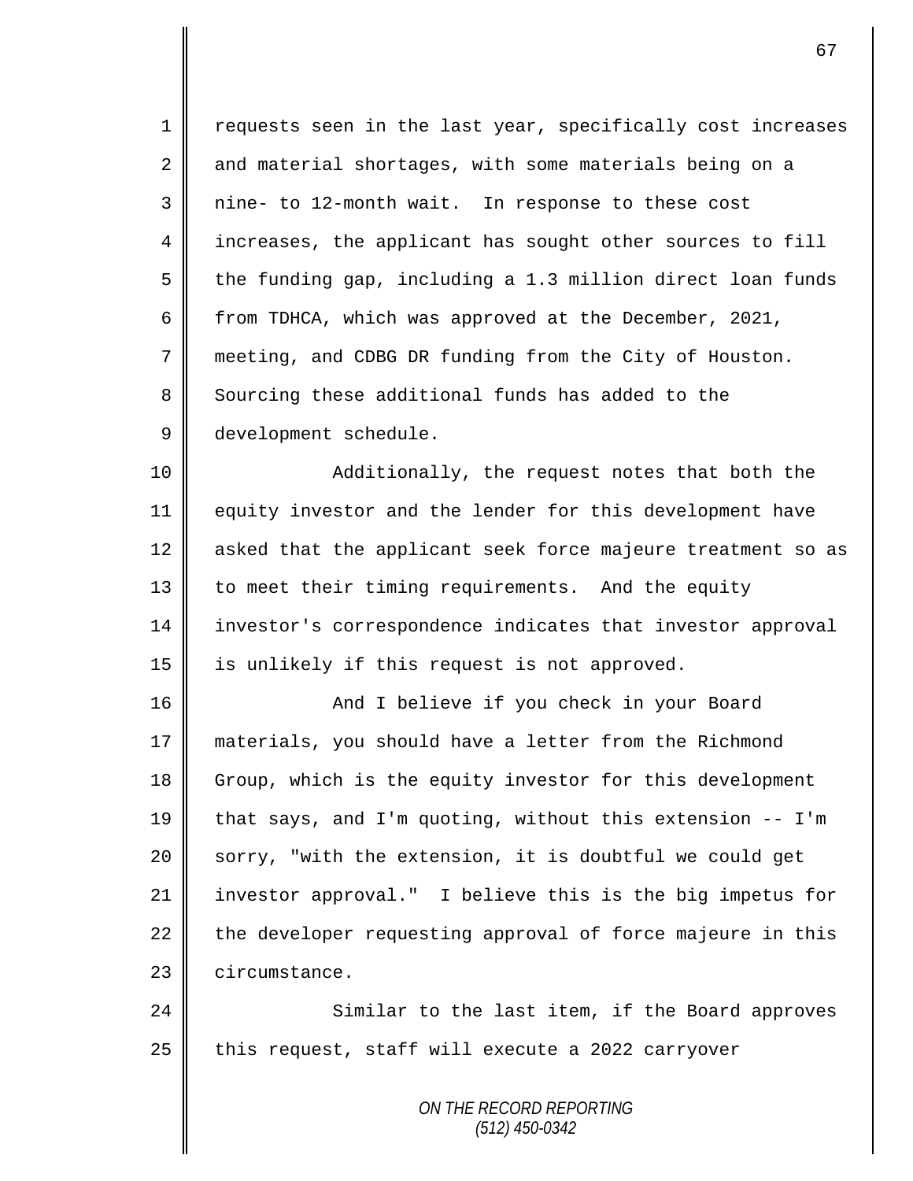requests seen in the last year, specifically cost increases and material shortages, with some materials being on a nine- to 12-month wait. In response to these cost increases, the applicant has sought other sources to fill the funding gap, including a 1.3 million direct loan funds from TDHCA, which was approved at the December, 2021, meeting, and CDBG DR funding from the City of Houston. Sourcing these additional funds has added to the development schedule.

Additionally, the request notes that both the equity investor and the lender for this development have asked that the applicant seek force majeure treatment so as to meet their timing requirements. And the equity investor's correspondence indicates that investor approval is unlikely if this request is not approved.

And I believe if you check in your Board materials, you should have a letter from the Richmond Group, which is the equity investor for this development that says, and I'm quoting, without this extension -- I'm sorry, "with the extension, it is doubtful we could get investor approval." I believe this is the big impetus for the developer requesting approval of force majeure in this circumstance.

Similar to the last item, if the Board approves this request, staff will execute a 2022 carryover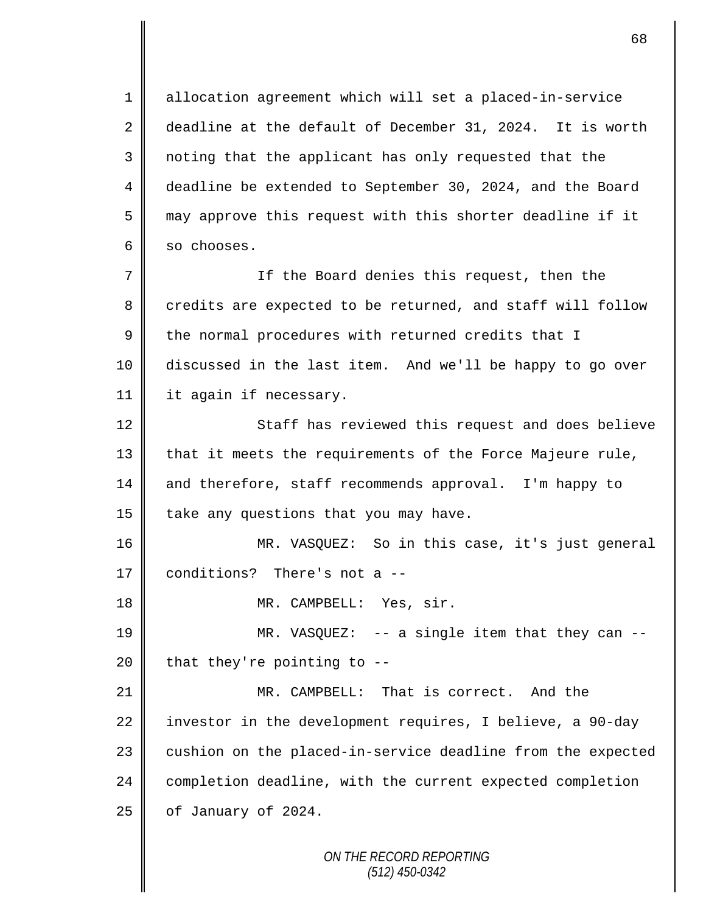allocation agreement which will set a placed-in-service deadline at the default of December 31, 2024. It is worth noting that the applicant has only requested that the deadline be extended to September 30, 2024, and the Board may approve this request with this shorter deadline if it so chooses.

If the Board denies this request, then the credits are expected to be returned, and staff will follow the normal procedures with returned credits that I discussed in the last item. And we'll be happy to go over it again if necessary.

Staff has reviewed this request and does believe that it meets the requirements of the Force Majeure rule, and therefore, staff recommends approval. I'm happy to take any questions that you may have.

MR. VASQUEZ: So in this case, it's just general conditions? There's not a --

MR. CAMPBELL: Yes, sir.

MR. VASQUEZ: -- a single item that they can -- that they're pointing to --

MR. CAMPBELL: That is correct. And the investor in the development requires, I believe, a 90-day cushion on the placed-in-service deadline from the expected completion deadline, with the current expected completion of January of 2024.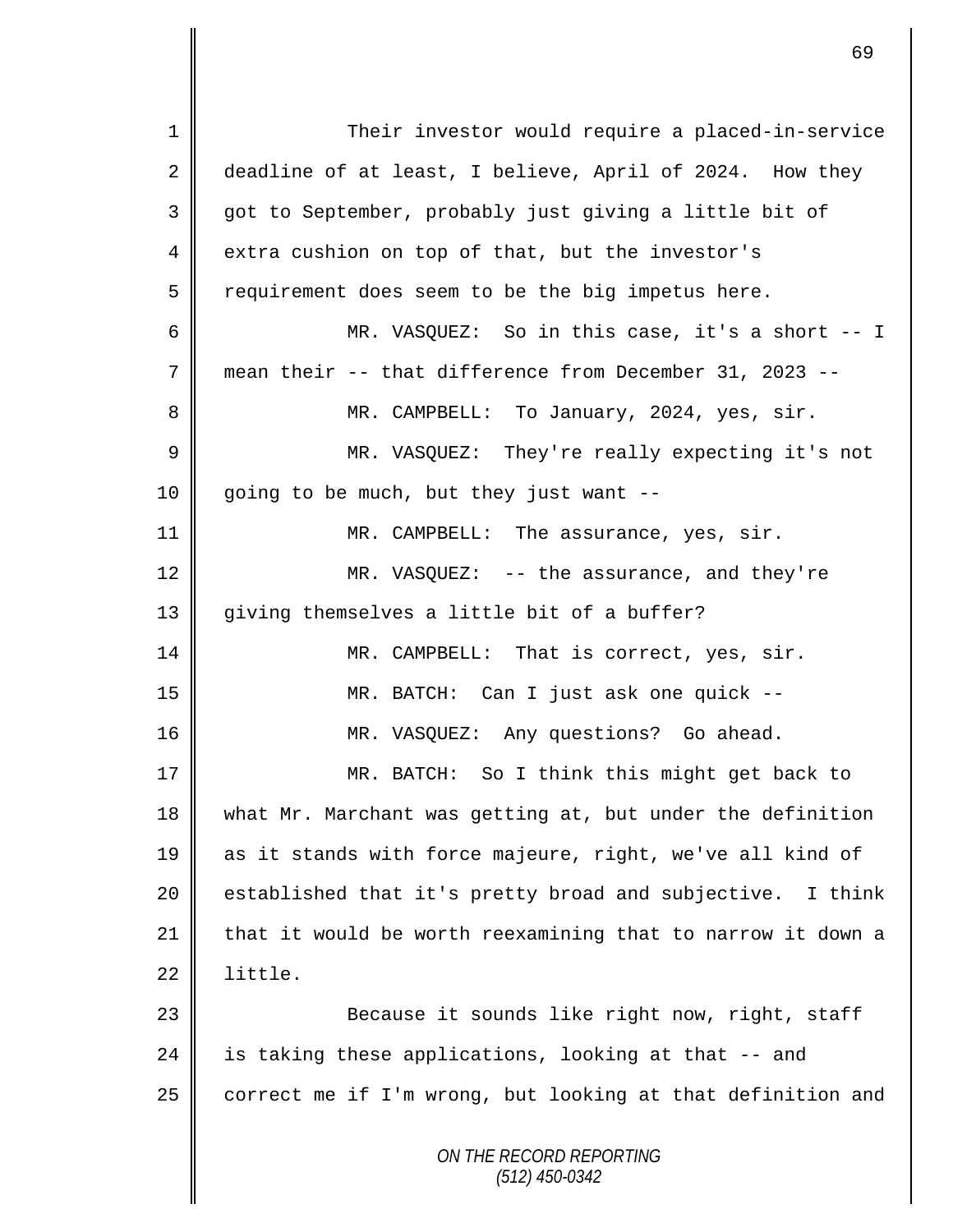Their investor would require a placed-in-service deadline of at least, I believe, April of 2024. How they got to September, probably just giving a little bit of extra cushion on top of that, but the investor's requirement does seem to be the big impetus here.

MR. VASQUEZ: So in this case, it's a short -- I mean their -- that difference from December 31, 2023 --

MR. CAMPBELL: To January, 2024, yes, sir.

MR. VASQUEZ: They're really expecting it's not going to be much, but they just want --

MR. CAMPBELL: The assurance, yes, sir.

MR. VASQUEZ: -- the assurance, and they're giving themselves a little bit of a buffer?

MR. CAMPBELL: That is correct, yes, sir.

MR. BATCH: Can I just ask one quick --

MR. VASQUEZ: Any questions? Go ahead.

MR. BATCH: So I think this might get back to what Mr. Marchant was getting at, but under the definition as it stands with force majeure, right, we've all kind of established that it's pretty broad and subjective. I think that it would be worth reexamining that to narrow it down a little.

Because it sounds like right now, right, staff is taking these applications, looking at that -- and correct me if I'm wrong, but looking at that definition and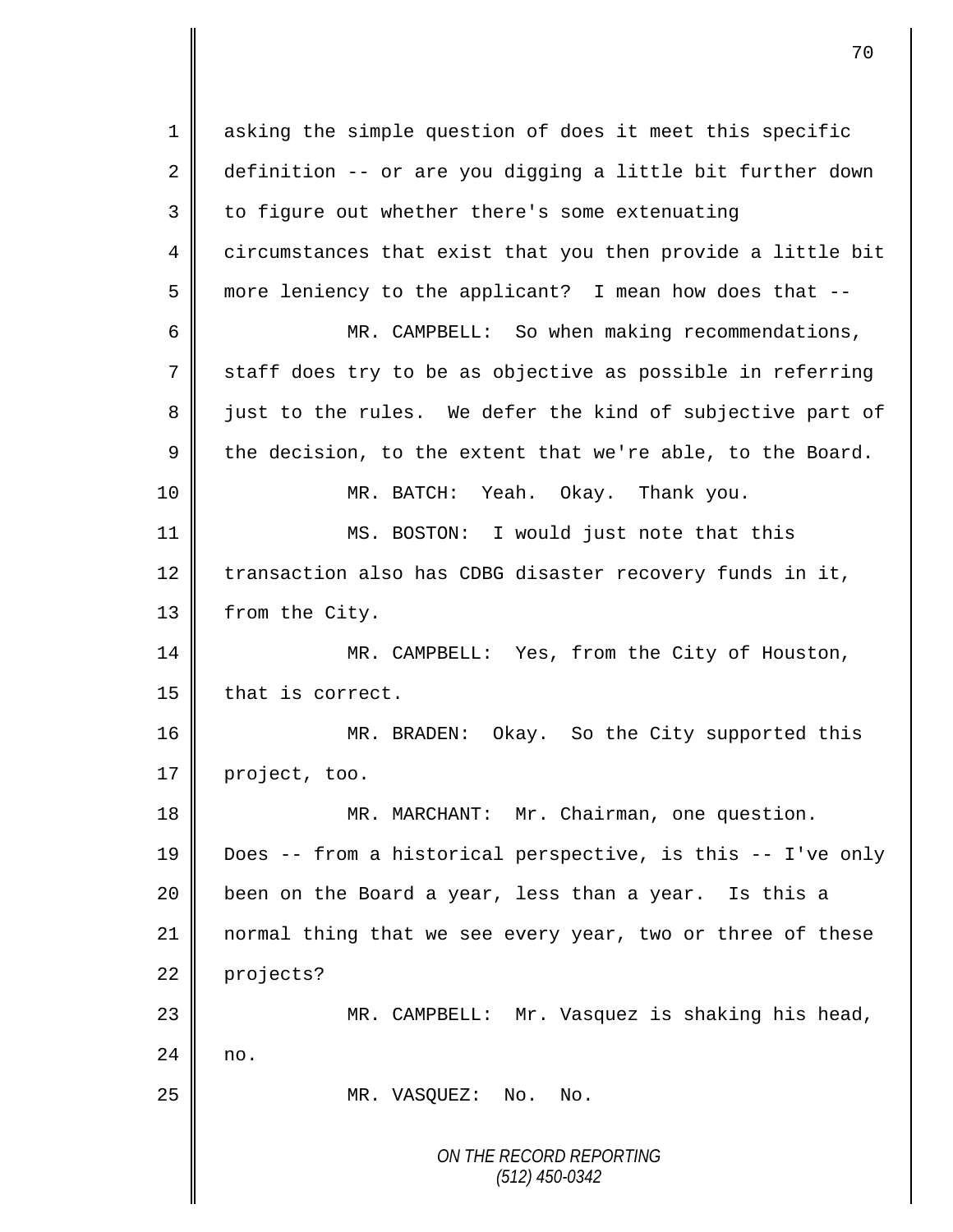asking the simple question of does it meet this specific definition -- or are you digging a little bit further down to figure out whether there's some extenuating circumstances that exist that you then provide a little bit more leniency to the applicant? I mean how does that --

MR. CAMPBELL: So when making recommendations, staff does try to be as objective as possible in referring just to the rules. We defer the kind of subjective part of the decision, to the extent that we're able, to the Board.

MR. BATCH: Yeah. Okay. Thank you.

MS. BOSTON: I would just note that this transaction also has CDBG disaster recovery funds in it, from the City.

MR. CAMPBELL: Yes, from the City of Houston, that is correct.

MR. BRADEN: Okay. So the City supported this project, too.

MR. MARCHANT: Mr. Chairman, one question. Does -- from a historical perspective, is this -- I've only been on the Board a year, less than a year. Is this a normal thing that we see every year, two or three of these projects?

MR. CAMPBELL: Mr. Vasquez is shaking his head, no.

MR. VASQUEZ: No. No.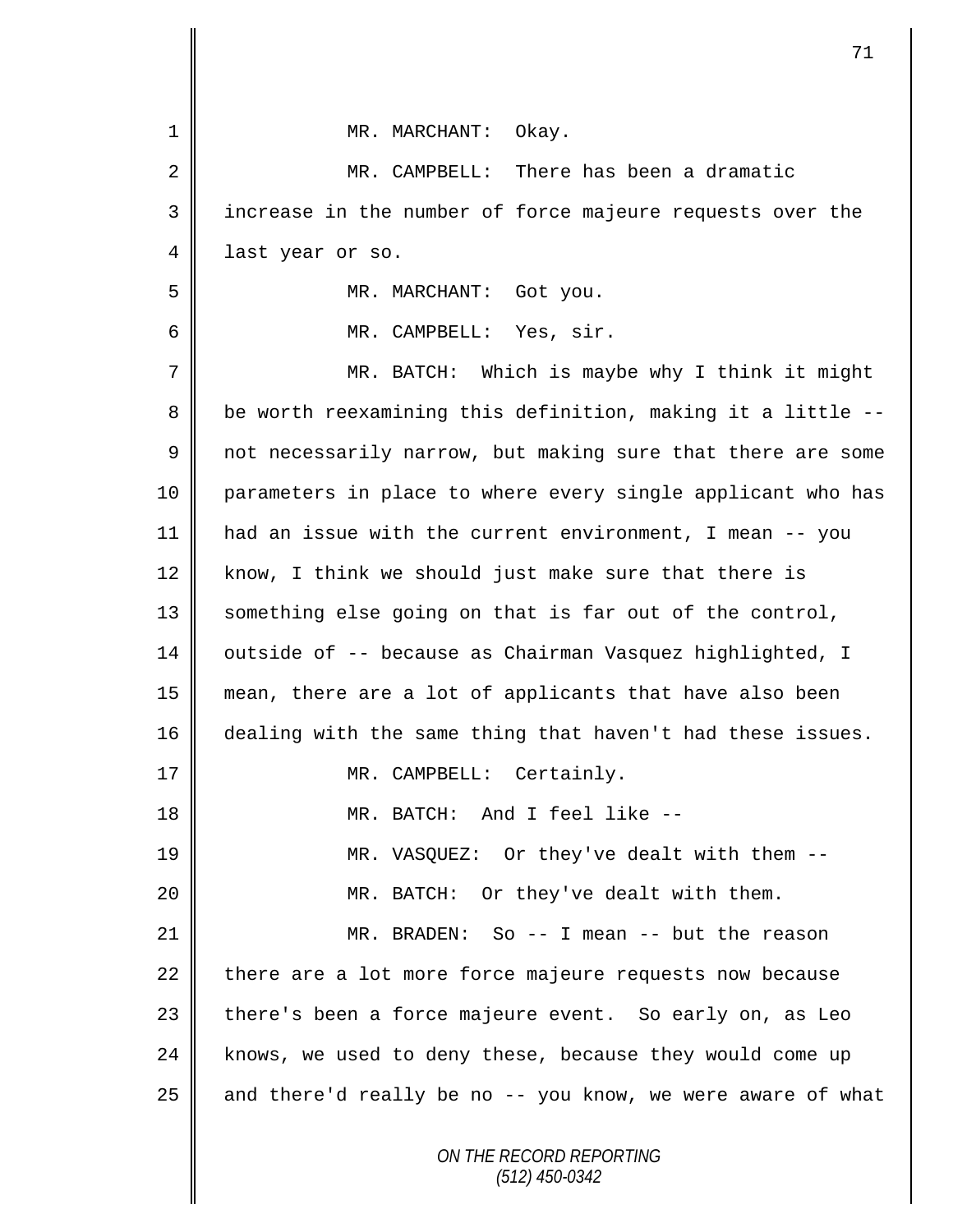MR. MARCHANT: Okay.

MR. CAMPBELL: There has been a dramatic increase in the number of force majeure requests over the last year or so.

MR. MARCHANT: Got you.

MR. CAMPBELL: Yes, sir.

MR. BATCH: Which is maybe why I think it might be worth reexamining this definition, making it a little -- not necessarily narrow, but making sure that there are some parameters in place to where every single applicant who has had an issue with the current environment, I mean -- you know, I think we should just make sure that there is something else going on that is far out of the control, outside of -- because as Chairman Vasquez highlighted, I mean, there are a lot of applicants that have also been dealing with the same thing that haven't had these issues.

MR. CAMPBELL: Certainly.

MR. BATCH: And I feel like --

MR. VASQUEZ: Or they've dealt with them --

MR. BATCH: Or they've dealt with them.

MR. BRADEN: So -- I mean -- but the reason there are a lot more force majeure requests now because there's been a force majeure event. So early on, as Leo knows, we used to deny these, because they would come up and there'd really be no -- you know, we were aware of what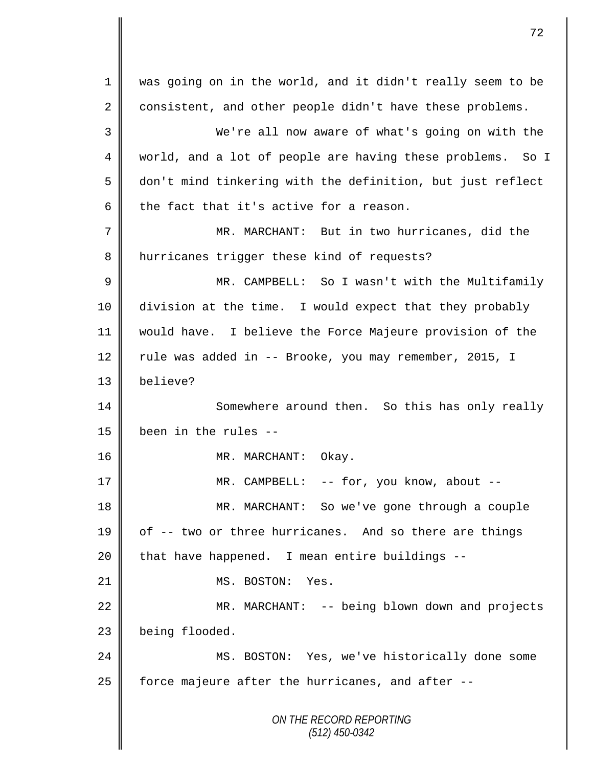was going on in the world, and it didn't really seem to be consistent, and other people didn't have these problems.

We're all now aware of what's going on with the world, and a lot of people are having these problems. So I don't mind tinkering with the definition, but just reflect the fact that it's active for a reason.

MR. MARCHANT: But in two hurricanes, did the hurricanes trigger these kind of requests?

MR. CAMPBELL: So I wasn't with the Multifamily division at the time. I would expect that they probably would have. I believe the Force Majeure provision of the rule was added in -- Brooke, you may remember, 2015, I believe?

Somewhere around then. So this has only really been in the rules --

MR. MARCHANT: Okay.

MR. CAMPBELL: -- for, you know, about --

MR. MARCHANT: So we've gone through a couple of -- two or three hurricanes. And so there are things that have happened. I mean entire buildings --

MS. BOSTON: Yes.

MR. MARCHANT: -- being blown down and projects being flooded.

MS. BOSTON: Yes, we've historically done some force majeure after the hurricanes, and after --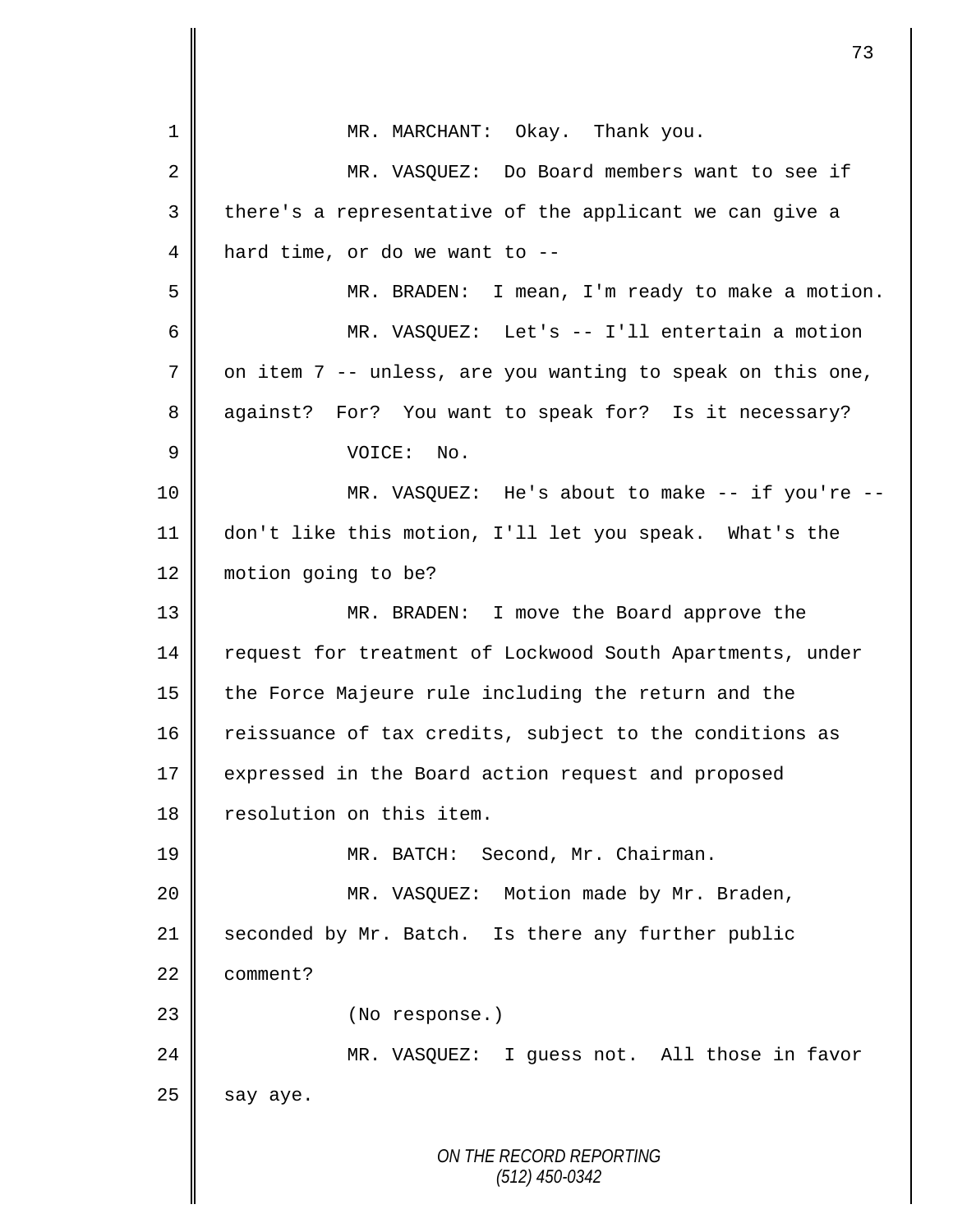MR. MARCHANT: Okay. Thank you.

MR. VASQUEZ: Do Board members want to see if there's a representative of the applicant we can give a hard time, or do we want to --

MR. BRADEN: I mean, I'm ready to make a motion.

MR. VASQUEZ: Let's -- I'll entertain a motion on item 7 -- unless, are you wanting to speak on this one, against? For? You want to speak for? Is it necessary?

VOICE: No.

MR. VASQUEZ: He's about to make -- if you're -- don't like this motion, I'll let you speak. What's the motion going to be?

MR. BRADEN: I move the Board approve the request for treatment of Lockwood South Apartments, under the Force Majeure rule including the return and the reissuance of tax credits, subject to the conditions as expressed in the Board action request and proposed resolution on this item.

MR. BATCH: Second, Mr. Chairman.

MR. VASQUEZ: Motion made by Mr. Braden, seconded by Mr. Batch. Is there any further public comment?

(No response.)

MR. VASQUEZ: I guess not. All those in favor say aye.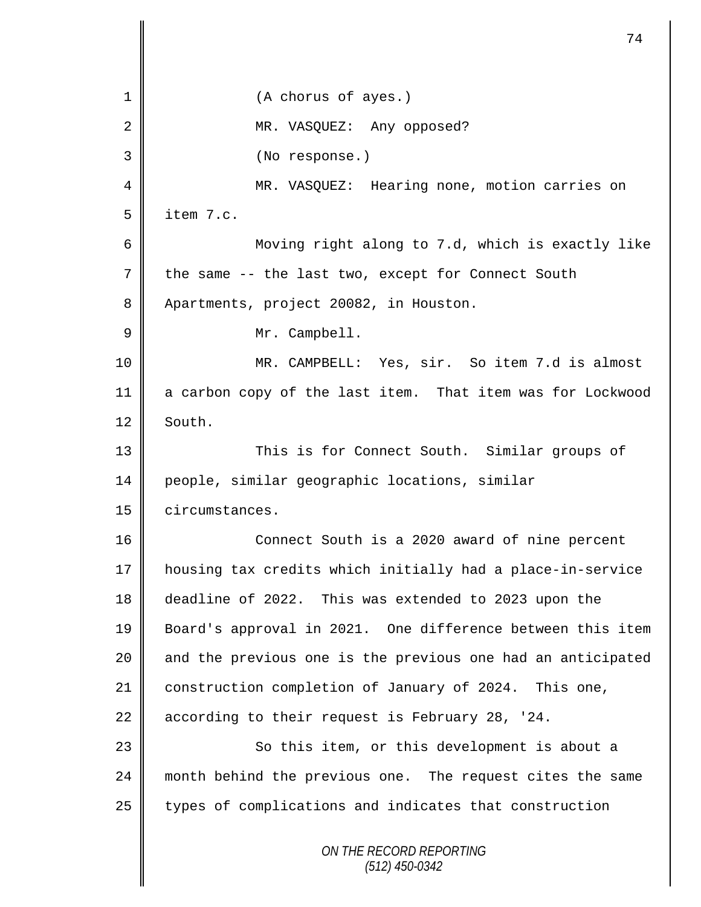(A chorus of ayes.)

MR. VASQUEZ: Any opposed?

(No response.)

MR. VASQUEZ: Hearing none, motion carries on item 7.c.

Moving right along to 7.d, which is exactly like the same -- the last two, except for Connect South Apartments, project 20082, in Houston.

Mr. Campbell.

MR. CAMPBELL: Yes, sir. So item 7.d is almost a carbon copy of the last item. That item was for Lockwood South.

This is for Connect South. Similar groups of people, similar geographic locations, similar circumstances.

Connect South is a 2020 award of nine percent housing tax credits which initially had a place-in-service deadline of 2022. This was extended to 2023 upon the Board's approval in 2021. One difference between this item and the previous one is the previous one had an anticipated construction completion of January of 2024. This one, according to their request is February 28, '24.

So this item, or this development is about a month behind the previous one. The request cites the same types of complications and indicates that construction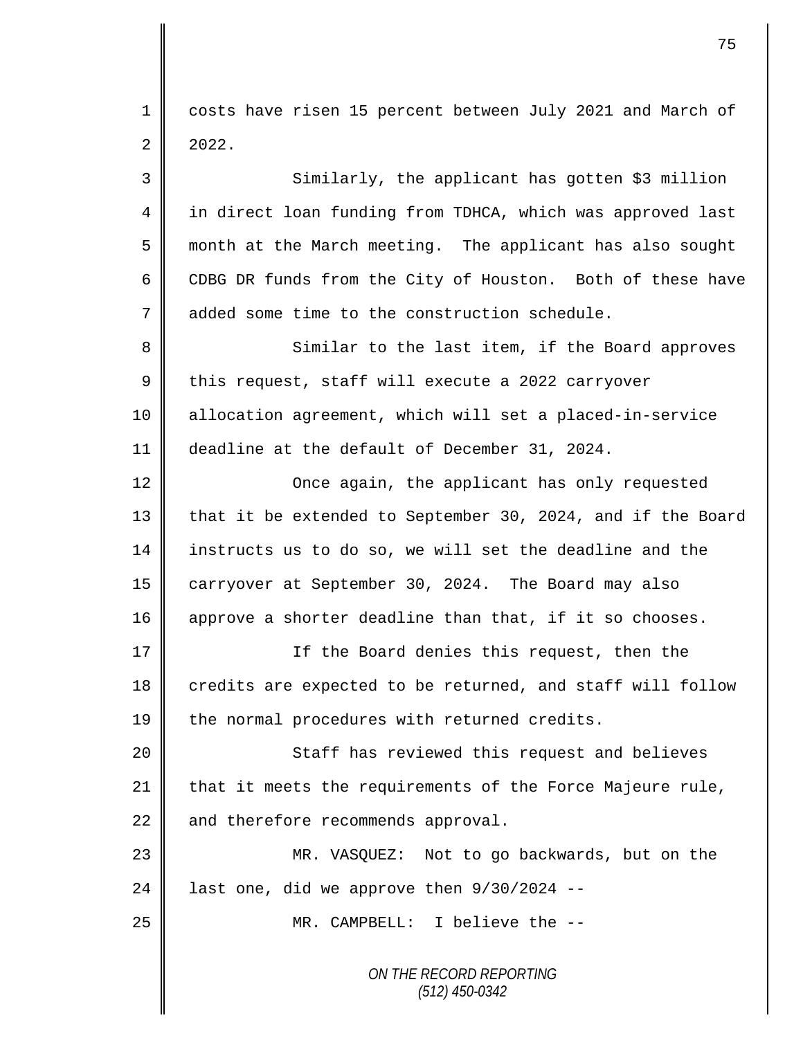costs have risen 15 percent between July 2021 and March of 2022.

Similarly, the applicant has gotten $3 million in direct loan funding from TDHCA, which was approved last month at the March meeting. The applicant has also sought CDBG DR funds from the City of Houston. Both of these have added some time to the construction schedule.

Similar to the last item, if the Board approves this request, staff will execute a 2022 carryover allocation agreement, which will set a placed-in-service deadline at the default of December 31, 2024.

Once again, the applicant has only requested that it be extended to September 30, 2024, and if the Board instructs us to do so, we will set the deadline and the carryover at September 30, 2024. The Board may also approve a shorter deadline than that, if it so chooses.

If the Board denies this request, then the credits are expected to be returned, and staff will follow the normal procedures with returned credits.

Staff has reviewed this request and believes that it meets the requirements of the Force Majeure rule, and therefore recommends approval.

MR. VASQUEZ: Not to go backwards, but on the last one, did we approve then 9/30/2024 --

MR. CAMPBELL: I believe the --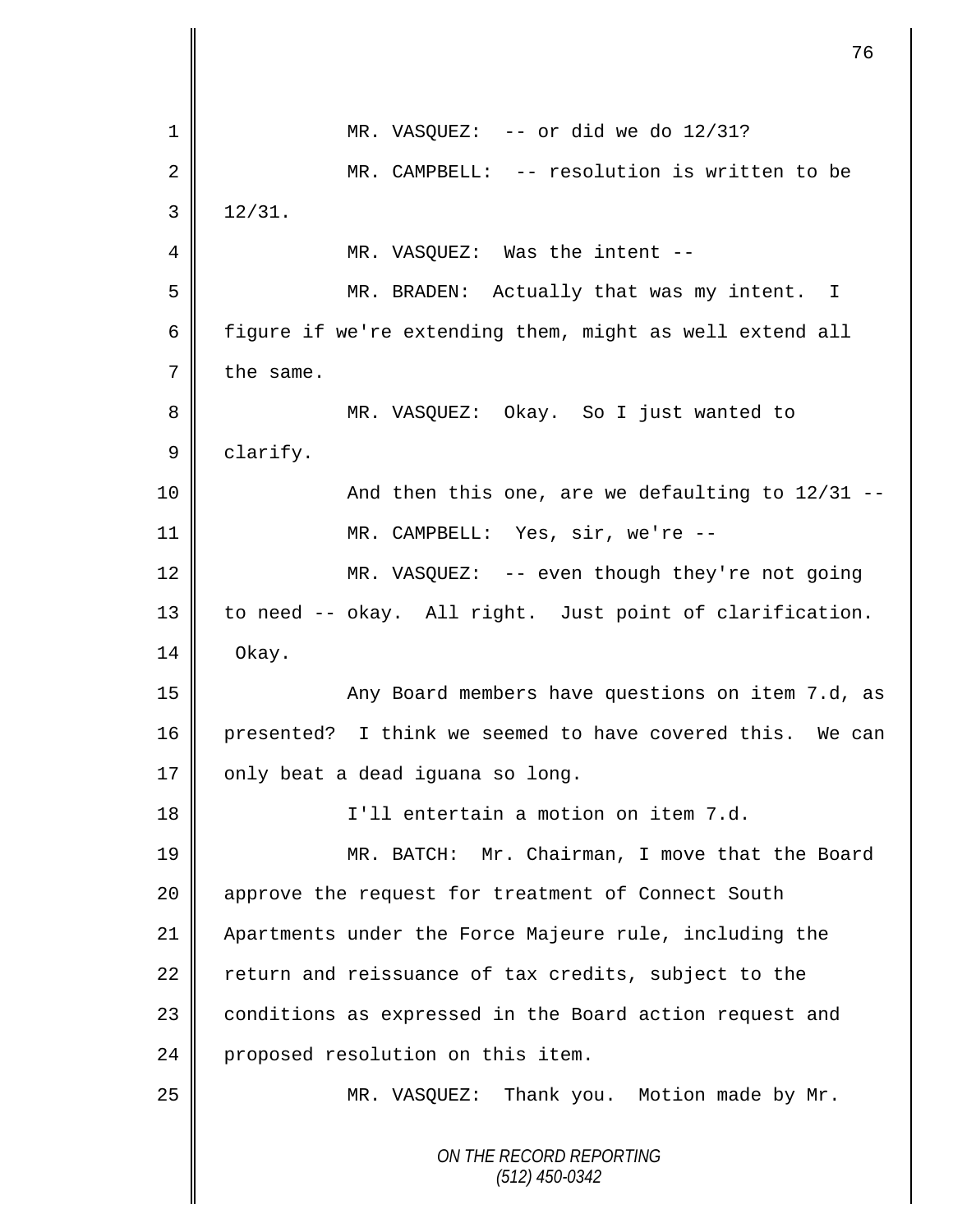MR. VASQUEZ: -- or did we do 12/31?

MR. CAMPBELL: -- resolution is written to be 12/31.

MR. VASQUEZ: Was the intent --

MR. BRADEN: Actually that was my intent. I figure if we're extending them, might as well extend all the same.

MR. VASQUEZ: Okay. So I just wanted to clarify.

And then this one, are we defaulting to 12/31 --

MR. CAMPBELL: Yes, sir, we're --

MR. VASQUEZ: -- even though they're not going to need -- okay. All right. Just point of clarification. Okay.

Any Board members have questions on item 7.d, as presented? I think we seemed to have covered this. We can only beat a dead iguana so long.

I'll entertain a motion on item 7.d.

MR. BATCH: Mr. Chairman, I move that the Board approve the request for treatment of Connect South Apartments under the Force Majeure rule, including the return and reissuance of tax credits, subject to the conditions as expressed in the Board action request and proposed resolution on this item.

MR. VASQUEZ: Thank you. Motion made by Mr.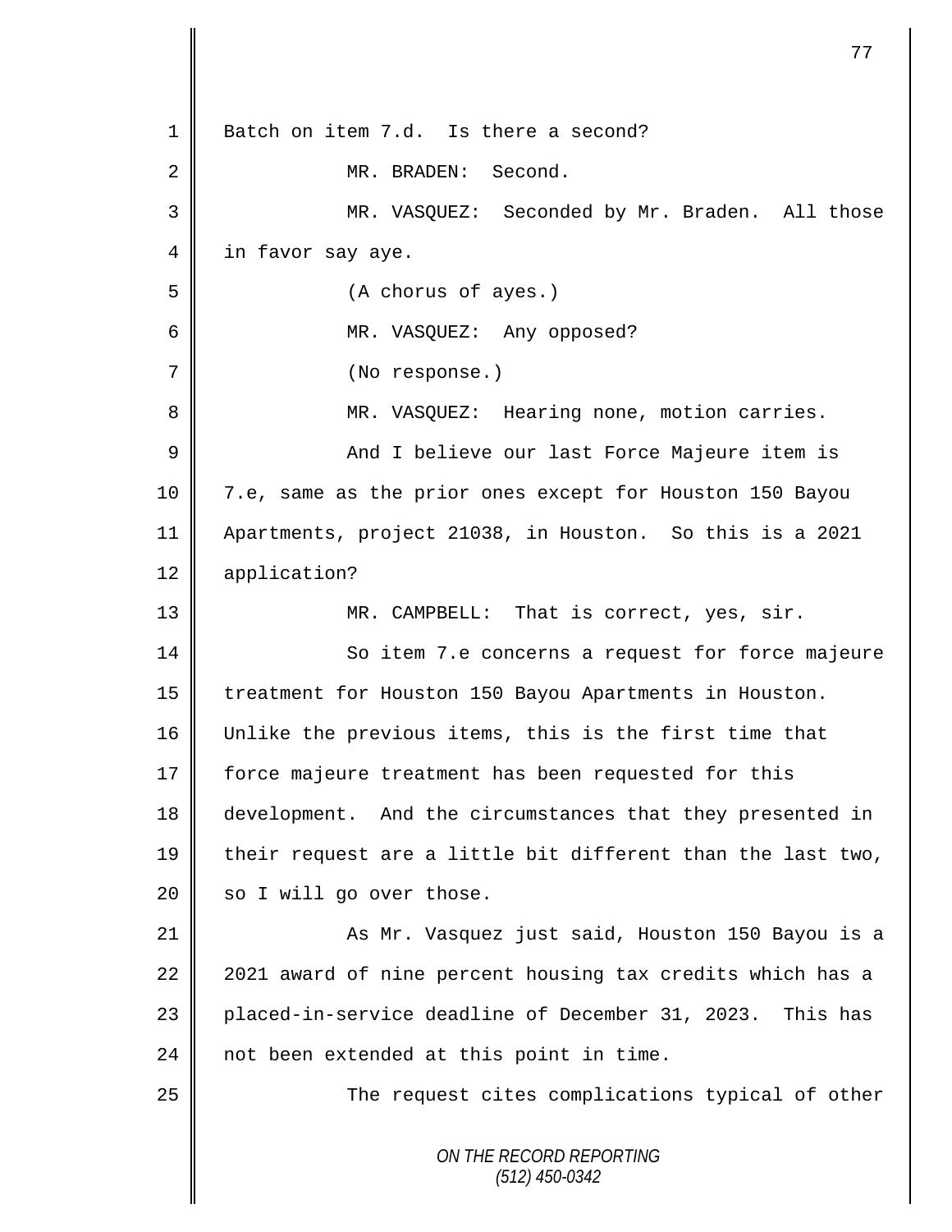Batch on item 7.d. Is there a second?

MR. BRADEN: Second.

MR. VASQUEZ: Seconded by Mr. Braden. All those in favor say aye.

(A chorus of ayes.)

MR. VASQUEZ: Any opposed?

(No response.)

MR. VASQUEZ: Hearing none, motion carries.

And I believe our last Force Majeure item is 7.e, same as the prior ones except for Houston 150 Bayou Apartments, project 21038, in Houston. So this is a 2021 application?

MR. CAMPBELL: That is correct, yes, sir.

So item 7.e concerns a request for force majeure treatment for Houston 150 Bayou Apartments in Houston. Unlike the previous items, this is the first time that force majeure treatment has been requested for this development. And the circumstances that they presented in their request are a little bit different than the last two, so I will go over those.

As Mr. Vasquez just said, Houston 150 Bayou is a 2021 award of nine percent housing tax credits which has a placed-in-service deadline of December 31, 2023. This has not been extended at this point in time.

The request cites complications typical of other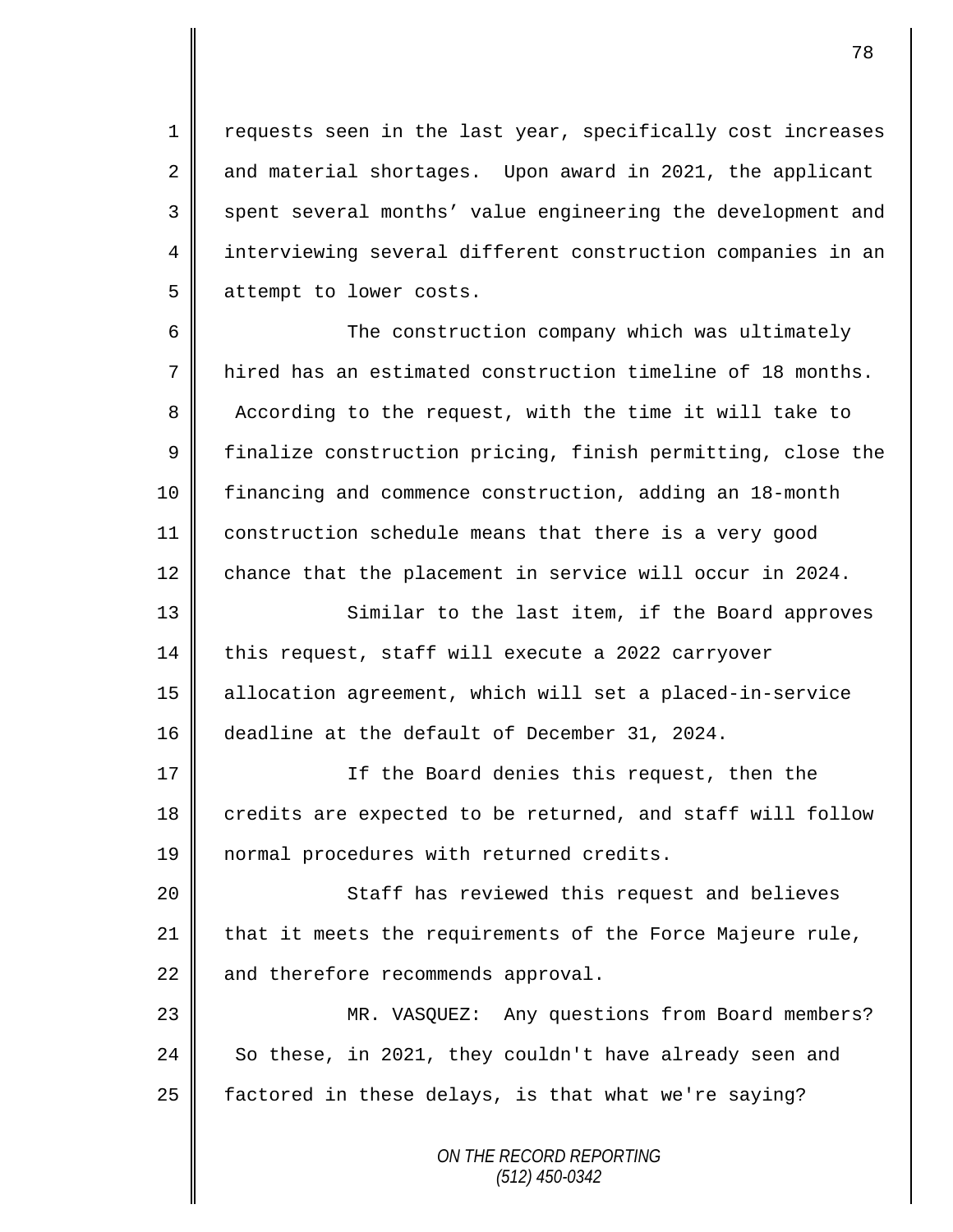requests seen in the last year, specifically cost increases and material shortages. Upon award in 2021, the applicant spent several months' value engineering the development and interviewing several different construction companies in an attempt to lower costs.

The construction company which was ultimately hired has an estimated construction timeline of 18 months. According to the request, with the time it will take to finalize construction pricing, finish permitting, close the financing and commence construction, adding an 18-month construction schedule means that there is a very good chance that the placement in service will occur in 2024.

Similar to the last item, if the Board approves this request, staff will execute a 2022 carryover allocation agreement, which will set a placed-in-service deadline at the default of December 31, 2024.

If the Board denies this request, then the credits are expected to be returned, and staff will follow normal procedures with returned credits.

Staff has reviewed this request and believes that it meets the requirements of the Force Majeure rule, and therefore recommends approval.

MR. VASQUEZ: Any questions from Board members? So these, in 2021, they couldn't have already seen and factored in these delays, is that what we're saying?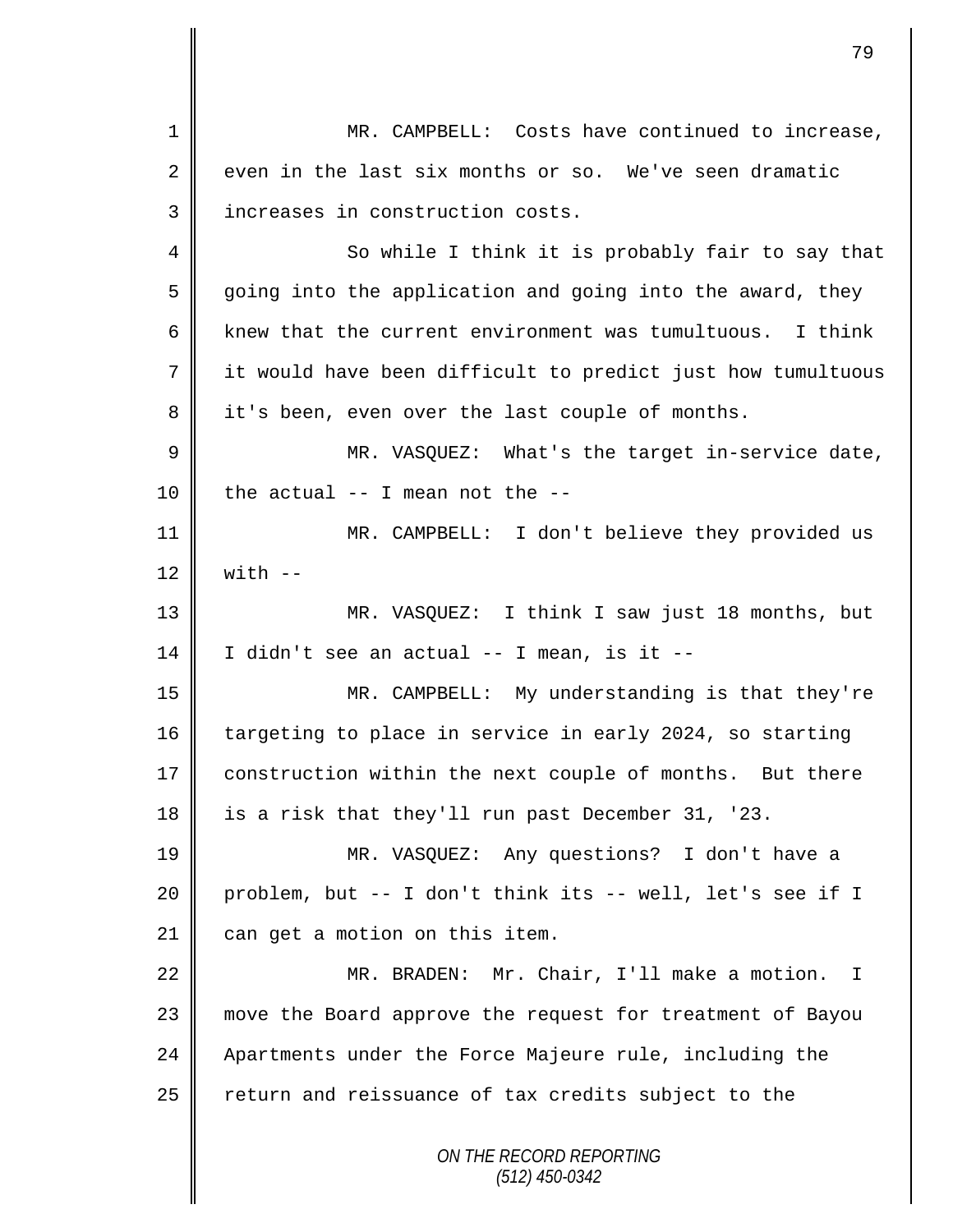MR. CAMPBELL: Costs have continued to increase, even in the last six months or so. We've seen dramatic increases in construction costs.

So while I think it is probably fair to say that going into the application and going into the award, they knew that the current environment was tumultuous. I think it would have been difficult to predict just how tumultuous it's been, even over the last couple of months.

MR. VASQUEZ: What's the target in-service date, the actual -- I mean not the --

MR. CAMPBELL: I don't believe they provided us with --

MR. VASQUEZ: I think I saw just 18 months, but I didn't see an actual -- I mean, is it --

MR. CAMPBELL: My understanding is that they're targeting to place in service in early 2024, so starting construction within the next couple of months. But there is a risk that they'll run past December 31, '23.

MR. VASQUEZ: Any questions? I don't have a problem, but -- I don't think its -- well, let's see if I can get a motion on this item.

MR. BRADEN: Mr. Chair, I'll make a motion. I move the Board approve the request for treatment of Bayou Apartments under the Force Majeure rule, including the return and reissuance of tax credits subject to the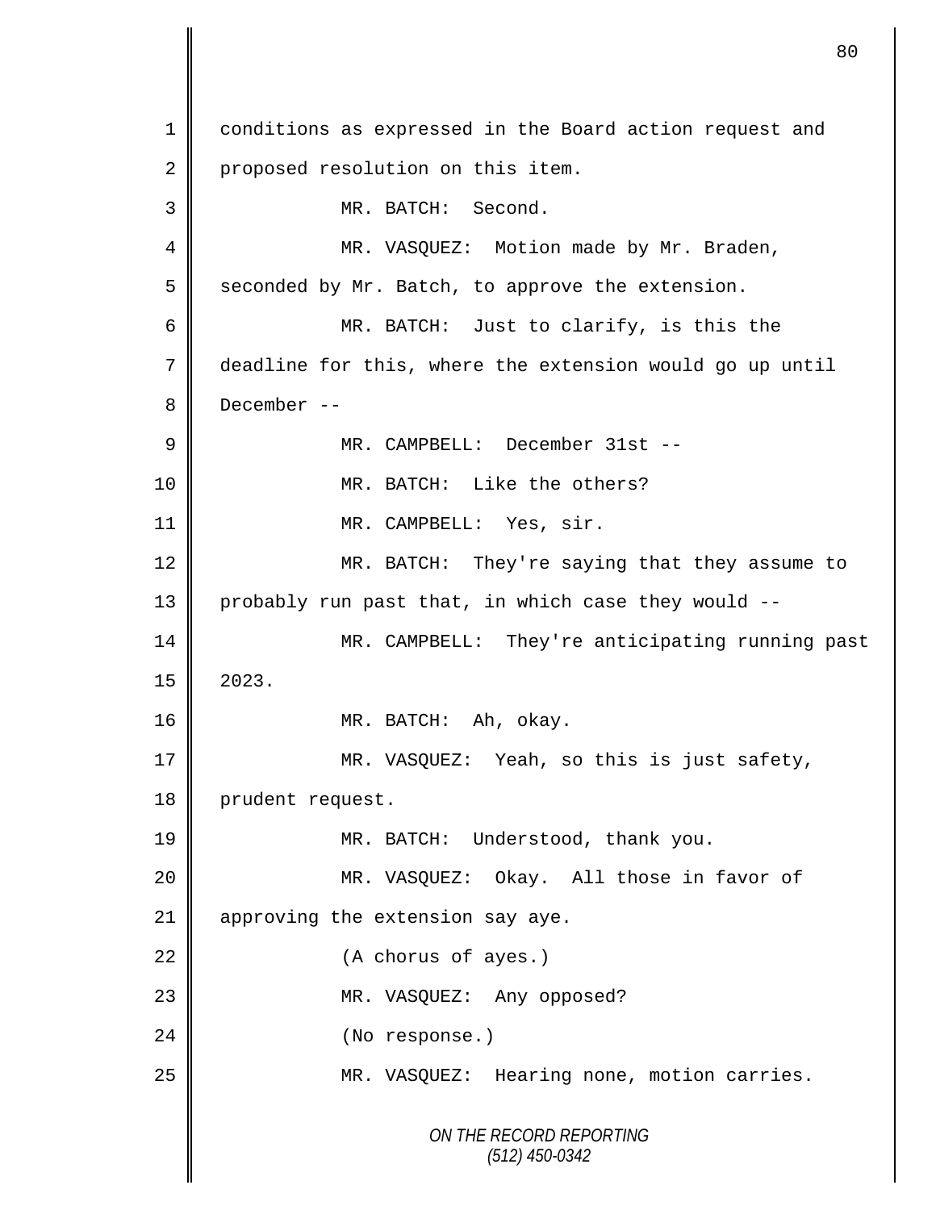conditions as expressed in the Board action request and proposed resolution on this item.

MR. BATCH: Second.

MR. VASQUEZ: Motion made by Mr. Braden, seconded by Mr. Batch, to approve the extension.

MR. BATCH: Just to clarify, is this the deadline for this, where the extension would go up until December --

MR. CAMPBELL: December 31st --

MR. BATCH: Like the others?

MR. CAMPBELL: Yes, sir.

MR. BATCH: They're saying that they assume to probably run past that, in which case they would --

MR. CAMPBELL: They're anticipating running past 2023.

MR. BATCH: Ah, okay.

MR. VASQUEZ: Yeah, so this is just safety, prudent request.

MR. BATCH: Understood, thank you.

MR. VASQUEZ: Okay. All those in favor of approving the extension say aye.

(A chorus of ayes.)

MR. VASQUEZ: Any opposed?

(No response.)

MR. VASQUEZ: Hearing none, motion carries.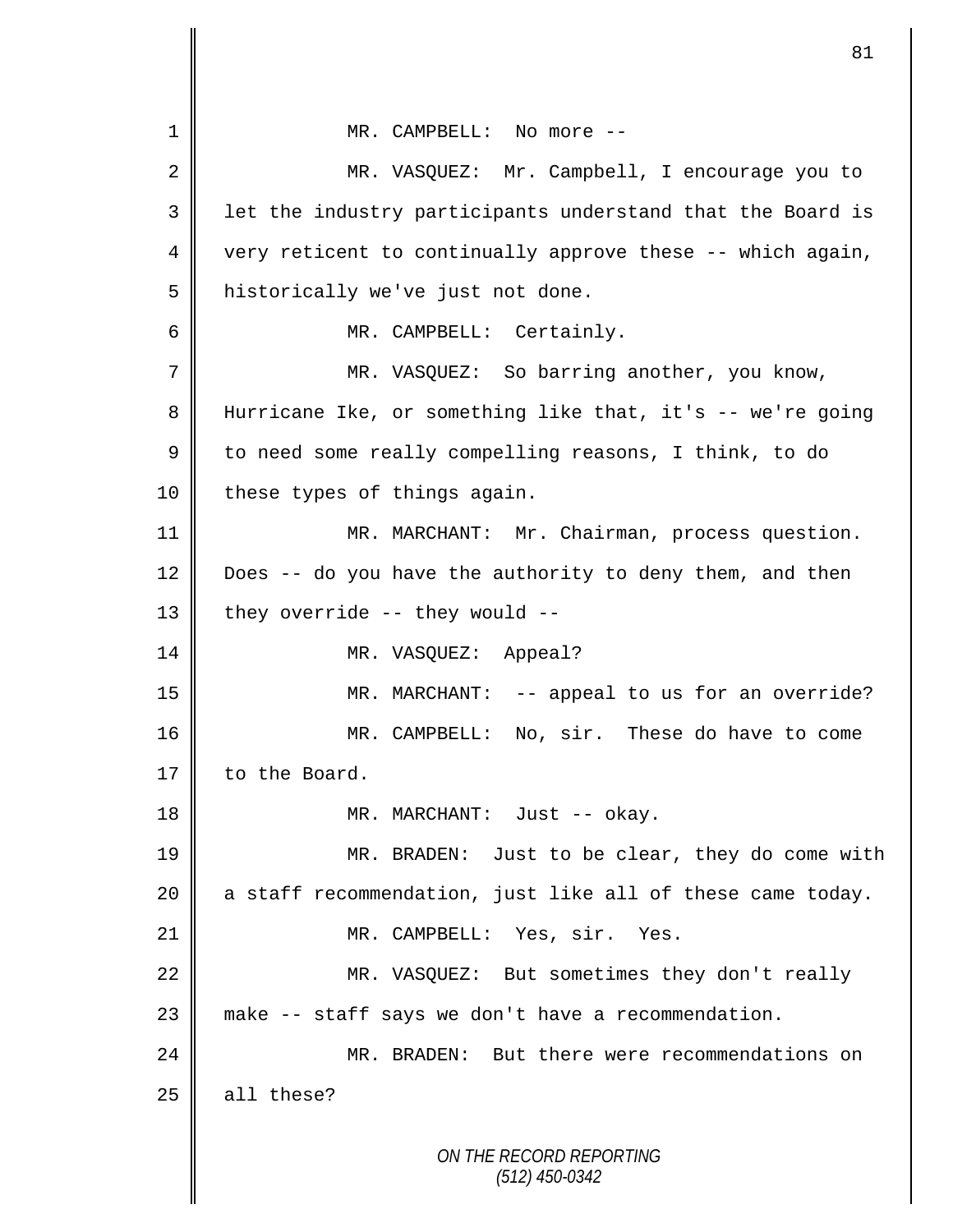MR. CAMPBELL: No more --

MR. VASQUEZ: Mr. Campbell, I encourage you to let the industry participants understand that the Board is very reticent to continually approve these -- which again, historically we've just not done.

MR. CAMPBELL: Certainly.

MR. VASQUEZ: So barring another, you know, Hurricane Ike, or something like that, it's -- we're going to need some really compelling reasons, I think, to do these types of things again.

MR. MARCHANT: Mr. Chairman, process question. Does -- do you have the authority to deny them, and then they override -- they would --

MR. VASQUEZ: Appeal?

MR. MARCHANT: -- appeal to us for an override?

MR. CAMPBELL: No, sir. These do have to come to the Board.

MR. MARCHANT: Just -- okay.

MR. BRADEN: Just to be clear, they do come with a staff recommendation, just like all of these came today.

MR. CAMPBELL: Yes, sir. Yes.

MR. VASQUEZ: But sometimes they don't really make -- staff says we don't have a recommendation.

MR. BRADEN: But there were recommendations on all these?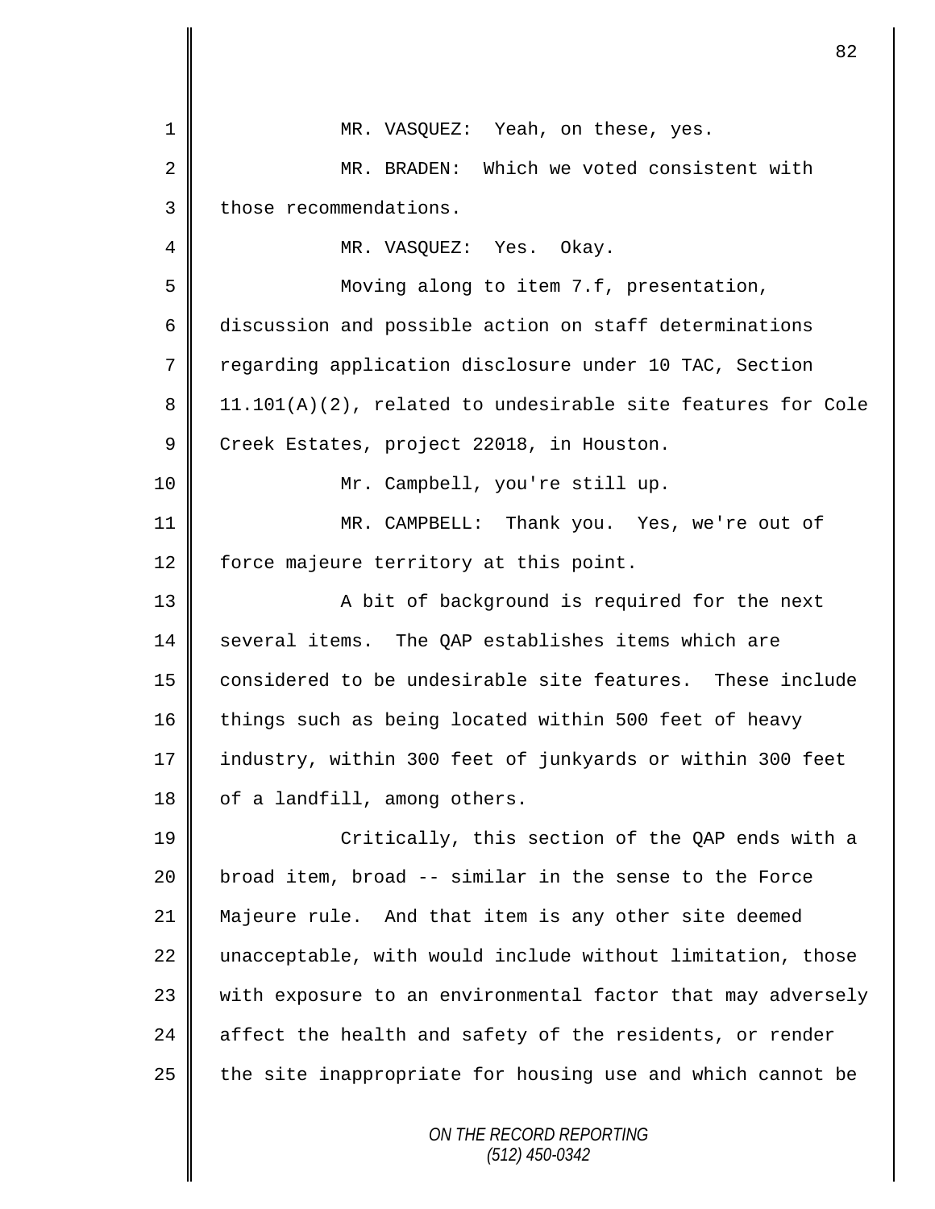MR. VASQUEZ: Yeah, on these, yes.

MR. BRADEN: Which we voted consistent with those recommendations.

MR. VASQUEZ: Yes. Okay.

Moving along to item 7.f, presentation, discussion and possible action on staff determinations regarding application disclosure under 10 TAC, Section 11.101(A)(2), related to undesirable site features for Cole Creek Estates, project 22018, in Houston.

Mr. Campbell, you're still up.

MR. CAMPBELL: Thank you. Yes, we're out of force majeure territory at this point.

A bit of background is required for the next several items. The QAP establishes items which are considered to be undesirable site features. These include things such as being located within 500 feet of heavy industry, within 300 feet of junkyards or within 300 feet of a landfill, among others.

Critically, this section of the QAP ends with a broad item, broad -- similar in the sense to the Force Majeure rule. And that item is any other site deemed unacceptable, with would include without limitation, those with exposure to an environmental factor that may adversely affect the health and safety of the residents, or render the site inappropriate for housing use and which cannot be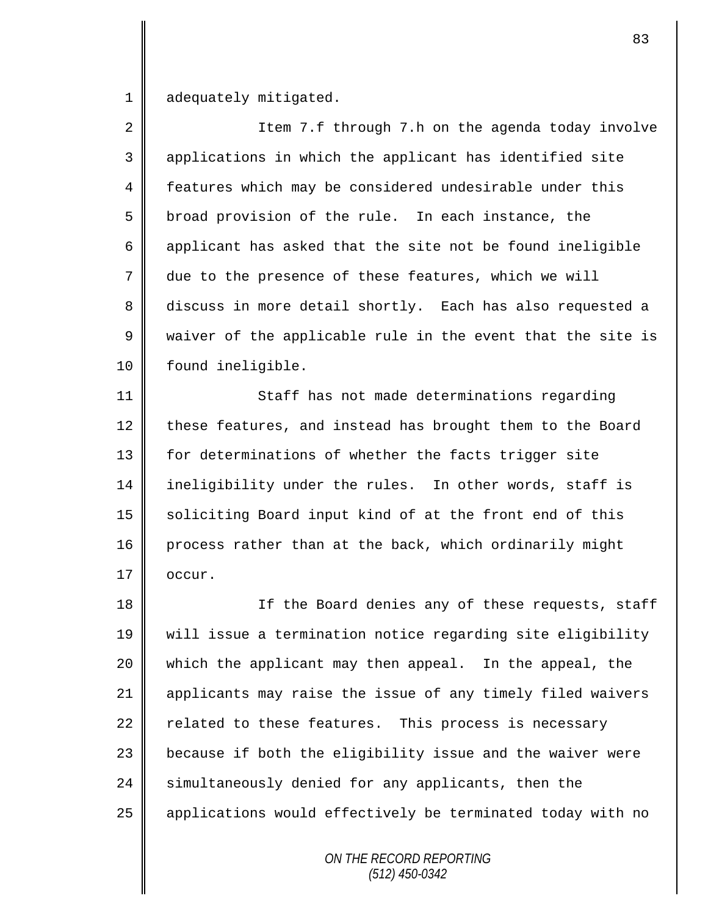adequately mitigated.

Item 7.f through 7.h on the agenda today involve applications in which the applicant has identified site features which may be considered undesirable under this broad provision of the rule. In each instance, the applicant has asked that the site not be found ineligible due to the presence of these features, which we will discuss in more detail shortly. Each has also requested a waiver of the applicable rule in the event that the site is found ineligible.

Staff has not made determinations regarding these features, and instead has brought them to the Board for determinations of whether the facts trigger site ineligibility under the rules. In other words, staff is soliciting Board input kind of at the front end of this process rather than at the back, which ordinarily might occur.

If the Board denies any of these requests, staff will issue a termination notice regarding site eligibility which the applicant may then appeal. In the appeal, the applicants may raise the issue of any timely filed waivers related to these features. This process is necessary because if both the eligibility issue and the waiver were simultaneously denied for any applicants, then the applications would effectively be terminated today with no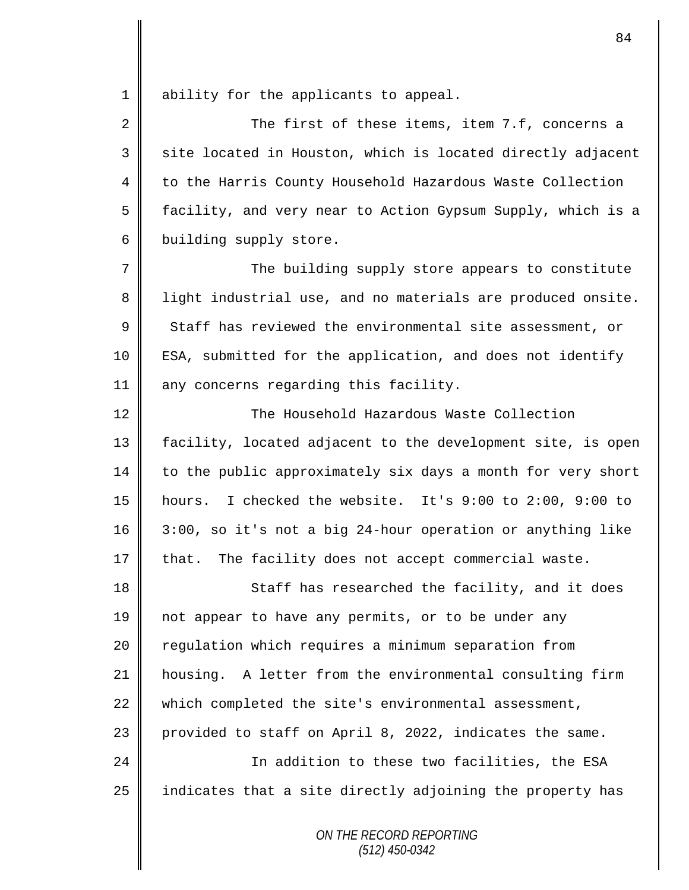ability for the applicants to appeal.

The first of these items, item 7.f, concerns a site located in Houston, which is located directly adjacent to the Harris County Household Hazardous Waste Collection facility, and very near to Action Gypsum Supply, which is a building supply store.

The building supply store appears to constitute light industrial use, and no materials are produced onsite. Staff has reviewed the environmental site assessment, or ESA, submitted for the application, and does not identify any concerns regarding this facility.

The Household Hazardous Waste Collection facility, located adjacent to the development site, is open to the public approximately six days a month for very short hours. I checked the website. It's 9:00 to 2:00, 9:00 to 3:00, so it's not a big 24-hour operation or anything like that. The facility does not accept commercial waste.

Staff has researched the facility, and it does not appear to have any permits, or to be under any regulation which requires a minimum separation from housing. A letter from the environmental consulting firm which completed the site's environmental assessment, provided to staff on April 8, 2022, indicates the same.

In addition to these two facilities, the ESA indicates that a site directly adjoining the property has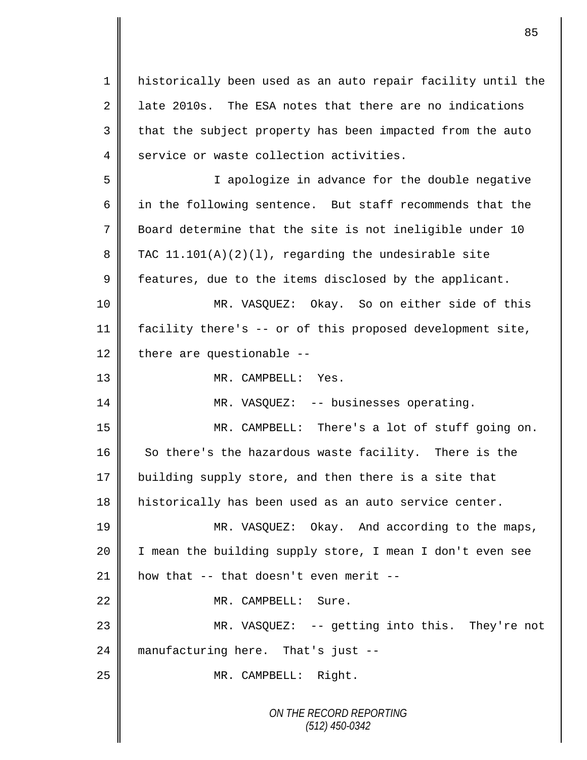historically been used as an auto repair facility until the late 2010s. The ESA notes that there are no indications that the subject property has been impacted from the auto service or waste collection activities.

I apologize in advance for the double negative in the following sentence. But staff recommends that the Board determine that the site is not ineligible under 10 TAC 11.101(A)(2)(l), regarding the undesirable site features, due to the items disclosed by the applicant.

MR. VASQUEZ: Okay. So on either side of this facility there's -- or of this proposed development site, there are questionable --

MR. CAMPBELL: Yes.

MR. VASQUEZ: -- businesses operating.

MR. CAMPBELL: There's a lot of stuff going on. So there's the hazardous waste facility. There is the building supply store, and then there is a site that historically has been used as an auto service center.

MR. VASQUEZ: Okay. And according to the maps, I mean the building supply store, I mean I don't even see how that -- that doesn't even merit --

MR. CAMPBELL: Sure.

MR. VASQUEZ: -- getting into this. They're not manufacturing here. That's just --

MR. CAMPBELL: Right.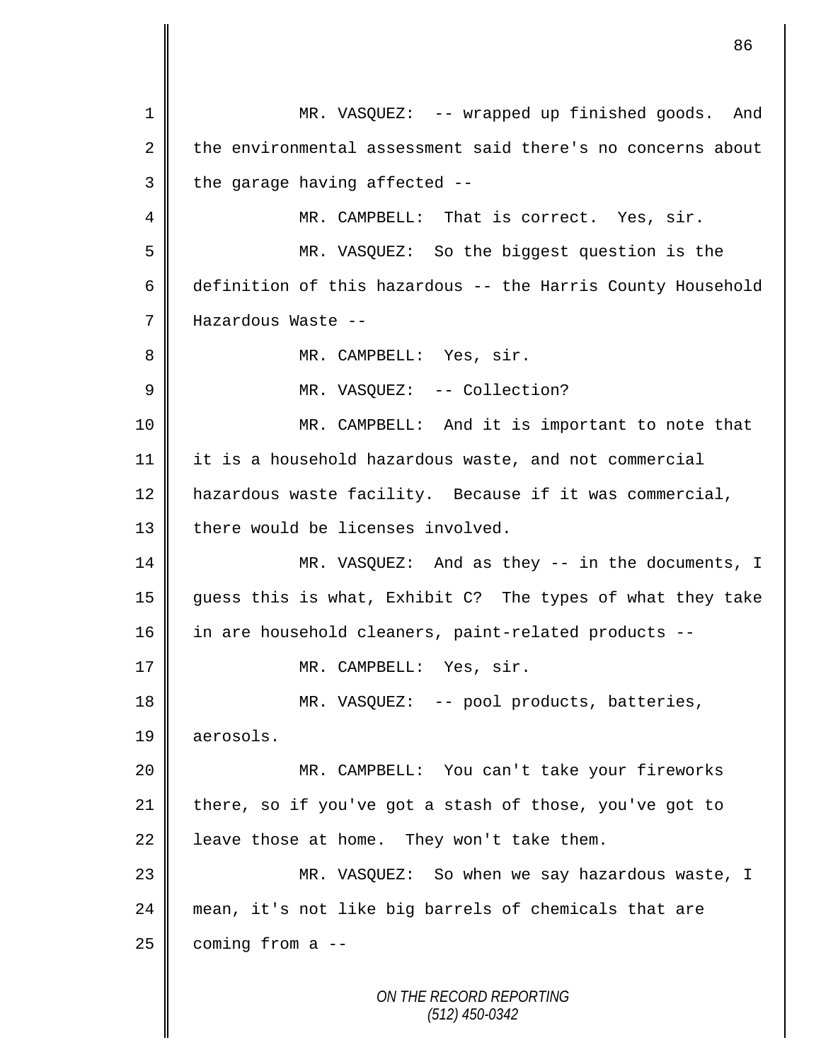MR. VASQUEZ: -- wrapped up finished goods. And the environmental assessment said there's no concerns about the garage having affected --

MR. CAMPBELL: That is correct. Yes, sir.

MR. VASQUEZ: So the biggest question is the definition of this hazardous -- the Harris County Household Hazardous Waste --

MR. CAMPBELL: Yes, sir.

MR. VASQUEZ: -- Collection?

MR. CAMPBELL: And it is important to note that it is a household hazardous waste, and not commercial hazardous waste facility. Because if it was commercial, there would be licenses involved.

MR. VASQUEZ: And as they -- in the documents, I guess this is what, Exhibit C? The types of what they take in are household cleaners, paint-related products --

MR. CAMPBELL: Yes, sir.

MR. VASQUEZ: -- pool products, batteries, aerosols.

MR. CAMPBELL: You can't take your fireworks there, so if you've got a stash of those, you've got to leave those at home. They won't take them.

MR. VASQUEZ: So when we say hazardous waste, I mean, it's not like big barrels of chemicals that are coming from a --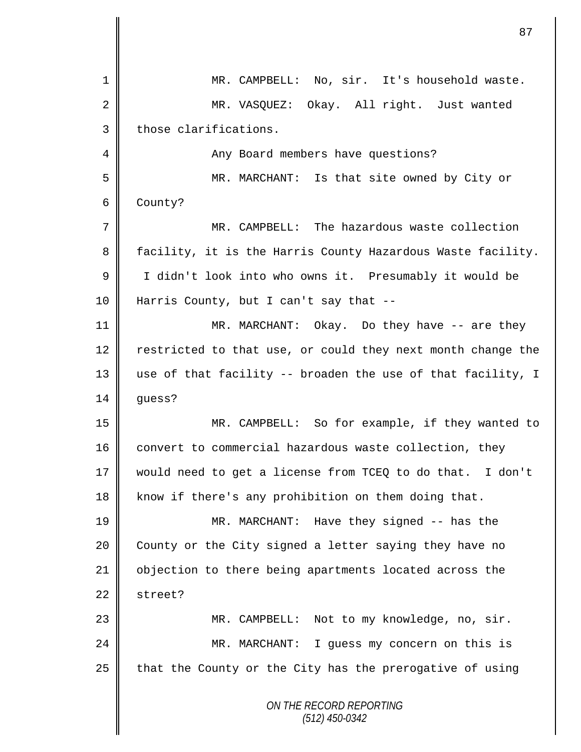MR. CAMPBELL: No, sir. It's household waste.

MR. VASQUEZ: Okay. All right. Just wanted those clarifications.

Any Board members have questions?

MR. MARCHANT: Is that site owned by City or County?

MR. CAMPBELL: The hazardous waste collection facility, it is the Harris County Hazardous Waste facility. I didn't look into who owns it. Presumably it would be Harris County, but I can't say that --

MR. MARCHANT: Okay. Do they have -- are they restricted to that use, or could they next month change the use of that facility -- broaden the use of that facility, I guess?

MR. CAMPBELL: So for example, if they wanted to convert to commercial hazardous waste collection, they would need to get a license from TCEQ to do that. I don't know if there's any prohibition on them doing that.

MR. MARCHANT: Have they signed -- has the County or the City signed a letter saying they have no objection to there being apartments located across the street?

MR. CAMPBELL: Not to my knowledge, no, sir.

MR. MARCHANT: I guess my concern on this is that the County or the City has the prerogative of using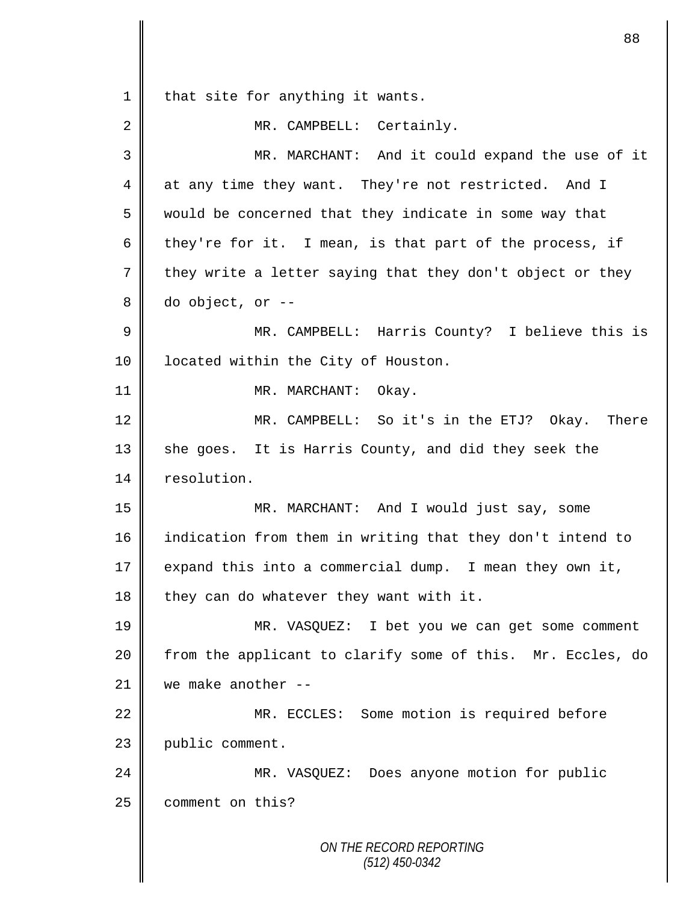that site for anything it wants.

MR. CAMPBELL: Certainly.

MR. MARCHANT: And it could expand the use of it at any time they want. They're not restricted. And I would be concerned that they indicate in some way that they're for it. I mean, is that part of the process, if they write a letter saying that they don't object or they do object, or --

MR. CAMPBELL: Harris County? I believe this is located within the City of Houston.

MR. MARCHANT: Okay.

MR. CAMPBELL: So it's in the ETJ? Okay. There she goes. It is Harris County, and did they seek the resolution.

MR. MARCHANT: And I would just say, some indication from them in writing that they don't intend to expand this into a commercial dump. I mean they own it, they can do whatever they want with it.

MR. VASQUEZ: I bet you we can get some comment from the applicant to clarify some of this. Mr. Eccles, do we make another --

MR. ECCLES: Some motion is required before public comment.

MR. VASQUEZ: Does anyone motion for public comment on this?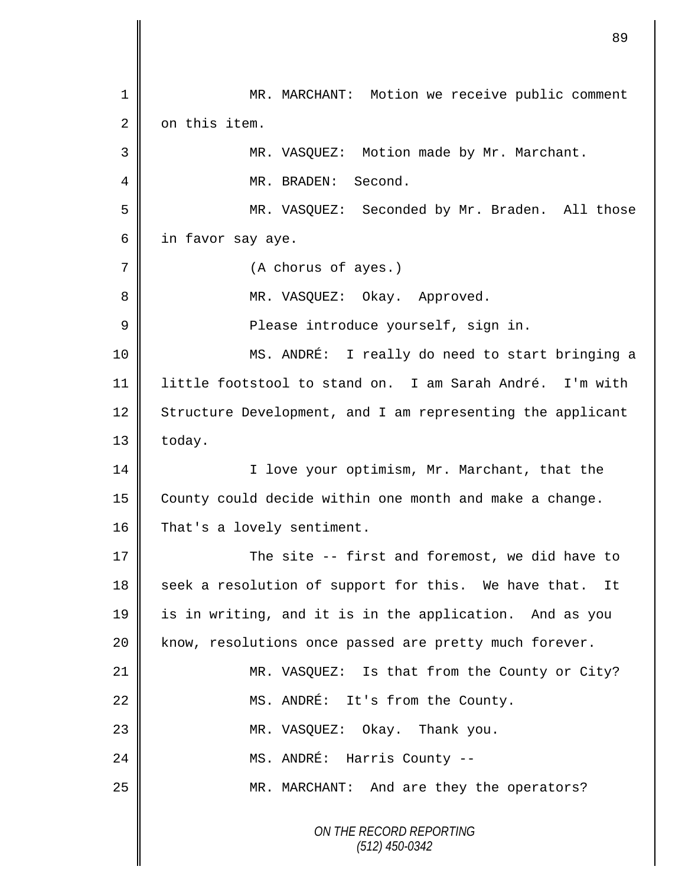MR. MARCHANT: Motion we receive public comment on this item.

MR. VASQUEZ: Motion made by Mr. Marchant.

MR. BRADEN: Second.

MR. VASQUEZ: Seconded by Mr. Braden. All those in favor say aye.

(A chorus of ayes.)

MR. VASQUEZ: Okay. Approved.

Please introduce yourself, sign in.

MS. ANDRÉ: I really do need to start bringing a little footstool to stand on. I am Sarah André. I'm with Structure Development, and I am representing the applicant today.

I love your optimism, Mr. Marchant, that the County could decide within one month and make a change. That's a lovely sentiment.

The site -- first and foremost, we did have to seek a resolution of support for this. We have that. It is in writing, and it is in the application. And as you know, resolutions once passed are pretty much forever.

MR. VASQUEZ: Is that from the County or City?

MS. ANDRÉ: It's from the County.

MR. VASQUEZ: Okay. Thank you.

MS. ANDRÉ: Harris County --

MR. MARCHANT: And are they the operators?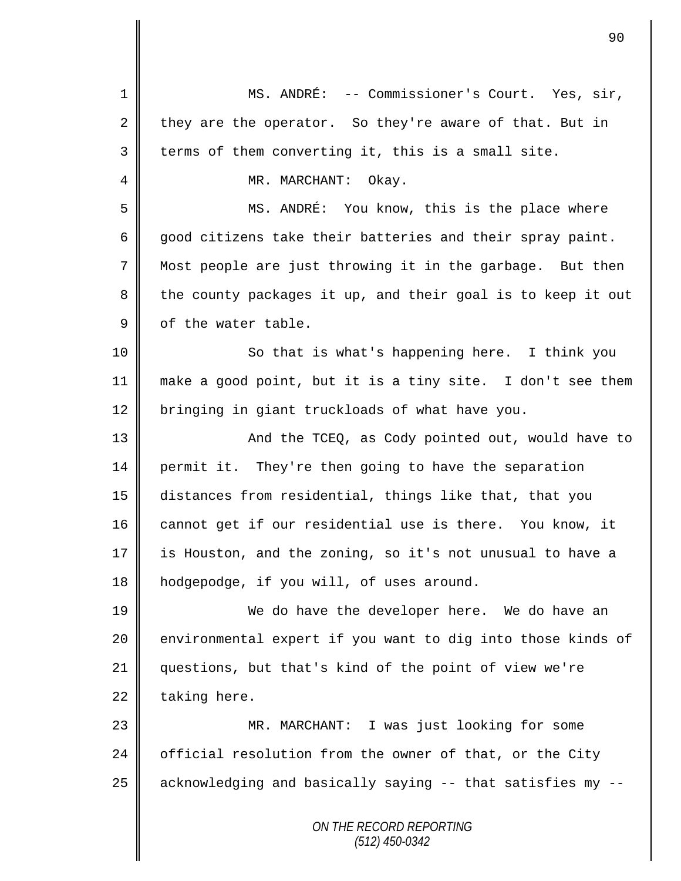MS. ANDRÉ: -- Commissioner's Court. Yes, sir, they are the operator. So they're aware of that. But in terms of them converting it, this is a small site.

MR. MARCHANT: Okay.

MS. ANDRÉ: You know, this is the place where good citizens take their batteries and their spray paint. Most people are just throwing it in the garbage. But then the county packages it up, and their goal is to keep it out of the water table.

So that is what's happening here. I think you make a good point, but it is a tiny site. I don't see them bringing in giant truckloads of what have you.

And the TCEQ, as Cody pointed out, would have to permit it. They're then going to have the separation distances from residential, things like that, that you cannot get if our residential use is there. You know, it is Houston, and the zoning, so it's not unusual to have a hodgepodge, if you will, of uses around.

We do have the developer here. We do have an environmental expert if you want to dig into those kinds of questions, but that's kind of the point of view we're taking here.

MR. MARCHANT: I was just looking for some official resolution from the owner of that, or the City acknowledging and basically saying -- that satisfies my --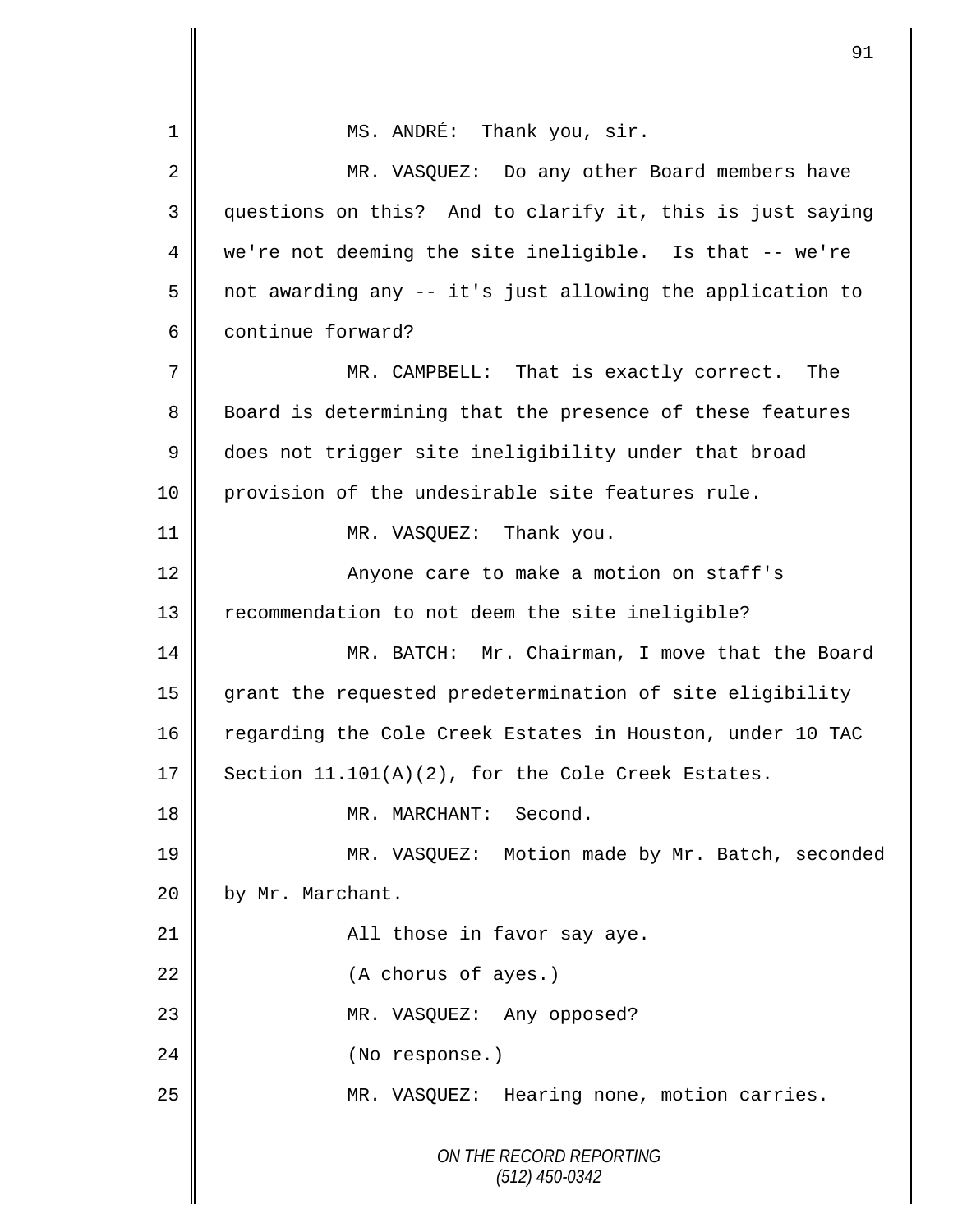MS. ANDRÉ: Thank you, sir.

MR. VASQUEZ: Do any other Board members have questions on this? And to clarify it, this is just saying we're not deeming the site ineligible. Is that -- we're not awarding any -- it's just allowing the application to continue forward?

MR. CAMPBELL: That is exactly correct. The Board is determining that the presence of these features does not trigger site ineligibility under that broad provision of the undesirable site features rule.

MR. VASQUEZ: Thank you.

Anyone care to make a motion on staff's recommendation to not deem the site ineligible?

MR. BATCH: Mr. Chairman, I move that the Board grant the requested predetermination of site eligibility regarding the Cole Creek Estates in Houston, under 10 TAC Section 11.101(A)(2), for the Cole Creek Estates.

MR. MARCHANT: Second.

MR. VASQUEZ: Motion made by Mr. Batch, seconded by Mr. Marchant.

All those in favor say aye.

(A chorus of ayes.)

MR. VASQUEZ: Any opposed?

(No response.)

MR. VASQUEZ: Hearing none, motion carries.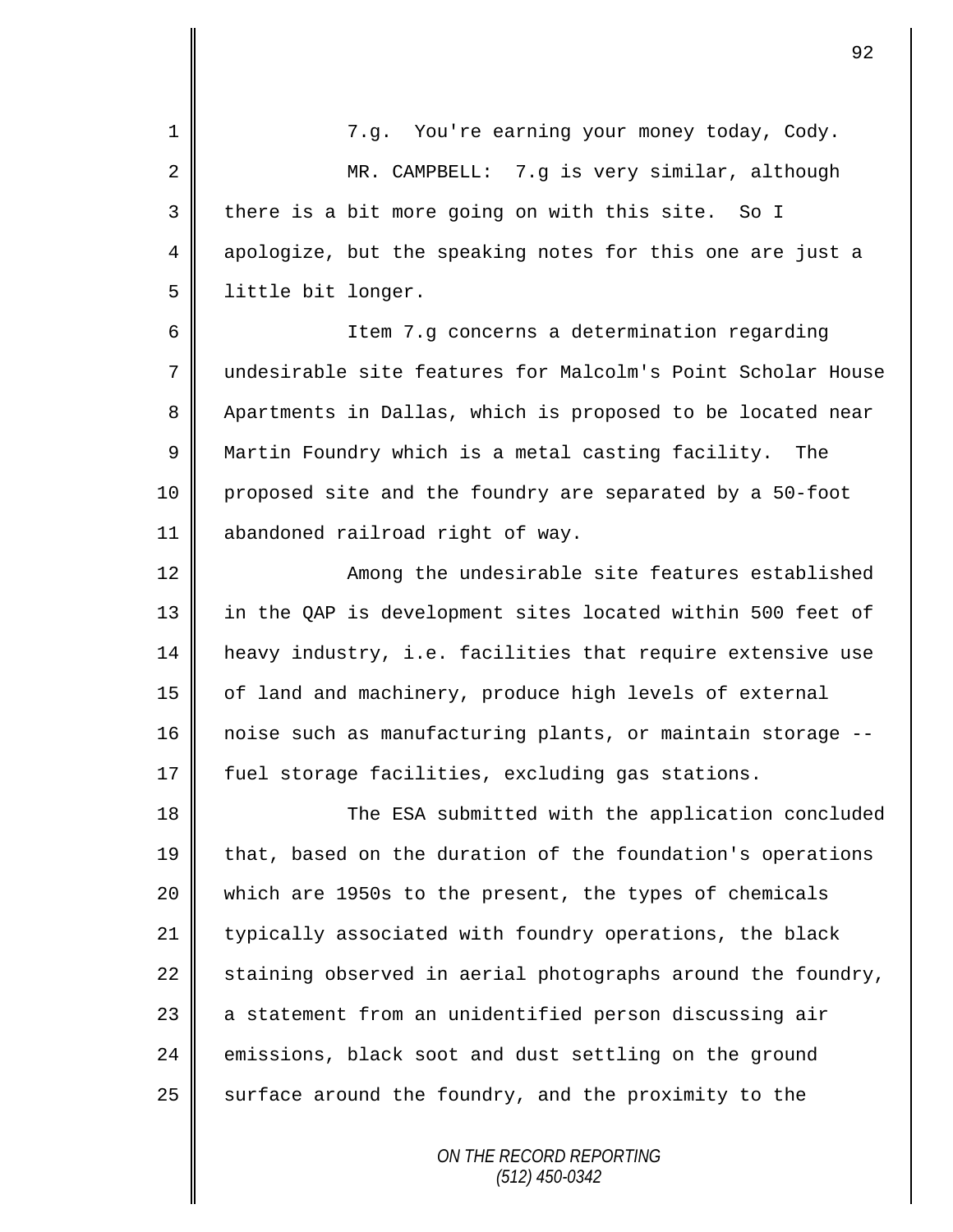7.g. You're earning your money today, Cody.

MR. CAMPBELL: 7.g is very similar, although there is a bit more going on with this site. So I apologize, but the speaking notes for this one are just a little bit longer.

Item 7.g concerns a determination regarding undesirable site features for Malcolm's Point Scholar House Apartments in Dallas, which is proposed to be located near Martin Foundry which is a metal casting facility. The proposed site and the foundry are separated by a 50-foot abandoned railroad right of way.

Among the undesirable site features established in the QAP is development sites located within 500 feet of heavy industry, i.e. facilities that require extensive use of land and machinery, produce high levels of external noise such as manufacturing plants, or maintain storage -- fuel storage facilities, excluding gas stations.

The ESA submitted with the application concluded that, based on the duration of the foundation's operations which are 1950s to the present, the types of chemicals typically associated with foundry operations, the black staining observed in aerial photographs around the foundry, a statement from an unidentified person discussing air emissions, black soot and dust settling on the ground surface around the foundry, and the proximity to the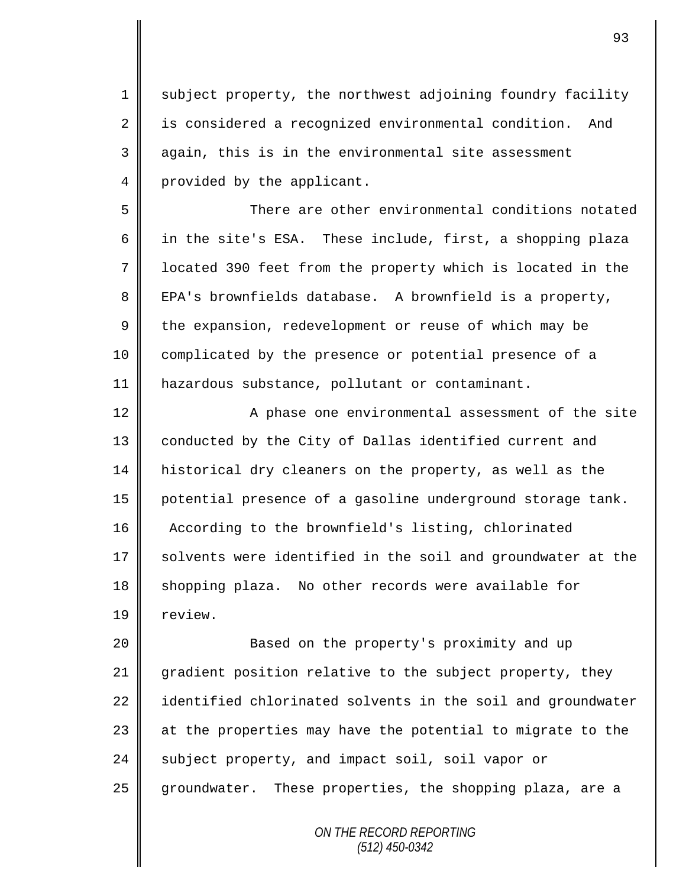subject property, the northwest adjoining foundry facility is considered a recognized environmental condition. And again, this is in the environmental site assessment provided by the applicant.

There are other environmental conditions notated in the site's ESA. These include, first, a shopping plaza located 390 feet from the property which is located in the EPA's brownfields database. A brownfield is a property, the expansion, redevelopment or reuse of which may be complicated by the presence or potential presence of a hazardous substance, pollutant or contaminant.

A phase one environmental assessment of the site conducted by the City of Dallas identified current and historical dry cleaners on the property, as well as the potential presence of a gasoline underground storage tank. According to the brownfield's listing, chlorinated solvents were identified in the soil and groundwater at the shopping plaza. No other records were available for review.

Based on the property's proximity and up gradient position relative to the subject property, they identified chlorinated solvents in the soil and groundwater at the properties may have the potential to migrate to the subject property, and impact soil, soil vapor or groundwater. These properties, the shopping plaza, are a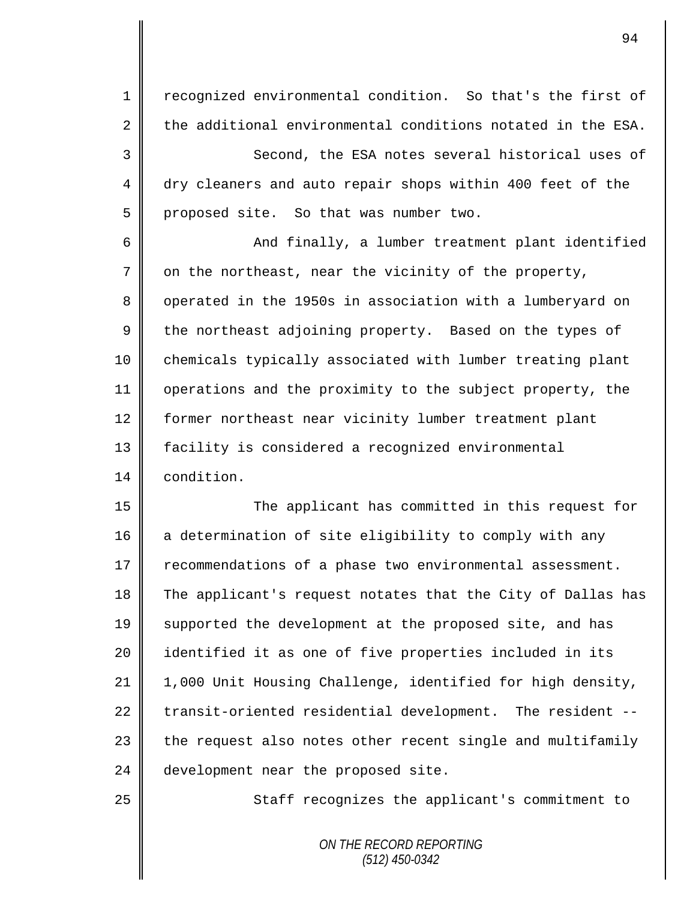recognized environmental condition. So that's the first of the additional environmental conditions notated in the ESA.

Second, the ESA notes several historical uses of dry cleaners and auto repair shops within 400 feet of the proposed site. So that was number two.

And finally, a lumber treatment plant identified on the northeast, near the vicinity of the property, operated in the 1950s in association with a lumberyard on the northeast adjoining property. Based on the types of chemicals typically associated with lumber treating plant operations and the proximity to the subject property, the former northeast near vicinity lumber treatment plant facility is considered a recognized environmental condition.

The applicant has committed in this request for a determination of site eligibility to comply with any recommendations of a phase two environmental assessment. The applicant's request notates that the City of Dallas has supported the development at the proposed site, and has identified it as one of five properties included in its 1,000 Unit Housing Challenge, identified for high density, transit-oriented residential development. The resident -- the request also notes other recent single and multifamily development near the proposed site.

Staff recognizes the applicant's commitment to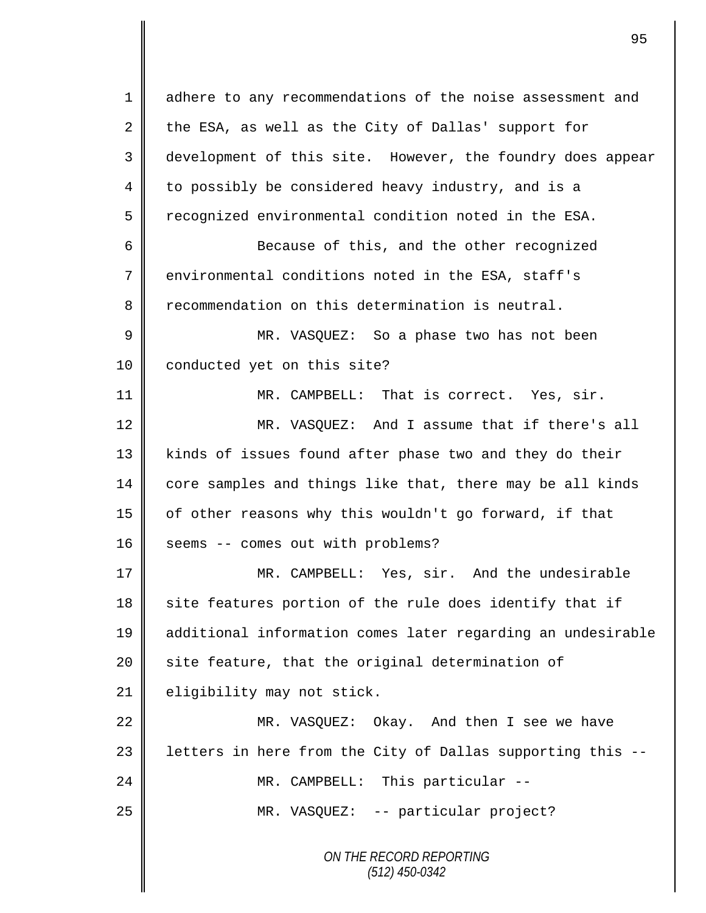adhere to any recommendations of the noise assessment and the ESA, as well as the City of Dallas' support for development of this site. However, the foundry does appear to possibly be considered heavy industry, and is a recognized environmental condition noted in the ESA.

Because of this, and the other recognized environmental conditions noted in the ESA, staff's recommendation on this determination is neutral.

MR. VASQUEZ: So a phase two has not been conducted yet on this site?

MR. CAMPBELL: That is correct. Yes, sir.

MR. VASQUEZ: And I assume that if there's all kinds of issues found after phase two and they do their core samples and things like that, there may be all kinds of other reasons why this wouldn't go forward, if that seems -- comes out with problems?

MR. CAMPBELL: Yes, sir. And the undesirable site features portion of the rule does identify that if additional information comes later regarding an undesirable site feature, that the original determination of eligibility may not stick.

MR. VASQUEZ: Okay. And then I see we have letters in here from the City of Dallas supporting this --

MR. CAMPBELL: This particular --

MR. VASQUEZ: -- particular project?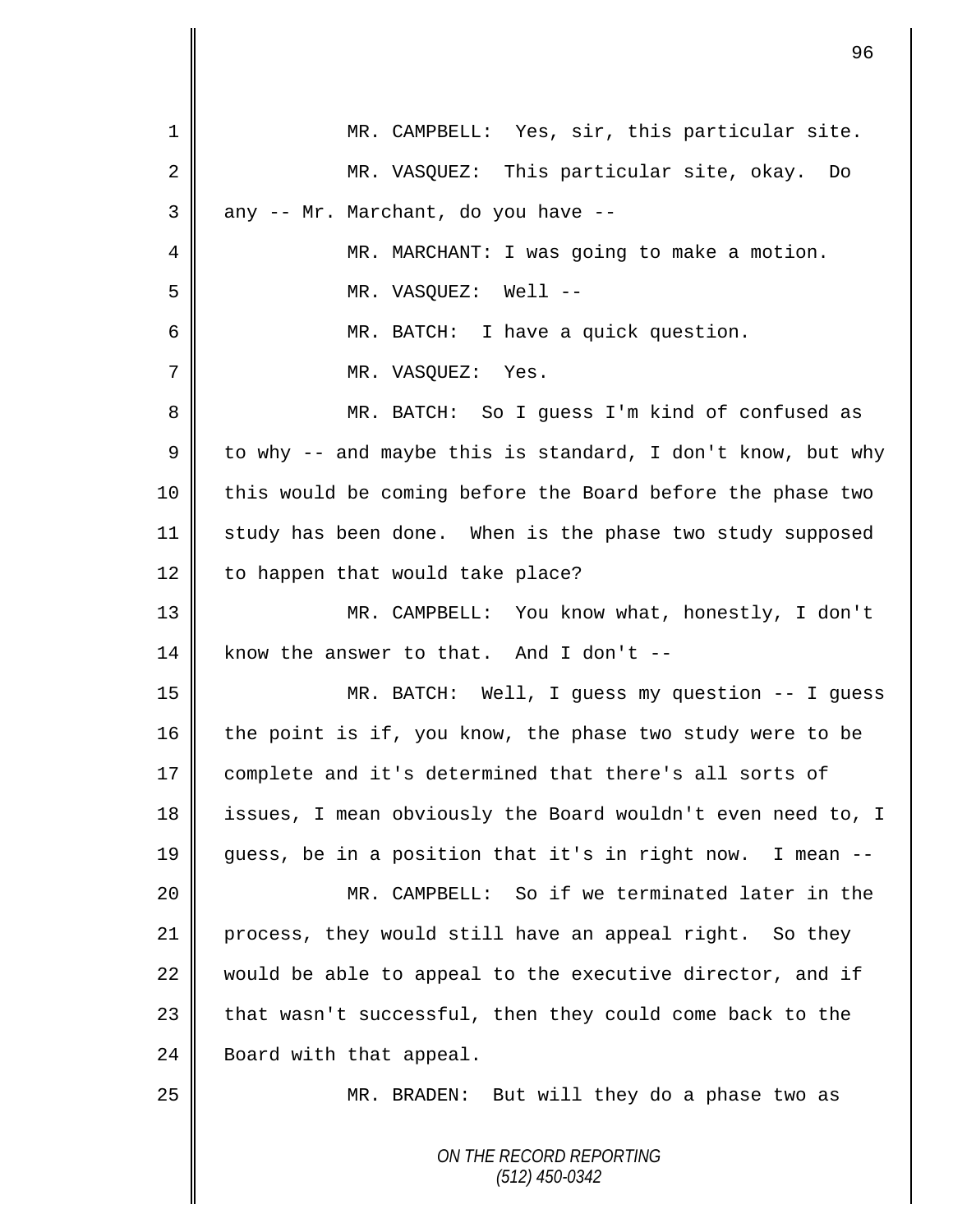MR. CAMPBELL: Yes, sir, this particular site.

MR. VASQUEZ: This particular site, okay. Do any -- Mr. Marchant, do you have --

MR. MARCHANT: I was going to make a motion.

MR. VASQUEZ: Well --

MR. BATCH: I have a quick question.

MR. VASQUEZ: Yes.

MR. BATCH: So I guess I'm kind of confused as to why -- and maybe this is standard, I don't know, but why this would be coming before the Board before the phase two study has been done. When is the phase two study supposed to happen that would take place?

MR. CAMPBELL: You know what, honestly, I don't know the answer to that. And I don't --

MR. BATCH: Well, I guess my question -- I guess the point is if, you know, the phase two study were to be complete and it's determined that there's all sorts of issues, I mean obviously the Board wouldn't even need to, I guess, be in a position that it's in right now. I mean --

MR. CAMPBELL: So if we terminated later in the process, they would still have an appeal right. So they would be able to appeal to the executive director, and if that wasn't successful, then they could come back to the Board with that appeal.

MR. BRADEN: But will they do a phase two as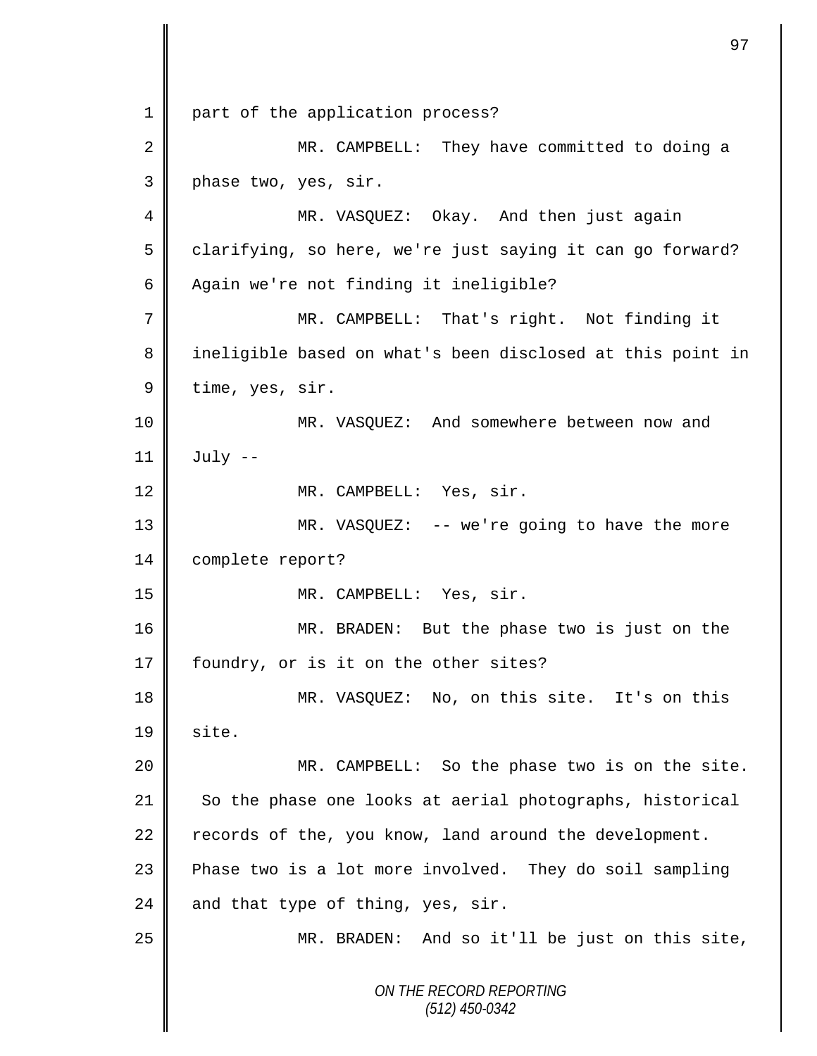part of the application process?

MR. CAMPBELL: They have committed to doing a phase two, yes, sir.

MR. VASQUEZ: Okay. And then just again clarifying, so here, we're just saying it can go forward? Again we're not finding it ineligible?

MR. CAMPBELL: That's right. Not finding it ineligible based on what's been disclosed at this point in time, yes, sir.

MR. VASQUEZ: And somewhere between now and July --

MR. CAMPBELL: Yes, sir.

MR. VASQUEZ: -- we're going to have the more complete report?

MR. CAMPBELL: Yes, sir.

MR. BRADEN: But the phase two is just on the foundry, or is it on the other sites?

MR. VASQUEZ: No, on this site. It's on this site.

MR. CAMPBELL: So the phase two is on the site. So the phase one looks at aerial photographs, historical records of the, you know, land around the development. Phase two is a lot more involved. They do soil sampling and that type of thing, yes, sir.

MR. BRADEN: And so it'll be just on this site,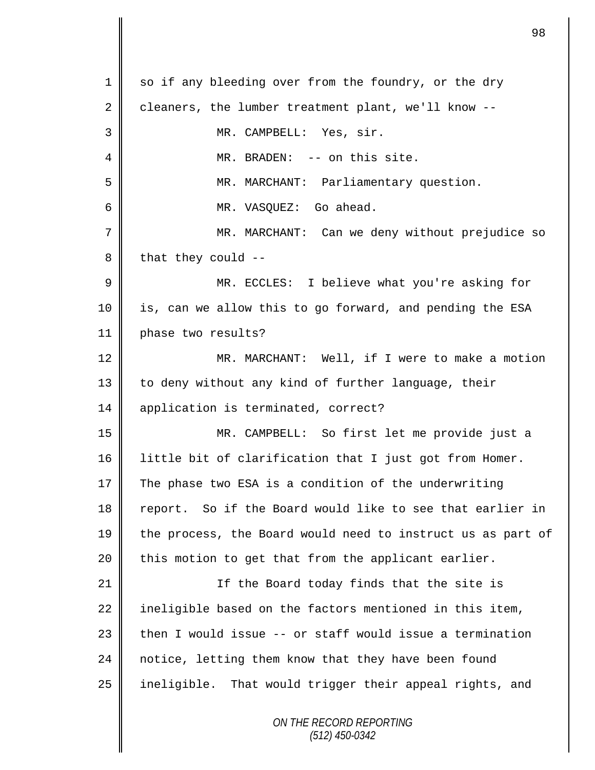so if any bleeding over from the foundry, or the dry cleaners, the lumber treatment plant, we'll know --

MR. CAMPBELL: Yes, sir.

MR. BRADEN: -- on this site.

MR. MARCHANT: Parliamentary question.

MR. VASQUEZ: Go ahead.

MR. MARCHANT: Can we deny without prejudice so that they could --

MR. ECCLES: I believe what you're asking for is, can we allow this to go forward, and pending the ESA phase two results?

MR. MARCHANT: Well, if I were to make a motion to deny without any kind of further language, their application is terminated, correct?

MR. CAMPBELL: So first let me provide just a little bit of clarification that I just got from Homer. The phase two ESA is a condition of the underwriting report. So if the Board would like to see that earlier in the process, the Board would need to instruct us as part of this motion to get that from the applicant earlier.

If the Board today finds that the site is ineligible based on the factors mentioned in this item, then I would issue -- or staff would issue a termination notice, letting them know that they have been found ineligible. That would trigger their appeal rights, and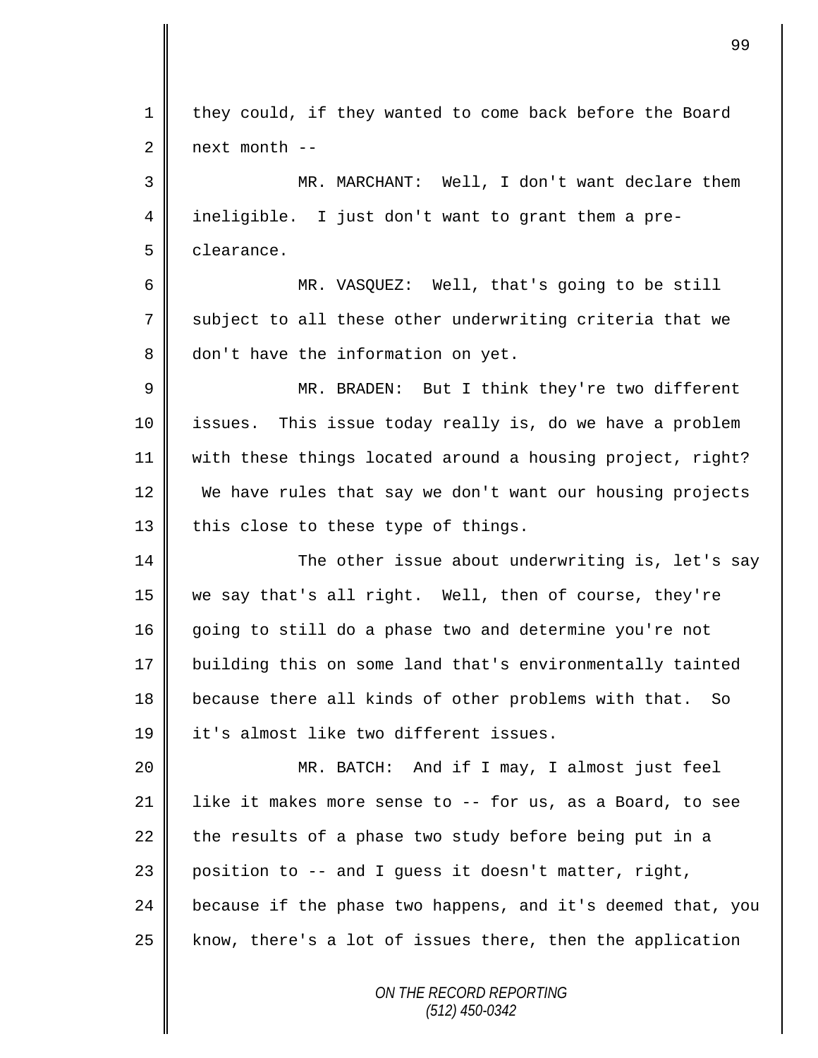they could, if they wanted to come back before the Board next month --

MR. MARCHANT: Well, I don't want declare them ineligible. I just don't want to grant them a pre-clearance.

MR. VASQUEZ: Well, that's going to be still subject to all these other underwriting criteria that we don't have the information on yet.

MR. BRADEN: But I think they're two different issues. This issue today really is, do we have a problem with these things located around a housing project, right? We have rules that say we don't want our housing projects this close to these type of things.

The other issue about underwriting is, let's say we say that's all right. Well, then of course, they're going to still do a phase two and determine you're not building this on some land that's environmentally tainted because there all kinds of other problems with that. So it's almost like two different issues.

MR. BATCH: And if I may, I almost just feel like it makes more sense to -- for us, as a Board, to see the results of a phase two study before being put in a position to -- and I guess it doesn't matter, right, because if the phase two happens, and it's deemed that, you know, there's a lot of issues there, then the application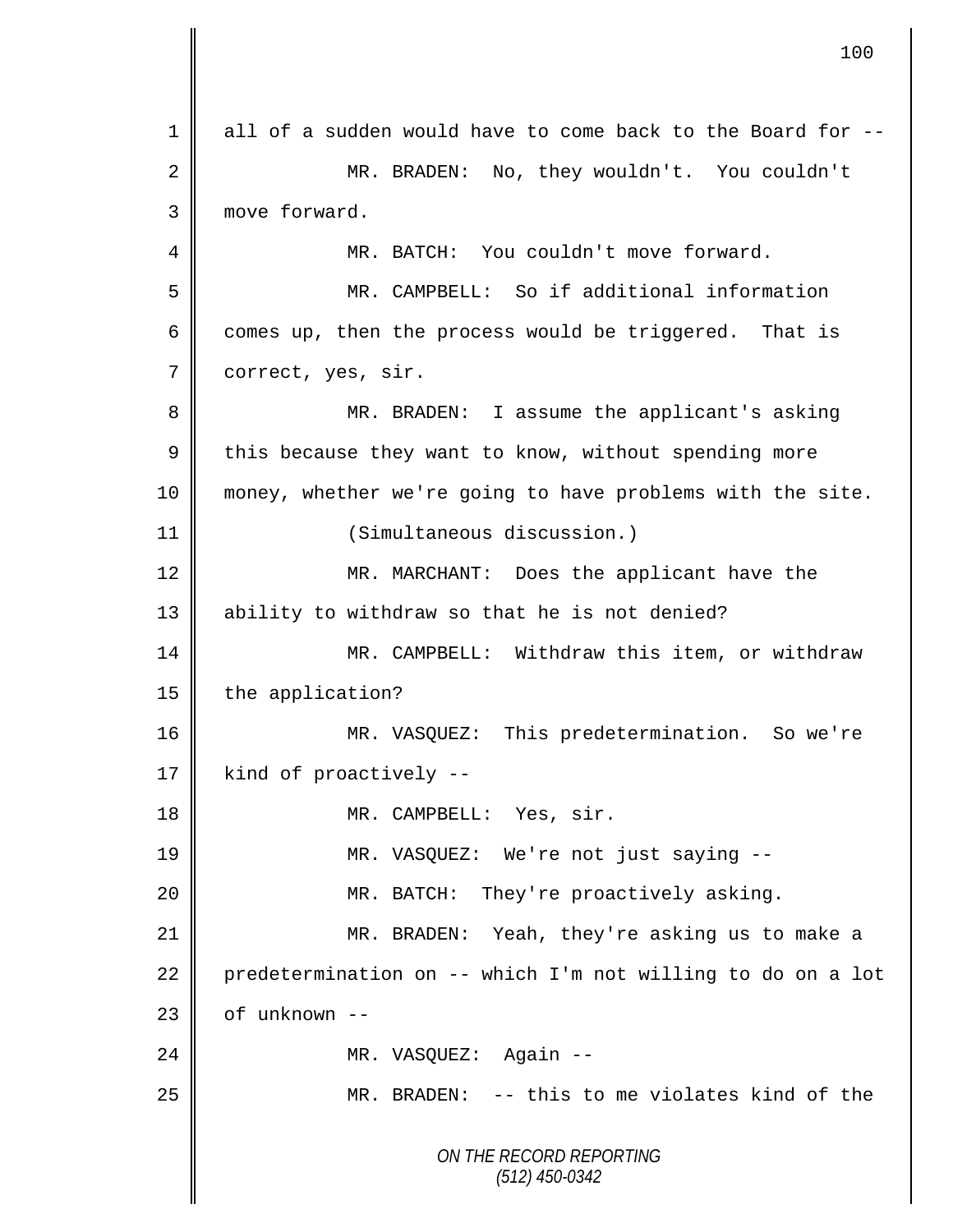1 all of a sudden would have to come back to the Board for --

2 MR. BRADEN: No, they wouldn't. You couldn't

3 move forward.

4 MR. BATCH: You couldn't move forward.

5 MR. CAMPBELL: So if additional information

6 comes up, then the process would be triggered. That is

7 correct, yes, sir.

8 MR. BRADEN: I assume the applicant's asking

9 this because they want to know, without spending more

10 money, whether we're going to have problems with the site.

11 (Simultaneous discussion.)

12 MR. MARCHANT: Does the applicant have the

13 ability to withdraw so that he is not denied?

14 MR. CAMPBELL: Withdraw this item, or withdraw

15 the application?

16 MR. VASQUEZ: This predetermination. So we're

17 kind of proactively --

18 MR. CAMPBELL: Yes, sir.

19 MR. VASQUEZ: We're not just saying --

20 MR. BATCH: They're proactively asking.

21 MR. BRADEN: Yeah, they're asking us to make a

22 predetermination on -- which I'm not willing to do on a lot

23 of unknown --

24 MR. VASQUEZ: Again --

25 MR. BRADEN: -- this to me violates kind of the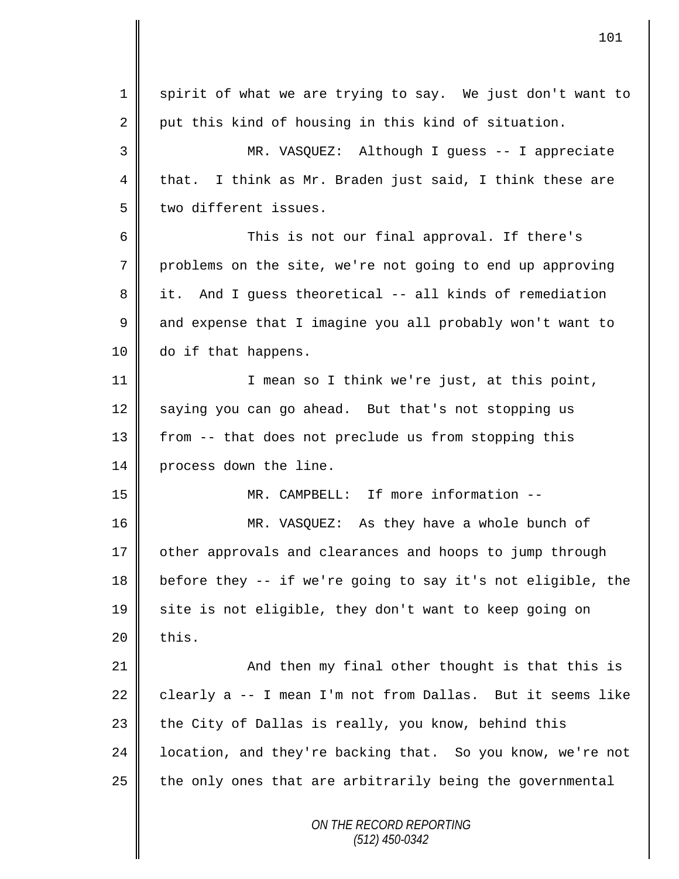spirit of what we are trying to say. We just don't want to put this kind of housing in this kind of situation.

MR. VASQUEZ: Although I guess -- I appreciate that. I think as Mr. Braden just said, I think these are two different issues.

This is not our final approval. If there's problems on the site, we're not going to end up approving it. And I guess theoretical -- all kinds of remediation and expense that I imagine you all probably won't want to do if that happens.

I mean so I think we're just, at this point, saying you can go ahead. But that's not stopping us from -- that does not preclude us from stopping this process down the line.

MR. CAMPBELL: If more information --

MR. VASQUEZ: As they have a whole bunch of other approvals and clearances and hoops to jump through before they -- if we're going to say it's not eligible, the site is not eligible, they don't want to keep going on this.

And then my final other thought is that this is clearly a -- I mean I'm not from Dallas. But it seems like the City of Dallas is really, you know, behind this location, and they're backing that. So you know, we're not the only ones that are arbitrarily being the governmental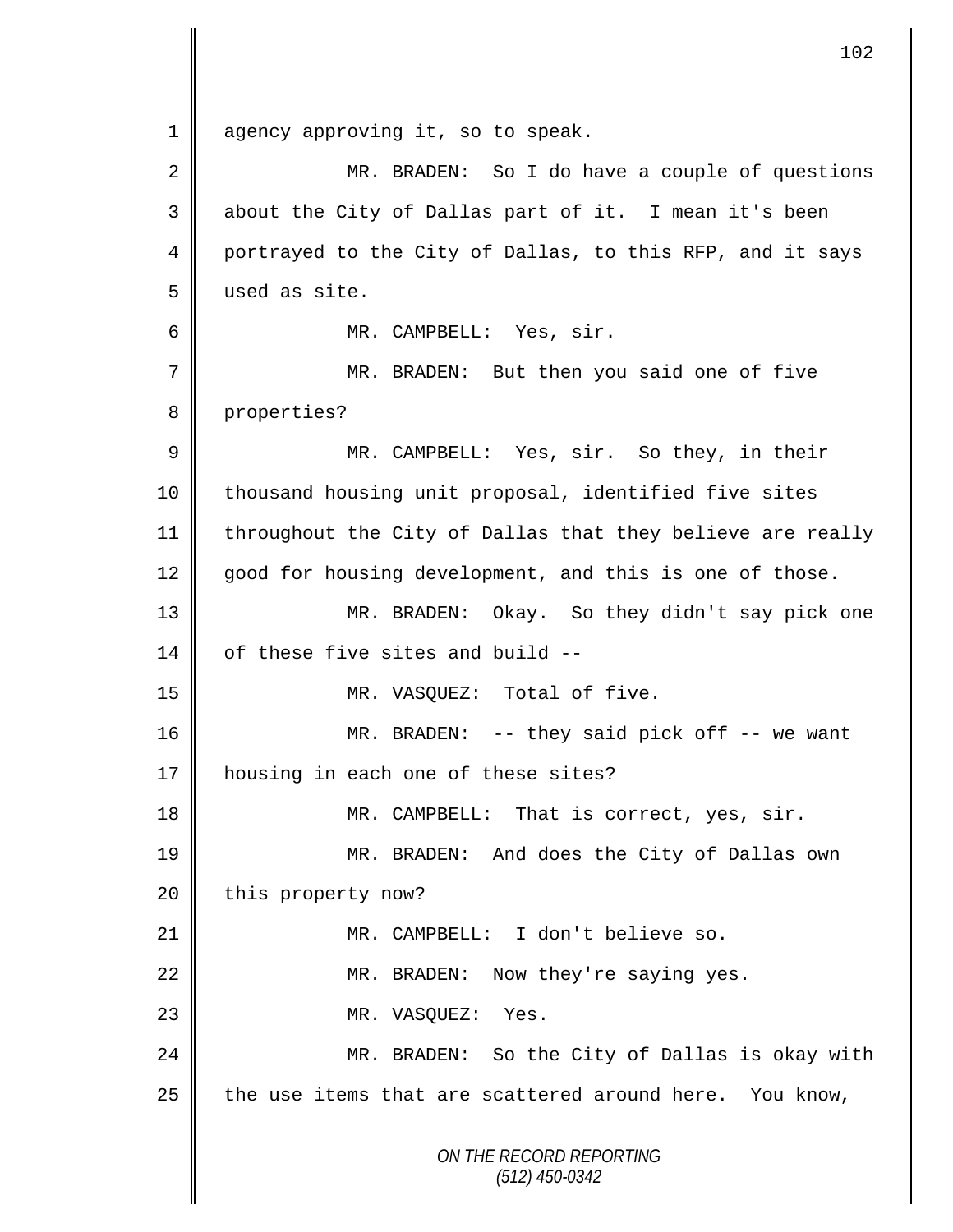1 agency approving it, so to speak.

2 MR. BRADEN: So I do have a couple of questions

3 about the City of Dallas part of it. I mean it's been

4 portrayed to the City of Dallas, to this RFP, and it says

5 used as site.

6 MR. CAMPBELL: Yes, sir.

7 MR. BRADEN: But then you said one of five

8 properties?

9 MR. CAMPBELL: Yes, sir. So they, in their

10 thousand housing unit proposal, identified five sites

11 throughout the City of Dallas that they believe are really

12 good for housing development, and this is one of those.

13 MR. BRADEN: Okay. So they didn't say pick one

14 of these five sites and build --

15 MR. VASQUEZ: Total of five.

16 MR. BRADEN: -- they said pick off -- we want

17 housing in each one of these sites?

18 MR. CAMPBELL: That is correct, yes, sir.

19 MR. BRADEN: And does the City of Dallas own

20 this property now?

21 MR. CAMPBELL: I don't believe so.

22 MR. BRADEN: Now they're saying yes.

23 MR. VASQUEZ: Yes.

24 MR. BRADEN: So the City of Dallas is okay with

25 the use items that are scattered around here. You know,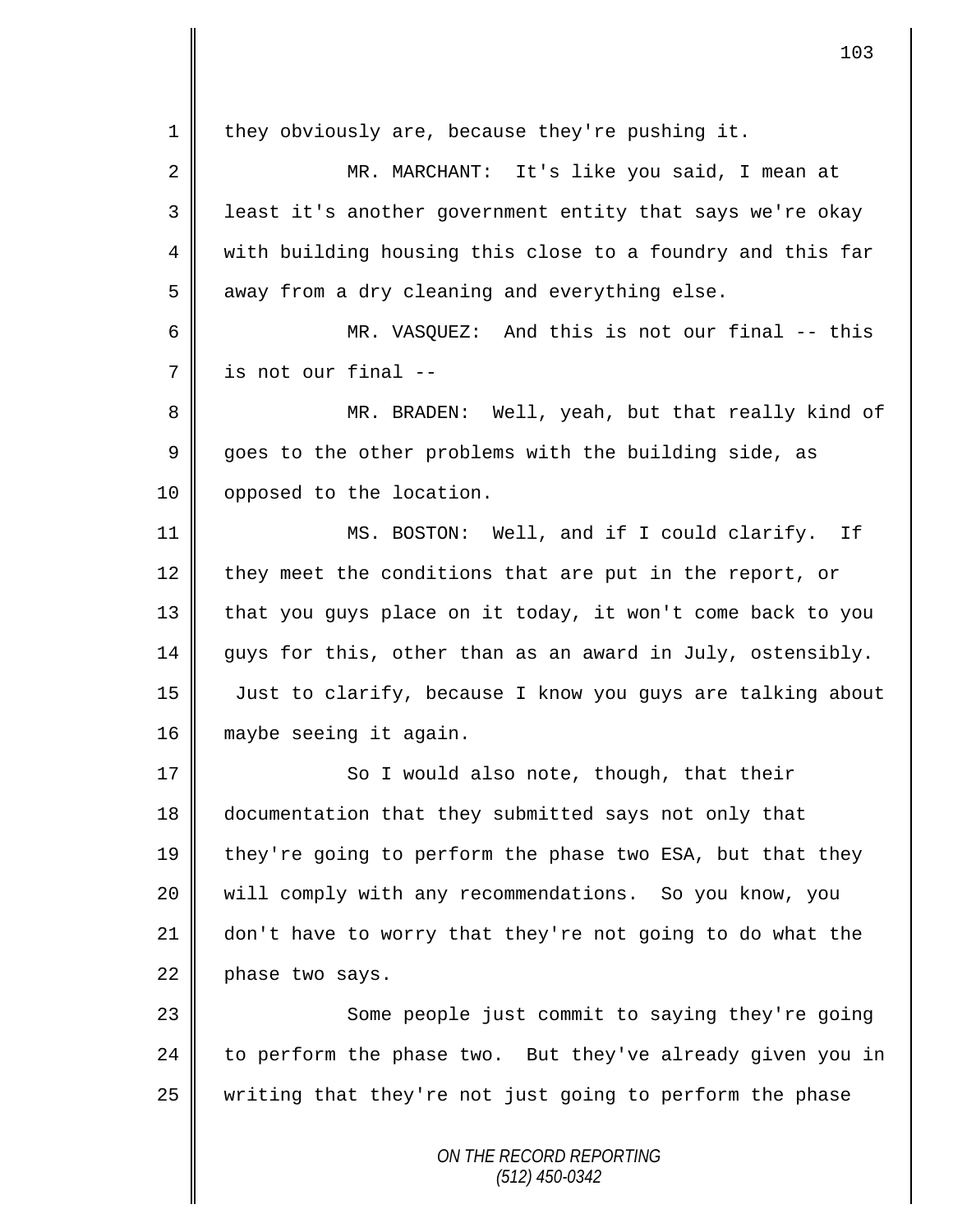1 they obviously are, because they're pushing it.

2 MR. MARCHANT: It's like you said, I mean at

3 least it's another government entity that says we're okay

4 with building housing this close to a foundry and this far

5 away from a dry cleaning and everything else.

6 MR. VASQUEZ: And this is not our final -- this

7 is not our final --

8 MR. BRADEN: Well, yeah, but that really kind of

9 goes to the other problems with the building side, as

10 opposed to the location.

11 MS. BOSTON: Well, and if I could clarify. If

12 they meet the conditions that are put in the report, or

13 that you guys place on it today, it won't come back to you

14 guys for this, other than as an award in July, ostensibly.

15 Just to clarify, because I know you guys are talking about

16 maybe seeing it again.

17 So I would also note, though, that their

18 documentation that they submitted says not only that

19 they're going to perform the phase two ESA, but that they

20 will comply with any recommendations. So you know, you

21 don't have to worry that they're not going to do what the

22 phase two says.

23 Some people just commit to saying they're going

24 to perform the phase two. But they've already given you in

25 writing that they're not just going to perform the phase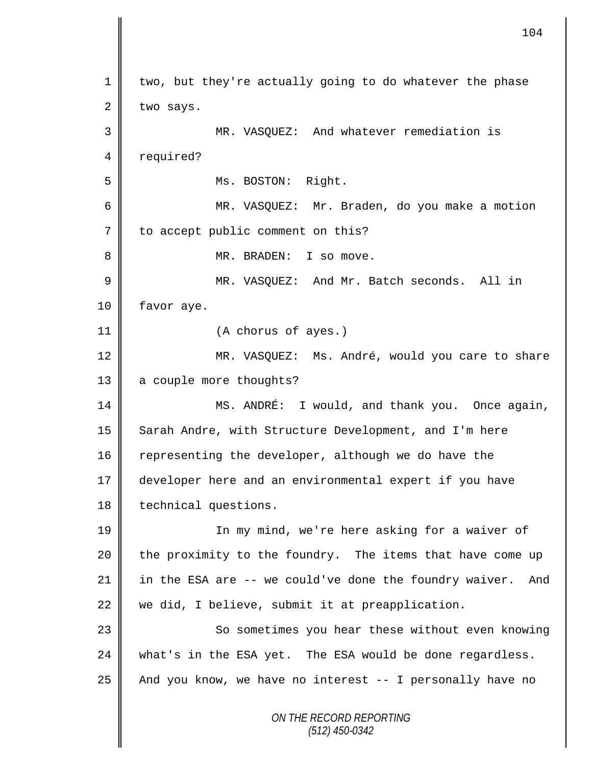1 two, but they're actually going to do whatever the phase
2 two says.
3 MR. VASQUEZ: And whatever remediation is
4 required?
5 Ms. BOSTON: Right.
6 MR. VASQUEZ: Mr. Braden, do you make a motion
7 to accept public comment on this?
8 MR. BRADEN: I so move.
9 MR. VASQUEZ: And Mr. Batch seconds. All in
10 favor aye.
11 (A chorus of ayes.)
12 MR. VASQUEZ: Ms. André, would you care to share
13 a couple more thoughts?
14 MS. ANDRÉ: I would, and thank you. Once again,
15 Sarah Andre, with Structure Development, and I'm here
16 representing the developer, although we do have the
17 developer here and an environmental expert if you have
18 technical questions.
19 In my mind, we're here asking for a waiver of
20 the proximity to the foundry. The items that have come up
21 in the ESA are -- we could've done the foundry waiver. And
22 we did, I believe, submit it at preapplication.
23 So sometimes you hear these without even knowing
24 what's in the ESA yet. The ESA would be done regardless.
25 And you know, we have no interest -- I personally have no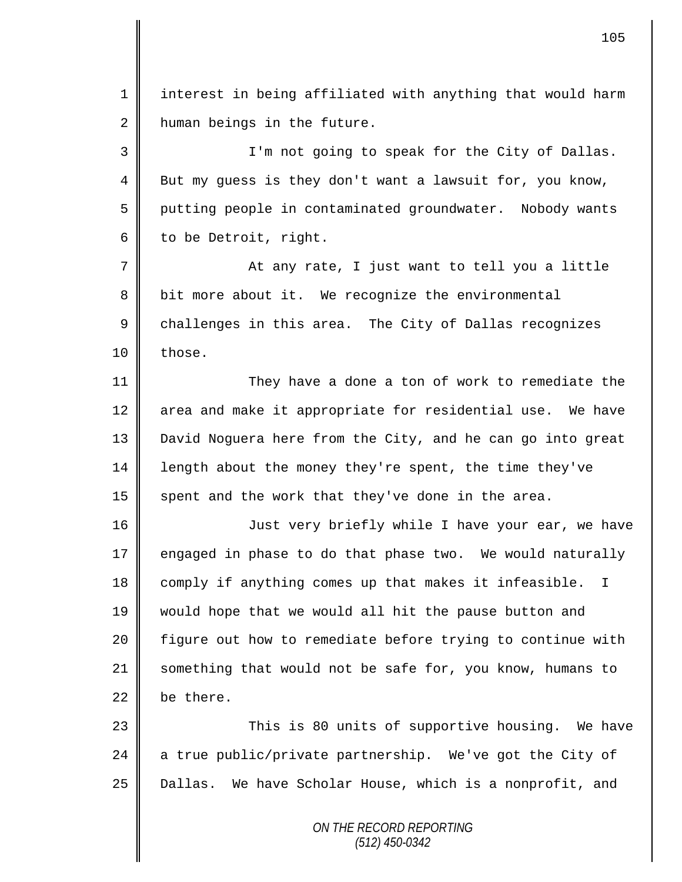interest in being affiliated with anything that would harm human beings in the future.

I'm not going to speak for the City of Dallas. But my guess is they don't want a lawsuit for, you know, putting people in contaminated groundwater. Nobody wants to be Detroit, right.

At any rate, I just want to tell you a little bit more about it. We recognize the environmental challenges in this area. The City of Dallas recognizes those.

They have a done a ton of work to remediate the area and make it appropriate for residential use. We have David Noguera here from the City, and he can go into great length about the money they're spent, the time they've spent and the work that they've done in the area.

Just very briefly while I have your ear, we have engaged in phase to do that phase two. We would naturally comply if anything comes up that makes it infeasible. I would hope that we would all hit the pause button and figure out how to remediate before trying to continue with something that would not be safe for, you know, humans to be there.

This is 80 units of supportive housing. We have a true public/private partnership. We've got the City of Dallas. We have Scholar House, which is a nonprofit, and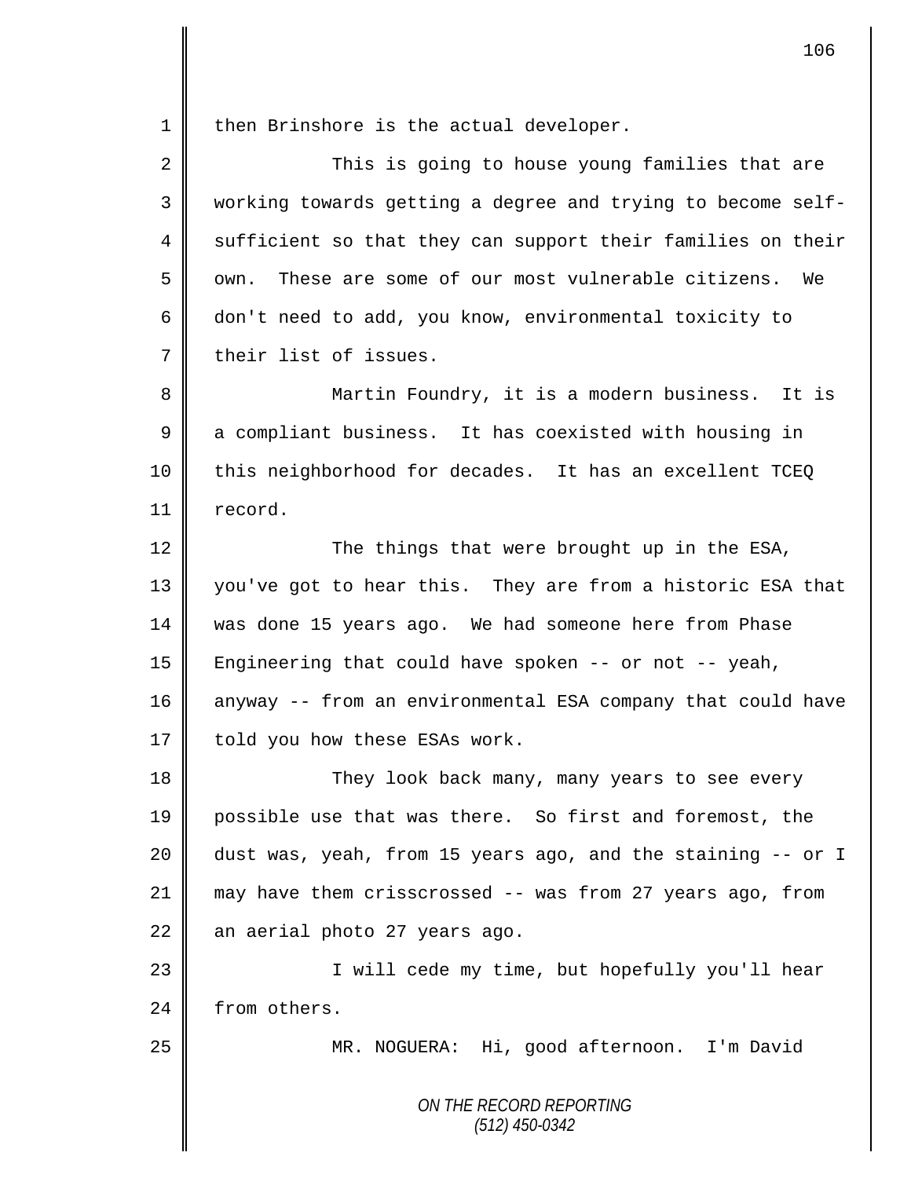then Brinshore is the actual developer.

This is going to house young families that are working towards getting a degree and trying to become self-sufficient so that they can support their families on their own. These are some of our most vulnerable citizens. We don't need to add, you know, environmental toxicity to their list of issues.

Martin Foundry, it is a modern business. It is a compliant business. It has coexisted with housing in this neighborhood for decades. It has an excellent TCEQ record.

The things that were brought up in the ESA, you've got to hear this. They are from a historic ESA that was done 15 years ago. We had someone here from Phase Engineering that could have spoken -- or not -- yeah, anyway -- from an environmental ESA company that could have told you how these ESAs work.

They look back many, many years to see every possible use that was there. So first and foremost, the dust was, yeah, from 15 years ago, and the staining -- or I may have them crisscrossed -- was from 27 years ago, from an aerial photo 27 years ago.

I will cede my time, but hopefully you'll hear from others.

MR. NOGUERA: Hi, good afternoon. I'm David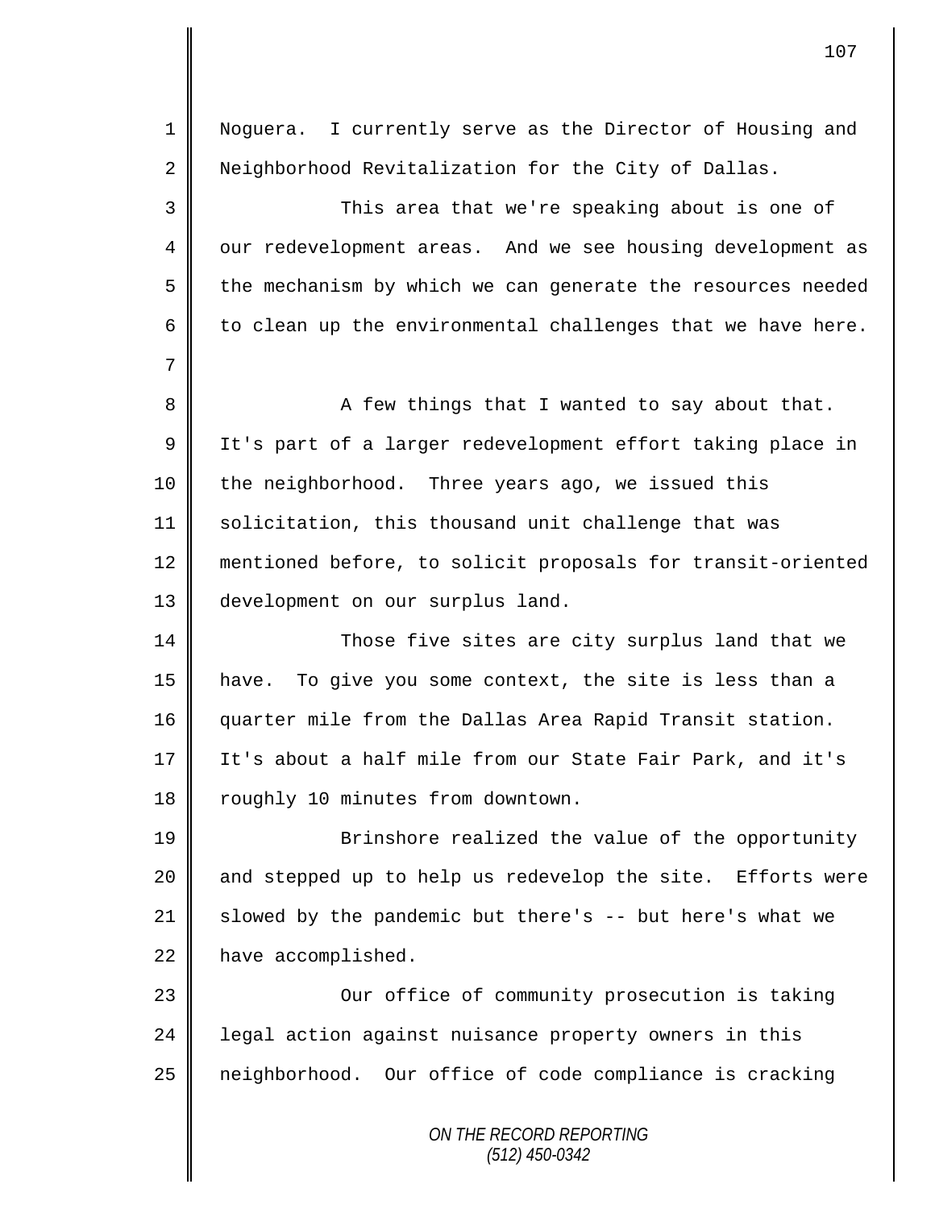Noguera. I currently serve as the Director of Housing and Neighborhood Revitalization for the City of Dallas.

This area that we're speaking about is one of our redevelopment areas. And we see housing development as the mechanism by which we can generate the resources needed to clean up the environmental challenges that we have here.

A few things that I wanted to say about that. It's part of a larger redevelopment effort taking place in the neighborhood. Three years ago, we issued this solicitation, this thousand unit challenge that was mentioned before, to solicit proposals for transit-oriented development on our surplus land.

Those five sites are city surplus land that we have. To give you some context, the site is less than a quarter mile from the Dallas Area Rapid Transit station. It's about a half mile from our State Fair Park, and it's roughly 10 minutes from downtown.

Brinshore realized the value of the opportunity and stepped up to help us redevelop the site. Efforts were slowed by the pandemic but there's -- but here's what we have accomplished.

Our office of community prosecution is taking legal action against nuisance property owners in this neighborhood. Our office of code compliance is cracking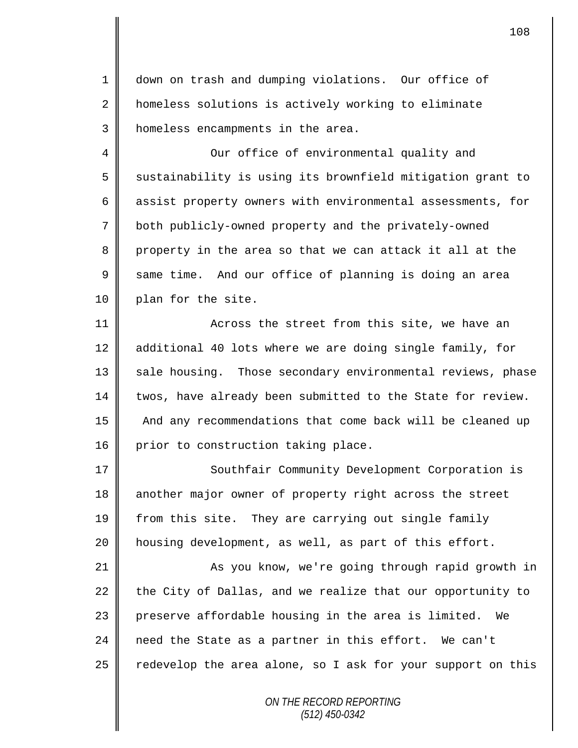down on trash and dumping violations. Our office of homeless solutions is actively working to eliminate homeless encampments in the area.

Our office of environmental quality and sustainability is using its brownfield mitigation grant to assist property owners with environmental assessments, for both publicly-owned property and the privately-owned property in the area so that we can attack it all at the same time. And our office of planning is doing an area plan for the site.

Across the street from this site, we have an additional 40 lots where we are doing single family, for sale housing. Those secondary environmental reviews, phase twos, have already been submitted to the State for review. And any recommendations that come back will be cleaned up prior to construction taking place.

Southfair Community Development Corporation is another major owner of property right across the street from this site. They are carrying out single family housing development, as well, as part of this effort.

As you know, we're going through rapid growth in the City of Dallas, and we realize that our opportunity to preserve affordable housing in the area is limited. We need the State as a partner in this effort. We can't redevelop the area alone, so I ask for your support on this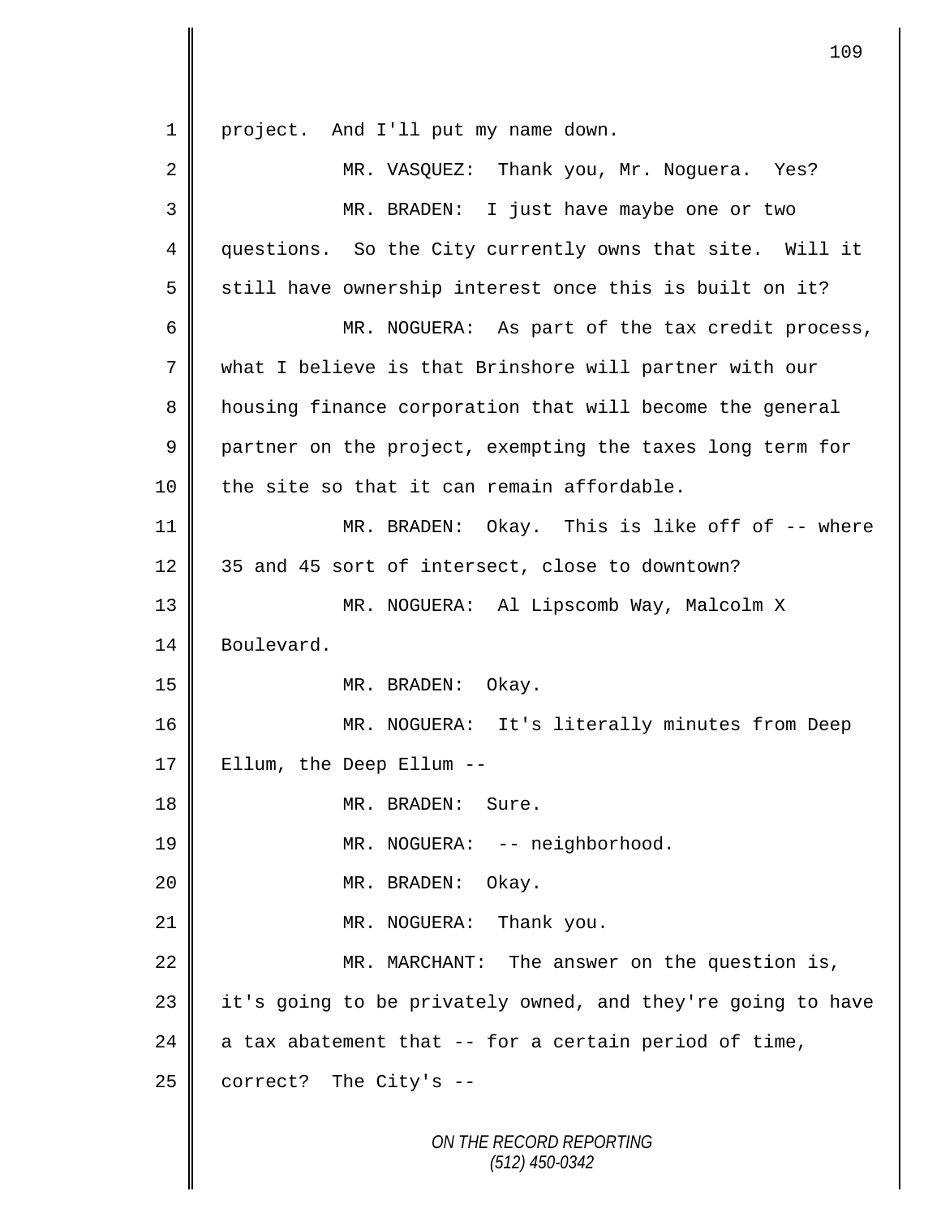1 project. And I'll put my name down.

2 MR. VASQUEZ: Thank you, Mr. Noguera. Yes?

3 MR. BRADEN: I just have maybe one or two

4 questions. So the City currently owns that site. Will it

5 still have ownership interest once this is built on it?

6 MR. NOGUERA: As part of the tax credit process,

7 what I believe is that Brinshore will partner with our

8 housing finance corporation that will become the general

9 partner on the project, exempting the taxes long term for

10 the site so that it can remain affordable.

11 MR. BRADEN: Okay. This is like off of -- where

12 35 and 45 sort of intersect, close to downtown?

13 MR. NOGUERA: Al Lipscomb Way, Malcolm X

14 Boulevard.

15 MR. BRADEN: Okay.

16 MR. NOGUERA: It's literally minutes from Deep

17 Ellum, the Deep Ellum --

18 MR. BRADEN: Sure.

19 MR. NOGUERA: -- neighborhood.

20 MR. BRADEN: Okay.

21 MR. NOGUERA: Thank you.

22 MR. MARCHANT: The answer on the question is,

23 it's going to be privately owned, and they're going to have

24 a tax abatement that -- for a certain period of time,

25 correct? The City's --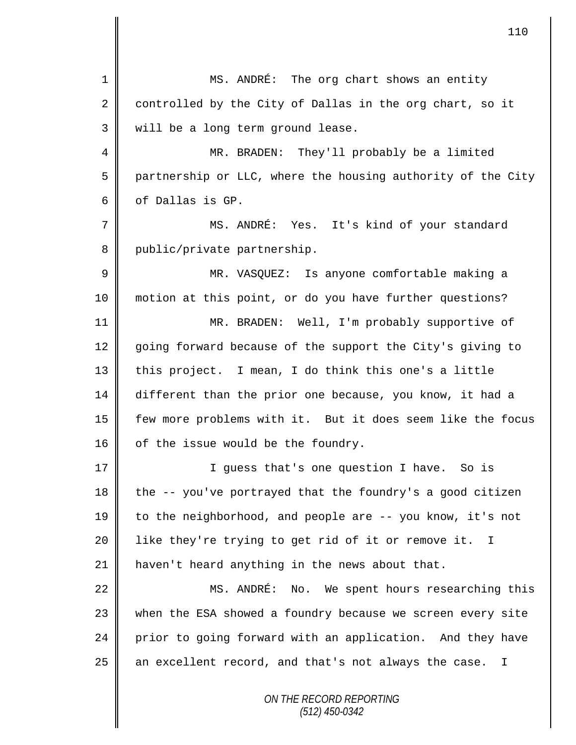MS. ANDRÉ: The org chart shows an entity controlled by the City of Dallas in the org chart, so it will be a long term ground lease.

MR. BRADEN: They'll probably be a limited partnership or LLC, where the housing authority of the City of Dallas is GP.

MS. ANDRÉ: Yes. It's kind of your standard public/private partnership.

MR. VASQUEZ: Is anyone comfortable making a motion at this point, or do you have further questions?

MR. BRADEN: Well, I'm probably supportive of going forward because of the support the City's giving to this project. I mean, I do think this one's a little different than the prior one because, you know, it had a few more problems with it. But it does seem like the focus of the issue would be the foundry.

I guess that's one question I have. So is the -- you've portrayed that the foundry's a good citizen to the neighborhood, and people are -- you know, it's not like they're trying to get rid of it or remove it. I haven't heard anything in the news about that.

MS. ANDRÉ: No. We spent hours researching this when the ESA showed a foundry because we screen every site prior to going forward with an application. And they have an excellent record, and that's not always the case. I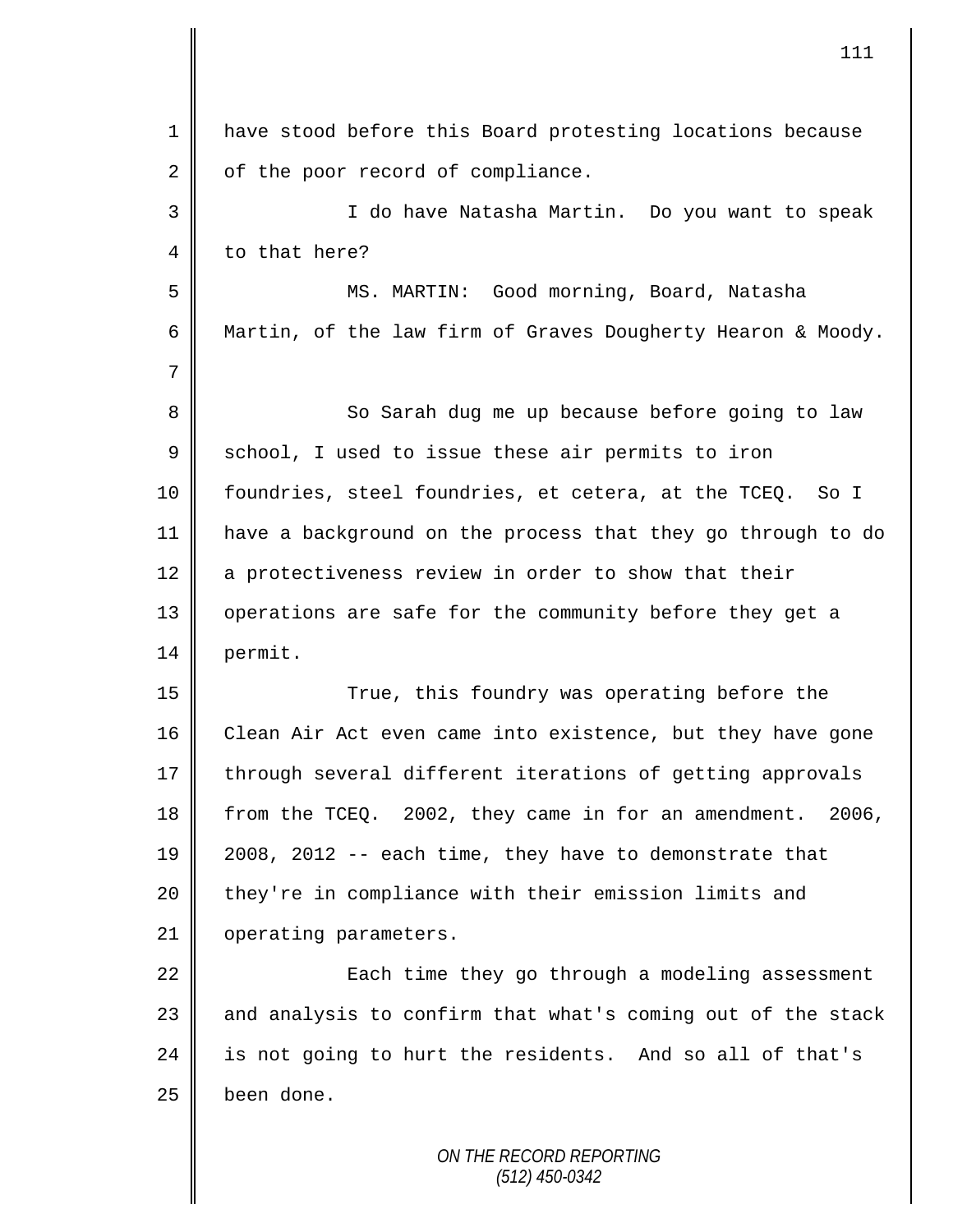have stood before this Board protesting locations because of the poor record of compliance.

I do have Natasha Martin. Do you want to speak to that here?

MS. MARTIN: Good morning, Board, Natasha Martin, of the law firm of Graves Dougherty Hearon & Moody.

So Sarah dug me up because before going to law school, I used to issue these air permits to iron foundries, steel foundries, et cetera, at the TCEQ. So I have a background on the process that they go through to do a protectiveness review in order to show that their operations are safe for the community before they get a permit.

True, this foundry was operating before the Clean Air Act even came into existence, but they have gone through several different iterations of getting approvals from the TCEQ. 2002, they came in for an amendment. 2006, 2008, 2012 -- each time, they have to demonstrate that they're in compliance with their emission limits and operating parameters.

Each time they go through a modeling assessment and analysis to confirm that what's coming out of the stack is not going to hurt the residents. And so all of that's been done.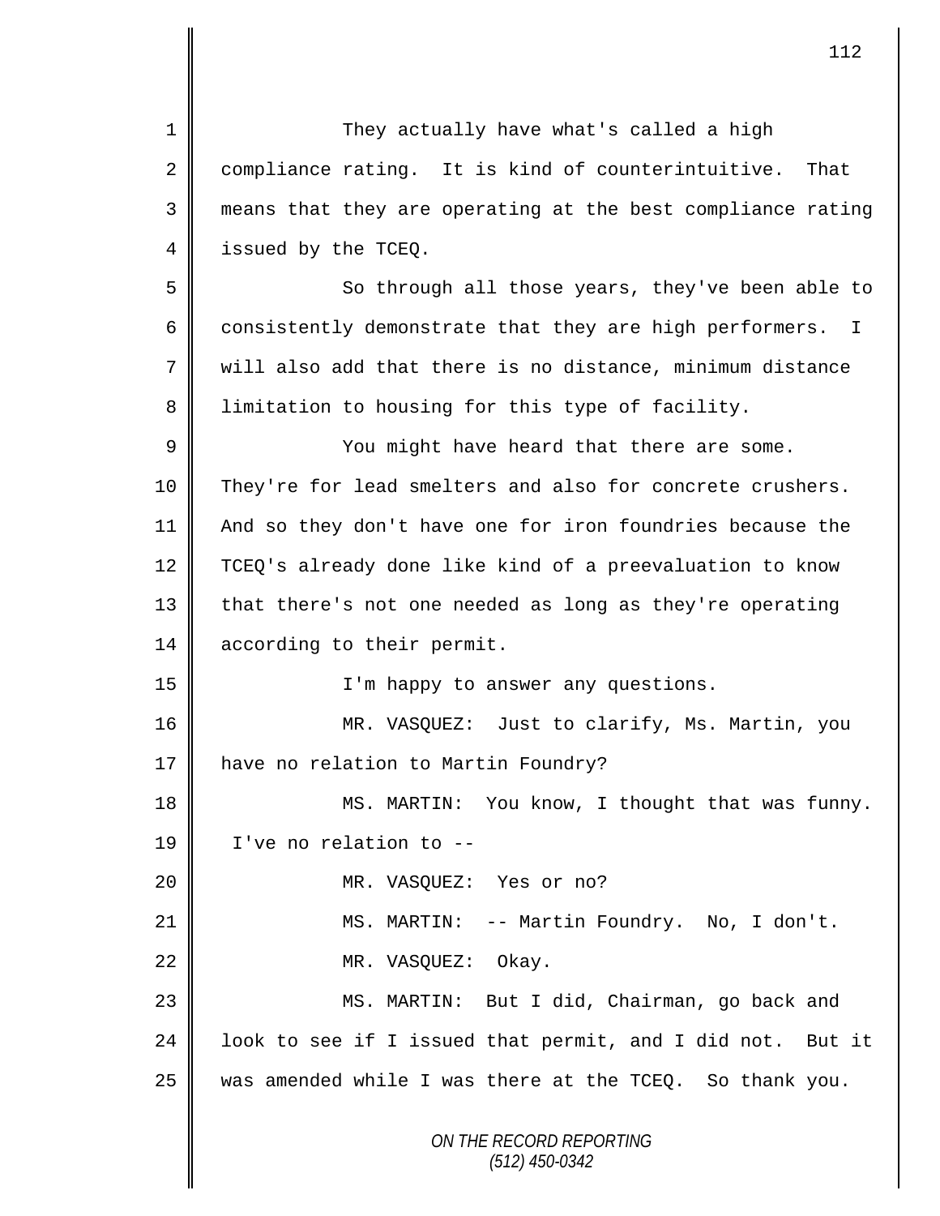They actually have what's called a high compliance rating. It is kind of counterintuitive. That means that they are operating at the best compliance rating issued by the TCEQ.

So through all those years, they've been able to consistently demonstrate that they are high performers. I will also add that there is no distance, minimum distance limitation to housing for this type of facility.

You might have heard that there are some. They're for lead smelters and also for concrete crushers. And so they don't have one for iron foundries because the TCEQ's already done like kind of a preevaluation to know that there's not one needed as long as they're operating according to their permit.

I'm happy to answer any questions.

MR. VASQUEZ: Just to clarify, Ms. Martin, you have no relation to Martin Foundry?

MS. MARTIN: You know, I thought that was funny. I've no relation to --

MR. VASQUEZ: Yes or no?

MS. MARTIN: -- Martin Foundry. No, I don't.

MR. VASQUEZ: Okay.

MS. MARTIN: But I did, Chairman, go back and look to see if I issued that permit, and I did not. But it was amended while I was there at the TCEQ. So thank you.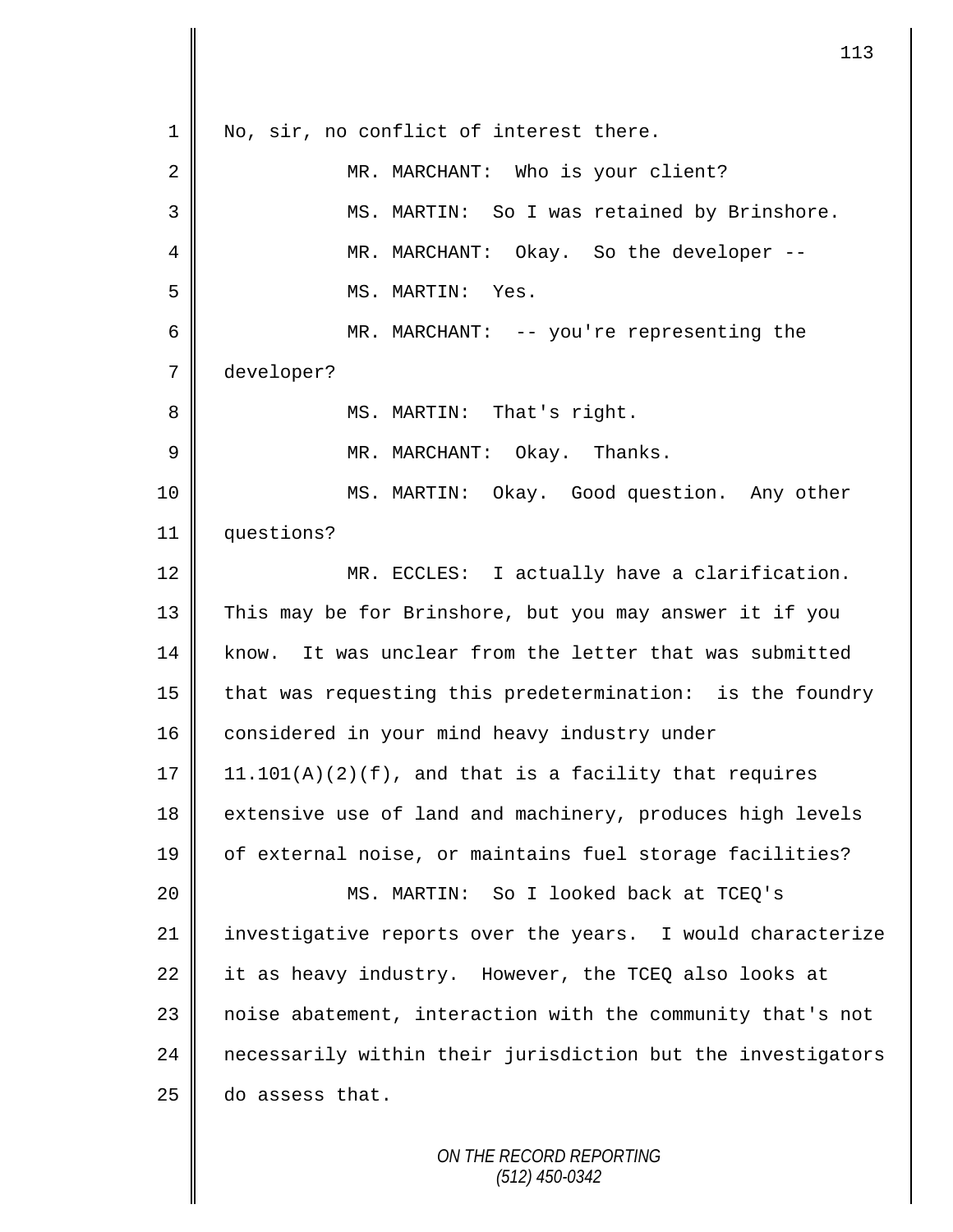1 No, sir, no conflict of interest there.

2 MR. MARCHANT: Who is your client?

3 MS. MARTIN: So I was retained by Brinshore.

4 MR. MARCHANT: Okay. So the developer --

5 MS. MARTIN: Yes.

6 MR. MARCHANT: -- you're representing the

7 developer?

8 MS. MARTIN: That's right.

9 MR. MARCHANT: Okay. Thanks.

10 MS. MARTIN: Okay. Good question. Any other

11 questions?

12 MR. ECCLES: I actually have a clarification.

13 This may be for Brinshore, but you may answer it if you

14 know. It was unclear from the letter that was submitted

15 that was requesting this predetermination: is the foundry

16 considered in your mind heavy industry under

17 11.101(A)(2)(f), and that is a facility that requires

18 extensive use of land and machinery, produces high levels

19 of external noise, or maintains fuel storage facilities?

20 MS. MARTIN: So I looked back at TCEQ's

21 investigative reports over the years. I would characterize

22 it as heavy industry. However, the TCEQ also looks at

23 noise abatement, interaction with the community that's not

24 necessarily within their jurisdiction but the investigators

25 do assess that.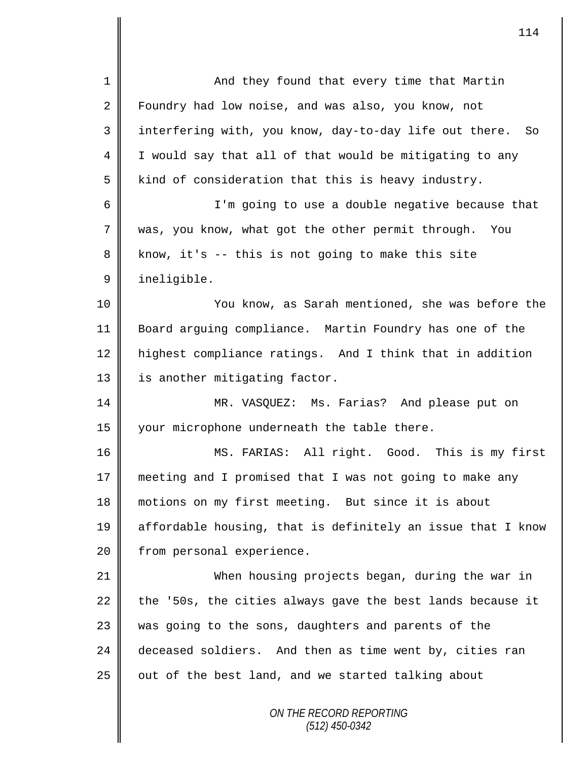And they found that every time that Martin Foundry had low noise, and was also, you know, not interfering with, you know, day-to-day life out there. So I would say that all of that would be mitigating to any kind of consideration that this is heavy industry.

I'm going to use a double negative because that was, you know, what got the other permit through. You know, it's -- this is not going to make this site ineligible.

You know, as Sarah mentioned, she was before the Board arguing compliance. Martin Foundry has one of the highest compliance ratings. And I think that in addition is another mitigating factor.

MR. VASQUEZ: Ms. Farias? And please put on your microphone underneath the table there.

MS. FARIAS: All right. Good. This is my first meeting and I promised that I was not going to make any motions on my first meeting. But since it is about affordable housing, that is definitely an issue that I know from personal experience.

When housing projects began, during the war in the '50s, the cities always gave the best lands because it was going to the sons, daughters and parents of the deceased soldiers. And then as time went by, cities ran out of the best land, and we started talking about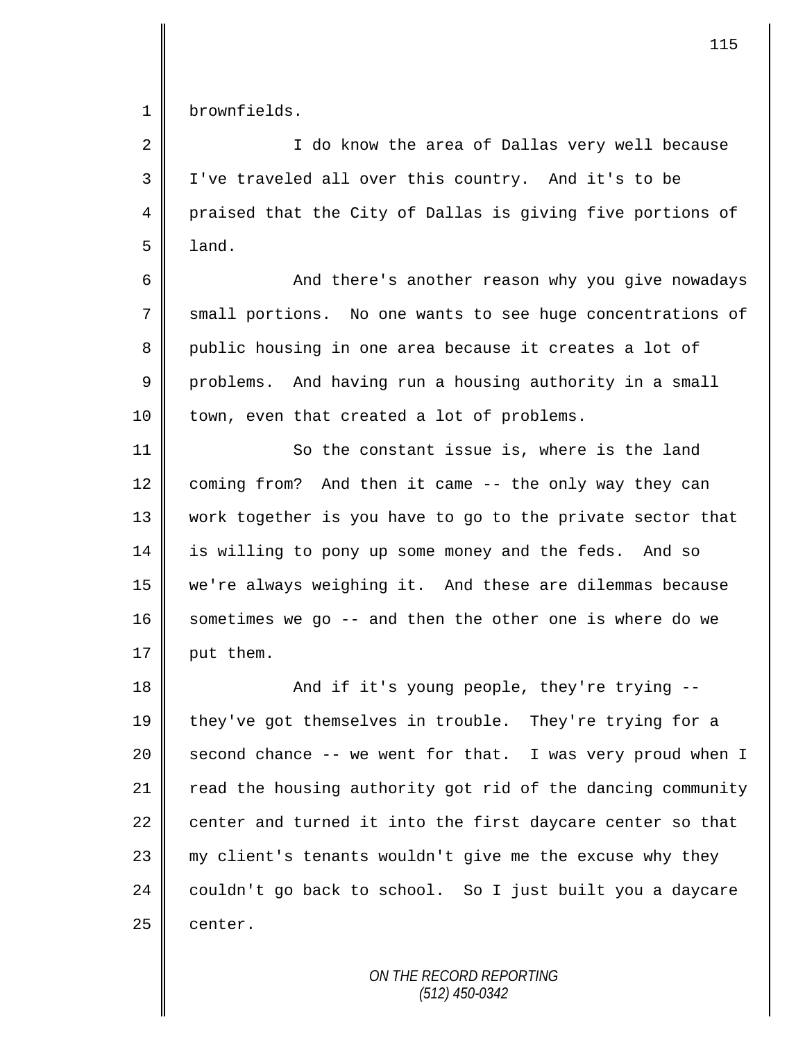brownfields.

I do know the area of Dallas very well because I've traveled all over this country. And it's to be praised that the City of Dallas is giving five portions of land.

And there's another reason why you give nowadays small portions. No one wants to see huge concentrations of public housing in one area because it creates a lot of problems. And having run a housing authority in a small town, even that created a lot of problems.

So the constant issue is, where is the land coming from? And then it came -- the only way they can work together is you have to go to the private sector that is willing to pony up some money and the feds. And so we're always weighing it. And these are dilemmas because sometimes we go -- and then the other one is where do we put them.

And if it's young people, they're trying -- they've got themselves in trouble. They're trying for a second chance -- we went for that. I was very proud when I read the housing authority got rid of the dancing community center and turned it into the first daycare center so that my client's tenants wouldn't give me the excuse why they couldn't go back to school. So I just built you a daycare center.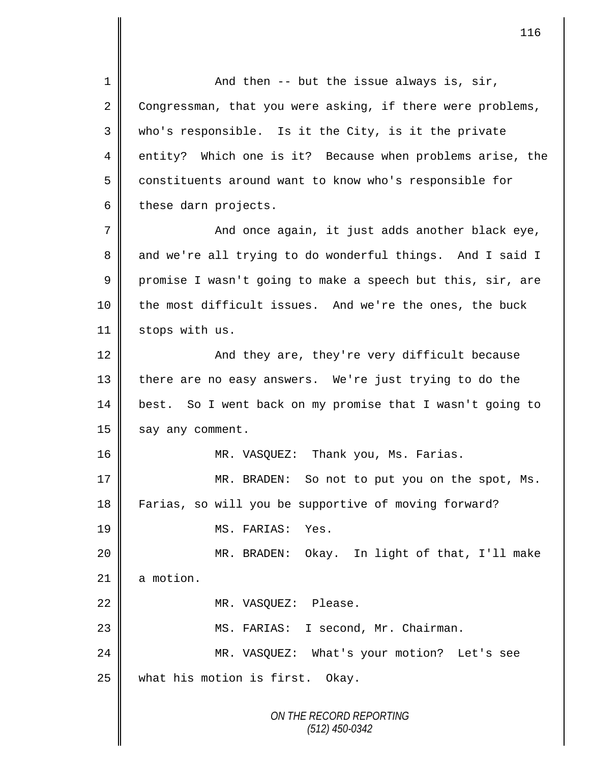And then -- but the issue always is, sir, Congressman, that you were asking, if there were problems, who's responsible. Is it the City, is it the private entity? Which one is it? Because when problems arise, the constituents around want to know who's responsible for these darn projects.

And once again, it just adds another black eye, and we're all trying to do wonderful things. And I said I promise I wasn't going to make a speech but this, sir, are the most difficult issues. And we're the ones, the buck stops with us.

And they are, they're very difficult because there are no easy answers. We're just trying to do the best. So I went back on my promise that I wasn't going to say any comment.

MR. VASQUEZ: Thank you, Ms. Farias.

MR. BRADEN: So not to put you on the spot, Ms. Farias, so will you be supportive of moving forward?

MS. FARIAS: Yes.

MR. BRADEN: Okay. In light of that, I'll make a motion.

MR. VASQUEZ: Please.

MS. FARIAS: I second, Mr. Chairman.

MR. VASQUEZ: What's your motion? Let's see what his motion is first. Okay.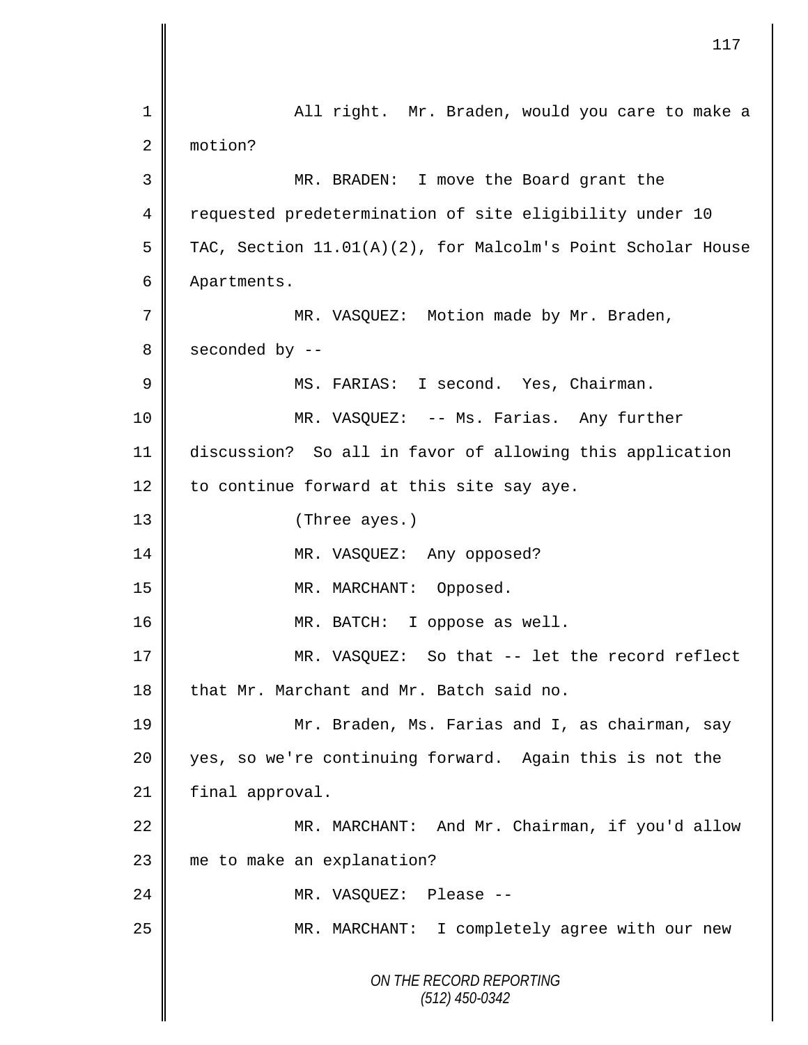All right. Mr. Braden, would you care to make a motion?

MR. BRADEN: I move the Board grant the requested predetermination of site eligibility under 10 TAC, Section 11.01(A)(2), for Malcolm's Point Scholar House Apartments.

MR. VASQUEZ: Motion made by Mr. Braden, seconded by --

MS. FARIAS: I second. Yes, Chairman.

MR. VASQUEZ: -- Ms. Farias. Any further discussion? So all in favor of allowing this application to continue forward at this site say aye.

(Three ayes.)

MR. VASQUEZ: Any opposed?

MR. MARCHANT: Opposed.

MR. BATCH: I oppose as well.

MR. VASQUEZ: So that -- let the record reflect that Mr. Marchant and Mr. Batch said no.

Mr. Braden, Ms. Farias and I, as chairman, say yes, so we're continuing forward. Again this is not the final approval.

MR. MARCHANT: And Mr. Chairman, if you'd allow me to make an explanation?

MR. VASQUEZ: Please --

MR. MARCHANT: I completely agree with our new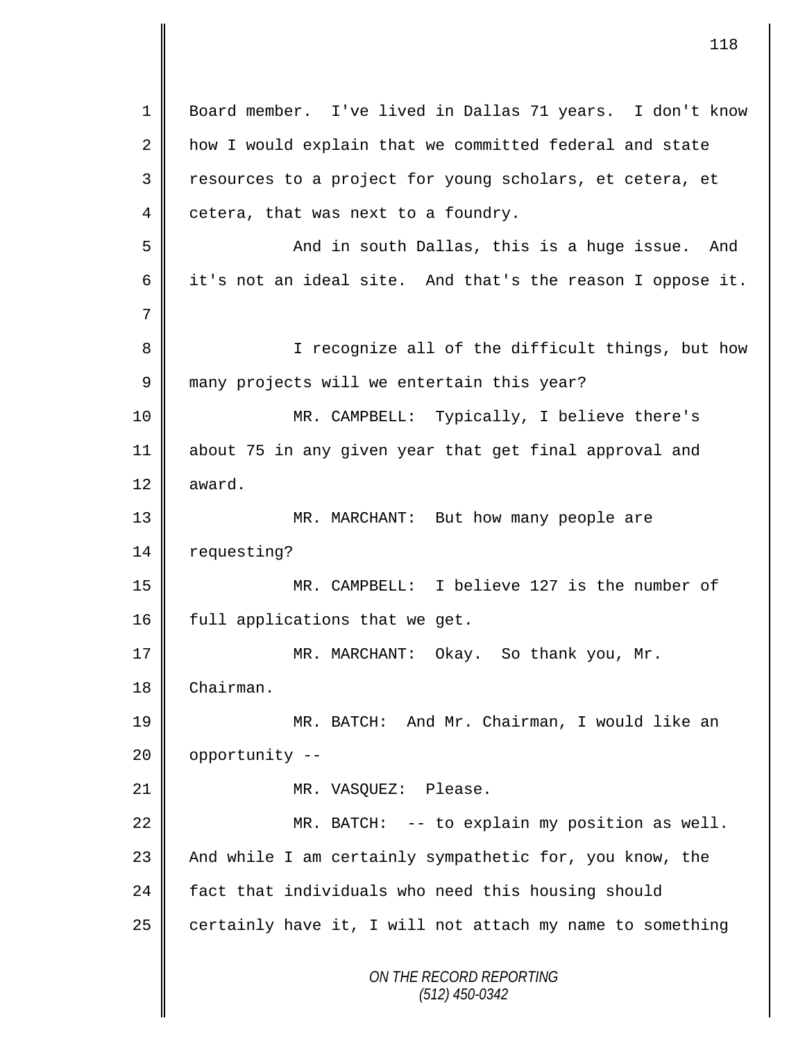Board member. I've lived in Dallas 71 years. I don't know how I would explain that we committed federal and state resources to a project for young scholars, et cetera, et cetera, that was next to a foundry.

And in south Dallas, this is a huge issue. And it's not an ideal site. And that's the reason I oppose it.

I recognize all of the difficult things, but how many projects will we entertain this year?

MR. CAMPBELL: Typically, I believe there's about 75 in any given year that get final approval and award.

MR. MARCHANT: But how many people are requesting?

MR. CAMPBELL: I believe 127 is the number of full applications that we get.

MR. MARCHANT: Okay. So thank you, Mr. Chairman.

MR. BATCH: And Mr. Chairman, I would like an opportunity --

MR. VASQUEZ: Please.

MR. BATCH: -- to explain my position as well. And while I am certainly sympathetic for, you know, the fact that individuals who need this housing should certainly have it, I will not attach my name to something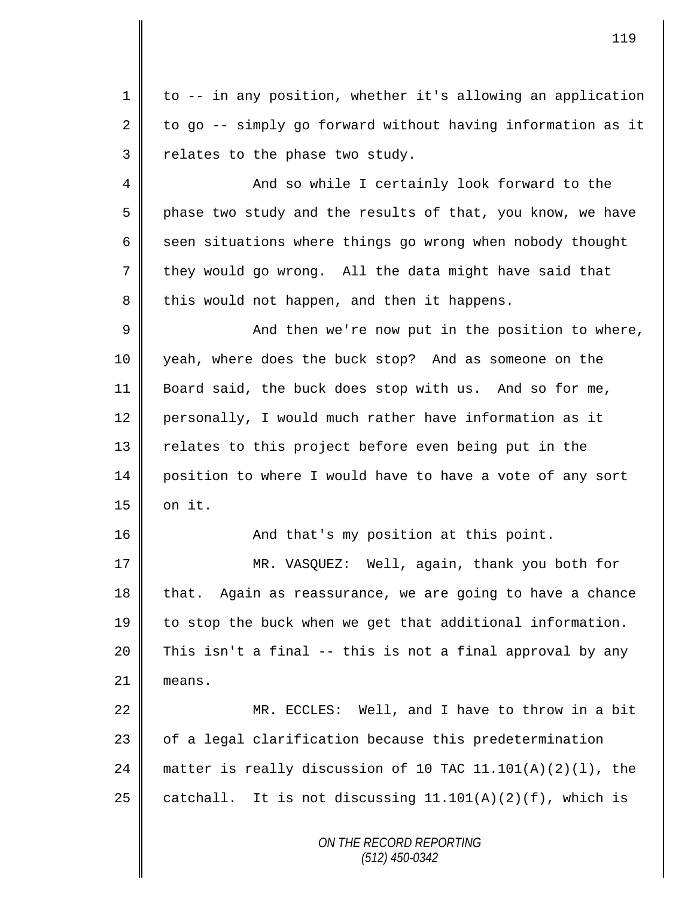to -- in any position, whether it's allowing an application to go -- simply go forward without having information as it relates to the phase two study.

And so while I certainly look forward to the phase two study and the results of that, you know, we have seen situations where things go wrong when nobody thought they would go wrong. All the data might have said that this would not happen, and then it happens.

And then we're now put in the position to where, yeah, where does the buck stop? And as someone on the Board said, the buck does stop with us. And so for me, personally, I would much rather have information as it relates to this project before even being put in the position to where I would have to have a vote of any sort on it.

And that's my position at this point.

MR. VASQUEZ: Well, again, thank you both for that. Again as reassurance, we are going to have a chance to stop the buck when we get that additional information. This isn't a final -- this is not a final approval by any means.

MR. ECCLES: Well, and I have to throw in a bit of a legal clarification because this predetermination matter is really discussion of 10 TAC 11.101(A)(2)(l), the catchall. It is not discussing 11.101(A)(2)(f), which is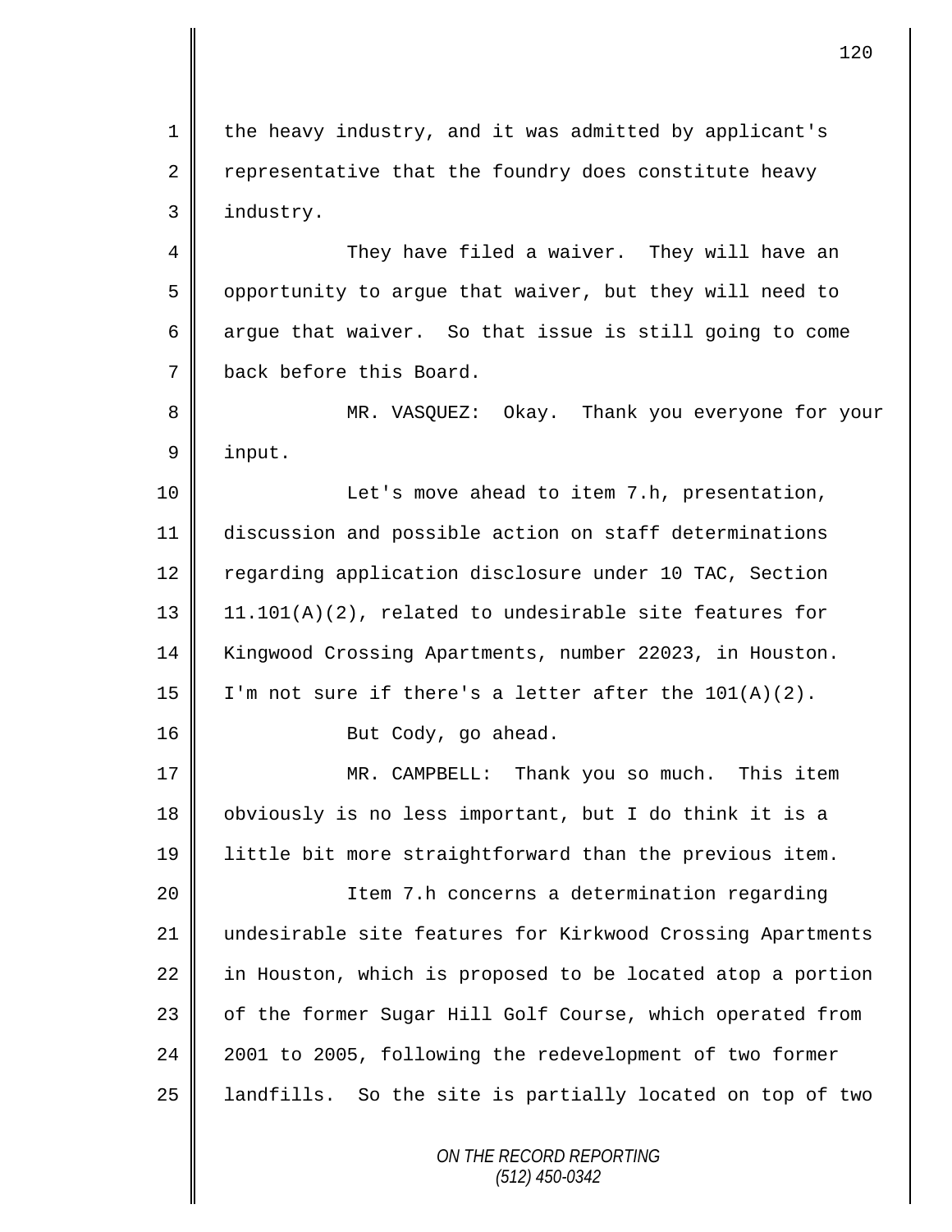1 the heavy industry, and it was admitted by applicant's
2 representative that the foundry does constitute heavy
3 industry.

4 They have filed a waiver. They will have an
5 opportunity to argue that waiver, but they will need to
6 argue that waiver. So that issue is still going to come
7 back before this Board.

8 MR. VASQUEZ: Okay. Thank you everyone for your
9 input.

10 Let's move ahead to item 7.h, presentation,
11 discussion and possible action on staff determinations
12 regarding application disclosure under 10 TAC, Section
13 11.101(A)(2), related to undesirable site features for
14 Kingwood Crossing Apartments, number 22023, in Houston.
15 I'm not sure if there's a letter after the 101(A)(2).

16 But Cody, go ahead.

17 MR. CAMPBELL: Thank you so much. This item
18 obviously is no less important, but I do think it is a
19 little bit more straightforward than the previous item.

20 Item 7.h concerns a determination regarding
21 undesirable site features for Kirkwood Crossing Apartments
22 in Houston, which is proposed to be located atop a portion
23 of the former Sugar Hill Golf Course, which operated from
24 2001 to 2005, following the redevelopment of two former
25 landfills. So the site is partially located on top of two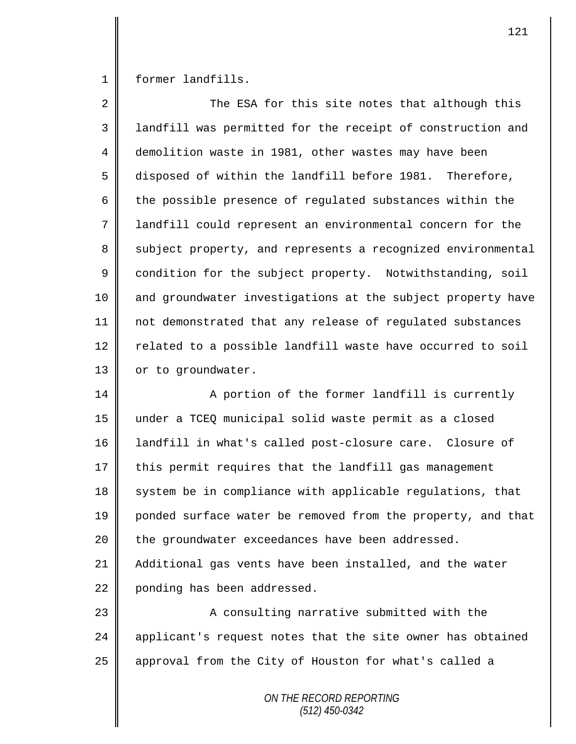former landfills.

The ESA for this site notes that although this landfill was permitted for the receipt of construction and demolition waste in 1981, other wastes may have been disposed of within the landfill before 1981. Therefore, the possible presence of regulated substances within the landfill could represent an environmental concern for the subject property, and represents a recognized environmental condition for the subject property. Notwithstanding, soil and groundwater investigations at the subject property have not demonstrated that any release of regulated substances related to a possible landfill waste have occurred to soil or to groundwater.

A portion of the former landfill is currently under a TCEQ municipal solid waste permit as a closed landfill in what's called post-closure care. Closure of this permit requires that the landfill gas management system be in compliance with applicable regulations, that ponded surface water be removed from the property, and that the groundwater exceedances have been addressed. Additional gas vents have been installed, and the water ponding has been addressed.

A consulting narrative submitted with the applicant's request notes that the site owner has obtained approval from the City of Houston for what's called a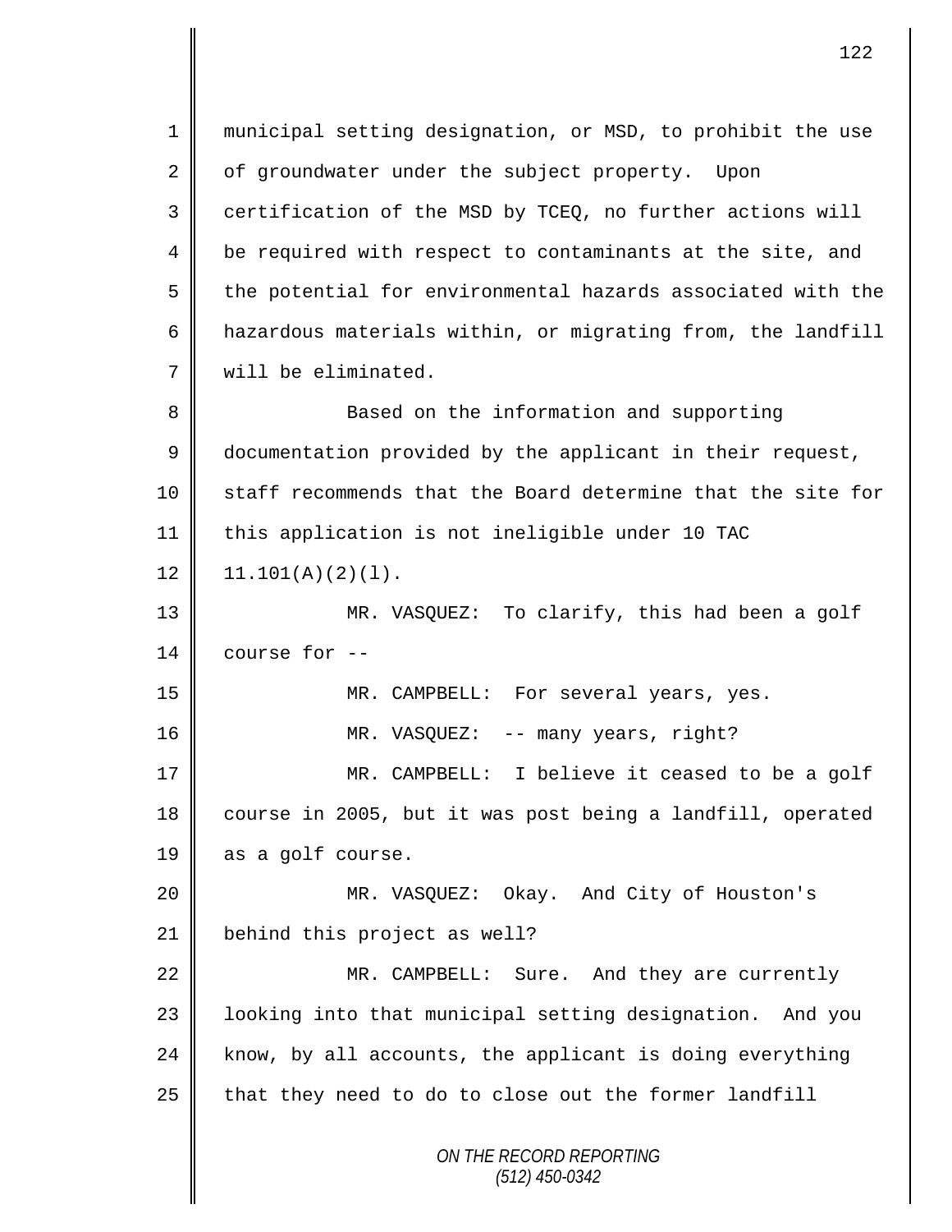1 municipal setting designation, or MSD, to prohibit the use
2 of groundwater under the subject property. Upon
3 certification of the MSD by TCEQ, no further actions will
4 be required with respect to contaminants at the site, and
5 the potential for environmental hazards associated with the
6 hazardous materials within, or migrating from, the landfill
7 will be eliminated.

8 Based on the information and supporting
9 documentation provided by the applicant in their request,
10 staff recommends that the Board determine that the site for
11 this application is not ineligible under 10 TAC
12 11.101(A)(2)(l).

13 MR. VASQUEZ: To clarify, this had been a golf
14 course for --

15 MR. CAMPBELL: For several years, yes.

16 MR. VASQUEZ: -- many years, right?

17 MR. CAMPBELL: I believe it ceased to be a golf
18 course in 2005, but it was post being a landfill, operated
19 as a golf course.

20 MR. VASQUEZ: Okay. And City of Houston's
21 behind this project as well?

22 MR. CAMPBELL: Sure. And they are currently
23 looking into that municipal setting designation. And you
24 know, by all accounts, the applicant is doing everything
25 that they need to do to close out the former landfill

ON THE RECORD REPORTING
(512) 450-0342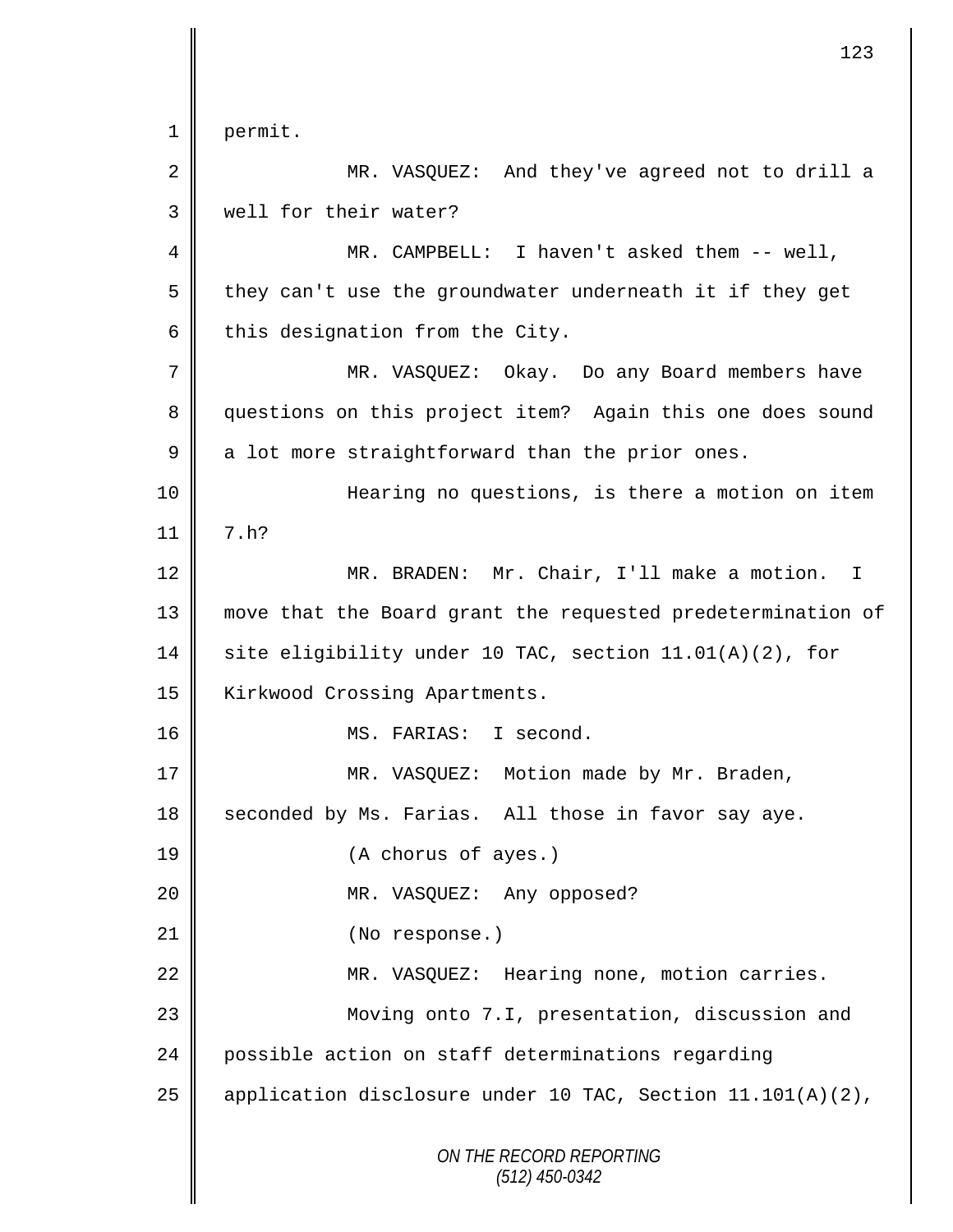permit.

MR. VASQUEZ: And they've agreed not to drill a well for their water?

MR. CAMPBELL: I haven't asked them -- well, they can't use the groundwater underneath it if they get this designation from the City.

MR. VASQUEZ: Okay. Do any Board members have questions on this project item? Again this one does sound a lot more straightforward than the prior ones.

Hearing no questions, is there a motion on item 7.h?

MR. BRADEN: Mr. Chair, I'll make a motion. I move that the Board grant the requested predetermination of site eligibility under 10 TAC, section 11.01(A)(2), for Kirkwood Crossing Apartments.

MS. FARIAS: I second.

MR. VASQUEZ: Motion made by Mr. Braden, seconded by Ms. Farias. All those in favor say aye.

(A chorus of ayes.)

MR. VASQUEZ: Any opposed?

(No response.)

MR. VASQUEZ: Hearing none, motion carries.

Moving onto 7.I, presentation, discussion and possible action on staff determinations regarding application disclosure under 10 TAC, Section 11.101(A)(2),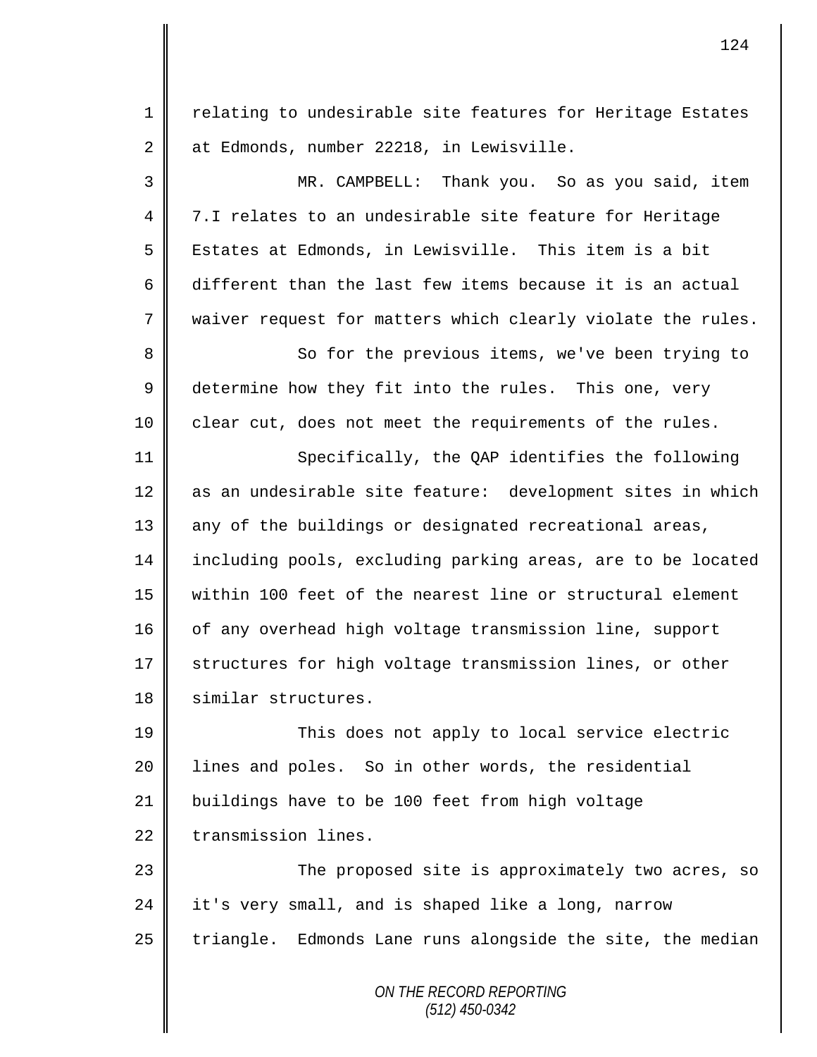relating to undesirable site features for Heritage Estates at Edmonds, number 22218, in Lewisville.

MR. CAMPBELL: Thank you. So as you said, item 7.I relates to an undesirable site feature for Heritage Estates at Edmonds, in Lewisville. This item is a bit different than the last few items because it is an actual waiver request for matters which clearly violate the rules.

So for the previous items, we've been trying to determine how they fit into the rules. This one, very clear cut, does not meet the requirements of the rules.

Specifically, the QAP identifies the following as an undesirable site feature: development sites in which any of the buildings or designated recreational areas, including pools, excluding parking areas, are to be located within 100 feet of the nearest line or structural element of any overhead high voltage transmission line, support structures for high voltage transmission lines, or other similar structures.

This does not apply to local service electric lines and poles. So in other words, the residential buildings have to be 100 feet from high voltage transmission lines.

The proposed site is approximately two acres, so it's very small, and is shaped like a long, narrow triangle. Edmonds Lane runs alongside the site, the median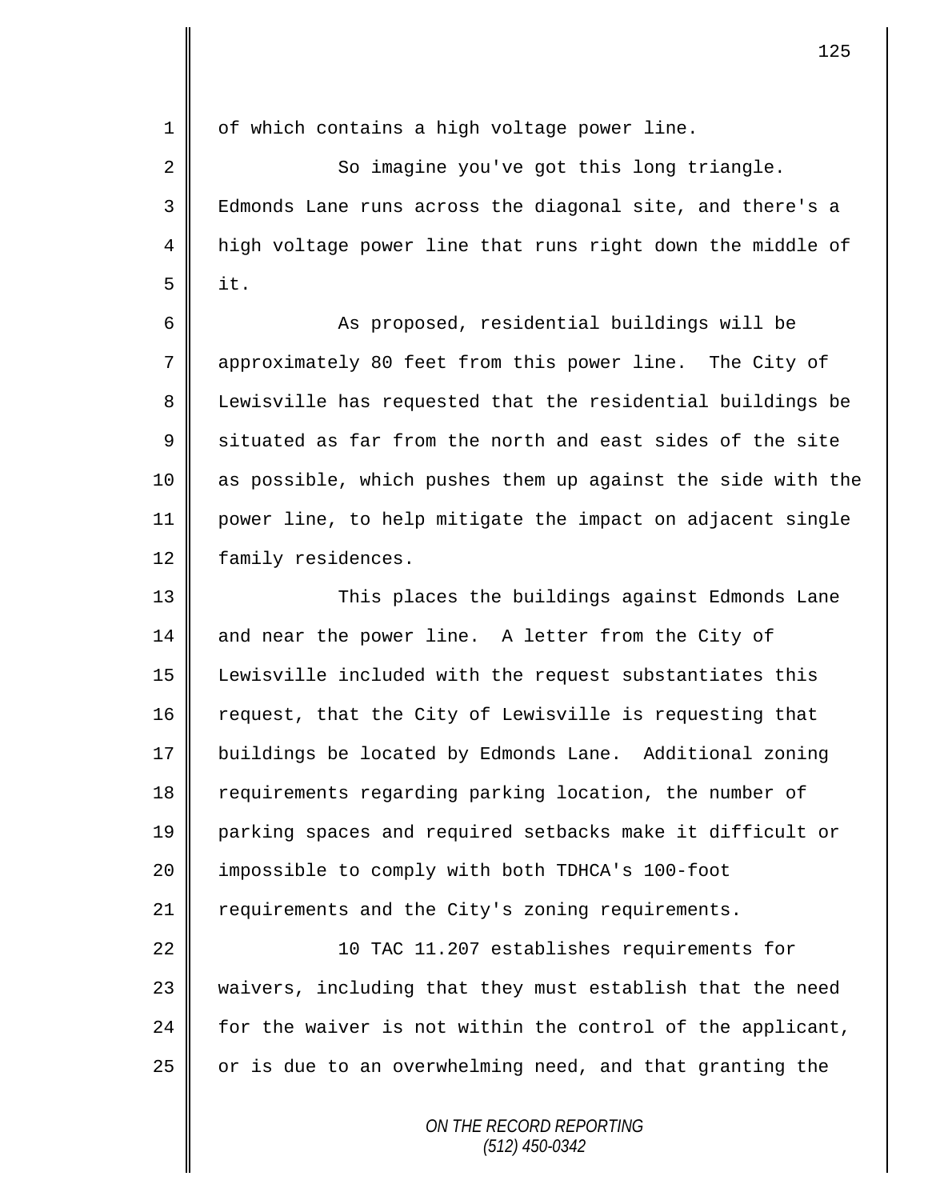of which contains a high voltage power line.

So imagine you've got this long triangle. Edmonds Lane runs across the diagonal site, and there's a high voltage power line that runs right down the middle of it.

As proposed, residential buildings will be approximately 80 feet from this power line. The City of Lewisville has requested that the residential buildings be situated as far from the north and east sides of the site as possible, which pushes them up against the side with the power line, to help mitigate the impact on adjacent single family residences.

This places the buildings against Edmonds Lane and near the power line. A letter from the City of Lewisville included with the request substantiates this request, that the City of Lewisville is requesting that buildings be located by Edmonds Lane. Additional zoning requirements regarding parking location, the number of parking spaces and required setbacks make it difficult or impossible to comply with both TDHCA's 100-foot requirements and the City's zoning requirements.

10 TAC 11.207 establishes requirements for waivers, including that they must establish that the need for the waiver is not within the control of the applicant, or is due to an overwhelming need, and that granting the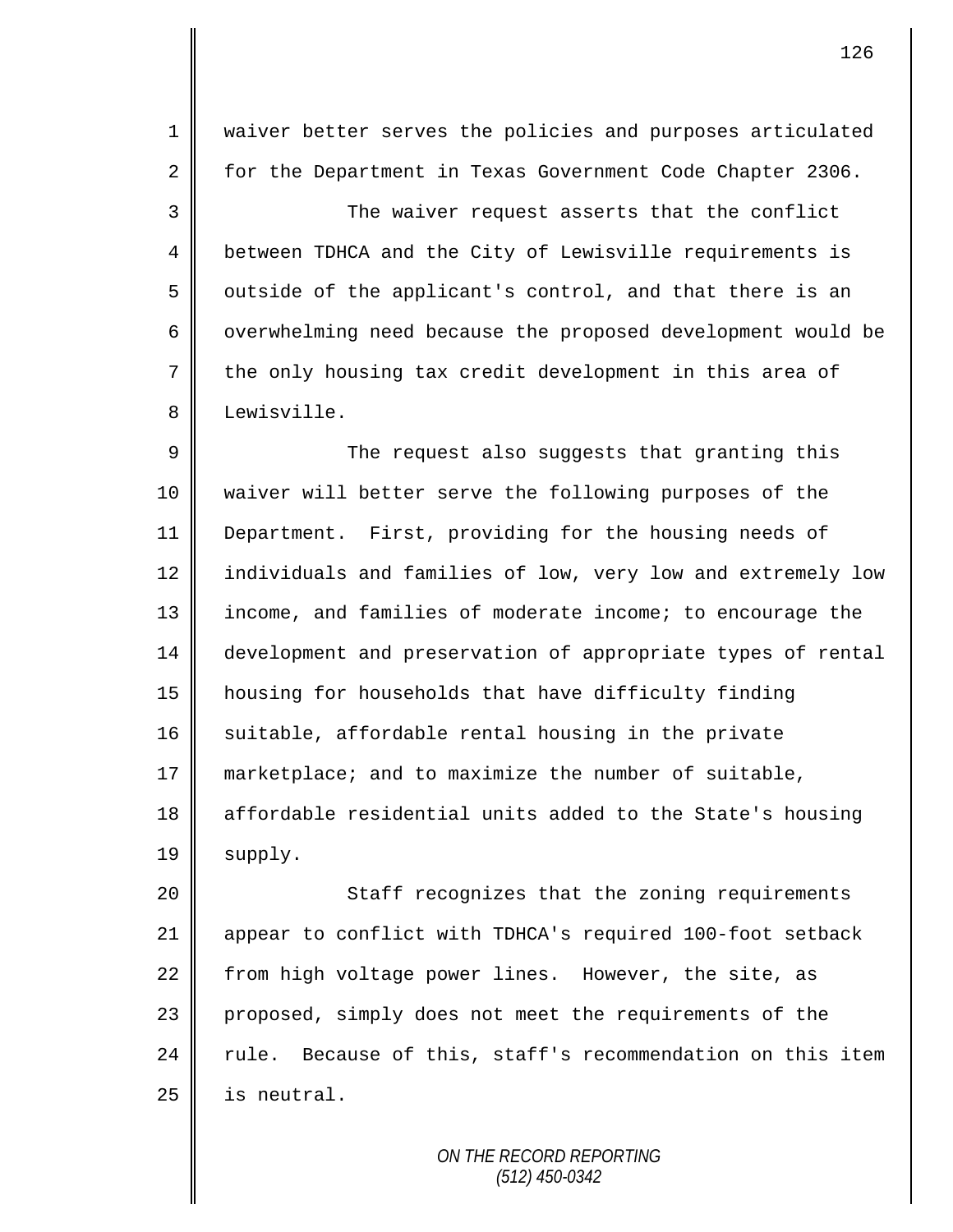waiver better serves the policies and purposes articulated for the Department in Texas Government Code Chapter 2306.

The waiver request asserts that the conflict between TDHCA and the City of Lewisville requirements is outside of the applicant's control, and that there is an overwhelming need because the proposed development would be the only housing tax credit development in this area of Lewisville.

The request also suggests that granting this waiver will better serve the following purposes of the Department. First, providing for the housing needs of individuals and families of low, very low and extremely low income, and families of moderate income; to encourage the development and preservation of appropriate types of rental housing for households that have difficulty finding suitable, affordable rental housing in the private marketplace; and to maximize the number of suitable, affordable residential units added to the State's housing supply.

Staff recognizes that the zoning requirements appear to conflict with TDHCA's required 100-foot setback from high voltage power lines. However, the site, as proposed, simply does not meet the requirements of the rule. Because of this, staff's recommendation on this item is neutral.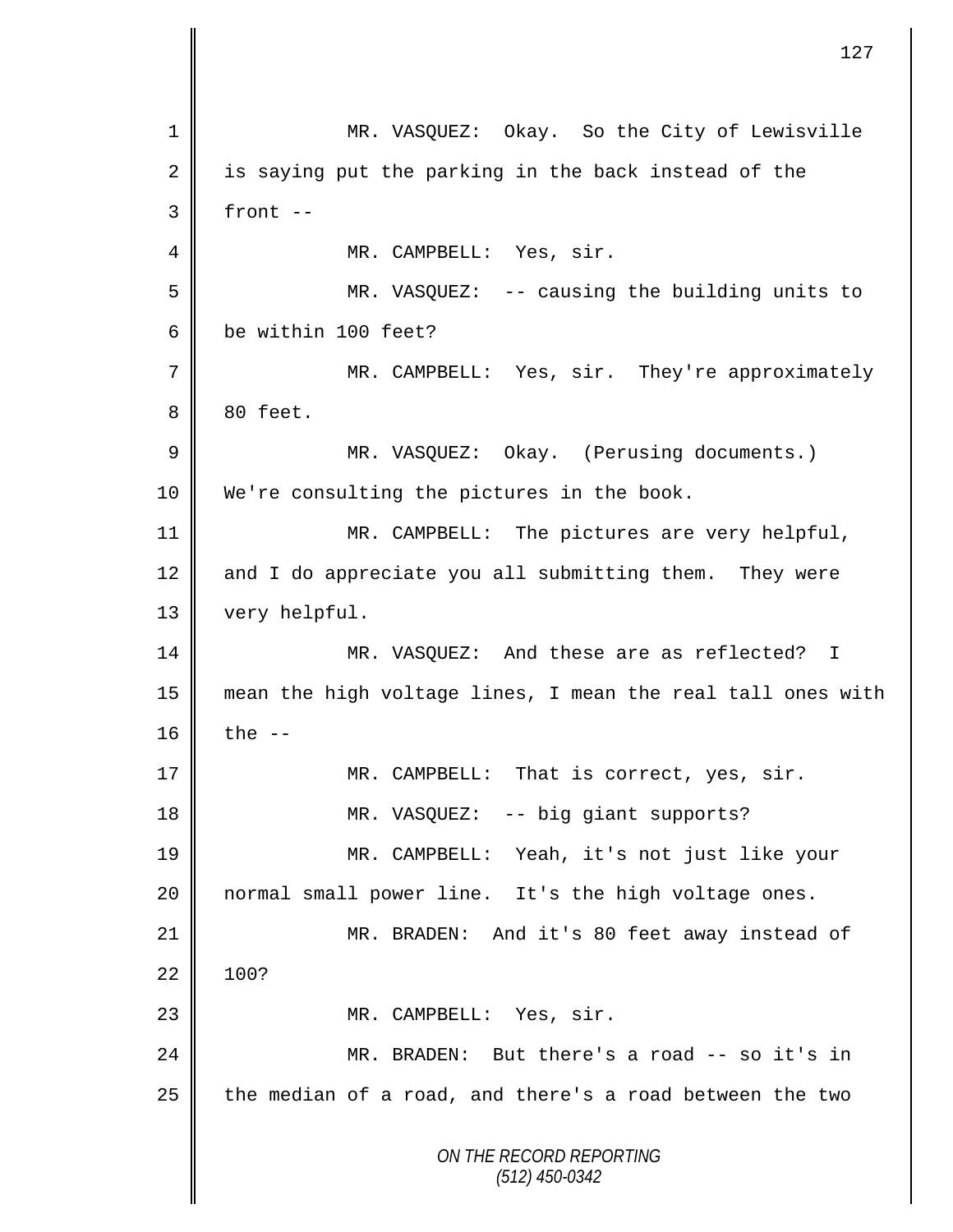MR. VASQUEZ: Okay. So the City of Lewisville is saying put the parking in the back instead of the front --

MR. CAMPBELL: Yes, sir.

MR. VASQUEZ: -- causing the building units to be within 100 feet?

MR. CAMPBELL: Yes, sir. They're approximately 80 feet.

MR. VASQUEZ: Okay. (Perusing documents.) We're consulting the pictures in the book.

MR. CAMPBELL: The pictures are very helpful, and I do appreciate you all submitting them. They were very helpful.

MR. VASQUEZ: And these are as reflected? I mean the high voltage lines, I mean the real tall ones with the --

MR. CAMPBELL: That is correct, yes, sir.

MR. VASQUEZ: -- big giant supports?

MR. CAMPBELL: Yeah, it's not just like your normal small power line. It's the high voltage ones.

MR. BRADEN: And it's 80 feet away instead of 100?

MR. CAMPBELL: Yes, sir.

MR. BRADEN: But there's a road -- so it's in the median of a road, and there's a road between the two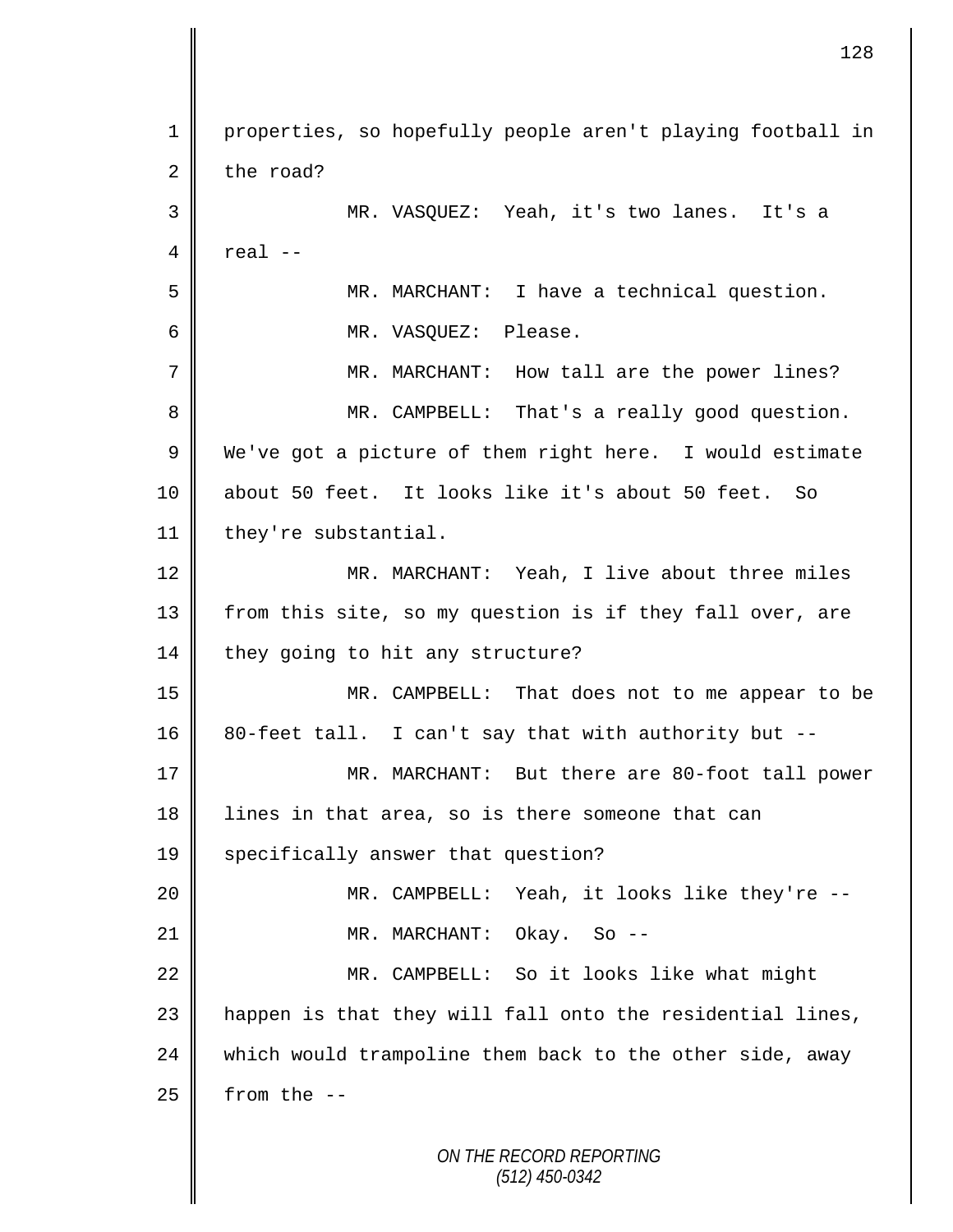properties, so hopefully people aren't playing football in the road?

MR. VASQUEZ: Yeah, it's two lanes. It's a real --

MR. MARCHANT: I have a technical question.

MR. VASQUEZ: Please.

MR. MARCHANT: How tall are the power lines?

MR. CAMPBELL: That's a really good question. We've got a picture of them right here. I would estimate about 50 feet. It looks like it's about 50 feet. So they're substantial.

MR. MARCHANT: Yeah, I live about three miles from this site, so my question is if they fall over, are they going to hit any structure?

MR. CAMPBELL: That does not to me appear to be 80-feet tall. I can't say that with authority but --

MR. MARCHANT: But there are 80-foot tall power lines in that area, so is there someone that can specifically answer that question?

MR. CAMPBELL: Yeah, it looks like they're --

MR. MARCHANT: Okay. So --

MR. CAMPBELL: So it looks like what might happen is that they will fall onto the residential lines, which would trampoline them back to the other side, away from the --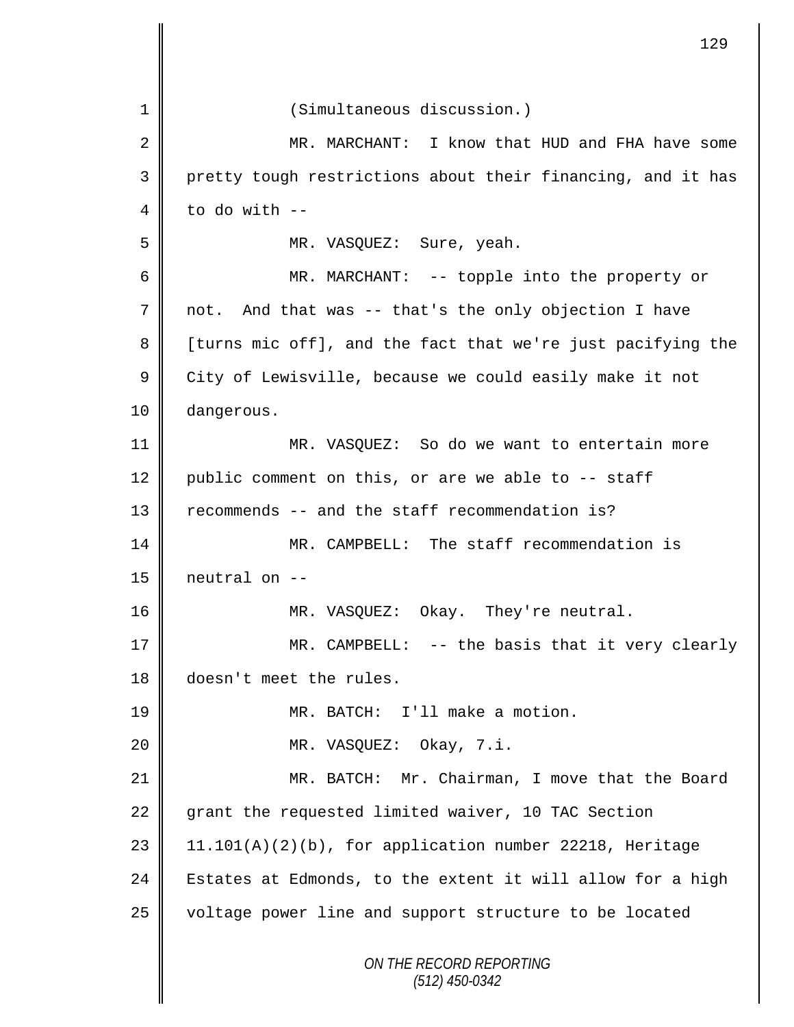(Simultaneous discussion.)

MR. MARCHANT: I know that HUD and FHA have some pretty tough restrictions about their financing, and it has to do with --

MR. VASQUEZ: Sure, yeah.

MR. MARCHANT: -- topple into the property or not. And that was -- that's the only objection I have [turns mic off], and the fact that we're just pacifying the City of Lewisville, because we could easily make it not dangerous.

MR. VASQUEZ: So do we want to entertain more public comment on this, or are we able to -- staff recommends -- and the staff recommendation is?

MR. CAMPBELL: The staff recommendation is neutral on --

MR. VASQUEZ: Okay. They're neutral.

MR. CAMPBELL: -- the basis that it very clearly doesn't meet the rules.

MR. BATCH: I'll make a motion.

MR. VASQUEZ: Okay, 7.i.

MR. BATCH: Mr. Chairman, I move that the Board grant the requested limited waiver, 10 TAC Section 11.101(A)(2)(b), for application number 22218, Heritage Estates at Edmonds, to the extent it will allow for a high voltage power line and support structure to be located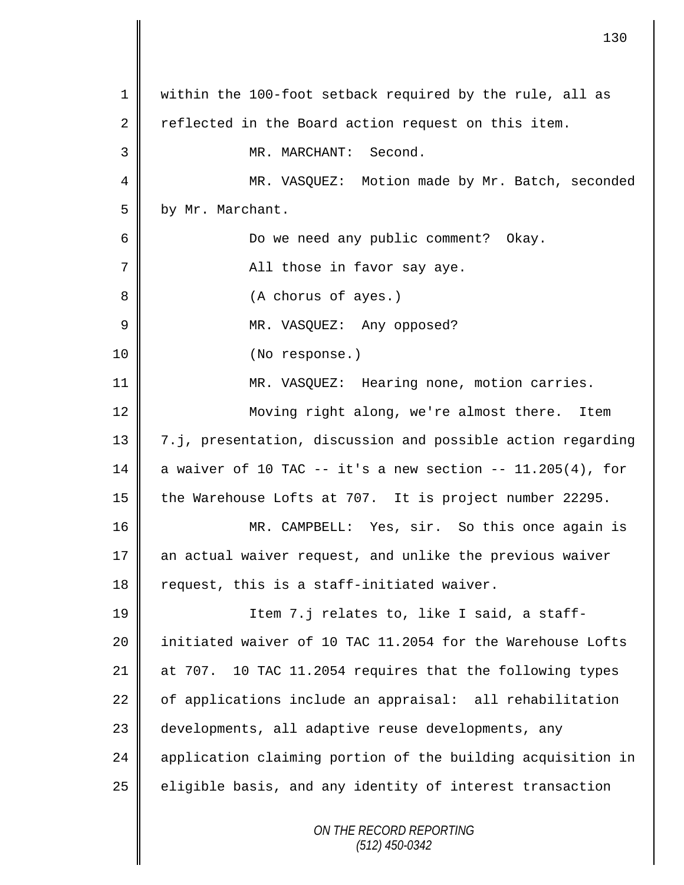within the 100-foot setback required by the rule, all as reflected in the Board action request on this item.

MR. MARCHANT: Second.

MR. VASQUEZ: Motion made by Mr. Batch, seconded by Mr. Marchant.

Do we need any public comment? Okay.

All those in favor say aye.

(A chorus of ayes.)

MR. VASQUEZ: Any opposed?

(No response.)

MR. VASQUEZ: Hearing none, motion carries.

Moving right along, we're almost there. Item 7.j, presentation, discussion and possible action regarding a waiver of 10 TAC -- it's a new section -- 11.205(4), for the Warehouse Lofts at 707. It is project number 22295.

MR. CAMPBELL: Yes, sir. So this once again is an actual waiver request, and unlike the previous waiver request, this is a staff-initiated waiver.

Item 7.j relates to, like I said, a staff-initiated waiver of 10 TAC 11.2054 for the Warehouse Lofts at 707. 10 TAC 11.2054 requires that the following types of applications include an appraisal: all rehabilitation developments, all adaptive reuse developments, any application claiming portion of the building acquisition in eligible basis, and any identity of interest transaction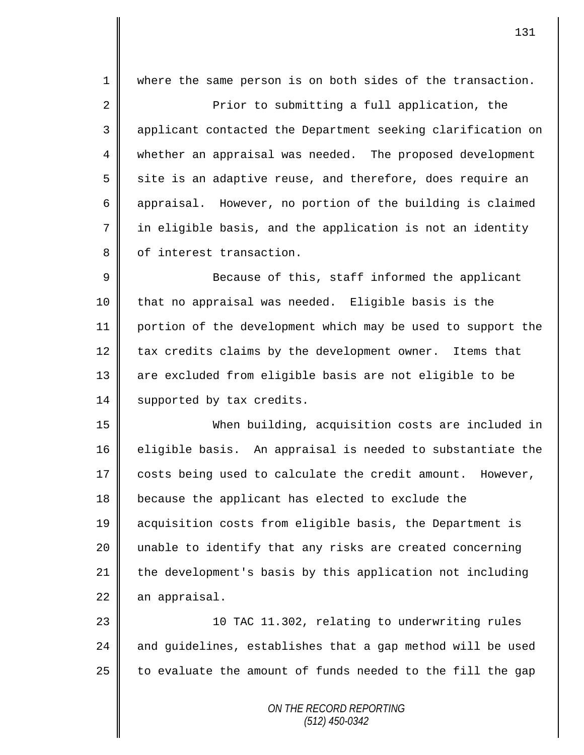where the same person is on both sides of the transaction.

Prior to submitting a full application, the applicant contacted the Department seeking clarification on whether an appraisal was needed. The proposed development site is an adaptive reuse, and therefore, does require an appraisal. However, no portion of the building is claimed in eligible basis, and the application is not an identity of interest transaction.

Because of this, staff informed the applicant that no appraisal was needed. Eligible basis is the portion of the development which may be used to support the tax credits claims by the development owner. Items that are excluded from eligible basis are not eligible to be supported by tax credits.

When building, acquisition costs are included in eligible basis. An appraisal is needed to substantiate the costs being used to calculate the credit amount. However, because the applicant has elected to exclude the acquisition costs from eligible basis, the Department is unable to identify that any risks are created concerning the development's basis by this application not including an appraisal.

10 TAC 11.302, relating to underwriting rules and guidelines, establishes that a gap method will be used to evaluate the amount of funds needed to the fill the gap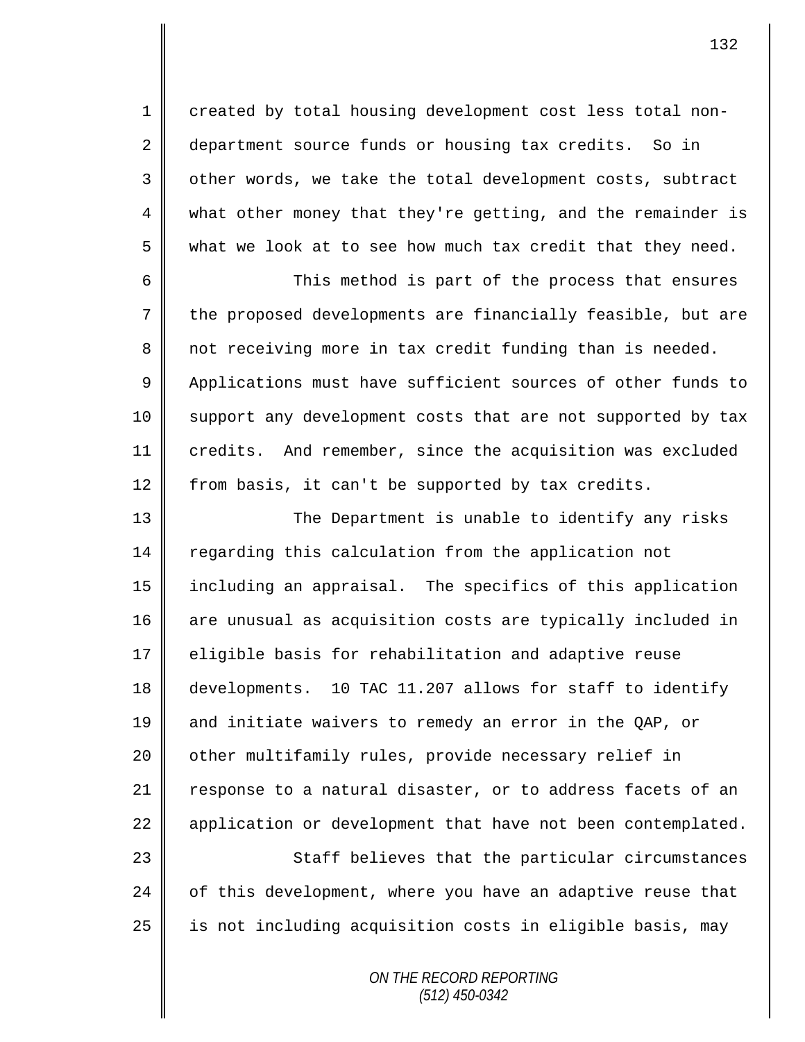created by total housing development cost less total non-department source funds or housing tax credits. So in other words, we take the total development costs, subtract what other money that they're getting, and the remainder is what we look at to see how much tax credit that they need.

This method is part of the process that ensures the proposed developments are financially feasible, but are not receiving more in tax credit funding than is needed. Applications must have sufficient sources of other funds to support any development costs that are not supported by tax credits. And remember, since the acquisition was excluded from basis, it can't be supported by tax credits.

The Department is unable to identify any risks regarding this calculation from the application not including an appraisal. The specifics of this application are unusual as acquisition costs are typically included in eligible basis for rehabilitation and adaptive reuse developments. 10 TAC 11.207 allows for staff to identify and initiate waivers to remedy an error in the QAP, or other multifamily rules, provide necessary relief in response to a natural disaster, or to address facets of an application or development that have not been contemplated.

Staff believes that the particular circumstances of this development, where you have an adaptive reuse that is not including acquisition costs in eligible basis, may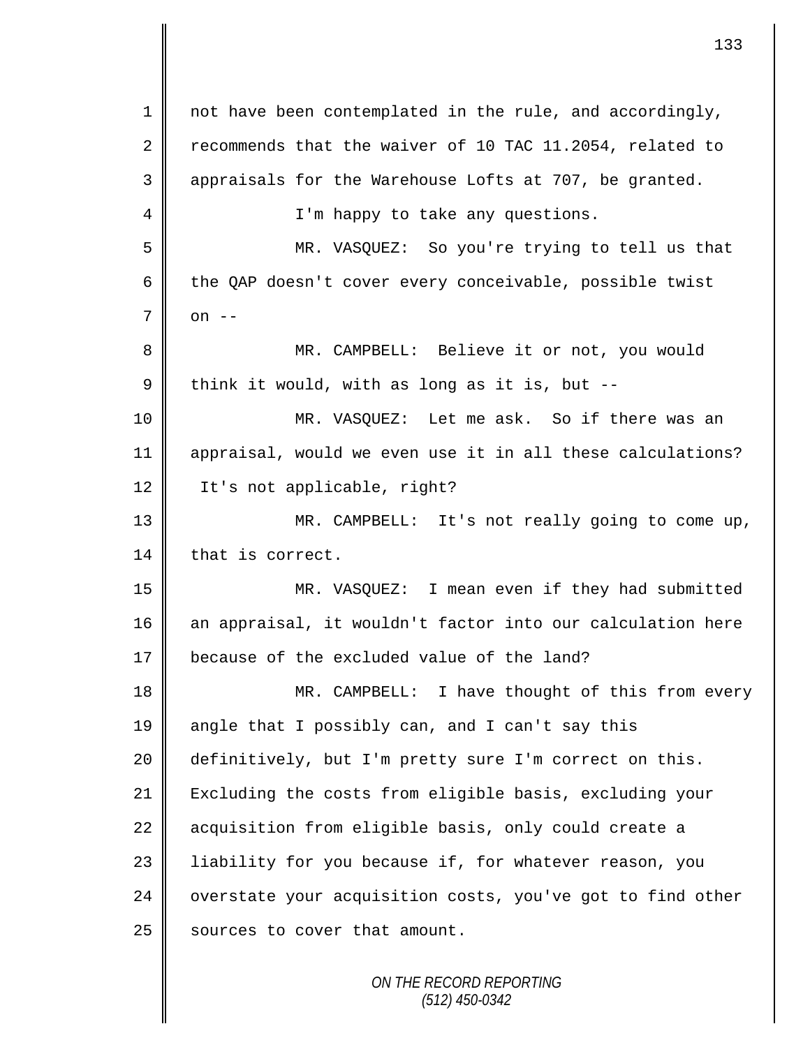not have been contemplated in the rule, and accordingly, recommends that the waiver of 10 TAC 11.2054, related to appraisals for the Warehouse Lofts at 707, be granted.

I'm happy to take any questions.

MR. VASQUEZ: So you're trying to tell us that the QAP doesn't cover every conceivable, possible twist on --

MR. CAMPBELL: Believe it or not, you would think it would, with as long as it is, but --

MR. VASQUEZ: Let me ask. So if there was an appraisal, would we even use it in all these calculations? It's not applicable, right?

MR. CAMPBELL: It's not really going to come up, that is correct.

MR. VASQUEZ: I mean even if they had submitted an appraisal, it wouldn't factor into our calculation here because of the excluded value of the land?

MR. CAMPBELL: I have thought of this from every angle that I possibly can, and I can't say this definitively, but I'm pretty sure I'm correct on this. Excluding the costs from eligible basis, excluding your acquisition from eligible basis, only could create a liability for you because if, for whatever reason, you overstate your acquisition costs, you've got to find other sources to cover that amount.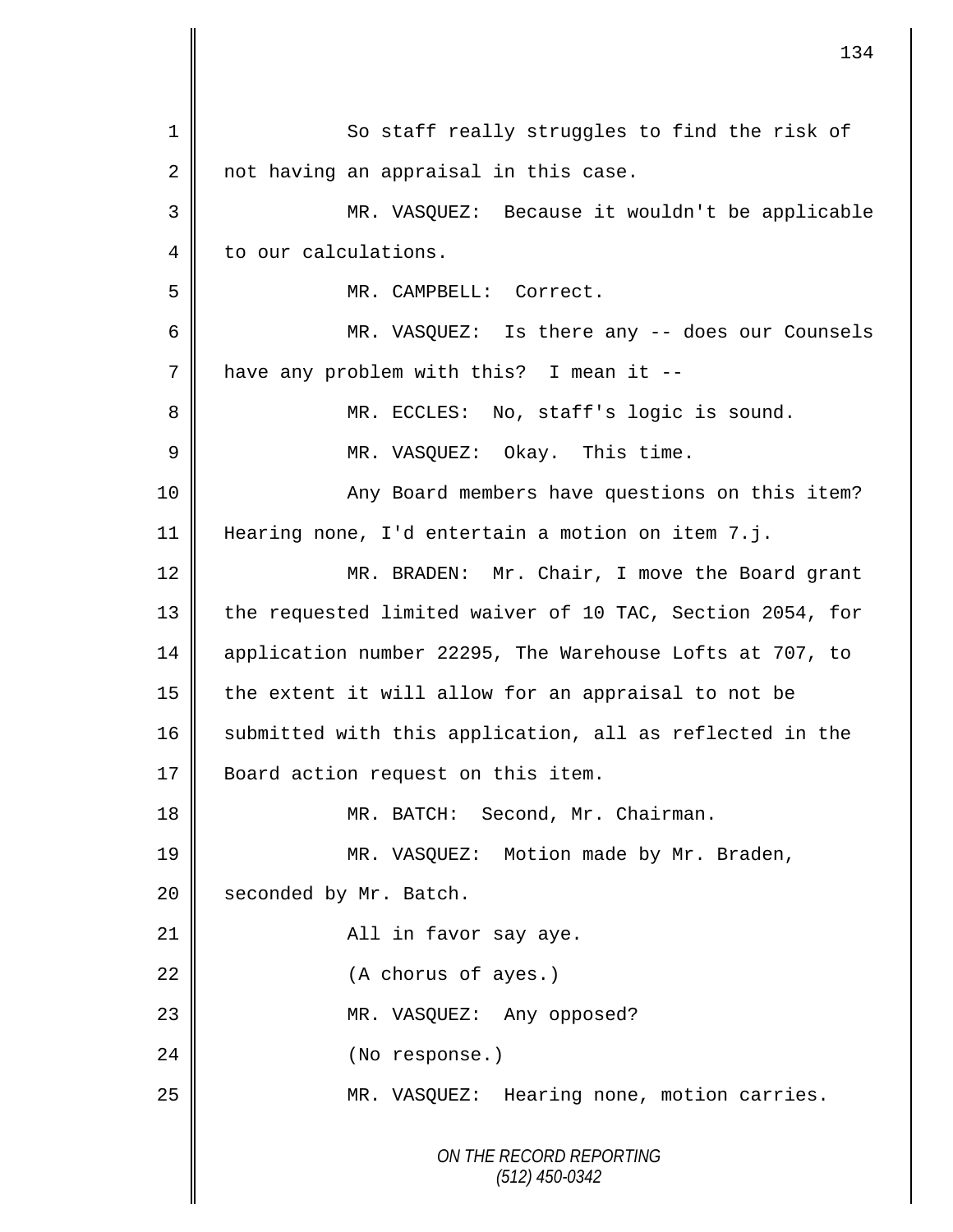1 So staff really struggles to find the risk of
2 not having an appraisal in this case.
3 MR. VASQUEZ: Because it wouldn't be applicable
4 to our calculations.
5 MR. CAMPBELL: Correct.
6 MR. VASQUEZ: Is there any -- does our Counsels
7 have any problem with this? I mean it --
8 MR. ECCLES: No, staff's logic is sound.
9 MR. VASQUEZ: Okay. This time.
10 Any Board members have questions on this item?
11 Hearing none, I'd entertain a motion on item 7.j.
12 MR. BRADEN: Mr. Chair, I move the Board grant
13 the requested limited waiver of 10 TAC, Section 2054, for
14 application number 22295, The Warehouse Lofts at 707, to
15 the extent it will allow for an appraisal to not be
16 submitted with this application, all as reflected in the
17 Board action request on this item.
18 MR. BATCH: Second, Mr. Chairman.
19 MR. VASQUEZ: Motion made by Mr. Braden,
20 seconded by Mr. Batch.
21 All in favor say aye.
22 (A chorus of ayes.)
23 MR. VASQUEZ: Any opposed?
24 (No response.)
25 MR. VASQUEZ: Hearing none, motion carries.

*ON THE RECORD REPORTING*
*(512) 450-0342*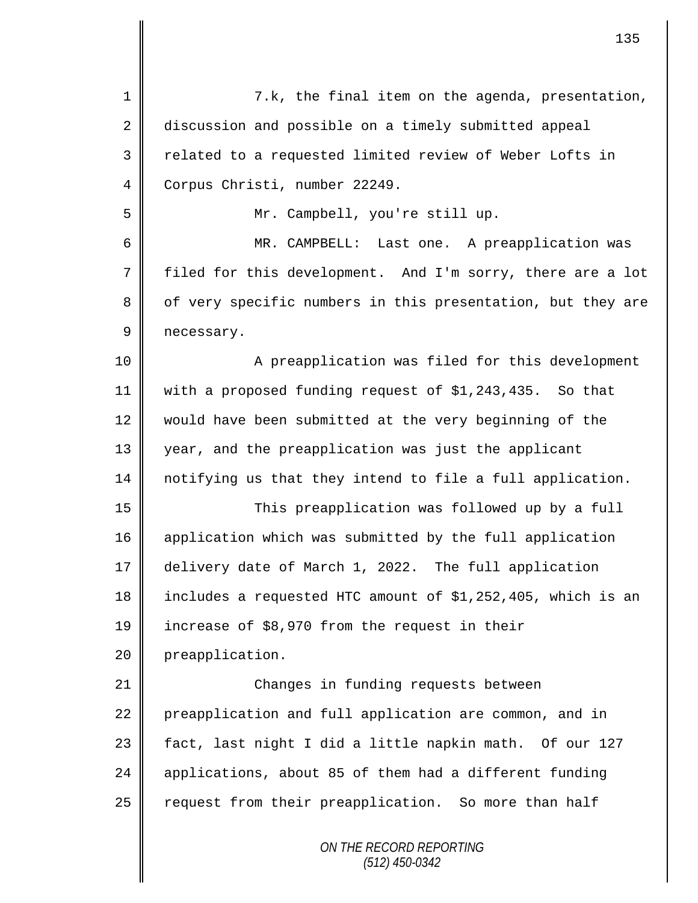7.k, the final item on the agenda, presentation, discussion and possible on a timely submitted appeal related to a requested limited review of Weber Lofts in Corpus Christi, number 22249.

Mr. Campbell, you're still up.

MR. CAMPBELL: Last one. A preapplication was filed for this development. And I'm sorry, there are a lot of very specific numbers in this presentation, but they are necessary.

A preapplication was filed for this development with a proposed funding request of $1,243,435. So that would have been submitted at the very beginning of the year, and the preapplication was just the applicant notifying us that they intend to file a full application.

This preapplication was followed up by a full application which was submitted by the full application delivery date of March 1, 2022. The full application includes a requested HTC amount of $1,252,405, which is an increase of $8,970 from the request in their preapplication.

Changes in funding requests between preapplication and full application are common, and in fact, last night I did a little napkin math. Of our 127 applications, about 85 of them had a different funding request from their preapplication. So more than half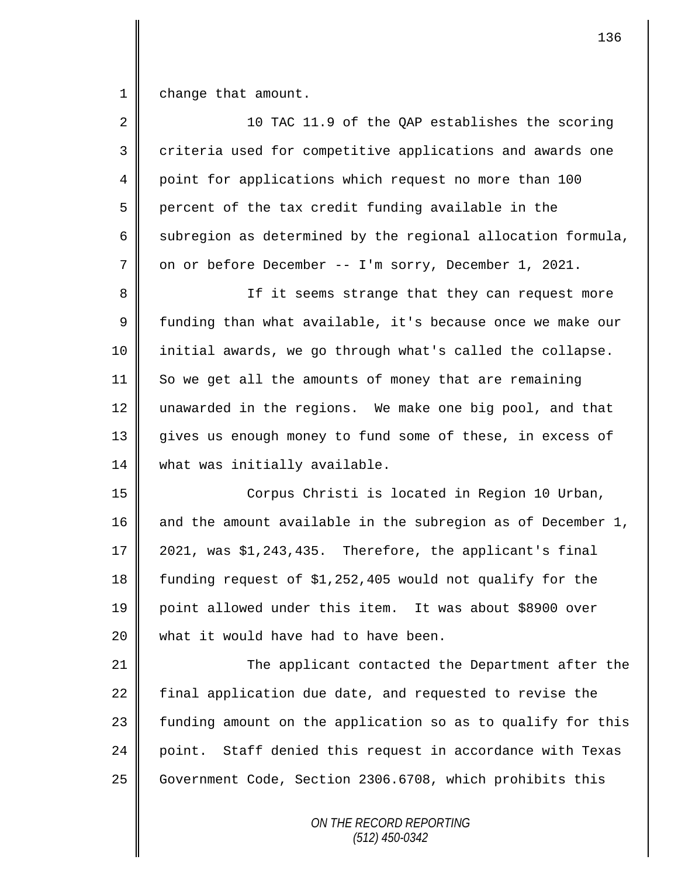change that amount.

10 TAC 11.9 of the QAP establishes the scoring criteria used for competitive applications and awards one point for applications which request no more than 100 percent of the tax credit funding available in the subregion as determined by the regional allocation formula, on or before December -- I'm sorry, December 1, 2021.

If it seems strange that they can request more funding than what available, it's because once we make our initial awards, we go through what's called the collapse. So we get all the amounts of money that are remaining unawarded in the regions. We make one big pool, and that gives us enough money to fund some of these, in excess of what was initially available.

Corpus Christi is located in Region 10 Urban, and the amount available in the subregion as of December 1, 2021, was $1,243,435. Therefore, the applicant's final funding request of $1,252,405 would not qualify for the point allowed under this item. It was about $8900 over what it would have had to have been.

The applicant contacted the Department after the final application due date, and requested to revise the funding amount on the application so as to qualify for this point. Staff denied this request in accordance with Texas Government Code, Section 2306.6708, which prohibits this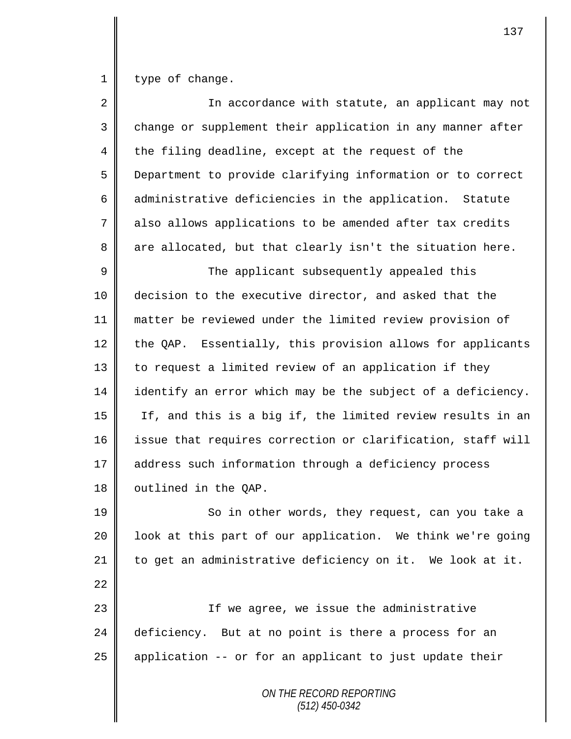type of change.

In accordance with statute, an applicant may not change or supplement their application in any manner after the filing deadline, except at the request of the Department to provide clarifying information or to correct administrative deficiencies in the application. Statute also allows applications to be amended after tax credits are allocated, but that clearly isn't the situation here.

The applicant subsequently appealed this decision to the executive director, and asked that the matter be reviewed under the limited review provision of the QAP. Essentially, this provision allows for applicants to request a limited review of an application if they identify an error which may be the subject of a deficiency. If, and this is a big if, the limited review results in an issue that requires correction or clarification, staff will address such information through a deficiency process outlined in the QAP.

So in other words, they request, can you take a look at this part of our application. We think we're going to get an administrative deficiency on it. We look at it.

If we agree, we issue the administrative deficiency. But at no point is there a process for an application -- or for an applicant to just update their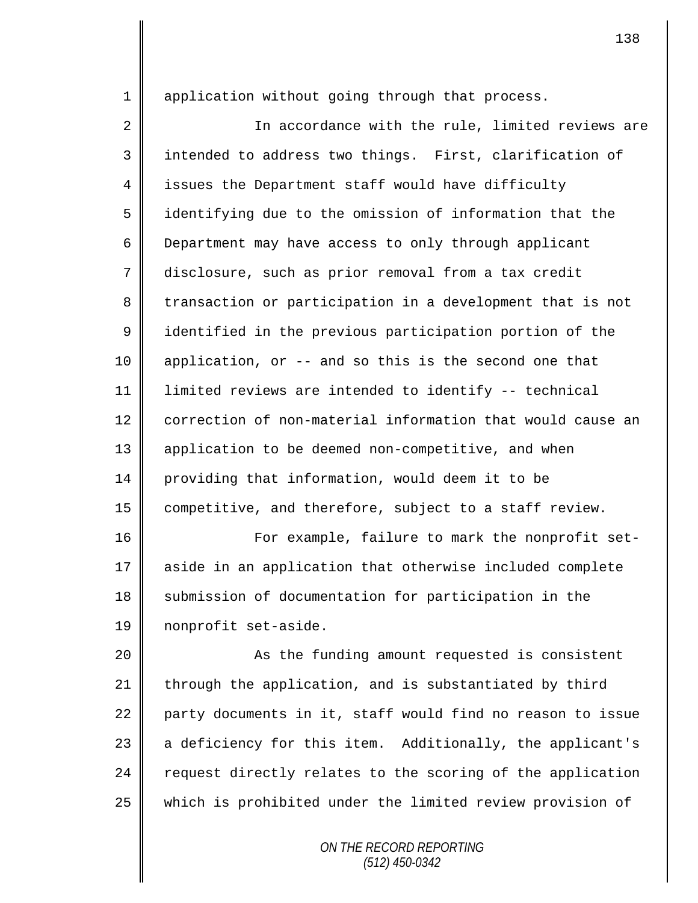application without going through that process.

In accordance with the rule, limited reviews are intended to address two things. First, clarification of issues the Department staff would have difficulty identifying due to the omission of information that the Department may have access to only through applicant disclosure, such as prior removal from a tax credit transaction or participation in a development that is not identified in the previous participation portion of the application, or -- and so this is the second one that limited reviews are intended to identify -- technical correction of non-material information that would cause an application to be deemed non-competitive, and when providing that information, would deem it to be competitive, and therefore, subject to a staff review.

For example, failure to mark the nonprofit set-aside in an application that otherwise included complete submission of documentation for participation in the nonprofit set-aside.

As the funding amount requested is consistent through the application, and is substantiated by third party documents in it, staff would find no reason to issue a deficiency for this item. Additionally, the applicant's request directly relates to the scoring of the application which is prohibited under the limited review provision of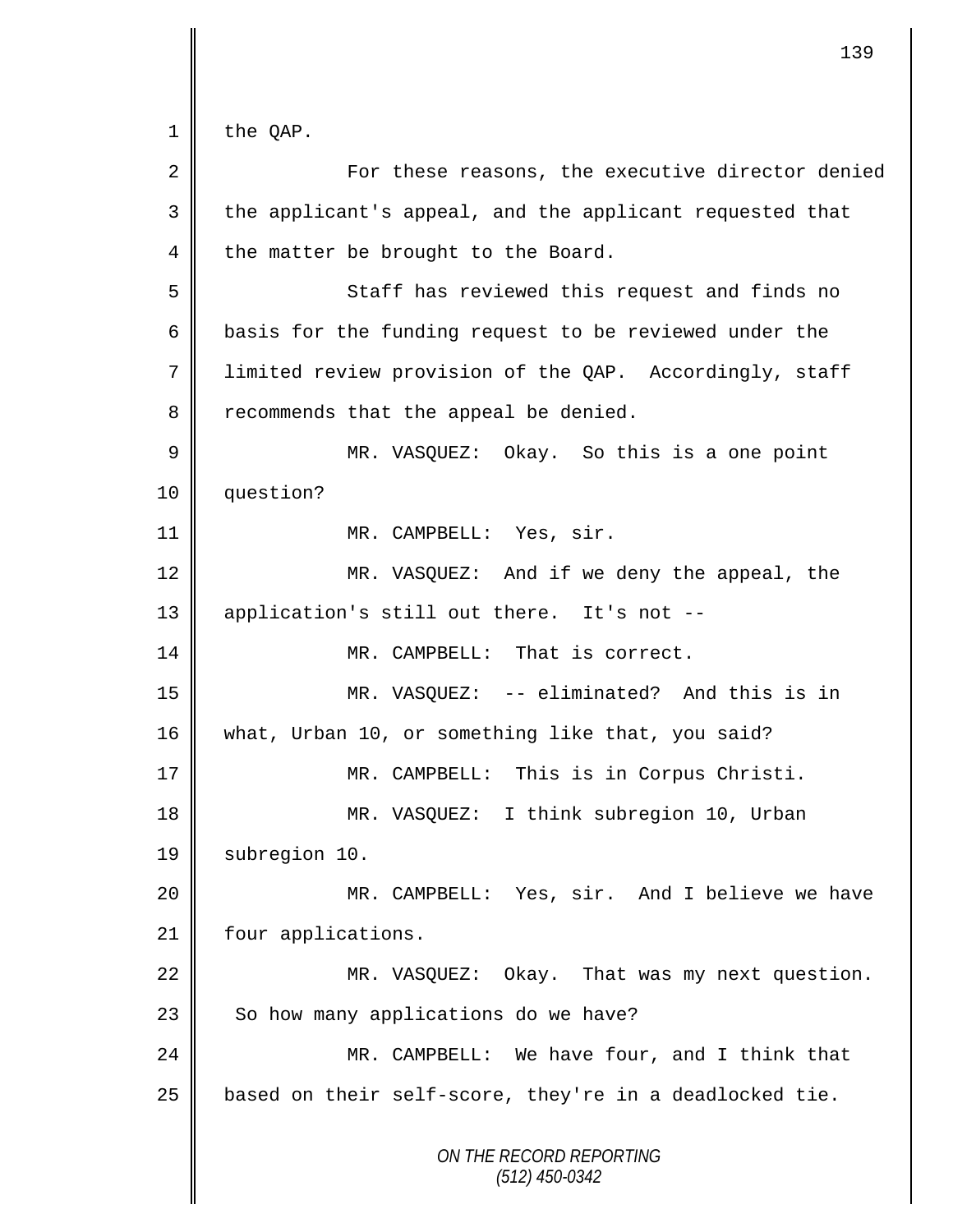the QAP.

For these reasons, the executive director denied the applicant's appeal, and the applicant requested that the matter be brought to the Board.

Staff has reviewed this request and finds no basis for the funding request to be reviewed under the limited review provision of the QAP. Accordingly, staff recommends that the appeal be denied.

MR. VASQUEZ: Okay. So this is a one point question?

MR. CAMPBELL: Yes, sir.

MR. VASQUEZ: And if we deny the appeal, the application's still out there. It's not --

MR. CAMPBELL: That is correct.

MR. VASQUEZ: -- eliminated? And this is in what, Urban 10, or something like that, you said?

MR. CAMPBELL: This is in Corpus Christi.

MR. VASQUEZ: I think subregion 10, Urban subregion 10.

MR. CAMPBELL: Yes, sir. And I believe we have four applications.

MR. VASQUEZ: Okay. That was my next question. So how many applications do we have?

MR. CAMPBELL: We have four, and I think that based on their self-score, they're in a deadlocked tie.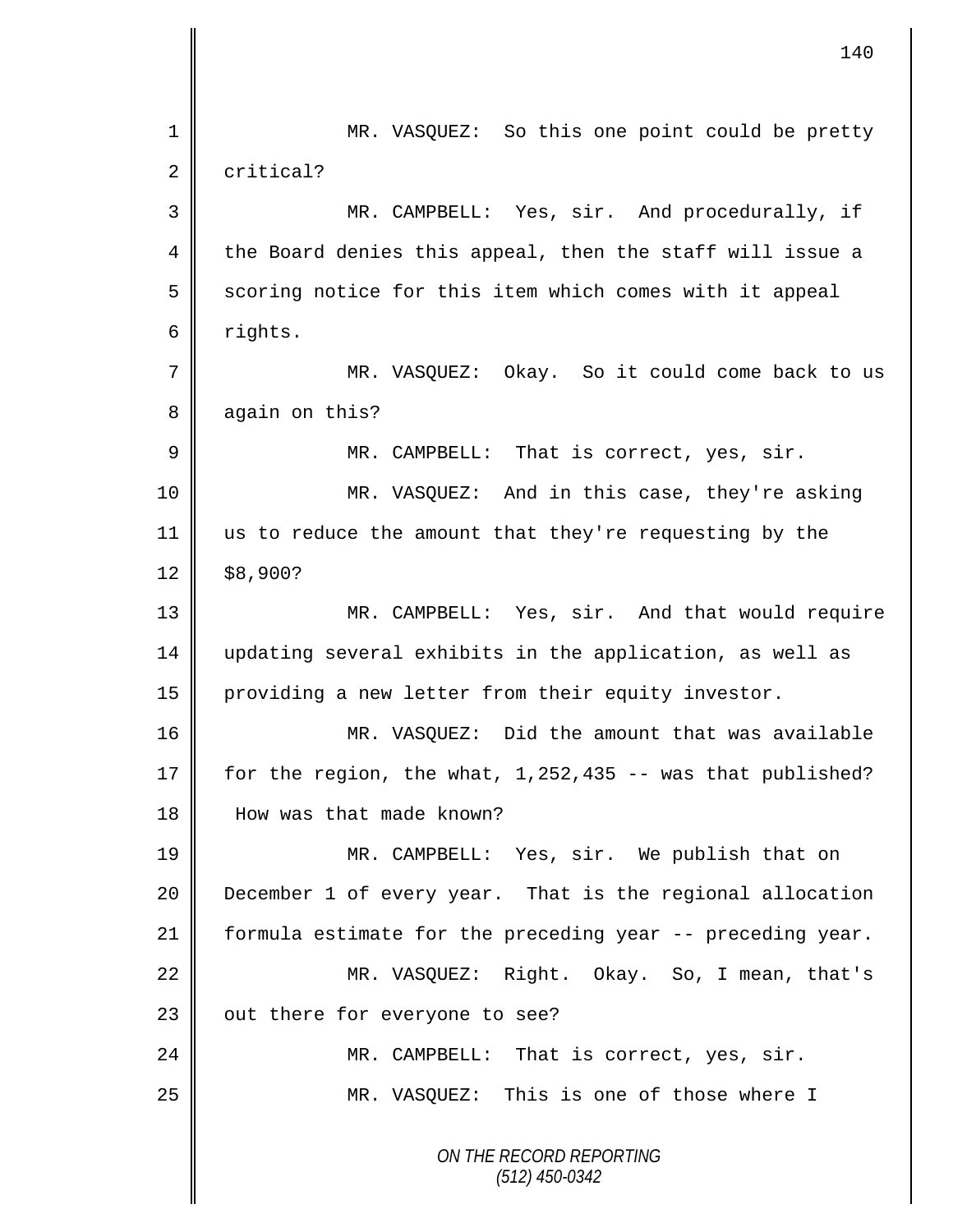MR. VASQUEZ: So this one point could be pretty critical?

MR. CAMPBELL: Yes, sir. And procedurally, if the Board denies this appeal, then the staff will issue a scoring notice for this item which comes with it appeal rights.

MR. VASQUEZ: Okay. So it could come back to us again on this?

MR. CAMPBELL: That is correct, yes, sir.

MR. VASQUEZ: And in this case, they're asking us to reduce the amount that they're requesting by the $8,900?

MR. CAMPBELL: Yes, sir. And that would require updating several exhibits in the application, as well as providing a new letter from their equity investor.

MR. VASQUEZ: Did the amount that was available for the region, the what, 1,252,435 -- was that published? How was that made known?

MR. CAMPBELL: Yes, sir. We publish that on December 1 of every year. That is the regional allocation formula estimate for the preceding year -- preceding year.

MR. VASQUEZ: Right. Okay. So, I mean, that's out there for everyone to see?

MR. CAMPBELL: That is correct, yes, sir.

MR. VASQUEZ: This is one of those where I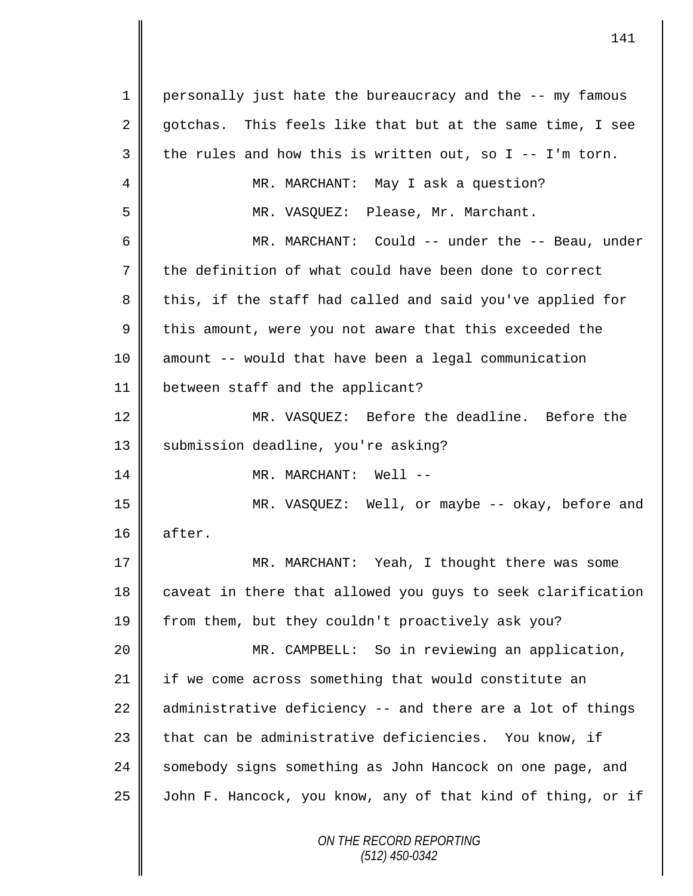personally just hate the bureaucracy and the -- my famous gotchas. This feels like that but at the same time, I see the rules and how this is written out, so I -- I'm torn.

MR. MARCHANT: May I ask a question?

MR. VASQUEZ: Please, Mr. Marchant.

MR. MARCHANT: Could -- under the -- Beau, under the definition of what could have been done to correct this, if the staff had called and said you've applied for this amount, were you not aware that this exceeded the amount -- would that have been a legal communication between staff and the applicant?

MR. VASQUEZ: Before the deadline. Before the submission deadline, you're asking?

MR. MARCHANT: Well --

MR. VASQUEZ: Well, or maybe -- okay, before and after.

MR. MARCHANT: Yeah, I thought there was some caveat in there that allowed you guys to seek clarification from them, but they couldn't proactively ask you?

MR. CAMPBELL: So in reviewing an application, if we come across something that would constitute an administrative deficiency -- and there are a lot of things that can be administrative deficiencies. You know, if somebody signs something as John Hancock on one page, and John F. Hancock, you know, any of that kind of thing, or if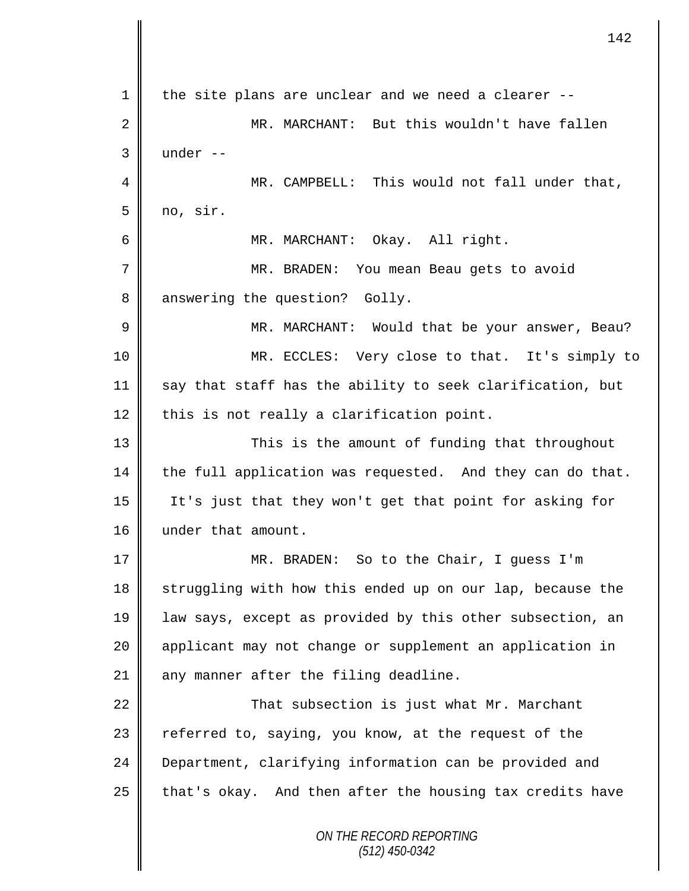the site plans are unclear and we need a clearer --

MR. MARCHANT: But this wouldn't have fallen under --

MR. CAMPBELL: This would not fall under that, no, sir.

MR. MARCHANT: Okay. All right.

MR. BRADEN: You mean Beau gets to avoid answering the question? Golly.

MR. MARCHANT: Would that be your answer, Beau?

MR. ECCLES: Very close to that. It's simply to say that staff has the ability to seek clarification, but this is not really a clarification point.

This is the amount of funding that throughout the full application was requested. And they can do that. It's just that they won't get that point for asking for under that amount.

MR. BRADEN: So to the Chair, I guess I'm struggling with how this ended up on our lap, because the law says, except as provided by this other subsection, an applicant may not change or supplement an application in any manner after the filing deadline.

That subsection is just what Mr. Marchant referred to, saying, you know, at the request of the Department, clarifying information can be provided and that's okay. And then after the housing tax credits have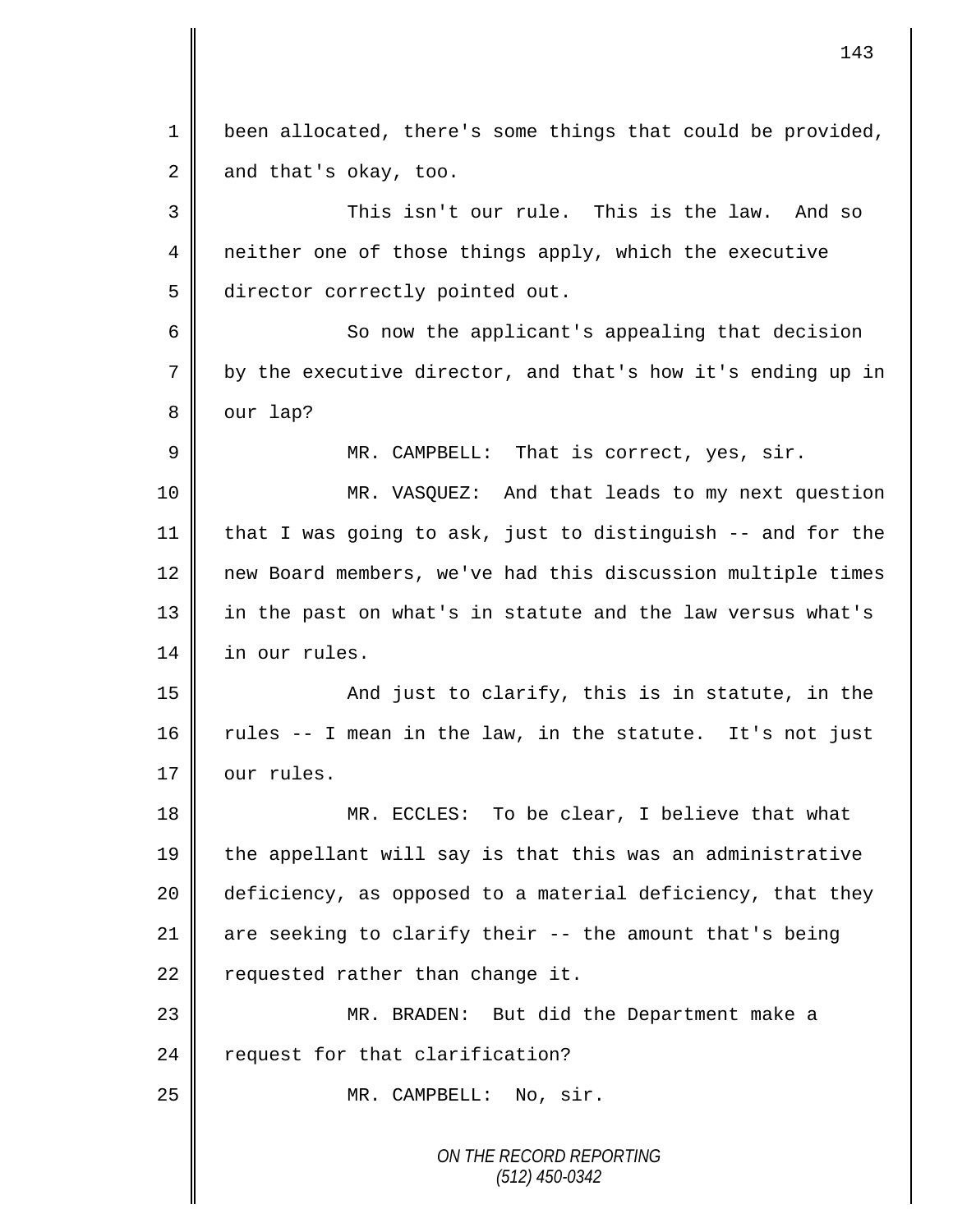been allocated, there's some things that could be provided, and that's okay, too.

This isn't our rule. This is the law. And so neither one of those things apply, which the executive director correctly pointed out.

So now the applicant's appealing that decision by the executive director, and that's how it's ending up in our lap?

MR. CAMPBELL: That is correct, yes, sir.

MR. VASQUEZ: And that leads to my next question that I was going to ask, just to distinguish -- and for the new Board members, we've had this discussion multiple times in the past on what's in statute and the law versus what's in our rules.

And just to clarify, this is in statute, in the rules -- I mean in the law, in the statute. It's not just our rules.

MR. ECCLES: To be clear, I believe that what the appellant will say is that this was an administrative deficiency, as opposed to a material deficiency, that they are seeking to clarify their -- the amount that's being requested rather than change it.

MR. BRADEN: But did the Department make a request for that clarification?

MR. CAMPBELL: No, sir.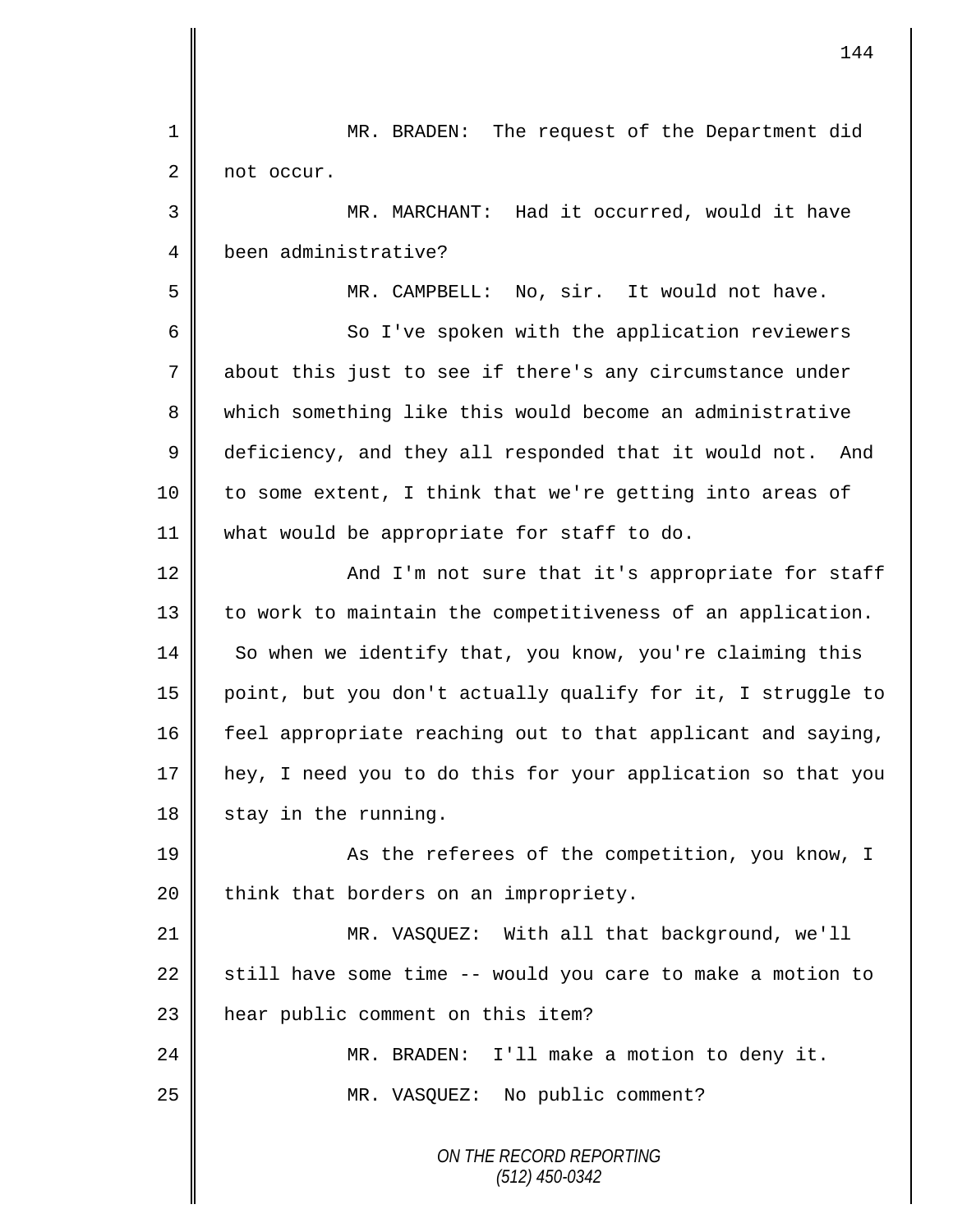MR. BRADEN: The request of the Department did not occur.

MR. MARCHANT: Had it occurred, would it have been administrative?

MR. CAMPBELL: No, sir. It would not have.

So I've spoken with the application reviewers about this just to see if there's any circumstance under which something like this would become an administrative deficiency, and they all responded that it would not. And to some extent, I think that we're getting into areas of what would be appropriate for staff to do.

And I'm not sure that it's appropriate for staff to work to maintain the competitiveness of an application. So when we identify that, you know, you're claiming this point, but you don't actually qualify for it, I struggle to feel appropriate reaching out to that applicant and saying, hey, I need you to do this for your application so that you stay in the running.

As the referees of the competition, you know, I think that borders on an impropriety.

MR. VASQUEZ: With all that background, we'll still have some time -- would you care to make a motion to hear public comment on this item?

MR. BRADEN: I'll make a motion to deny it.

MR. VASQUEZ: No public comment?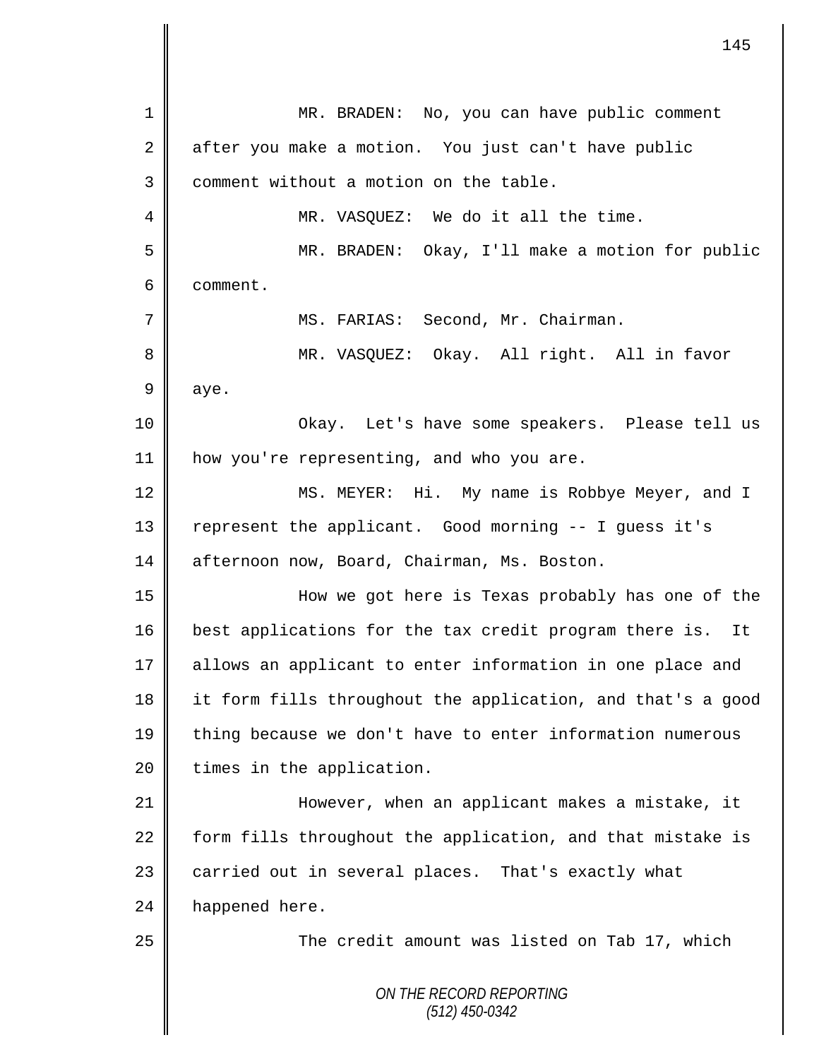MR. BRADEN: No, you can have public comment after you make a motion. You just can't have public comment without a motion on the table.

MR. VASQUEZ: We do it all the time.

MR. BRADEN: Okay, I'll make a motion for public comment.

MS. FARIAS: Second, Mr. Chairman.

MR. VASQUEZ: Okay. All right. All in favor aye.

Okay. Let's have some speakers. Please tell us how you're representing, and who you are.

MS. MEYER: Hi. My name is Robbye Meyer, and I represent the applicant. Good morning -- I guess it's afternoon now, Board, Chairman, Ms. Boston.

How we got here is Texas probably has one of the best applications for the tax credit program there is. It allows an applicant to enter information in one place and it form fills throughout the application, and that's a good thing because we don't have to enter information numerous times in the application.

However, when an applicant makes a mistake, it form fills throughout the application, and that mistake is carried out in several places. That's exactly what happened here.

The credit amount was listed on Tab 17, which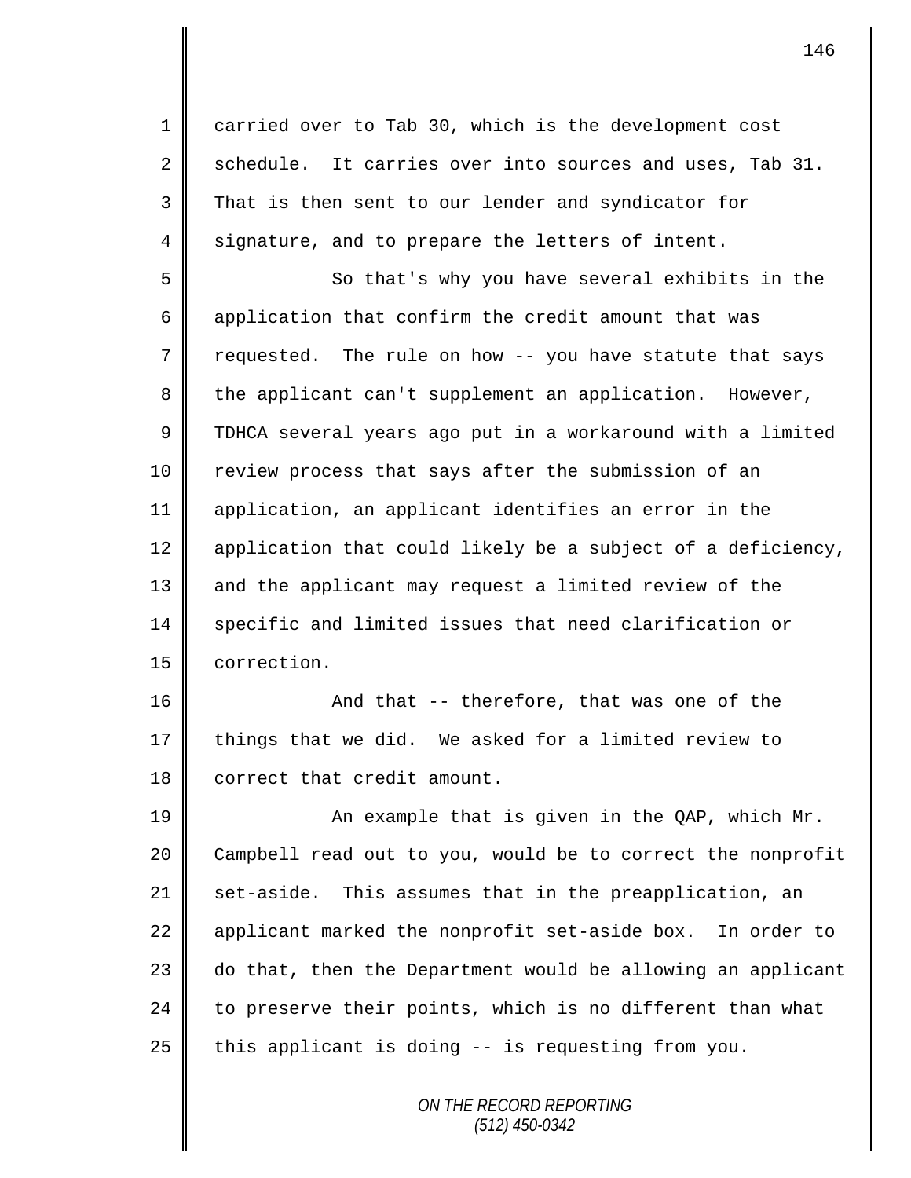carried over to Tab 30, which is the development cost schedule. It carries over into sources and uses, Tab 31. That is then sent to our lender and syndicator for signature, and to prepare the letters of intent.

So that's why you have several exhibits in the application that confirm the credit amount that was requested. The rule on how -- you have statute that says the applicant can't supplement an application. However, TDHCA several years ago put in a workaround with a limited review process that says after the submission of an application, an applicant identifies an error in the application that could likely be a subject of a deficiency, and the applicant may request a limited review of the specific and limited issues that need clarification or correction.

And that -- therefore, that was one of the things that we did. We asked for a limited review to correct that credit amount.

An example that is given in the QAP, which Mr. Campbell read out to you, would be to correct the nonprofit set-aside. This assumes that in the preapplication, an applicant marked the nonprofit set-aside box. In order to do that, then the Department would be allowing an applicant to preserve their points, which is no different than what this applicant is doing -- is requesting from you.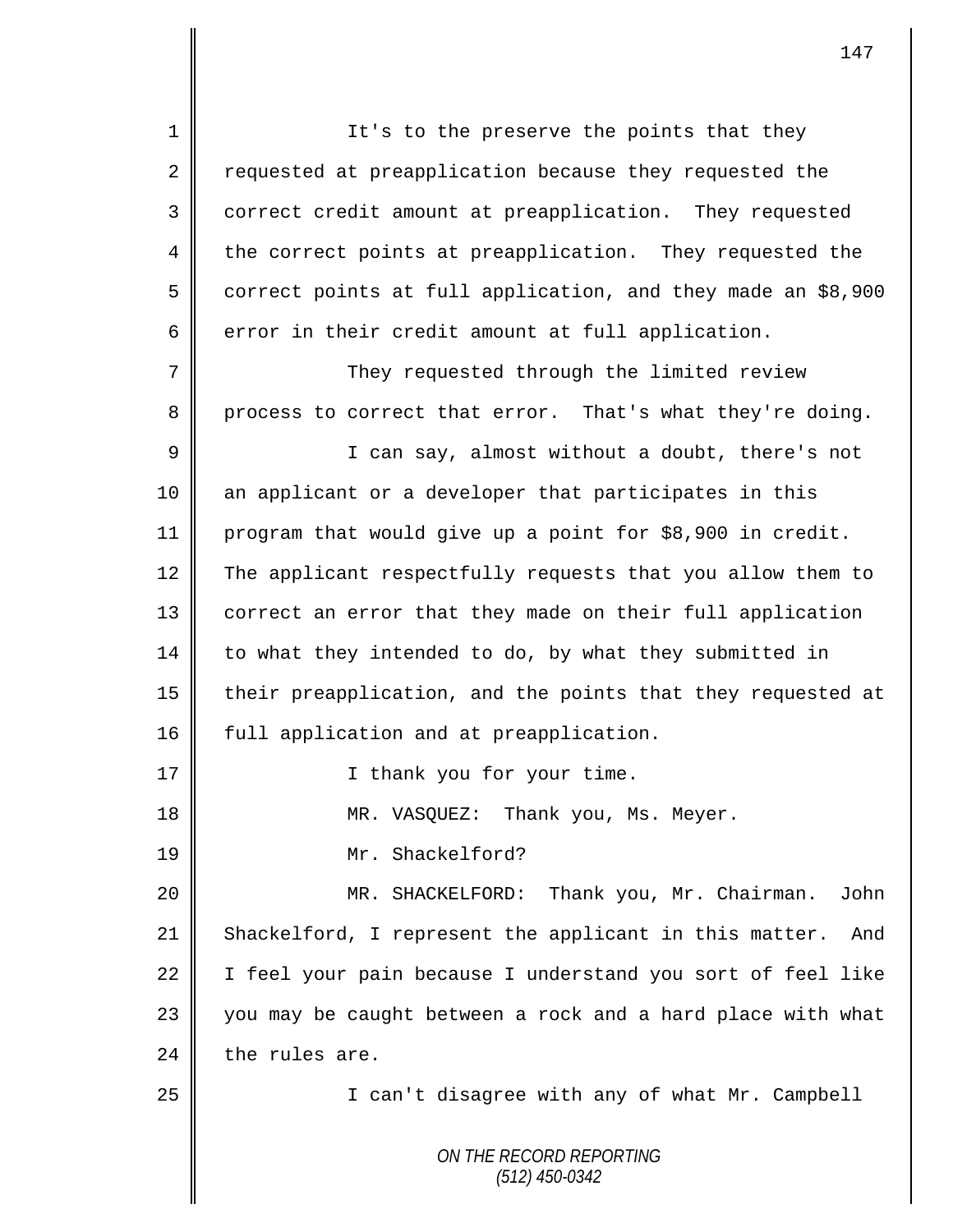It's to the preserve the points that they requested at preapplication because they requested the correct credit amount at preapplication. They requested the correct points at preapplication. They requested the correct points at full application, and they made an $8,900 error in their credit amount at full application.

They requested through the limited review process to correct that error. That's what they're doing.

I can say, almost without a doubt, there's not an applicant or a developer that participates in this program that would give up a point for $8,900 in credit. The applicant respectfully requests that you allow them to correct an error that they made on their full application to what they intended to do, by what they submitted in their preapplication, and the points that they requested at full application and at preapplication.

I thank you for your time.

MR. VASQUEZ: Thank you, Ms. Meyer.

Mr. Shackelford?

MR. SHACKELFORD: Thank you, Mr. Chairman. John Shackelford, I represent the applicant in this matter. And I feel your pain because I understand you sort of feel like you may be caught between a rock and a hard place with what the rules are.

I can't disagree with any of what Mr. Campbell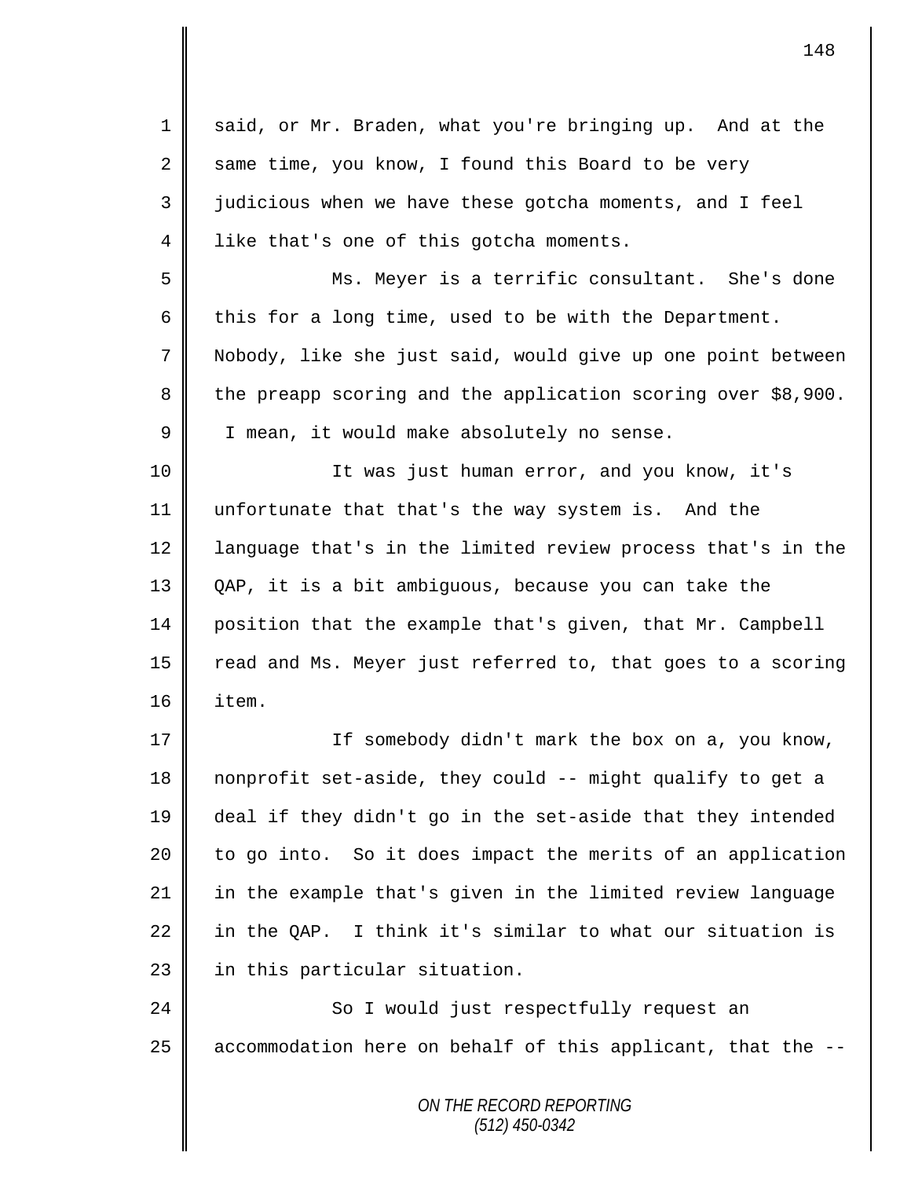said, or Mr. Braden, what you're bringing up. And at the same time, you know, I found this Board to be very judicious when we have these gotcha moments, and I feel like that's one of this gotcha moments.

Ms. Meyer is a terrific consultant. She's done this for a long time, used to be with the Department. Nobody, like she just said, would give up one point between the preapp scoring and the application scoring over $8,900. I mean, it would make absolutely no sense.

It was just human error, and you know, it's unfortunate that that's the way system is. And the language that's in the limited review process that's in the QAP, it is a bit ambiguous, because you can take the position that the example that's given, that Mr. Campbell read and Ms. Meyer just referred to, that goes to a scoring item.

If somebody didn't mark the box on a, you know, nonprofit set-aside, they could -- might qualify to get a deal if they didn't go in the set-aside that they intended to go into. So it does impact the merits of an application in the example that's given in the limited review language in the QAP. I think it's similar to what our situation is in this particular situation.

So I would just respectfully request an accommodation here on behalf of this applicant, that the --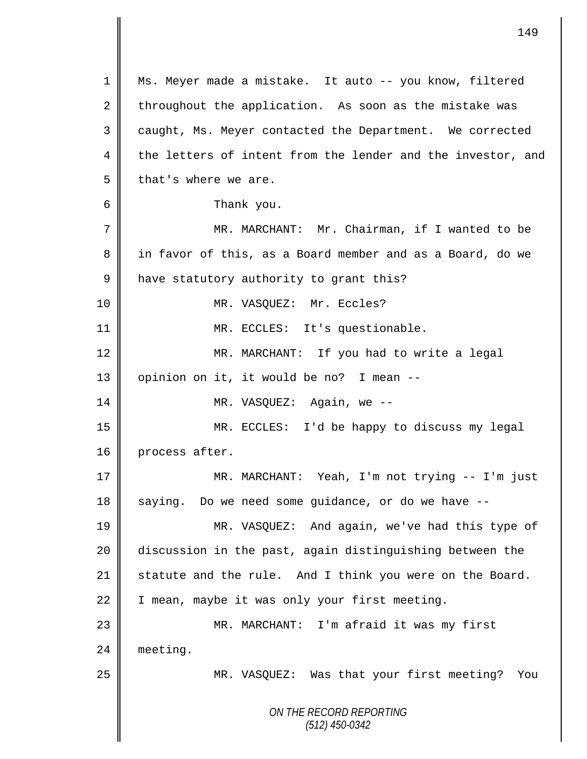1 Ms. Meyer made a mistake. It auto -- you know, filtered
2 throughout the application. As soon as the mistake was
3 caught, Ms. Meyer contacted the Department. We corrected
4 the letters of intent from the lender and the investor, and
5 that's where we are.
6 Thank you.
7 MR. MARCHANT: Mr. Chairman, if I wanted to be
8 in favor of this, as a Board member and as a Board, do we
9 have statutory authority to grant this?
10 MR. VASQUEZ: Mr. Eccles?
11 MR. ECCLES: It's questionable.
12 MR. MARCHANT: If you had to write a legal
13 opinion on it, it would be no? I mean --
14 MR. VASQUEZ: Again, we --
15 MR. ECCLES: I'd be happy to discuss my legal
16 process after.
17 MR. MARCHANT: Yeah, I'm not trying -- I'm just
18 saying. Do we need some guidance, or do we have --
19 MR. VASQUEZ: And again, we've had this type of
20 discussion in the past, again distinguishing between the
21 statute and the rule. And I think you were on the Board.
22 I mean, maybe it was only your first meeting.
23 MR. MARCHANT: I'm afraid it was my first
24 meeting.
25 MR. VASQUEZ: Was that your first meeting? You

*ON THE RECORD REPORTING*
*(512) 450-0342*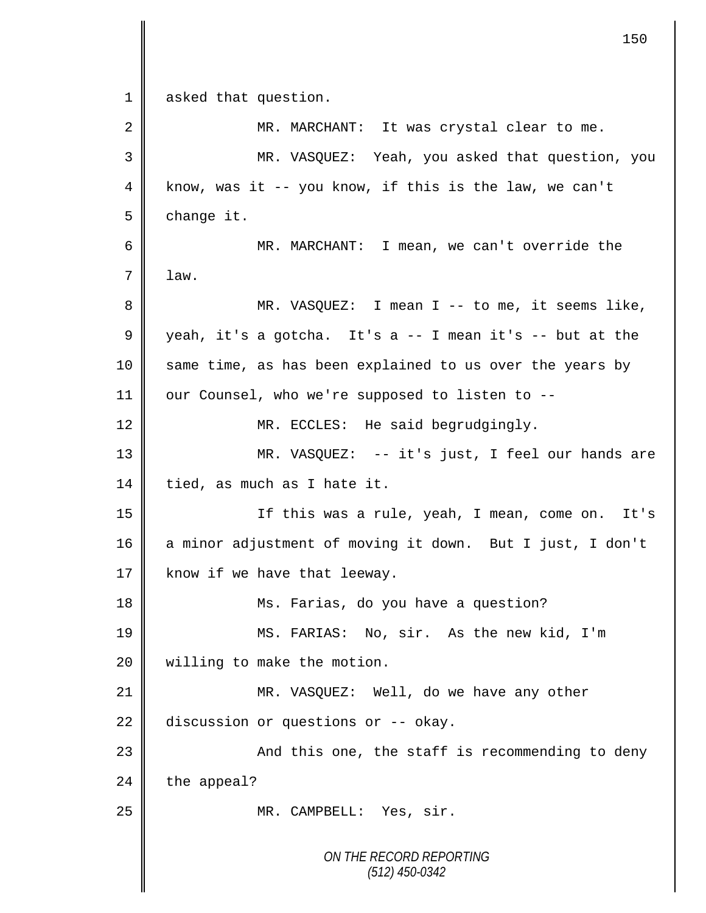1 asked that question.

2 MR. MARCHANT: It was crystal clear to me.

3 MR. VASQUEZ: Yeah, you asked that question, you

4 know, was it -- you know, if this is the law, we can't

5 change it.

6 MR. MARCHANT: I mean, we can't override the

7 law.

8 MR. VASQUEZ: I mean I -- to me, it seems like,

9 yeah, it's a gotcha. It's a -- I mean it's -- but at the

10 same time, as has been explained to us over the years by

11 our Counsel, who we're supposed to listen to --

12 MR. ECCLES: He said begrudgingly.

13 MR. VASQUEZ: -- it's just, I feel our hands are

14 tied, as much as I hate it.

15 If this was a rule, yeah, I mean, come on. It's

16 a minor adjustment of moving it down. But I just, I don't

17 know if we have that leeway.

18 Ms. Farias, do you have a question?

19 MS. FARIAS: No, sir. As the new kid, I'm

20 willing to make the motion.

21 MR. VASQUEZ: Well, do we have any other

22 discussion or questions or -- okay.

23 And this one, the staff is recommending to deny

24 the appeal?

25 MR. CAMPBELL: Yes, sir.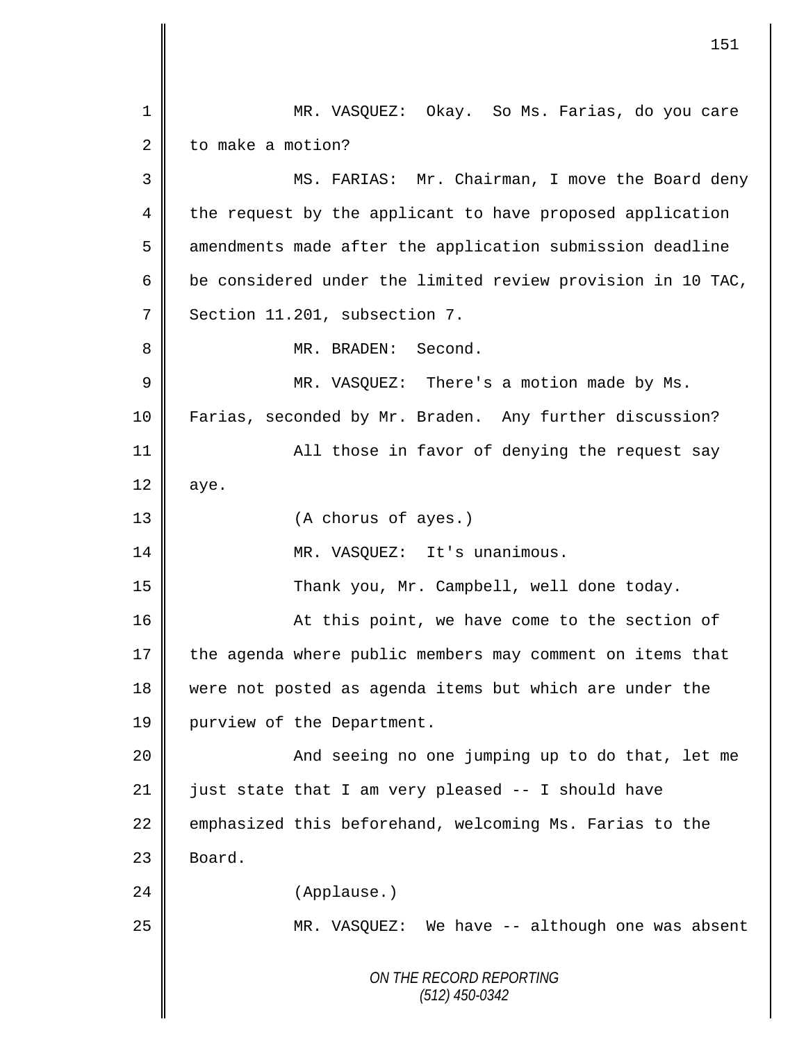MR. VASQUEZ: Okay. So Ms. Farias, do you care to make a motion?

MS. FARIAS: Mr. Chairman, I move the Board deny the request by the applicant to have proposed application amendments made after the application submission deadline be considered under the limited review provision in 10 TAC, Section 11.201, subsection 7.

MR. BRADEN: Second.

MR. VASQUEZ: There's a motion made by Ms. Farias, seconded by Mr. Braden. Any further discussion?

All those in favor of denying the request say aye.

(A chorus of ayes.)

MR. VASQUEZ: It's unanimous.

Thank you, Mr. Campbell, well done today.

At this point, we have come to the section of the agenda where public members may comment on items that were not posted as agenda items but which are under the purview of the Department.

And seeing no one jumping up to do that, let me just state that I am very pleased -- I should have emphasized this beforehand, welcoming Ms. Farias to the Board.

(Applause.)

MR. VASQUEZ: We have -- although one was absent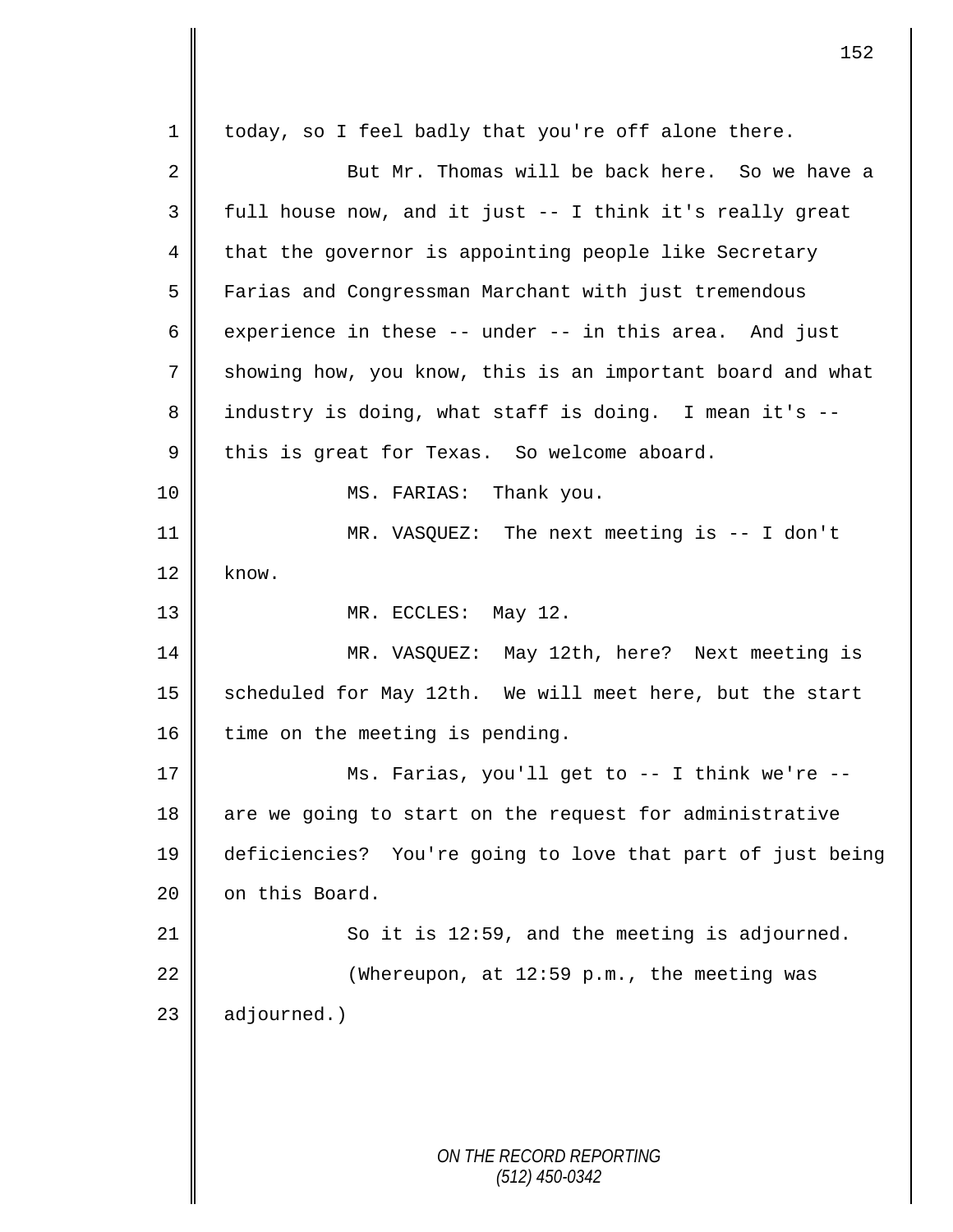today, so I feel badly that you're off alone there.

But Mr. Thomas will be back here. So we have a full house now, and it just -- I think it's really great that the governor is appointing people like Secretary Farias and Congressman Marchant with just tremendous experience in these -- under -- in this area. And just showing how, you know, this is an important board and what industry is doing, what staff is doing. I mean it's -- this is great for Texas. So welcome aboard.

MS. FARIAS: Thank you.

MR. VASQUEZ: The next meeting is -- I don't know.

MR. ECCLES: May 12.

MR. VASQUEZ: May 12th, here? Next meeting is scheduled for May 12th. We will meet here, but the start time on the meeting is pending.

Ms. Farias, you'll get to -- I think we're -- are we going to start on the request for administrative deficiencies? You're going to love that part of just being on this Board.

So it is 12:59, and the meeting is adjourned.

(Whereupon, at 12:59 p.m., the meeting was adjourned.)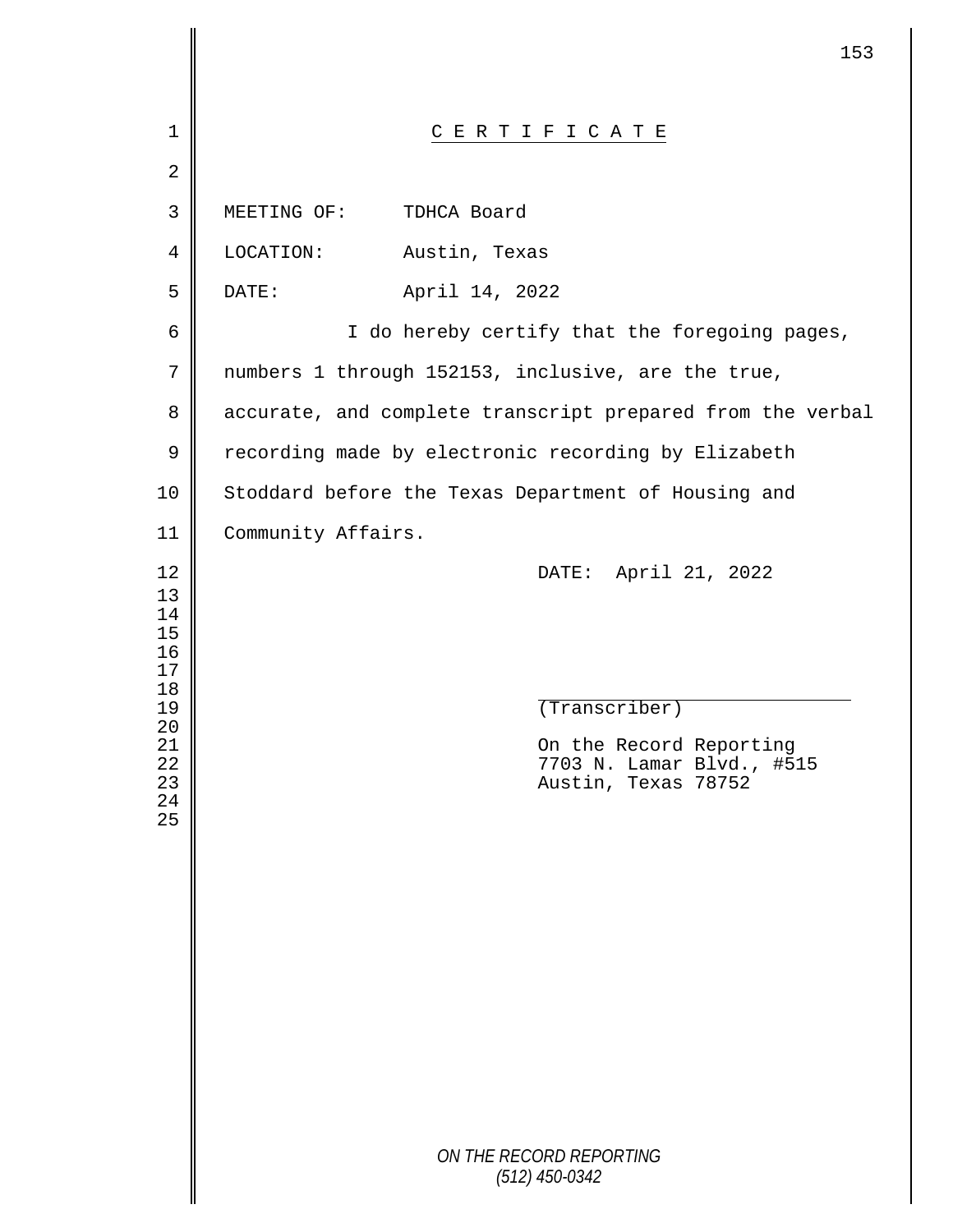# C E R T I F I C A T E

MEETING OF: TDHCA Board

LOCATION: Austin, Texas

DATE: April 14, 2022

I do hereby certify that the foregoing pages, numbers 1 through 152153, inclusive, are the true, accurate, and complete transcript prepared from the verbal recording made by electronic recording by Elizabeth Stoddard before the Texas Department of Housing and Community Affairs.

DATE: April 21, 2022

(Transcriber)

On the Record Reporting
7703 N. Lamar Blvd., #515
Austin, Texas 78752